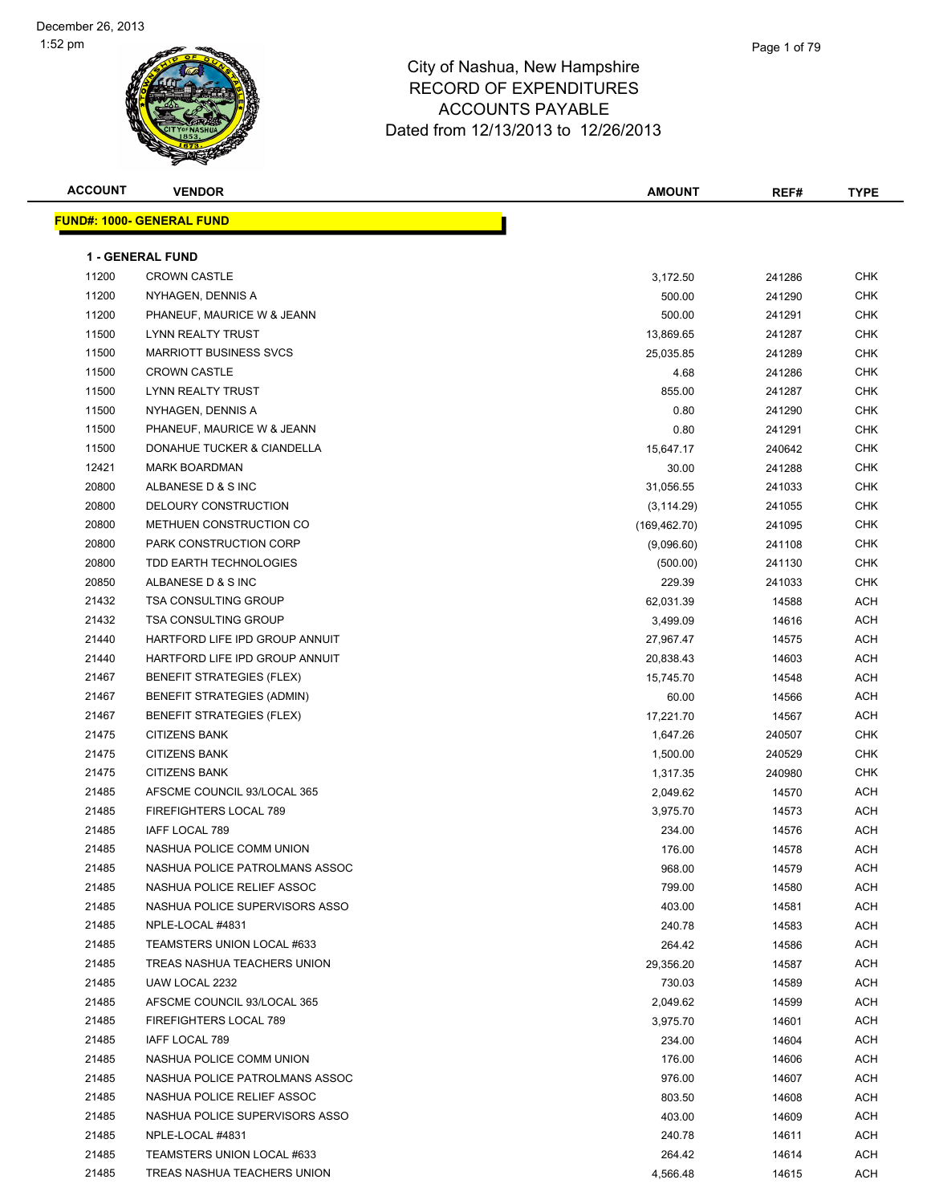December 26, 2013
1:52 pm

# City of Nashua, New Hampshire
## RECORD OF EXPENDITURES
## ACCOUNTS PAYABLE
## Dated from 12/13/2013 to 12/26/2013

**FUND#: 1000- GENERAL FUND**

**1 - GENERAL FUND**

| ACCOUNT | VENDOR | AMOUNT | REF# | TYPE |
|---|---|---|---|---|
| 11200 | CROWN CASTLE | 3,172.50 | 241286 | CHK |
| 11200 | NYHAGEN, DENNIS A | 500.00 | 241290 | CHK |
| 11200 | PHANEUF, MAURICE W & JEANN | 500.00 | 241291 | CHK |
| 11500 | LYNN REALTY TRUST | 13,869.65 | 241287 | CHK |
| 11500 | MARRIOTT BUSINESS SVCS | 25,035.85 | 241289 | CHK |
| 11500 | CROWN CASTLE | 4.68 | 241286 | CHK |
| 11500 | LYNN REALTY TRUST | 855.00 | 241287 | CHK |
| 11500 | NYHAGEN, DENNIS A | 0.80 | 241290 | CHK |
| 11500 | PHANEUF, MAURICE W & JEANN | 0.80 | 241291 | CHK |
| 11500 | DONAHUE TUCKER & CIANDELLA | 15,647.17 | 240642 | CHK |
| 12421 | MARK BOARDMAN | 30.00 | 241288 | CHK |
| 20800 | ALBANESE D & S INC | 31,056.55 | 241033 | CHK |
| 20800 | DELOURY CONSTRUCTION | (3,114.29) | 241055 | CHK |
| 20800 | METHUEN CONSTRUCTION CO | (169,462.70) | 241095 | CHK |
| 20800 | PARK CONSTRUCTION CORP | (9,096.60) | 241108 | CHK |
| 20800 | TDD EARTH TECHNOLOGIES | (500.00) | 241130 | CHK |
| 20850 | ALBANESE D & S INC | 229.39 | 241033 | CHK |
| 21432 | TSA CONSULTING GROUP | 62,031.39 | 14588 | ACH |
| 21432 | TSA CONSULTING GROUP | 3,499.09 | 14616 | ACH |
| 21440 | HARTFORD LIFE IPD GROUP ANNUIT | 27,967.47 | 14575 | ACH |
| 21440 | HARTFORD LIFE IPD GROUP ANNUIT | 20,838.43 | 14603 | ACH |
| 21467 | BENEFIT STRATEGIES (FLEX) | 15,745.70 | 14548 | ACH |
| 21467 | BENEFIT STRATEGIES (ADMIN) | 60.00 | 14566 | ACH |
| 21467 | BENEFIT STRATEGIES (FLEX) | 17,221.70 | 14567 | ACH |
| 21475 | CITIZENS BANK | 1,647.26 | 240507 | CHK |
| 21475 | CITIZENS BANK | 1,500.00 | 240529 | CHK |
| 21475 | CITIZENS BANK | 1,317.35 | 240980 | CHK |
| 21485 | AFSCME COUNCIL 93/LOCAL 365 | 2,049.62 | 14570 | ACH |
| 21485 | FIREFIGHTERS LOCAL 789 | 3,975.70 | 14573 | ACH |
| 21485 | IAFF LOCAL 789 | 234.00 | 14576 | ACH |
| 21485 | NASHUA POLICE COMM UNION | 176.00 | 14578 | ACH |
| 21485 | NASHUA POLICE PATROLMANS ASSOC | 968.00 | 14579 | ACH |
| 21485 | NASHUA POLICE RELIEF ASSOC | 799.00 | 14580 | ACH |
| 21485 | NASHUA POLICE SUPERVISORS ASSO | 403.00 | 14581 | ACH |
| 21485 | NPLE-LOCAL #4831 | 240.78 | 14583 | ACH |
| 21485 | TEAMSTERS UNION LOCAL #633 | 264.42 | 14586 | ACH |
| 21485 | TREAS NASHUA TEACHERS UNION | 29,356.20 | 14587 | ACH |
| 21485 | UAW LOCAL 2232 | 730.03 | 14589 | ACH |
| 21485 | AFSCME COUNCIL 93/LOCAL 365 | 2,049.62 | 14599 | ACH |
| 21485 | FIREFIGHTERS LOCAL 789 | 3,975.70 | 14601 | ACH |
| 21485 | IAFF LOCAL 789 | 234.00 | 14604 | ACH |
| 21485 | NASHUA POLICE COMM UNION | 176.00 | 14606 | ACH |
| 21485 | NASHUA POLICE PATROLMANS ASSOC | 976.00 | 14607 | ACH |
| 21485 | NASHUA POLICE RELIEF ASSOC | 803.50 | 14608 | ACH |
| 21485 | NASHUA POLICE SUPERVISORS ASSO | 403.00 | 14609 | ACH |
| 21485 | NPLE-LOCAL #4831 | 240.78 | 14611 | ACH |
| 21485 | TEAMSTERS UNION LOCAL #633 | 264.42 | 14614 | ACH |
| 21485 | TREAS NASHUA TEACHERS UNION | 4,566.48 | 14615 | ACH |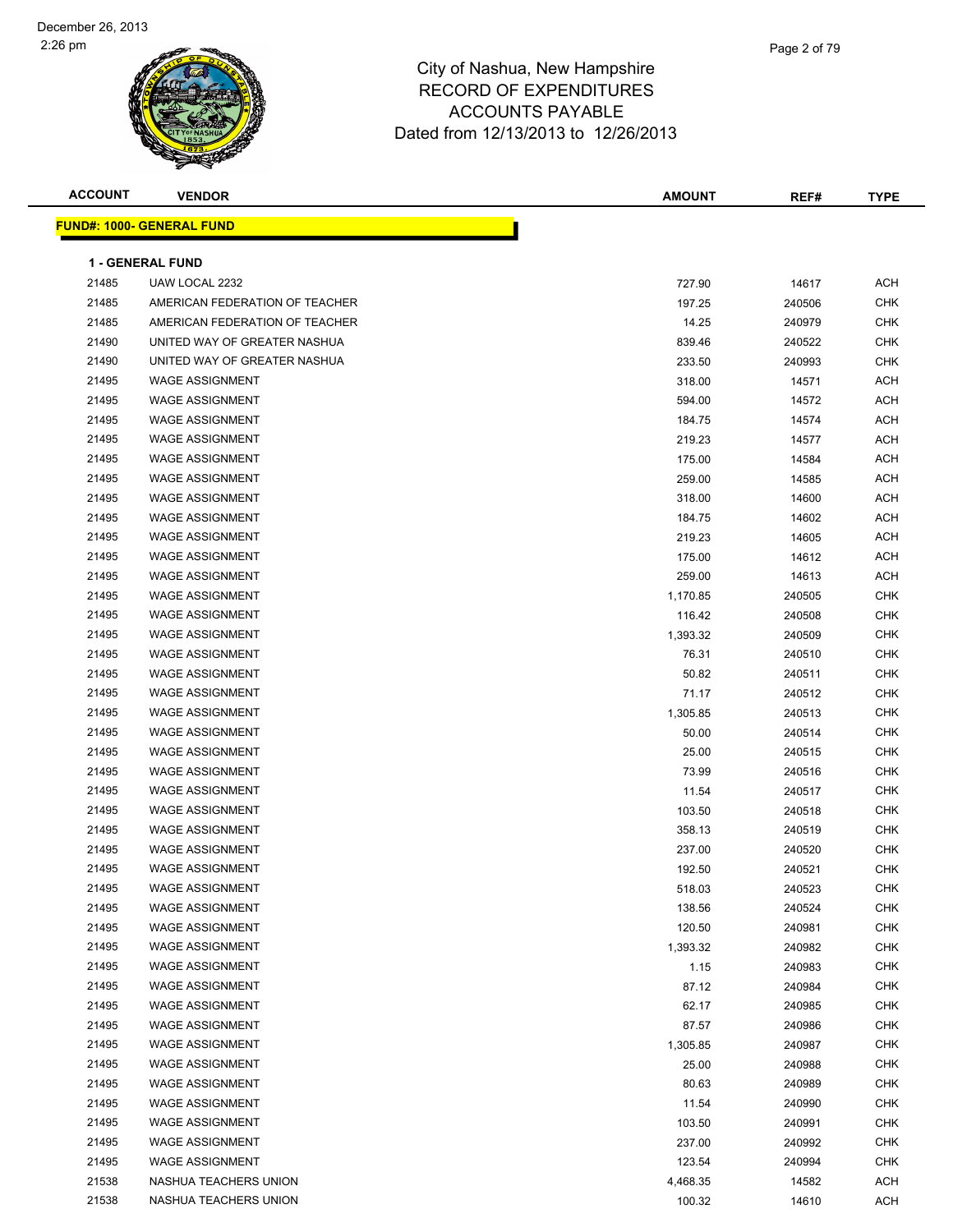City of Nashua, New Hampshire
RECORD OF EXPENDITURES
ACCOUNTS PAYABLE
Dated from 12/13/2013 to 12/26/2013

| ACCOUNT | VENDOR | AMOUNT | REF# | TYPE |
|---|---|---|---|---|
| **FUND#: 1000- GENERAL FUND** | | | | |
| **1 - GENERAL FUND** | | | | |
| 21485 | UAW LOCAL 2232 | 727.90 | 14617 | ACH |
| 21485 | AMERICAN FEDERATION OF TEACHER | 197.25 | 240506 | CHK |
| 21485 | AMERICAN FEDERATION OF TEACHER | 14.25 | 240979 | CHK |
| 21490 | UNITED WAY OF GREATER NASHUA | 839.46 | 240522 | CHK |
| 21490 | UNITED WAY OF GREATER NASHUA | 233.50 | 240993 | CHK |
| 21495 | WAGE ASSIGNMENT | 318.00 | 14571 | ACH |
| 21495 | WAGE ASSIGNMENT | 594.00 | 14572 | ACH |
| 21495 | WAGE ASSIGNMENT | 184.75 | 14574 | ACH |
| 21495 | WAGE ASSIGNMENT | 219.23 | 14577 | ACH |
| 21495 | WAGE ASSIGNMENT | 175.00 | 14584 | ACH |
| 21495 | WAGE ASSIGNMENT | 259.00 | 14585 | ACH |
| 21495 | WAGE ASSIGNMENT | 318.00 | 14600 | ACH |
| 21495 | WAGE ASSIGNMENT | 184.75 | 14602 | ACH |
| 21495 | WAGE ASSIGNMENT | 219.23 | 14605 | ACH |
| 21495 | WAGE ASSIGNMENT | 175.00 | 14612 | ACH |
| 21495 | WAGE ASSIGNMENT | 259.00 | 14613 | ACH |
| 21495 | WAGE ASSIGNMENT | 1,170.85 | 240505 | CHK |
| 21495 | WAGE ASSIGNMENT | 116.42 | 240508 | CHK |
| 21495 | WAGE ASSIGNMENT | 1,393.32 | 240509 | CHK |
| 21495 | WAGE ASSIGNMENT | 76.31 | 240510 | CHK |
| 21495 | WAGE ASSIGNMENT | 50.82 | 240511 | CHK |
| 21495 | WAGE ASSIGNMENT | 71.17 | 240512 | CHK |
| 21495 | WAGE ASSIGNMENT | 1,305.85 | 240513 | CHK |
| 21495 | WAGE ASSIGNMENT | 50.00 | 240514 | CHK |
| 21495 | WAGE ASSIGNMENT | 25.00 | 240515 | CHK |
| 21495 | WAGE ASSIGNMENT | 73.99 | 240516 | CHK |
| 21495 | WAGE ASSIGNMENT | 11.54 | 240517 | CHK |
| 21495 | WAGE ASSIGNMENT | 103.50 | 240518 | CHK |
| 21495 | WAGE ASSIGNMENT | 358.13 | 240519 | CHK |
| 21495 | WAGE ASSIGNMENT | 237.00 | 240520 | CHK |
| 21495 | WAGE ASSIGNMENT | 192.50 | 240521 | CHK |
| 21495 | WAGE ASSIGNMENT | 518.03 | 240523 | CHK |
| 21495 | WAGE ASSIGNMENT | 138.56 | 240524 | CHK |
| 21495 | WAGE ASSIGNMENT | 120.50 | 240981 | CHK |
| 21495 | WAGE ASSIGNMENT | 1,393.32 | 240982 | CHK |
| 21495 | WAGE ASSIGNMENT | 1.15 | 240983 | CHK |
| 21495 | WAGE ASSIGNMENT | 87.12 | 240984 | CHK |
| 21495 | WAGE ASSIGNMENT | 62.17 | 240985 | CHK |
| 21495 | WAGE ASSIGNMENT | 87.57 | 240986 | CHK |
| 21495 | WAGE ASSIGNMENT | 1,305.85 | 240987 | CHK |
| 21495 | WAGE ASSIGNMENT | 25.00 | 240988 | CHK |
| 21495 | WAGE ASSIGNMENT | 80.63 | 240989 | CHK |
| 21495 | WAGE ASSIGNMENT | 11.54 | 240990 | CHK |
| 21495 | WAGE ASSIGNMENT | 103.50 | 240991 | CHK |
| 21495 | WAGE ASSIGNMENT | 237.00 | 240992 | CHK |
| 21495 | WAGE ASSIGNMENT | 123.54 | 240994 | CHK |
| 21538 | NASHUA TEACHERS UNION | 4,468.35 | 14582 | ACH |
| 21538 | NASHUA TEACHERS UNION | 100.32 | 14610 | ACH |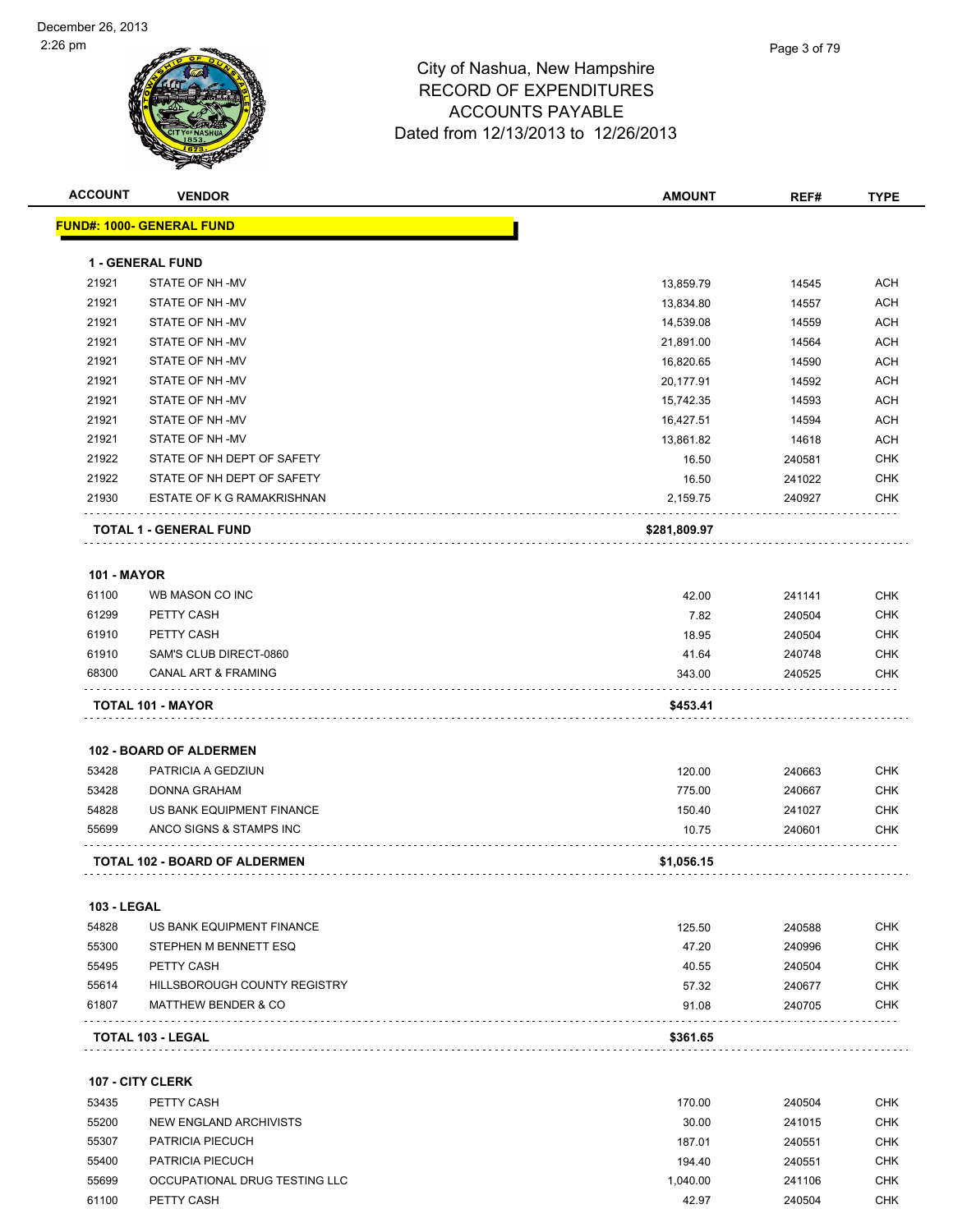City of Nashua, New Hampshire
RECORD OF EXPENDITURES
ACCOUNTS PAYABLE
Dated from 12/13/2013 to 12/26/2013

| ACCOUNT | VENDOR | AMOUNT | REF# | TYPE |
|---|---|---|---|---|
| **FUND#: 1000- GENERAL FUND** | | | | |
| **1 - GENERAL FUND** | | | | |
| 21921 | STATE OF NH -MV | 13,859.79 | 14545 | ACH |
| 21921 | STATE OF NH -MV | 13,834.80 | 14557 | ACH |
| 21921 | STATE OF NH -MV | 14,539.08 | 14559 | ACH |
| 21921 | STATE OF NH -MV | 21,891.00 | 14564 | ACH |
| 21921 | STATE OF NH -MV | 16,820.65 | 14590 | ACH |
| 21921 | STATE OF NH -MV | 20,177.91 | 14592 | ACH |
| 21921 | STATE OF NH -MV | 15,742.35 | 14593 | ACH |
| 21921 | STATE OF NH -MV | 16,427.51 | 14594 | ACH |
| 21921 | STATE OF NH -MV | 13,861.82 | 14618 | ACH |
| 21922 | STATE OF NH DEPT OF SAFETY | 16.50 | 240581 | CHK |
| 21922 | STATE OF NH DEPT OF SAFETY | 16.50 | 241022 | CHK |
| 21930 | ESTATE OF K G RAMAKRISHNAN | 2,159.75 | 240927 | CHK |
| **TOTAL 1 - GENERAL FUND** | | **$281,809.97** | | |
| **101 - MAYOR** | | | | |
| 61100 | WB MASON CO INC | 42.00 | 241141 | CHK |
| 61299 | PETTY CASH | 7.82 | 240504 | CHK |
| 61910 | PETTY CASH | 18.95 | 240504 | CHK |
| 61910 | SAM'S CLUB DIRECT-0860 | 41.64 | 240748 | CHK |
| 68300 | CANAL ART & FRAMING | 343.00 | 240525 | CHK |
| **TOTAL 101 - MAYOR** | | **$453.41** | | |
| **102 - BOARD OF ALDERMEN** | | | | |
| 53428 | PATRICIA A GEDZIUN | 120.00 | 240663 | CHK |
| 53428 | DONNA GRAHAM | 775.00 | 240667 | CHK |
| 54828 | US BANK EQUIPMENT FINANCE | 150.40 | 241027 | CHK |
| 55699 | ANCO SIGNS & STAMPS INC | 10.75 | 240601 | CHK |
| **TOTAL 102 - BOARD OF ALDERMEN** | | **$1,056.15** | | |
| **103 - LEGAL** | | | | |
| 54828 | US BANK EQUIPMENT FINANCE | 125.50 | 240588 | CHK |
| 55300 | STEPHEN M BENNETT ESQ | 47.20 | 240996 | CHK |
| 55495 | PETTY CASH | 40.55 | 240504 | CHK |
| 55614 | HILLSBOROUGH COUNTY REGISTRY | 57.32 | 240677 | CHK |
| 61807 | MATTHEW BENDER & CO | 91.08 | 240705 | CHK |
| **TOTAL 103 - LEGAL** | | **$361.65** | | |
| **107 - CITY CLERK** | | | | |
| 53435 | PETTY CASH | 170.00 | 240504 | CHK |
| 55200 | NEW ENGLAND ARCHIVISTS | 30.00 | 241015 | CHK |
| 55307 | PATRICIA PIECUCH | 187.01 | 240551 | CHK |
| 55400 | PATRICIA PIECUCH | 194.40 | 240551 | CHK |
| 55699 | OCCUPATIONAL DRUG TESTING LLC | 1,040.00 | 241106 | CHK |
| 61100 | PETTY CASH | 42.97 | 240504 | CHK |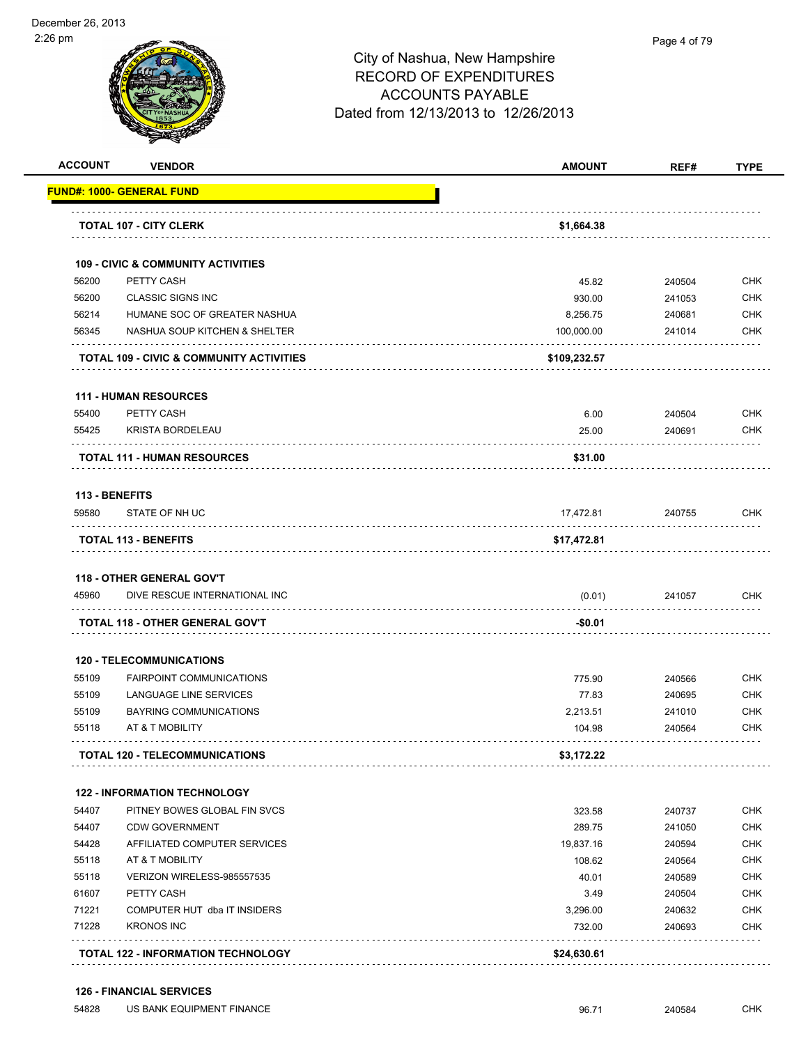December 26, 2013
2:26 pm

City of Nashua, New Hampshire
RECORD OF EXPENDITURES
ACCOUNTS PAYABLE
Dated from 12/13/2013 to 12/26/2013

| ACCOUNT | VENDOR | AMOUNT | REF# | TYPE |
|---|---|---|---|---|
| **FUND#: 1000- GENERAL FUND** | | | | |
| | **TOTAL 107 - CITY CLERK** | **$1,664.38** | | |
| | **109 - CIVIC & COMMUNITY ACTIVITIES** | | | |
| 56200 | PETTY CASH | 45.82 | 240504 | CHK |
| 56200 | CLASSIC SIGNS INC | 930.00 | 241053 | CHK |
| 56214 | HUMANE SOC OF GREATER NASHUA | 8,256.75 | 240681 | CHK |
| 56345 | NASHUA SOUP KITCHEN & SHELTER | 100,000.00 | 241014 | CHK |
| | **TOTAL 109 - CIVIC & COMMUNITY ACTIVITIES** | **$109,232.57** | | |
| | **111 - HUMAN RESOURCES** | | | |
| 55400 | PETTY CASH | 6.00 | 240504 | CHK |
| 55425 | KRISTA BORDELEAU | 25.00 | 240691 | CHK |
| | **TOTAL 111 - HUMAN RESOURCES** | **$31.00** | | |
| | **113 - BENEFITS** | | | |
| 59580 | STATE OF NH UC | 17,472.81 | 240755 | CHK |
| | **TOTAL 113 - BENEFITS** | **$17,472.81** | | |
| | **118 - OTHER GENERAL GOV'T** | | | |
| 45960 | DIVE RESCUE INTERNATIONAL INC | (0.01) | 241057 | CHK |
| | **TOTAL 118 - OTHER GENERAL GOV'T** | **-$0.01** | | |
| | **120 - TELECOMMUNICATIONS** | | | |
| 55109 | FAIRPOINT COMMUNICATIONS | 775.90 | 240566 | CHK |
| 55109 | LANGUAGE LINE SERVICES | 77.83 | 240695 | CHK |
| 55109 | BAYRING COMMUNICATIONS | 2,213.51 | 241010 | CHK |
| 55118 | AT & T MOBILITY | 104.98 | 240564 | CHK |
| | **TOTAL 120 - TELECOMMUNICATIONS** | **$3,172.22** | | |
| | **122 - INFORMATION TECHNOLOGY** | | | |
| 54407 | PITNEY BOWES GLOBAL FIN SVCS | 323.58 | 240737 | CHK |
| 54407 | CDW GOVERNMENT | 289.75 | 241050 | CHK |
| 54428 | AFFILIATED COMPUTER SERVICES | 19,837.16 | 240594 | CHK |
| 55118 | AT & T MOBILITY | 108.62 | 240564 | CHK |
| 55118 | VERIZON WIRELESS-985557535 | 40.01 | 240589 | CHK |
| 61607 | PETTY CASH | 3.49 | 240504 | CHK |
| 71221 | COMPUTER HUT dba IT INSIDERS | 3,296.00 | 240632 | CHK |
| 71228 | KRONOS INC | 732.00 | 240693 | CHK |
| | **TOTAL 122 - INFORMATION TECHNOLOGY** | **$24,630.61** | | |
| | **126 - FINANCIAL SERVICES** | | | |
| 54828 | US BANK EQUIPMENT FINANCE | 96.71 | 240584 | CHK |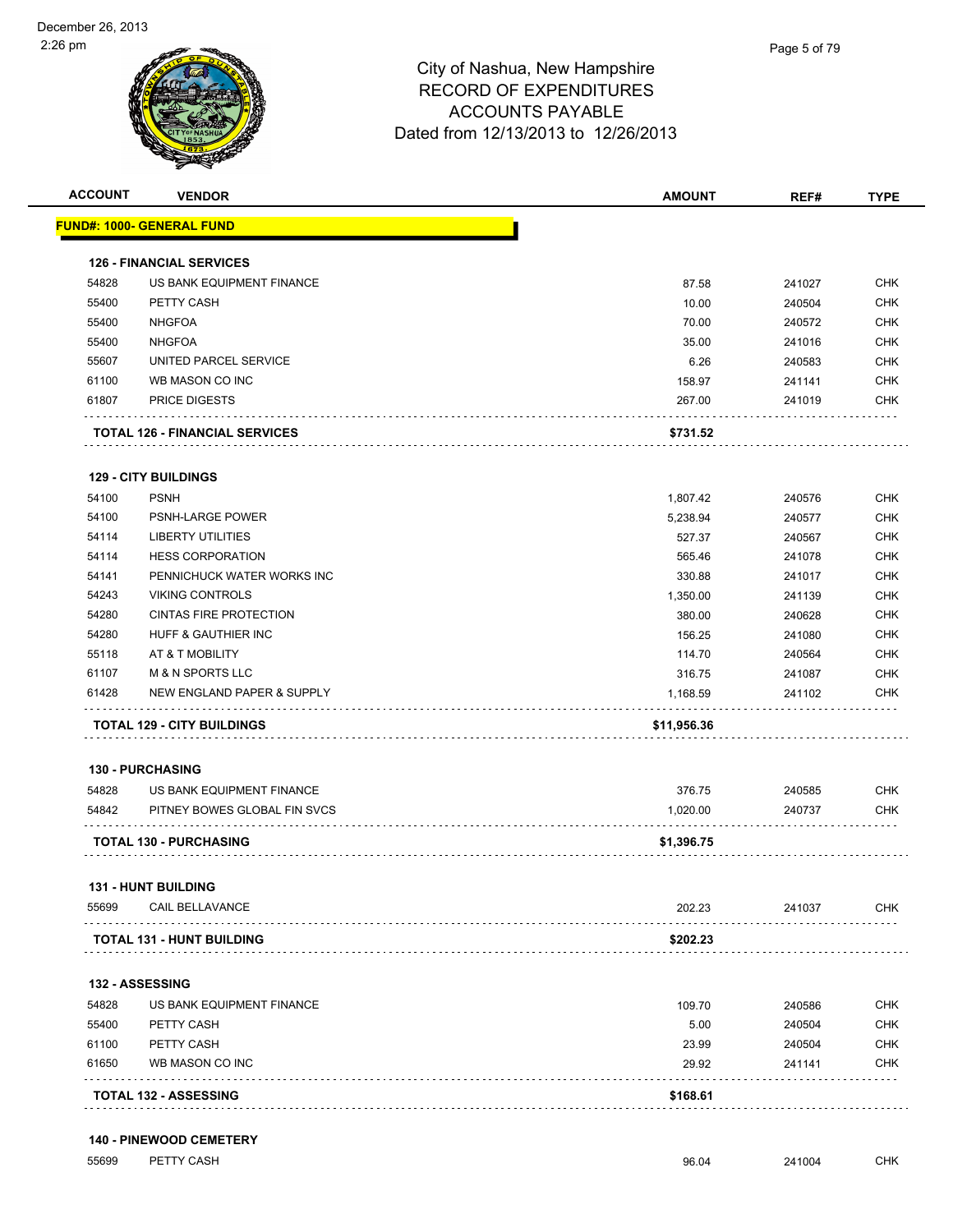# City of Nashua, New Hampshire
## RECORD OF EXPENDITURES
## ACCOUNTS PAYABLE
## Dated from 12/13/2013 to 12/26/2013

December 26, 2013
2:26 pm

| ACCOUNT | VENDOR | AMOUNT | REF# | TYPE |
|---|---|---|---|---|
| **FUND#: 1000- GENERAL FUND** | | | | |
| **126 - FINANCIAL SERVICES** | | | | |
| 54828 | US BANK EQUIPMENT FINANCE | 87.58 | 241027 | CHK |
| 55400 | PETTY CASH | 10.00 | 240504 | CHK |
| 55400 | NHGFOA | 70.00 | 240572 | CHK |
| 55400 | NHGFOA | 35.00 | 241016 | CHK |
| 55607 | UNITED PARCEL SERVICE | 6.26 | 240583 | CHK |
| 61100 | WB MASON CO INC | 158.97 | 241141 | CHK |
| 61807 | PRICE DIGESTS | 267.00 | 241019 | CHK |
| **TOTAL 126 - FINANCIAL SERVICES** | | **$731.52** | | |
| **129 - CITY BUILDINGS** | | | | |
| 54100 | PSNH | 1,807.42 | 240576 | CHK |
| 54100 | PSNH-LARGE POWER | 5,238.94 | 240577 | CHK |
| 54114 | LIBERTY UTILITIES | 527.37 | 240567 | CHK |
| 54114 | HESS CORPORATION | 565.46 | 241078 | CHK |
| 54141 | PENNICHUCK WATER WORKS INC | 330.88 | 241017 | CHK |
| 54243 | VIKING CONTROLS | 1,350.00 | 241139 | CHK |
| 54280 | CINTAS FIRE PROTECTION | 380.00 | 240628 | CHK |
| 54280 | HUFF & GAUTHIER INC | 156.25 | 241080 | CHK |
| 55118 | AT & T MOBILITY | 114.70 | 240564 | CHK |
| 61107 | M & N SPORTS LLC | 316.75 | 241087 | CHK |
| 61428 | NEW ENGLAND PAPER & SUPPLY | 1,168.59 | 241102 | CHK |
| **TOTAL 129 - CITY BUILDINGS** | | **$11,956.36** | | |
| **130 - PURCHASING** | | | | |
| 54828 | US BANK EQUIPMENT FINANCE | 376.75 | 240585 | CHK |
| 54842 | PITNEY BOWES GLOBAL FIN SVCS | 1,020.00 | 240737 | CHK |
| **TOTAL 130 - PURCHASING** | | **$1,396.75** | | |
| **131 - HUNT BUILDING** | | | | |
| 55699 | CAIL BELLAVANCE | 202.23 | 241037 | CHK |
| **TOTAL 131 - HUNT BUILDING** | | **$202.23** | | |
| **132 - ASSESSING** | | | | |
| 54828 | US BANK EQUIPMENT FINANCE | 109.70 | 240586 | CHK |
| 55400 | PETTY CASH | 5.00 | 240504 | CHK |
| 61100 | PETTY CASH | 23.99 | 240504 | CHK |
| 61650 | WB MASON CO INC | 29.92 | 241141 | CHK |
| **TOTAL 132 - ASSESSING** | | **$168.61** | | |
| **140 - PINEWOOD CEMETERY** | | | | |
| 55699 | PETTY CASH | 96.04 | 241004 | CHK |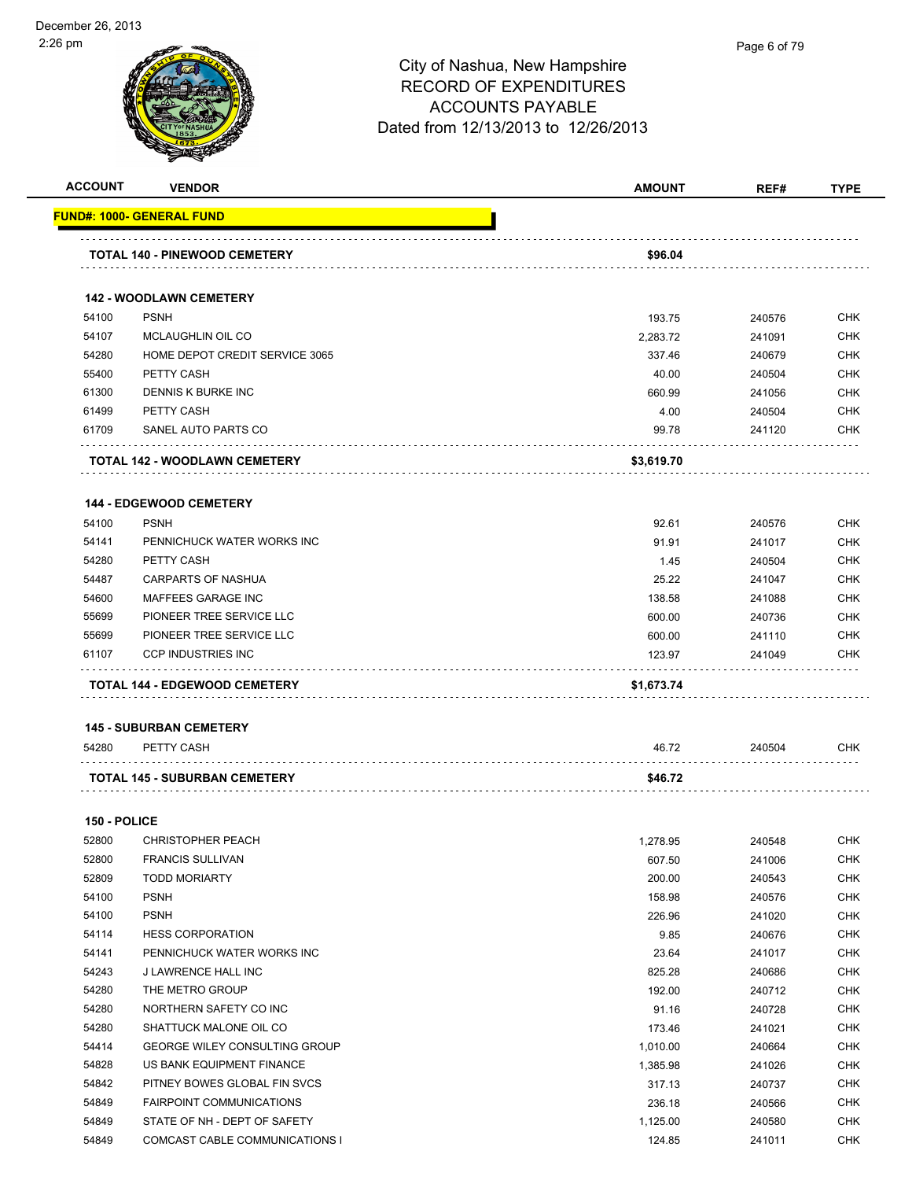December 26, 2013
2:26 pm

# City of Nashua, New Hampshire
## RECORD OF EXPENDITURES
## ACCOUNTS PAYABLE
## Dated from 12/13/2013 to 12/26/2013

| ACCOUNT | VENDOR | AMOUNT | REF# | TYPE |
|---|---|---|---|---|
| **FUND#: 1000- GENERAL FUND** | | | | |
| **TOTAL 140 - PINEWOOD CEMETERY** | | **$96.04** | | |
| **142 - WOODLAWN CEMETERY** | | | | |
| 54100 | PSNH | 193.75 | 240576 | CHK |
| 54107 | MCLAUGHLIN OIL CO | 2,283.72 | 241091 | CHK |
| 54280 | HOME DEPOT CREDIT SERVICE 3065 | 337.46 | 240679 | CHK |
| 55400 | PETTY CASH | 40.00 | 240504 | CHK |
| 61300 | DENNIS K BURKE INC | 660.99 | 241056 | CHK |
| 61499 | PETTY CASH | 4.00 | 240504 | CHK |
| 61709 | SANEL AUTO PARTS CO | 99.78 | 241120 | CHK |
| **TOTAL 142 - WOODLAWN CEMETERY** | | **$3,619.70** | | |
| **144 - EDGEWOOD CEMETERY** | | | | |
| 54100 | PSNH | 92.61 | 240576 | CHK |
| 54141 | PENNICHUCK WATER WORKS INC | 91.91 | 241017 | CHK |
| 54280 | PETTY CASH | 1.45 | 240504 | CHK |
| 54487 | CARPARTS OF NASHUA | 25.22 | 241047 | CHK |
| 54600 | MAFFEES GARAGE INC | 138.58 | 241088 | CHK |
| 55699 | PIONEER TREE SERVICE LLC | 600.00 | 240736 | CHK |
| 55699 | PIONEER TREE SERVICE LLC | 600.00 | 241110 | CHK |
| 61107 | CCP INDUSTRIES INC | 123.97 | 241049 | CHK |
| **TOTAL 144 - EDGEWOOD CEMETERY** | | **$1,673.74** | | |
| **145 - SUBURBAN CEMETERY** | | | | |
| 54280 | PETTY CASH | 46.72 | 240504 | CHK |
| **TOTAL 145 - SUBURBAN CEMETERY** | | **$46.72** | | |
| **150 - POLICE** | | | | |
| 52800 | CHRISTOPHER PEACH | 1,278.95 | 240548 | CHK |
| 52800 | FRANCIS SULLIVAN | 607.50 | 241006 | CHK |
| 52809 | TODD MORIARTY | 200.00 | 240543 | CHK |
| 54100 | PSNH | 158.98 | 240576 | CHK |
| 54100 | PSNH | 226.96 | 241020 | CHK |
| 54114 | HESS CORPORATION | 9.85 | 240676 | CHK |
| 54141 | PENNICHUCK WATER WORKS INC | 23.64 | 241017 | CHK |
| 54243 | J LAWRENCE HALL INC | 825.28 | 240686 | CHK |
| 54280 | THE METRO GROUP | 192.00 | 240712 | CHK |
| 54280 | NORTHERN SAFETY CO INC | 91.16 | 240728 | CHK |
| 54280 | SHATTUCK MALONE OIL CO | 173.46 | 241021 | CHK |
| 54414 | GEORGE WILEY CONSULTING GROUP | 1,010.00 | 240664 | CHK |
| 54828 | US BANK EQUIPMENT FINANCE | 1,385.98 | 241026 | CHK |
| 54842 | PITNEY BOWES GLOBAL FIN SVCS | 317.13 | 240737 | CHK |
| 54849 | FAIRPOINT COMMUNICATIONS | 236.18 | 240566 | CHK |
| 54849 | STATE OF NH - DEPT OF SAFETY | 1,125.00 | 240580 | CHK |
| 54849 | COMCAST CABLE COMMUNICATIONS I | 124.85 | 241011 | CHK |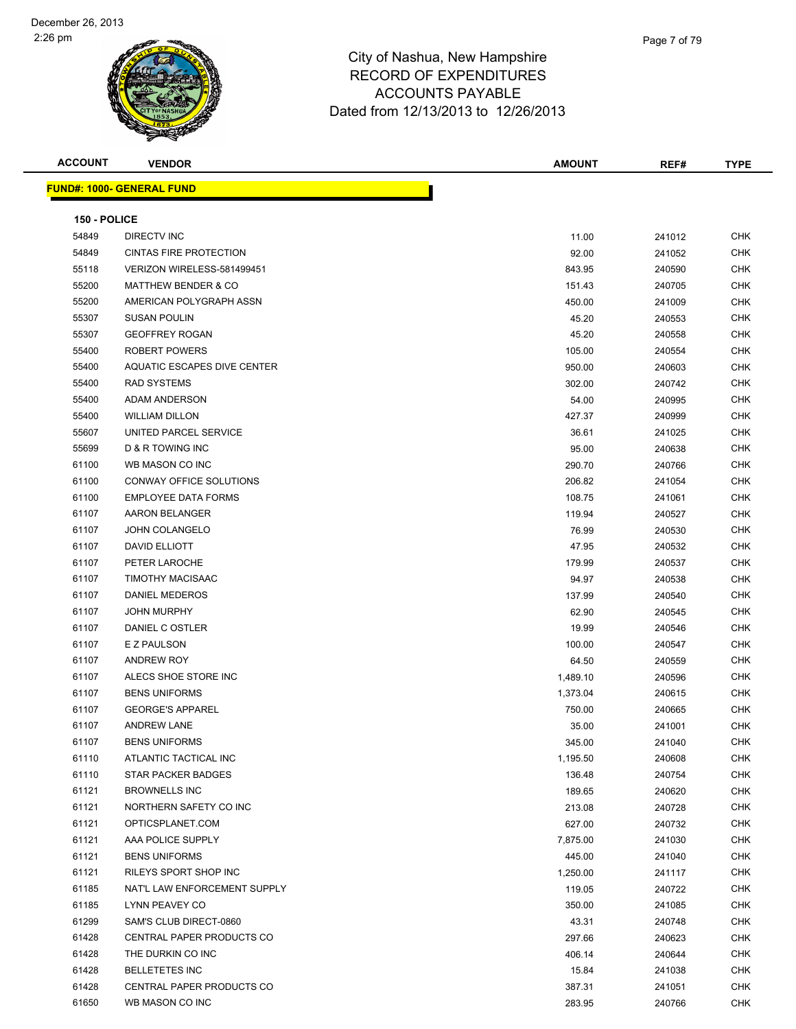City of Nashua, New Hampshire
RECORD OF EXPENDITURES
ACCOUNTS PAYABLE
Dated from 12/13/2013 to 12/26/2013

| ACCOUNT | VENDOR | AMOUNT | REF# | TYPE |
|---|---|---|---|---|
| **FUND#: 1000- GENERAL FUND** | | | | |
| **150 - POLICE** | | | | |
| 54849 | DIRECTV INC | 11.00 | 241012 | CHK |
| 54849 | CINTAS FIRE PROTECTION | 92.00 | 241052 | CHK |
| 55118 | VERIZON WIRELESS-581499451 | 843.95 | 240590 | CHK |
| 55200 | MATTHEW BENDER & CO | 151.43 | 240705 | CHK |
| 55200 | AMERICAN POLYGRAPH ASSN | 450.00 | 241009 | CHK |
| 55307 | SUSAN POULIN | 45.20 | 240553 | CHK |
| 55307 | GEOFFREY ROGAN | 45.20 | 240558 | CHK |
| 55400 | ROBERT POWERS | 105.00 | 240554 | CHK |
| 55400 | AQUATIC ESCAPES DIVE CENTER | 950.00 | 240603 | CHK |
| 55400 | RAD SYSTEMS | 302.00 | 240742 | CHK |
| 55400 | ADAM ANDERSON | 54.00 | 240995 | CHK |
| 55400 | WILLIAM DILLON | 427.37 | 240999 | CHK |
| 55607 | UNITED PARCEL SERVICE | 36.61 | 241025 | CHK |
| 55699 | D & R TOWING INC | 95.00 | 240638 | CHK |
| 61100 | WB MASON CO INC | 290.70 | 240766 | CHK |
| 61100 | CONWAY OFFICE SOLUTIONS | 206.82 | 241054 | CHK |
| 61100 | EMPLOYEE DATA FORMS | 108.75 | 241061 | CHK |
| 61107 | AARON BELANGER | 119.94 | 240527 | CHK |
| 61107 | JOHN COLANGELO | 76.99 | 240530 | CHK |
| 61107 | DAVID ELLIOTT | 47.95 | 240532 | CHK |
| 61107 | PETER LAROCHE | 179.99 | 240537 | CHK |
| 61107 | TIMOTHY MACISAAC | 94.97 | 240538 | CHK |
| 61107 | DANIEL MEDEROS | 137.99 | 240540 | CHK |
| 61107 | JOHN MURPHY | 62.90 | 240545 | CHK |
| 61107 | DANIEL C OSTLER | 19.99 | 240546 | CHK |
| 61107 | E Z PAULSON | 100.00 | 240547 | CHK |
| 61107 | ANDREW ROY | 64.50 | 240559 | CHK |
| 61107 | ALECS SHOE STORE INC | 1,489.10 | 240596 | CHK |
| 61107 | BENS UNIFORMS | 1,373.04 | 240615 | CHK |
| 61107 | GEORGE'S APPAREL | 750.00 | 240665 | CHK |
| 61107 | ANDREW LANE | 35.00 | 241001 | CHK |
| 61107 | BENS UNIFORMS | 345.00 | 241040 | CHK |
| 61110 | ATLANTIC TACTICAL INC | 1,195.50 | 240608 | CHK |
| 61110 | STAR PACKER BADGES | 136.48 | 240754 | CHK |
| 61121 | BROWNELLS INC | 189.65 | 240620 | CHK |
| 61121 | NORTHERN SAFETY CO INC | 213.08 | 240728 | CHK |
| 61121 | OPTICSPLANET.COM | 627.00 | 240732 | CHK |
| 61121 | AAA POLICE SUPPLY | 7,875.00 | 241030 | CHK |
| 61121 | BENS UNIFORMS | 445.00 | 241040 | CHK |
| 61121 | RILEYS SPORT SHOP INC | 1,250.00 | 241117 | CHK |
| 61185 | NAT'L LAW ENFORCEMENT SUPPLY | 119.05 | 240722 | CHK |
| 61185 | LYNN PEAVEY CO | 350.00 | 241085 | CHK |
| 61299 | SAM'S CLUB DIRECT-0860 | 43.31 | 240748 | CHK |
| 61428 | CENTRAL PAPER PRODUCTS CO | 297.66 | 240623 | CHK |
| 61428 | THE DURKIN CO INC | 406.14 | 240644 | CHK |
| 61428 | BELLETETES INC | 15.84 | 241038 | CHK |
| 61428 | CENTRAL PAPER PRODUCTS CO | 387.31 | 241051 | CHK |
| 61650 | WB MASON CO INC | 283.95 | 240766 | CHK |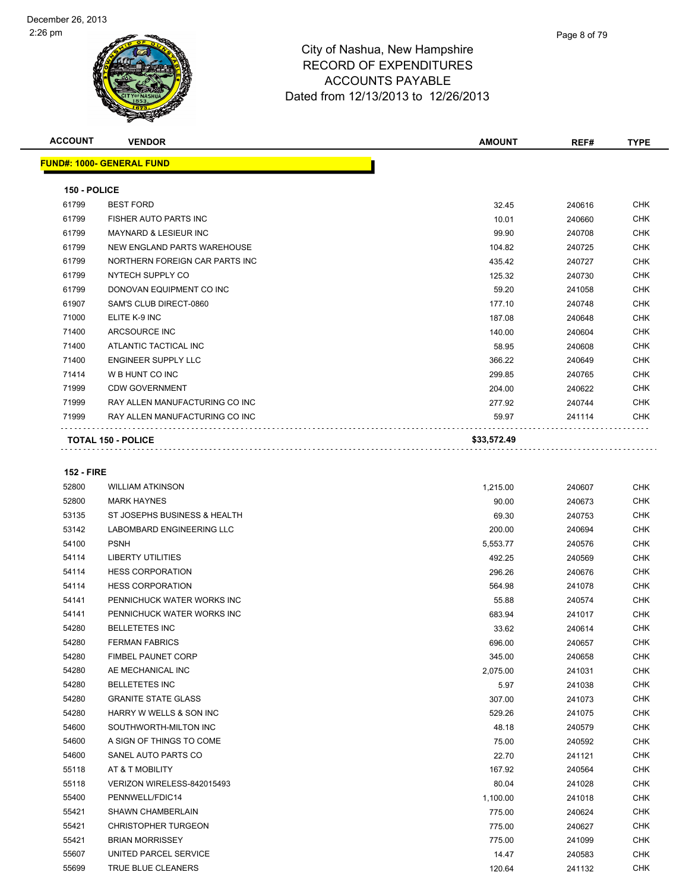December 26, 2013
2:26 pm

# City of Nashua, New Hampshire
## RECORD OF EXPENDITURES
## ACCOUNTS PAYABLE
### Dated from 12/13/2013 to 12/26/2013

| ACCOUNT | VENDOR | AMOUNT | REF# | TYPE |
|---|---|---|---|---|
| **FUND#: 1000- GENERAL FUND** | | | | |
| **150 - POLICE** | | | | |
| 61799 | BEST FORD | 32.45 | 240616 | CHK |
| 61799 | FISHER AUTO PARTS INC | 10.01 | 240660 | CHK |
| 61799 | MAYNARD & LESIEUR INC | 99.90 | 240708 | CHK |
| 61799 | NEW ENGLAND PARTS WAREHOUSE | 104.82 | 240725 | CHK |
| 61799 | NORTHERN FOREIGN CAR PARTS INC | 435.42 | 240727 | CHK |
| 61799 | NYTECH SUPPLY CO | 125.32 | 240730 | CHK |
| 61799 | DONOVAN EQUIPMENT CO INC | 59.20 | 241058 | CHK |
| 61907 | SAM'S CLUB DIRECT-0860 | 177.10 | 240748 | CHK |
| 71000 | ELITE K-9 INC | 187.08 | 240648 | CHK |
| 71400 | ARCSOURCE INC | 140.00 | 240604 | CHK |
| 71400 | ATLANTIC TACTICAL INC | 58.95 | 240608 | CHK |
| 71400 | ENGINEER SUPPLY LLC | 366.22 | 240649 | CHK |
| 71414 | W B HUNT CO INC | 299.85 | 240765 | CHK |
| 71999 | CDW GOVERNMENT | 204.00 | 240622 | CHK |
| 71999 | RAY ALLEN MANUFACTURING CO INC | 277.92 | 240744 | CHK |
| 71999 | RAY ALLEN MANUFACTURING CO INC | 59.97 | 241114 | CHK |
| **TOTAL 150 - POLICE** | | **$33,572.49** | | |
| **152 - FIRE** | | | | |
| 52800 | WILLIAM ATKINSON | 1,215.00 | 240607 | CHK |
| 52800 | MARK HAYNES | 90.00 | 240673 | CHK |
| 53135 | ST JOSEPHS BUSINESS & HEALTH | 69.30 | 240753 | CHK |
| 53142 | LABOMBARD ENGINEERING LLC | 200.00 | 240694 | CHK |
| 54100 | PSNH | 5,553.77 | 240576 | CHK |
| 54114 | LIBERTY UTILITIES | 492.25 | 240569 | CHK |
| 54114 | HESS CORPORATION | 296.26 | 240676 | CHK |
| 54114 | HESS CORPORATION | 564.98 | 241078 | CHK |
| 54141 | PENNICHUCK WATER WORKS INC | 55.88 | 240574 | CHK |
| 54141 | PENNICHUCK WATER WORKS INC | 683.94 | 241017 | CHK |
| 54280 | BELLETETES INC | 33.62 | 240614 | CHK |
| 54280 | FERMAN FABRICS | 696.00 | 240657 | CHK |
| 54280 | FIMBEL PAUNET CORP | 345.00 | 240658 | CHK |
| 54280 | AE MECHANICAL INC | 2,075.00 | 241031 | CHK |
| 54280 | BELLETETES INC | 5.97 | 241038 | CHK |
| 54280 | GRANITE STATE GLASS | 307.00 | 241073 | CHK |
| 54280 | HARRY W WELLS & SON INC | 529.26 | 241075 | CHK |
| 54600 | SOUTHWORTH-MILTON INC | 48.18 | 240579 | CHK |
| 54600 | A SIGN OF THINGS TO COME | 75.00 | 240592 | CHK |
| 54600 | SANEL AUTO PARTS CO | 22.70 | 241121 | CHK |
| 55118 | AT & T MOBILITY | 167.92 | 240564 | CHK |
| 55118 | VERIZON WIRELESS-842015493 | 80.04 | 241028 | CHK |
| 55400 | PENNWELL/FDIC14 | 1,100.00 | 241018 | CHK |
| 55421 | SHAWN CHAMBERLAIN | 775.00 | 240624 | CHK |
| 55421 | CHRISTOPHER TURGEON | 775.00 | 240627 | CHK |
| 55421 | BRIAN MORRISSEY | 775.00 | 241099 | CHK |
| 55607 | UNITED PARCEL SERVICE | 14.47 | 240583 | CHK |
| 55699 | TRUE BLUE CLEANERS | 120.64 | 241132 | CHK |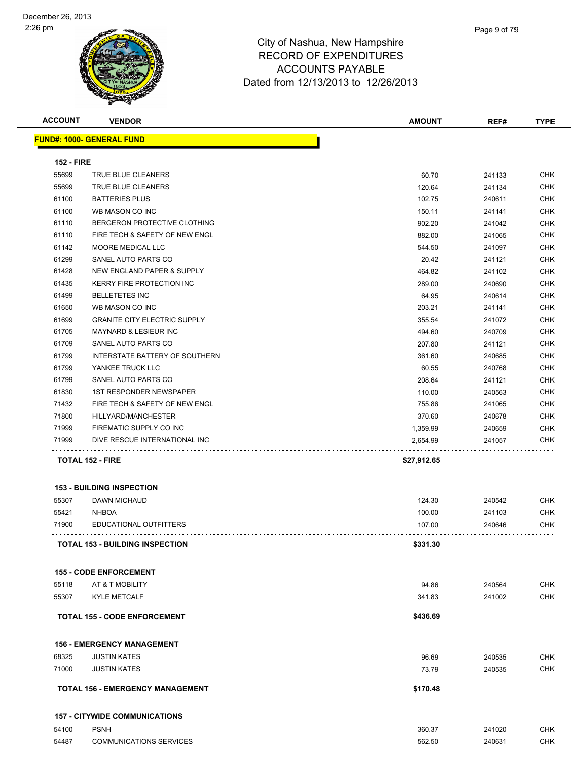# City of Nashua, New Hampshire
## RECORD OF EXPENDITURES
## ACCOUNTS PAYABLE
## Dated from 12/13/2013 to 12/26/2013

| ACCOUNT | VENDOR | AMOUNT | REF# | TYPE |
|---|---|---|---|---|
| **FUND#: 1000- GENERAL FUND** | | | | |
| **152 - FIRE** | | | | |
| 55699 | TRUE BLUE CLEANERS | 60.70 | 241133 | CHK |
| 55699 | TRUE BLUE CLEANERS | 120.64 | 241134 | CHK |
| 61100 | BATTERIES PLUS | 102.75 | 240611 | CHK |
| 61100 | WB MASON CO INC | 150.11 | 241141 | CHK |
| 61110 | BERGERON PROTECTIVE CLOTHING | 902.20 | 241042 | CHK |
| 61110 | FIRE TECH & SAFETY OF NEW ENGL | 882.00 | 241065 | CHK |
| 61142 | MOORE MEDICAL LLC | 544.50 | 241097 | CHK |
| 61299 | SANEL AUTO PARTS CO | 20.42 | 241121 | CHK |
| 61428 | NEW ENGLAND PAPER & SUPPLY | 464.82 | 241102 | CHK |
| 61435 | KERRY FIRE PROTECTION INC | 289.00 | 240690 | CHK |
| 61499 | BELLETETES INC | 64.95 | 240614 | CHK |
| 61650 | WB MASON CO INC | 203.21 | 241141 | CHK |
| 61699 | GRANITE CITY ELECTRIC SUPPLY | 355.54 | 241072 | CHK |
| 61705 | MAYNARD & LESIEUR INC | 494.60 | 240709 | CHK |
| 61709 | SANEL AUTO PARTS CO | 207.80 | 241121 | CHK |
| 61799 | INTERSTATE BATTERY OF SOUTHERN | 361.60 | 240685 | CHK |
| 61799 | YANKEE TRUCK LLC | 60.55 | 240768 | CHK |
| 61799 | SANEL AUTO PARTS CO | 208.64 | 241121 | CHK |
| 61830 | 1ST RESPONDER NEWSPAPER | 110.00 | 240563 | CHK |
| 71432 | FIRE TECH & SAFETY OF NEW ENGL | 755.86 | 241065 | CHK |
| 71800 | HILLYARD/MANCHESTER | 370.60 | 240678 | CHK |
| 71999 | FIREMATIC SUPPLY CO INC | 1,359.99 | 240659 | CHK |
| 71999 | DIVE RESCUE INTERNATIONAL INC | 2,654.99 | 241057 | CHK |
| **TOTAL 152 - FIRE** | | **$27,912.65** | | |
| **153 - BUILDING INSPECTION** | | | | |
| 55307 | DAWN MICHAUD | 124.30 | 240542 | CHK |
| 55421 | NHBOA | 100.00 | 241103 | CHK |
| 71900 | EDUCATIONAL OUTFITTERS | 107.00 | 240646 | CHK |
| **TOTAL 153 - BUILDING INSPECTION** | | **$331.30** | | |
| **155 - CODE ENFORCEMENT** | | | | |
| 55118 | AT & T MOBILITY | 94.86 | 240564 | CHK |
| 55307 | KYLE METCALF | 341.83 | 241002 | CHK |
| **TOTAL 155 - CODE ENFORCEMENT** | | **$436.69** | | |
| **156 - EMERGENCY MANAGEMENT** | | | | |
| 68325 | JUSTIN KATES | 96.69 | 240535 | CHK |
| 71000 | JUSTIN KATES | 73.79 | 240535 | CHK |
| **TOTAL 156 - EMERGENCY MANAGEMENT** | | **$170.48** | | |
| **157 - CITYWIDE COMMUNICATIONS** | | | | |
| 54100 | PSNH | 360.37 | 241020 | CHK |
| 54487 | COMMUNICATIONS SERVICES | 562.50 | 240631 | CHK |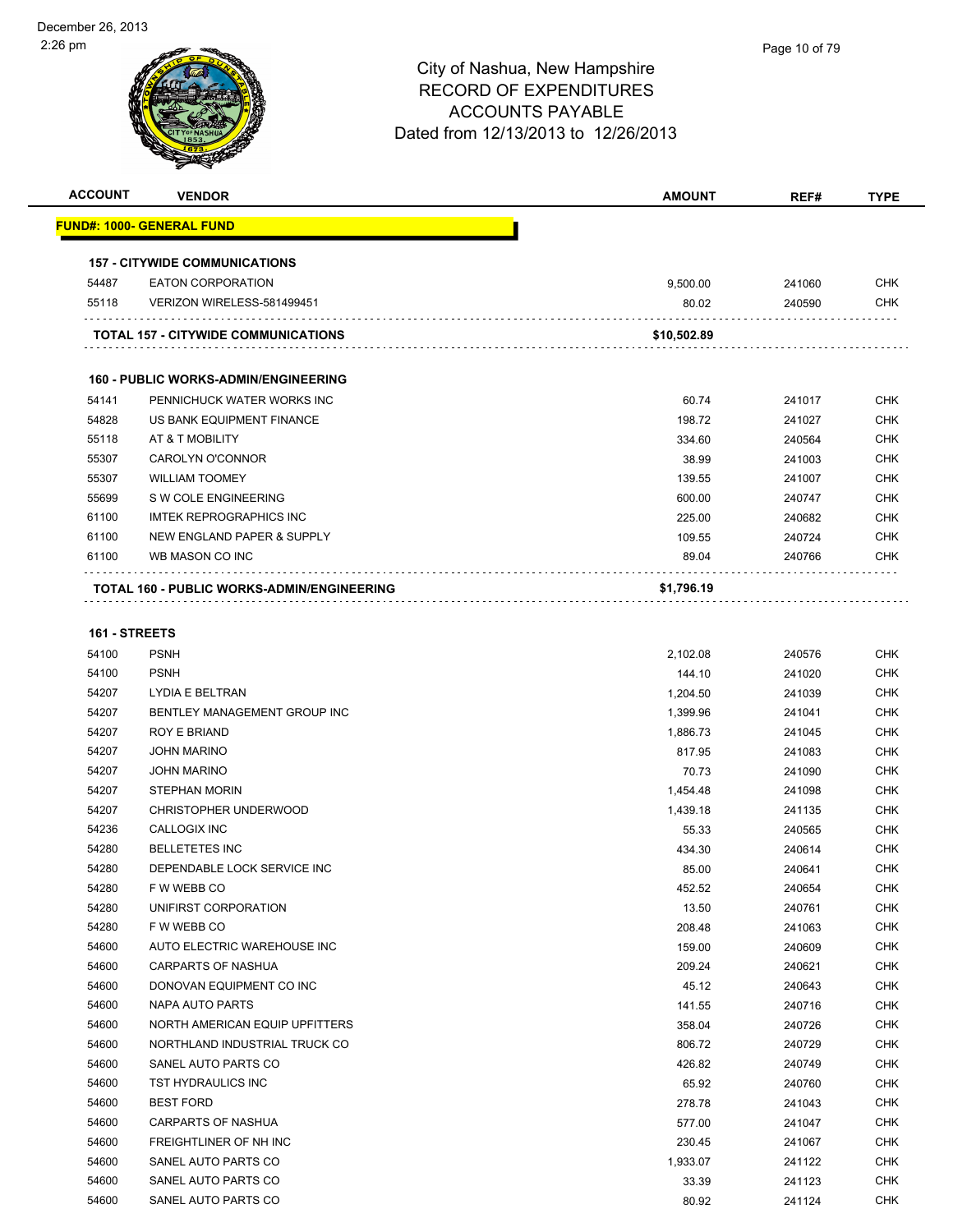# City of Nashua, New Hampshire
## RECORD OF EXPENDITURES
## ACCOUNTS PAYABLE
## Dated from 12/13/2013 to 12/26/2013

| ACCOUNT | VENDOR | AMOUNT | REF# | TYPE |
|---|---|---|---|---|
| **FUND#: 1000- GENERAL FUND** | | | | |
| **157 - CITYWIDE COMMUNICATIONS** | | | | |
| 54487 | EATON CORPORATION | 9,500.00 | 241060 | CHK |
| 55118 | VERIZON WIRELESS-581499451 | 80.02 | 240590 | CHK |
| | **TOTAL 157 - CITYWIDE COMMUNICATIONS** | **$10,502.89** | | |
| **160 - PUBLIC WORKS-ADMIN/ENGINEERING** | | | | |
| 54141 | PENNICHUCK WATER WORKS INC | 60.74 | 241017 | CHK |
| 54828 | US BANK EQUIPMENT FINANCE | 198.72 | 241027 | CHK |
| 55118 | AT & T MOBILITY | 334.60 | 240564 | CHK |
| 55307 | CAROLYN O'CONNOR | 38.99 | 241003 | CHK |
| 55307 | WILLIAM TOOMEY | 139.55 | 241007 | CHK |
| 55699 | S W COLE ENGINEERING | 600.00 | 240747 | CHK |
| 61100 | IMTEK REPROGRAPHICS INC | 225.00 | 240682 | CHK |
| 61100 | NEW ENGLAND PAPER & SUPPLY | 109.55 | 240724 | CHK |
| 61100 | WB MASON CO INC | 89.04 | 240766 | CHK |
| | **TOTAL 160 - PUBLIC WORKS-ADMIN/ENGINEERING** | **$1,796.19** | | |
| **161 - STREETS** | | | | |
| 54100 | PSNH | 2,102.08 | 240576 | CHK |
| 54100 | PSNH | 144.10 | 241020 | CHK |
| 54207 | LYDIA E BELTRAN | 1,204.50 | 241039 | CHK |
| 54207 | BENTLEY MANAGEMENT GROUP INC | 1,399.96 | 241041 | CHK |
| 54207 | ROY E BRIAND | 1,886.73 | 241045 | CHK |
| 54207 | JOHN MARINO | 817.95 | 241083 | CHK |
| 54207 | JOHN MARINO | 70.73 | 241090 | CHK |
| 54207 | STEPHAN MORIN | 1,454.48 | 241098 | CHK |
| 54207 | CHRISTOPHER UNDERWOOD | 1,439.18 | 241135 | CHK |
| 54236 | CALLOGIX INC | 55.33 | 240565 | CHK |
| 54280 | BELLETETES INC | 434.30 | 240614 | CHK |
| 54280 | DEPENDABLE LOCK SERVICE INC | 85.00 | 240641 | CHK |
| 54280 | F W WEBB CO | 452.52 | 240654 | CHK |
| 54280 | UNIFIRST CORPORATION | 13.50 | 240761 | CHK |
| 54280 | F W WEBB CO | 208.48 | 241063 | CHK |
| 54600 | AUTO ELECTRIC WAREHOUSE INC | 159.00 | 240609 | CHK |
| 54600 | CARPARTS OF NASHUA | 209.24 | 240621 | CHK |
| 54600 | DONOVAN EQUIPMENT CO INC | 45.12 | 240643 | CHK |
| 54600 | NAPA AUTO PARTS | 141.55 | 240716 | CHK |
| 54600 | NORTH AMERICAN EQUIP UPFITTERS | 358.04 | 240726 | CHK |
| 54600 | NORTHLAND INDUSTRIAL TRUCK CO | 806.72 | 240729 | CHK |
| 54600 | SANEL AUTO PARTS CO | 426.82 | 240749 | CHK |
| 54600 | TST HYDRAULICS INC | 65.92 | 240760 | CHK |
| 54600 | BEST FORD | 278.78 | 241043 | CHK |
| 54600 | CARPARTS OF NASHUA | 577.00 | 241047 | CHK |
| 54600 | FREIGHTLINER OF NH INC | 230.45 | 241067 | CHK |
| 54600 | SANEL AUTO PARTS CO | 1,933.07 | 241122 | CHK |
| 54600 | SANEL AUTO PARTS CO | 33.39 | 241123 | CHK |
| 54600 | SANEL AUTO PARTS CO | 80.92 | 241124 | CHK |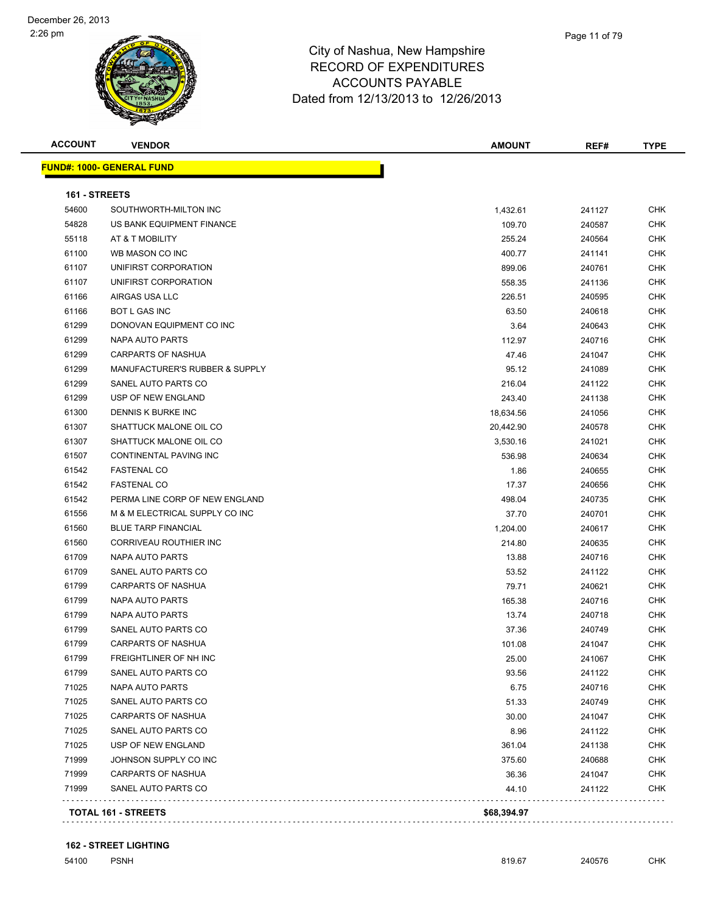# City of Nashua, New Hampshire
## RECORD OF EXPENDITURES
## ACCOUNTS PAYABLE
## Dated from 12/13/2013 to 12/26/2013

| ACCOUNT | VENDOR | AMOUNT | REF# | TYPE |
|---|---|---|---|---|
| **FUND#: 1000- GENERAL FUND** | | | | |
| **161 - STREETS** | | | | |
| 54600 | SOUTHWORTH-MILTON INC | 1,432.61 | 241127 | CHK |
| 54828 | US BANK EQUIPMENT FINANCE | 109.70 | 240587 | CHK |
| 55118 | AT & T MOBILITY | 255.24 | 240564 | CHK |
| 61100 | WB MASON CO INC | 400.77 | 241141 | CHK |
| 61107 | UNIFIRST CORPORATION | 899.06 | 240761 | CHK |
| 61107 | UNIFIRST CORPORATION | 558.35 | 241136 | CHK |
| 61166 | AIRGAS USA LLC | 226.51 | 240595 | CHK |
| 61166 | BOT L GAS INC | 63.50 | 240618 | CHK |
| 61299 | DONOVAN EQUIPMENT CO INC | 3.64 | 240643 | CHK |
| 61299 | NAPA AUTO PARTS | 112.97 | 240716 | CHK |
| 61299 | CARPARTS OF NASHUA | 47.46 | 241047 | CHK |
| 61299 | MANUFACTURER'S RUBBER & SUPPLY | 95.12 | 241089 | CHK |
| 61299 | SANEL AUTO PARTS CO | 216.04 | 241122 | CHK |
| 61299 | USP OF NEW ENGLAND | 243.40 | 241138 | CHK |
| 61300 | DENNIS K BURKE INC | 18,634.56 | 241056 | CHK |
| 61307 | SHATTUCK MALONE OIL CO | 20,442.90 | 240578 | CHK |
| 61307 | SHATTUCK MALONE OIL CO | 3,530.16 | 241021 | CHK |
| 61507 | CONTINENTAL PAVING INC | 536.98 | 240634 | CHK |
| 61542 | FASTENAL CO | 1.86 | 240655 | CHK |
| 61542 | FASTENAL CO | 17.37 | 240656 | CHK |
| 61542 | PERMA LINE CORP OF NEW ENGLAND | 498.04 | 240735 | CHK |
| 61556 | M & M ELECTRICAL SUPPLY CO INC | 37.70 | 240701 | CHK |
| 61560 | BLUE TARP FINANCIAL | 1,204.00 | 240617 | CHK |
| 61560 | CORRIVEAU ROUTHIER INC | 214.80 | 240635 | CHK |
| 61709 | NAPA AUTO PARTS | 13.88 | 240716 | CHK |
| 61709 | SANEL AUTO PARTS CO | 53.52 | 241122 | CHK |
| 61799 | CARPARTS OF NASHUA | 79.71 | 240621 | CHK |
| 61799 | NAPA AUTO PARTS | 165.38 | 240716 | CHK |
| 61799 | NAPA AUTO PARTS | 13.74 | 240718 | CHK |
| 61799 | SANEL AUTO PARTS CO | 37.36 | 240749 | CHK |
| 61799 | CARPARTS OF NASHUA | 101.08 | 241047 | CHK |
| 61799 | FREIGHTLINER OF NH INC | 25.00 | 241067 | CHK |
| 61799 | SANEL AUTO PARTS CO | 93.56 | 241122 | CHK |
| 71025 | NAPA AUTO PARTS | 6.75 | 240716 | CHK |
| 71025 | SANEL AUTO PARTS CO | 51.33 | 240749 | CHK |
| 71025 | CARPARTS OF NASHUA | 30.00 | 241047 | CHK |
| 71025 | SANEL AUTO PARTS CO | 8.96 | 241122 | CHK |
| 71025 | USP OF NEW ENGLAND | 361.04 | 241138 | CHK |
| 71999 | JOHNSON SUPPLY CO INC | 375.60 | 240688 | CHK |
| 71999 | CARPARTS OF NASHUA | 36.36 | 241047 | CHK |
| 71999 | SANEL AUTO PARTS CO | 44.10 | 241122 | CHK |
| **TOTAL 161 - STREETS** | | **$68,394.97** | | |
| **162 - STREET LIGHTING** | | | | |
| 54100 | PSNH | 819.67 | 240576 | CHK |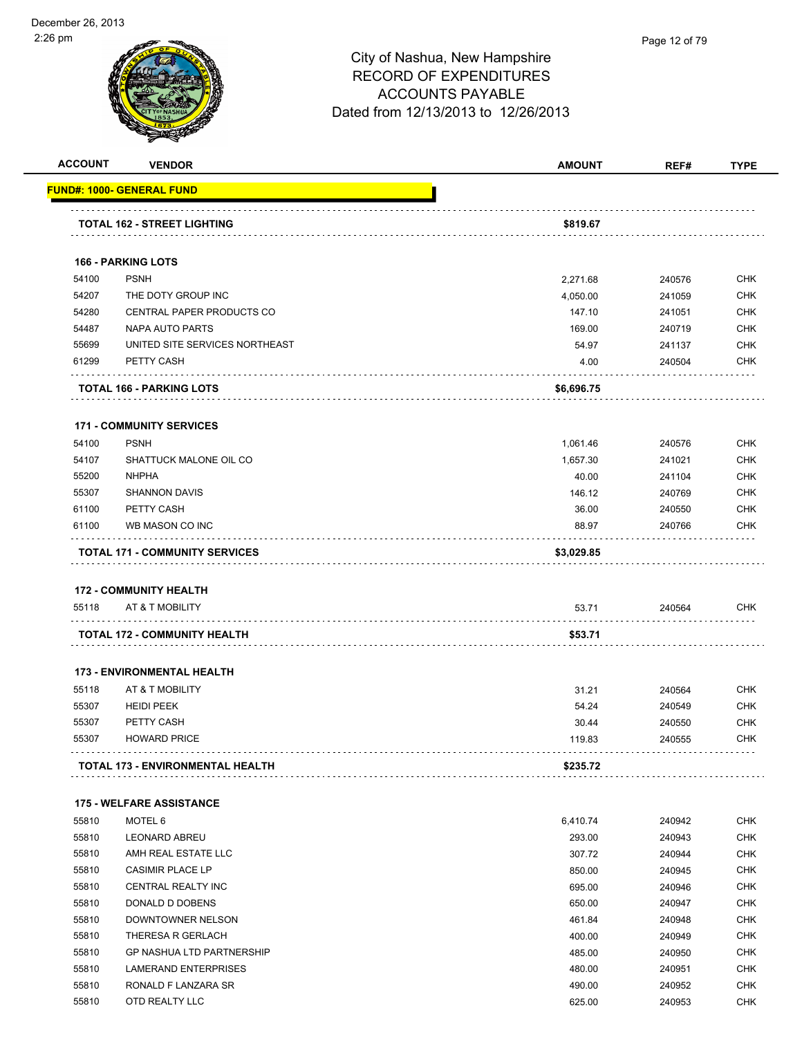# City of Nashua, New Hampshire
## RECORD OF EXPENDITURES
## ACCOUNTS PAYABLE
## Dated from 12/13/2013 to 12/26/2013

December 26, 2013
2:26 pm

| ACCOUNT | VENDOR | AMOUNT | REF# | TYPE |
|---|---|---|---|---|
| **FUND#: 1000- GENERAL FUND** | | | | |
| | **TOTAL 162 - STREET LIGHTING** | **\$819.67** | | |
| | **166 - PARKING LOTS** | | | |
| 54100 | PSNH | 2,271.68 | 240576 | CHK |
| 54207 | THE DOTY GROUP INC | 4,050.00 | 241059 | CHK |
| 54280 | CENTRAL PAPER PRODUCTS CO | 147.10 | 241051 | CHK |
| 54487 | NAPA AUTO PARTS | 169.00 | 240719 | CHK |
| 55699 | UNITED SITE SERVICES NORTHEAST | 54.97 | 241137 | CHK |
| 61299 | PETTY CASH | 4.00 | 240504 | CHK |
| | **TOTAL 166 - PARKING LOTS** | **\$6,696.75** | | |
| | **171 - COMMUNITY SERVICES** | | | |
| 54100 | PSNH | 1,061.46 | 240576 | CHK |
| 54107 | SHATTUCK MALONE OIL CO | 1,657.30 | 241021 | CHK |
| 55200 | NHPHA | 40.00 | 241104 | CHK |
| 55307 | SHANNON DAVIS | 146.12 | 240769 | CHK |
| 61100 | PETTY CASH | 36.00 | 240550 | CHK |
| 61100 | WB MASON CO INC | 88.97 | 240766 | CHK |
| | **TOTAL 171 - COMMUNITY SERVICES** | **\$3,029.85** | | |
| | **172 - COMMUNITY HEALTH** | | | |
| 55118 | AT & T MOBILITY | 53.71 | 240564 | CHK |
| | **TOTAL 172 - COMMUNITY HEALTH** | **\$53.71** | | |
| | **173 - ENVIRONMENTAL HEALTH** | | | |
| 55118 | AT & T MOBILITY | 31.21 | 240564 | CHK |
| 55307 | HEIDI PEEK | 54.24 | 240549 | CHK |
| 55307 | PETTY CASH | 30.44 | 240550 | CHK |
| 55307 | HOWARD PRICE | 119.83 | 240555 | CHK |
| | **TOTAL 173 - ENVIRONMENTAL HEALTH** | **\$235.72** | | |
| | **175 - WELFARE ASSISTANCE** | | | |
| 55810 | MOTEL 6 | 6,410.74 | 240942 | CHK |
| 55810 | LEONARD ABREU | 293.00 | 240943 | CHK |
| 55810 | AMH REAL ESTATE LLC | 307.72 | 240944 | CHK |
| 55810 | CASIMIR PLACE LP | 850.00 | 240945 | CHK |
| 55810 | CENTRAL REALTY INC | 695.00 | 240946 | CHK |
| 55810 | DONALD D DOBENS | 650.00 | 240947 | CHK |
| 55810 | DOWNTOWNER NELSON | 461.84 | 240948 | CHK |
| 55810 | THERESA R GERLACH | 400.00 | 240949 | CHK |
| 55810 | GP NASHUA LTD PARTNERSHIP | 485.00 | 240950 | CHK |
| 55810 | LAMERAND ENTERPRISES | 480.00 | 240951 | CHK |
| 55810 | RONALD F LANZARA SR | 490.00 | 240952 | CHK |
| 55810 | OTD REALTY LLC | 625.00 | 240953 | CHK |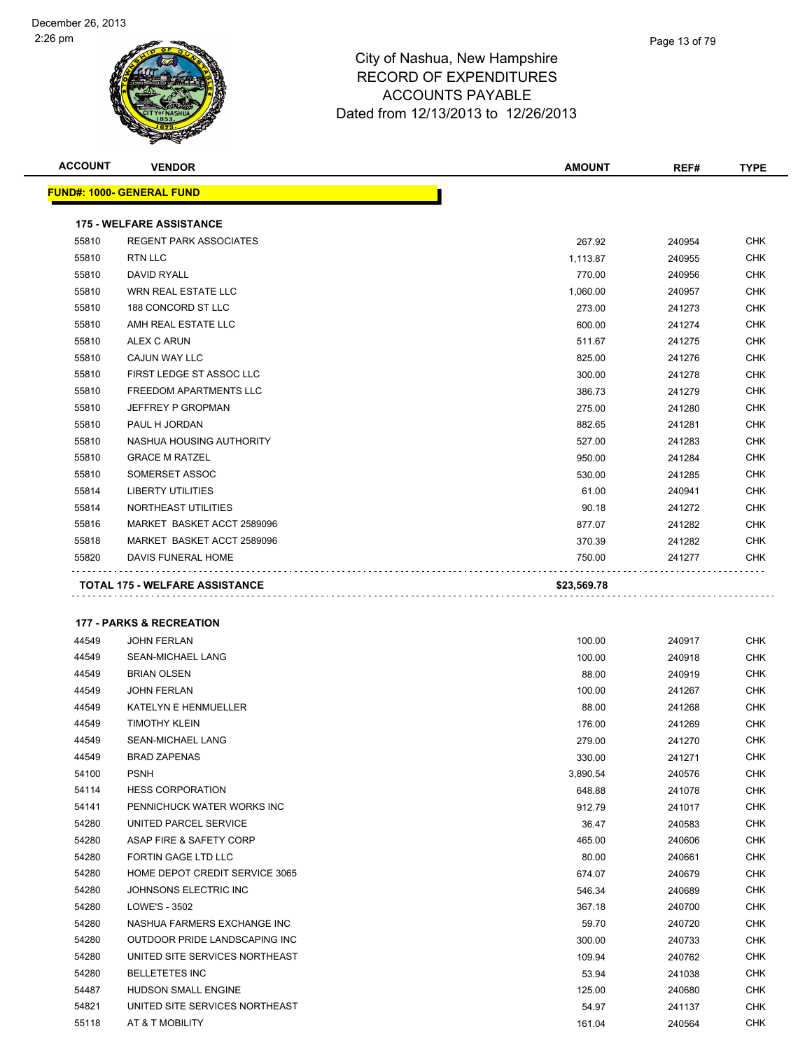December 26, 2013
2:26 pm

# City of Nashua, New Hampshire
## RECORD OF EXPENDITURES
## ACCOUNTS PAYABLE
## Dated from 12/13/2013 to 12/26/2013

| ACCOUNT | VENDOR | AMOUNT | REF# | TYPE |
|---|---|---|---|---|
| **FUND#: 1000- GENERAL FUND** | | | | |
| **175 - WELFARE ASSISTANCE** | | | | |
| 55810 | REGENT PARK ASSOCIATES | 267.92 | 240954 | CHK |
| 55810 | RTN LLC | 1,113.87 | 240955 | CHK |
| 55810 | DAVID RYALL | 770.00 | 240956 | CHK |
| 55810 | WRN REAL ESTATE LLC | 1,060.00 | 240957 | CHK |
| 55810 | 188 CONCORD ST LLC | 273.00 | 241273 | CHK |
| 55810 | AMH REAL ESTATE LLC | 600.00 | 241274 | CHK |
| 55810 | ALEX C ARUN | 511.67 | 241275 | CHK |
| 55810 | CAJUN WAY LLC | 825.00 | 241276 | CHK |
| 55810 | FIRST LEDGE ST ASSOC LLC | 300.00 | 241278 | CHK |
| 55810 | FREEDOM APARTMENTS LLC | 386.73 | 241279 | CHK |
| 55810 | JEFFREY P GROPMAN | 275.00 | 241280 | CHK |
| 55810 | PAUL H JORDAN | 882.65 | 241281 | CHK |
| 55810 | NASHUA HOUSING AUTHORITY | 527.00 | 241283 | CHK |
| 55810 | GRACE M RATZEL | 950.00 | 241284 | CHK |
| 55810 | SOMERSET ASSOC | 530.00 | 241285 | CHK |
| 55814 | LIBERTY UTILITIES | 61.00 | 240941 | CHK |
| 55814 | NORTHEAST UTILITIES | 90.18 | 241272 | CHK |
| 55816 | MARKET BASKET ACCT 2589096 | 877.07 | 241282 | CHK |
| 55818 | MARKET BASKET ACCT 2589096 | 370.39 | 241282 | CHK |
| 55820 | DAVIS FUNERAL HOME | 750.00 | 241277 | CHK |
| **TOTAL 175 - WELFARE ASSISTANCE** | | **$23,569.78** | | |
| **177 - PARKS & RECREATION** | | | | |
| 44549 | JOHN FERLAN | 100.00 | 240917 | CHK |
| 44549 | SEAN-MICHAEL LANG | 100.00 | 240918 | CHK |
| 44549 | BRIAN OLSEN | 88.00 | 240919 | CHK |
| 44549 | JOHN FERLAN | 100.00 | 241267 | CHK |
| 44549 | KATELYN E HENMUELLER | 88.00 | 241268 | CHK |
| 44549 | TIMOTHY KLEIN | 176.00 | 241269 | CHK |
| 44549 | SEAN-MICHAEL LANG | 279.00 | 241270 | CHK |
| 44549 | BRAD ZAPENAS | 330.00 | 241271 | CHK |
| 54100 | PSNH | 3,890.54 | 240576 | CHK |
| 54114 | HESS CORPORATION | 648.88 | 241078 | CHK |
| 54141 | PENNICHUCK WATER WORKS INC | 912.79 | 241017 | CHK |
| 54280 | UNITED PARCEL SERVICE | 36.47 | 240583 | CHK |
| 54280 | ASAP FIRE & SAFETY CORP | 465.00 | 240606 | CHK |
| 54280 | FORTIN GAGE LTD LLC | 80.00 | 240661 | CHK |
| 54280 | HOME DEPOT CREDIT SERVICE 3065 | 674.07 | 240679 | CHK |
| 54280 | JOHNSONS ELECTRIC INC | 546.34 | 240689 | CHK |
| 54280 | LOWE'S - 3502 | 367.18 | 240700 | CHK |
| 54280 | NASHUA FARMERS EXCHANGE INC | 59.70 | 240720 | CHK |
| 54280 | OUTDOOR PRIDE LANDSCAPING INC | 300.00 | 240733 | CHK |
| 54280 | UNITED SITE SERVICES NORTHEAST | 109.94 | 240762 | CHK |
| 54280 | BELLETETES INC | 53.94 | 241038 | CHK |
| 54487 | HUDSON SMALL ENGINE | 125.00 | 240680 | CHK |
| 54821 | UNITED SITE SERVICES NORTHEAST | 54.97 | 241137 | CHK |
| 55118 | AT & T MOBILITY | 161.04 | 240564 | CHK |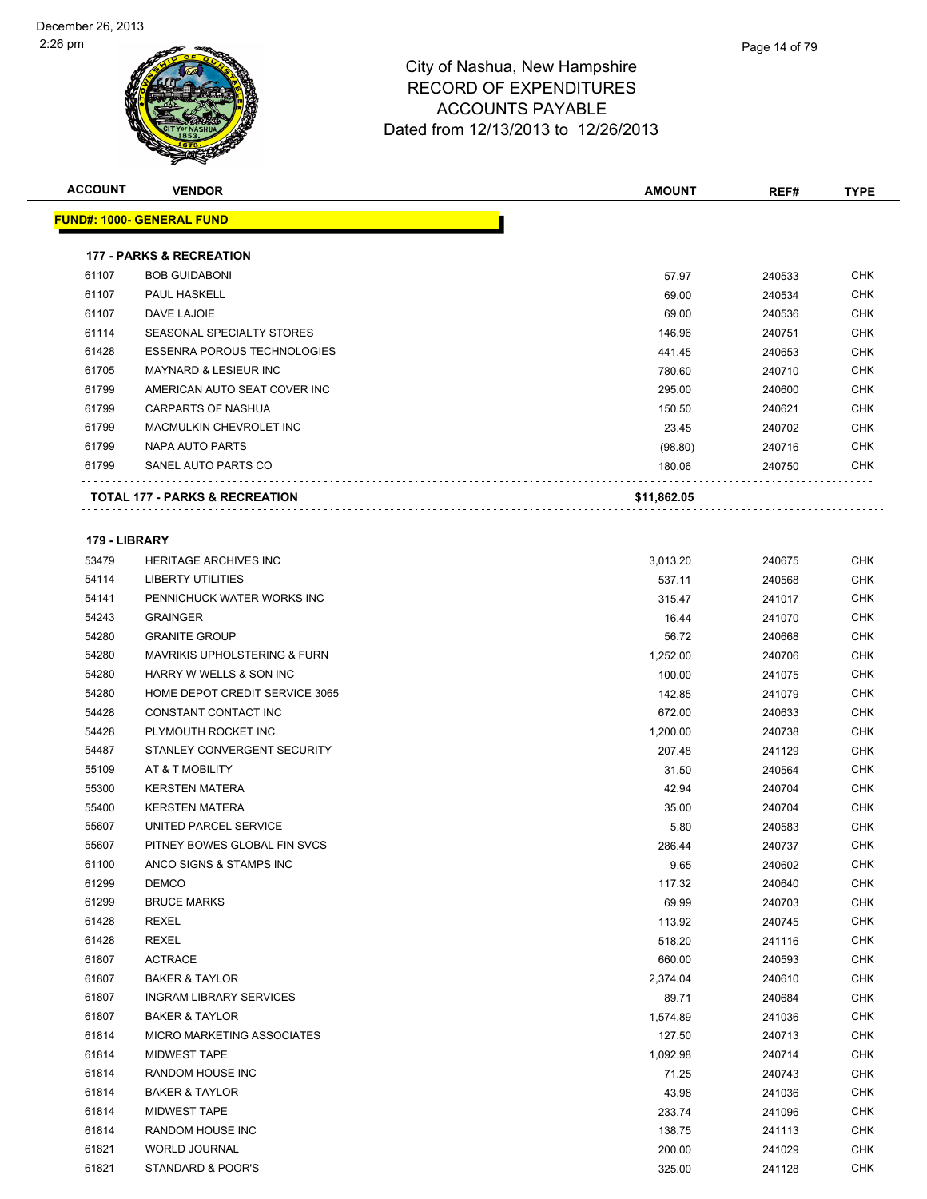City of Nashua, New Hampshire
RECORD OF EXPENDITURES
ACCOUNTS PAYABLE
Dated from 12/13/2013 to 12/26/2013

| ACCOUNT | VENDOR | AMOUNT | REF# | TYPE |
|---|---|---|---|---|
| **FUND#: 1000- GENERAL FUND** | | | | |
| **177 - PARKS & RECREATION** | | | | |
| 61107 | BOB GUIDABONI | 57.97 | 240533 | CHK |
| 61107 | PAUL HASKELL | 69.00 | 240534 | CHK |
| 61107 | DAVE LAJOIE | 69.00 | 240536 | CHK |
| 61114 | SEASONAL SPECIALTY STORES | 146.96 | 240751 | CHK |
| 61428 | ESSENRA POROUS TECHNOLOGIES | 441.45 | 240653 | CHK |
| 61705 | MAYNARD & LESIEUR INC | 780.60 | 240710 | CHK |
| 61799 | AMERICAN AUTO SEAT COVER INC | 295.00 | 240600 | CHK |
| 61799 | CARPARTS OF NASHUA | 150.50 | 240621 | CHK |
| 61799 | MACMULKIN CHEVROLET INC | 23.45 | 240702 | CHK |
| 61799 | NAPA AUTO PARTS | (98.80) | 240716 | CHK |
| 61799 | SANEL AUTO PARTS CO | 180.06 | 240750 | CHK |
| **TOTAL 177 - PARKS & RECREATION** | | **$11,862.05** | | |
| **179 - LIBRARY** | | | | |
| 53479 | HERITAGE ARCHIVES INC | 3,013.20 | 240675 | CHK |
| 54114 | LIBERTY UTILITIES | 537.11 | 240568 | CHK |
| 54141 | PENNICHUCK WATER WORKS INC | 315.47 | 241017 | CHK |
| 54243 | GRAINGER | 16.44 | 241070 | CHK |
| 54280 | GRANITE GROUP | 56.72 | 240668 | CHK |
| 54280 | MAVRIKIS UPHOLSTERING & FURN | 1,252.00 | 240706 | CHK |
| 54280 | HARRY W WELLS & SON INC | 100.00 | 241075 | CHK |
| 54280 | HOME DEPOT CREDIT SERVICE 3065 | 142.85 | 241079 | CHK |
| 54428 | CONSTANT CONTACT INC | 672.00 | 240633 | CHK |
| 54428 | PLYMOUTH ROCKET INC | 1,200.00 | 240738 | CHK |
| 54487 | STANLEY CONVERGENT SECURITY | 207.48 | 241129 | CHK |
| 55109 | AT & T MOBILITY | 31.50 | 240564 | CHK |
| 55300 | KERSTEN MATERA | 42.94 | 240704 | CHK |
| 55400 | KERSTEN MATERA | 35.00 | 240704 | CHK |
| 55607 | UNITED PARCEL SERVICE | 5.80 | 240583 | CHK |
| 55607 | PITNEY BOWES GLOBAL FIN SVCS | 286.44 | 240737 | CHK |
| 61100 | ANCO SIGNS & STAMPS INC | 9.65 | 240602 | CHK |
| 61299 | DEMCO | 117.32 | 240640 | CHK |
| 61299 | BRUCE MARKS | 69.99 | 240703 | CHK |
| 61428 | REXEL | 113.92 | 240745 | CHK |
| 61428 | REXEL | 518.20 | 241116 | CHK |
| 61807 | ACTRACE | 660.00 | 240593 | CHK |
| 61807 | BAKER & TAYLOR | 2,374.04 | 240610 | CHK |
| 61807 | INGRAM LIBRARY SERVICES | 89.71 | 240684 | CHK |
| 61807 | BAKER & TAYLOR | 1,574.89 | 241036 | CHK |
| 61814 | MICRO MARKETING ASSOCIATES | 127.50 | 240713 | CHK |
| 61814 | MIDWEST TAPE | 1,092.98 | 240714 | CHK |
| 61814 | RANDOM HOUSE INC | 71.25 | 240743 | CHK |
| 61814 | BAKER & TAYLOR | 43.98 | 241036 | CHK |
| 61814 | MIDWEST TAPE | 233.74 | 241096 | CHK |
| 61814 | RANDOM HOUSE INC | 138.75 | 241113 | CHK |
| 61821 | WORLD JOURNAL | 200.00 | 241029 | CHK |
| 61821 | STANDARD & POOR'S | 325.00 | 241128 | CHK |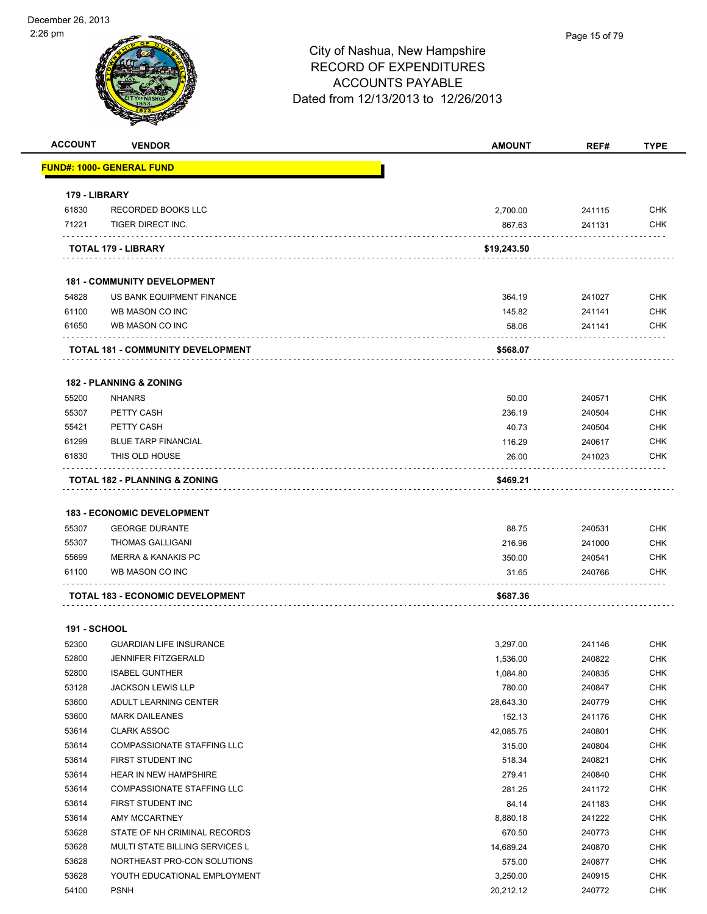City of Nashua, New Hampshire
RECORD OF EXPENDITURES
ACCOUNTS PAYABLE
Dated from 12/13/2013 to 12/26/2013

| ACCOUNT | VENDOR | AMOUNT | REF# | TYPE |
|---|---|---|---|---|
| **FUND#: 1000- GENERAL FUND** | | | | |
| **179 - LIBRARY** | | | | |
| 61830 | RECORDED BOOKS LLC | 2,700.00 | 241115 | CHK |
| 71221 | TIGER DIRECT INC. | 867.63 | 241131 | CHK |
| | **TOTAL 179 - LIBRARY** | **$19,243.50** | | |
| **181 - COMMUNITY DEVELOPMENT** | | | | |
| 54828 | US BANK EQUIPMENT FINANCE | 364.19 | 241027 | CHK |
| 61100 | WB MASON CO INC | 145.82 | 241141 | CHK |
| 61650 | WB MASON CO INC | 58.06 | 241141 | CHK |
| | **TOTAL 181 - COMMUNITY DEVELOPMENT** | **$568.07** | | |
| **182 - PLANNING & ZONING** | | | | |
| 55200 | NHANRS | 50.00 | 240571 | CHK |
| 55307 | PETTY CASH | 236.19 | 240504 | CHK |
| 55421 | PETTY CASH | 40.73 | 240504 | CHK |
| 61299 | BLUE TARP FINANCIAL | 116.29 | 240617 | CHK |
| 61830 | THIS OLD HOUSE | 26.00 | 241023 | CHK |
| | **TOTAL 182 - PLANNING & ZONING** | **$469.21** | | |
| **183 - ECONOMIC DEVELOPMENT** | | | | |
| 55307 | GEORGE DURANTE | 88.75 | 240531 | CHK |
| 55307 | THOMAS GALLIGANI | 216.96 | 241000 | CHK |
| 55699 | MERRA & KANAKIS PC | 350.00 | 240541 | CHK |
| 61100 | WB MASON CO INC | 31.65 | 240766 | CHK |
| | **TOTAL 183 - ECONOMIC DEVELOPMENT** | **$687.36** | | |
| **191 - SCHOOL** | | | | |
| 52300 | GUARDIAN LIFE INSURANCE | 3,297.00 | 241146 | CHK |
| 52800 | JENNIFER FITZGERALD | 1,536.00 | 240822 | CHK |
| 52800 | ISABEL GUNTHER | 1,084.80 | 240835 | CHK |
| 53128 | JACKSON LEWIS LLP | 780.00 | 240847 | CHK |
| 53600 | ADULT LEARNING CENTER | 28,643.30 | 240779 | CHK |
| 53600 | MARK DAILEANES | 152.13 | 241176 | CHK |
| 53614 | CLARK ASSOC | 42,085.75 | 240801 | CHK |
| 53614 | COMPASSIONATE STAFFING LLC | 315.00 | 240804 | CHK |
| 53614 | FIRST STUDENT INC | 518.34 | 240821 | CHK |
| 53614 | HEAR IN NEW HAMPSHIRE | 279.41 | 240840 | CHK |
| 53614 | COMPASSIONATE STAFFING LLC | 281.25 | 241172 | CHK |
| 53614 | FIRST STUDENT INC | 84.14 | 241183 | CHK |
| 53614 | AMY MCCARTNEY | 8,880.18 | 241222 | CHK |
| 53628 | STATE OF NH CRIMINAL RECORDS | 670.50 | 240773 | CHK |
| 53628 | MULTI STATE BILLING SERVICES L | 14,689.24 | 240870 | CHK |
| 53628 | NORTHEAST PRO-CON SOLUTIONS | 575.00 | 240877 | CHK |
| 53628 | YOUTH EDUCATIONAL EMPLOYMENT | 3,250.00 | 240915 | CHK |
| 54100 | PSNH | 20,212.12 | 240772 | CHK |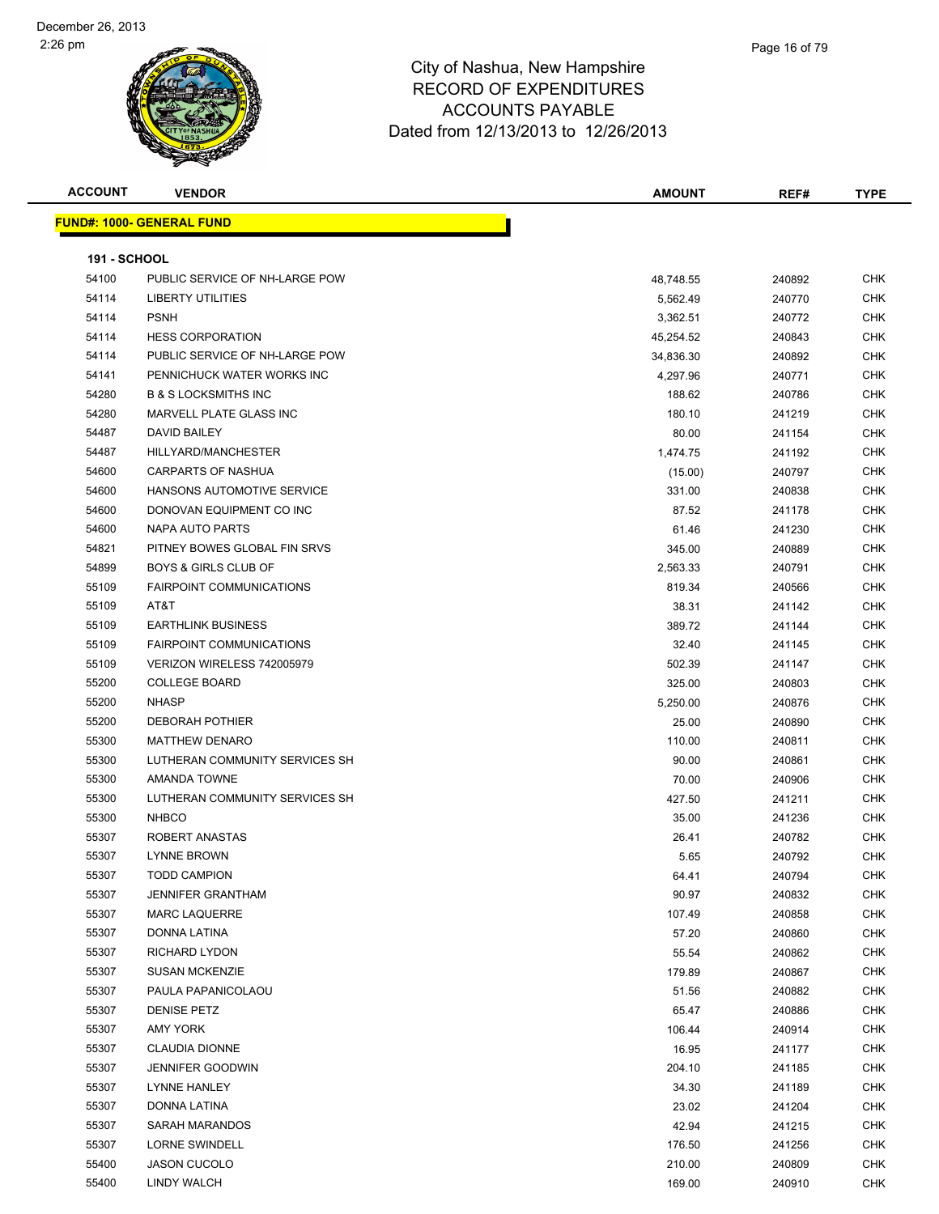December 26, 2013
2:26 pm

# City of Nashua, New Hampshire
## RECORD OF EXPENDITURES
## ACCOUNTS PAYABLE
### Dated from 12/13/2013 to 12/26/2013

**FUND#: 1000- GENERAL FUND**

**191 - SCHOOL**

| ACCOUNT | VENDOR | AMOUNT | REF# | TYPE |
|---|---|---|---|---|
| 54100 | PUBLIC SERVICE OF NH-LARGE POW | 48,748.55 | 240892 | CHK |
| 54114 | LIBERTY UTILITIES | 5,562.49 | 240770 | CHK |
| 54114 | PSNH | 3,362.51 | 240772 | CHK |
| 54114 | HESS CORPORATION | 45,254.52 | 240843 | CHK |
| 54114 | PUBLIC SERVICE OF NH-LARGE POW | 34,836.30 | 240892 | CHK |
| 54141 | PENNICHUCK WATER WORKS INC | 4,297.96 | 240771 | CHK |
| 54280 | B & S LOCKSMITHS INC | 188.62 | 240786 | CHK |
| 54280 | MARVELL PLATE GLASS INC | 180.10 | 241219 | CHK |
| 54487 | DAVID BAILEY | 80.00 | 241154 | CHK |
| 54487 | HILLYARD/MANCHESTER | 1,474.75 | 241192 | CHK |
| 54600 | CARPARTS OF NASHUA | (15.00) | 240797 | CHK |
| 54600 | HANSONS AUTOMOTIVE SERVICE | 331.00 | 240838 | CHK |
| 54600 | DONOVAN EQUIPMENT CO INC | 87.52 | 241178 | CHK |
| 54600 | NAPA AUTO PARTS | 61.46 | 241230 | CHK |
| 54821 | PITNEY BOWES GLOBAL FIN SRVS | 345.00 | 240889 | CHK |
| 54899 | BOYS & GIRLS CLUB OF | 2,563.33 | 240791 | CHK |
| 55109 | FAIRPOINT COMMUNICATIONS | 819.34 | 240566 | CHK |
| 55109 | AT&T | 38.31 | 241142 | CHK |
| 55109 | EARTHLINK BUSINESS | 389.72 | 241144 | CHK |
| 55109 | FAIRPOINT COMMUNICATIONS | 32.40 | 241145 | CHK |
| 55109 | VERIZON WIRELESS 742005979 | 502.39 | 241147 | CHK |
| 55200 | COLLEGE BOARD | 325.00 | 240803 | CHK |
| 55200 | NHASP | 5,250.00 | 240876 | CHK |
| 55200 | DEBORAH POTHIER | 25.00 | 240890 | CHK |
| 55300 | MATTHEW DENARO | 110.00 | 240811 | CHK |
| 55300 | LUTHERAN COMMUNITY SERVICES SH | 90.00 | 240861 | CHK |
| 55300 | AMANDA TOWNE | 70.00 | 240906 | CHK |
| 55300 | LUTHERAN COMMUNITY SERVICES SH | 427.50 | 241211 | CHK |
| 55300 | NHBCO | 35.00 | 241236 | CHK |
| 55307 | ROBERT ANASTAS | 26.41 | 240782 | CHK |
| 55307 | LYNNE BROWN | 5.65 | 240792 | CHK |
| 55307 | TODD CAMPION | 64.41 | 240794 | CHK |
| 55307 | JENNIFER GRANTHAM | 90.97 | 240832 | CHK |
| 55307 | MARC LAQUERRE | 107.49 | 240858 | CHK |
| 55307 | DONNA LATINA | 57.20 | 240860 | CHK |
| 55307 | RICHARD LYDON | 55.54 | 240862 | CHK |
| 55307 | SUSAN MCKENZIE | 179.89 | 240867 | CHK |
| 55307 | PAULA PAPANICOLAOU | 51.56 | 240882 | CHK |
| 55307 | DENISE PETZ | 65.47 | 240886 | CHK |
| 55307 | AMY YORK | 106.44 | 240914 | CHK |
| 55307 | CLAUDIA DIONNE | 16.95 | 241177 | CHK |
| 55307 | JENNIFER GOODWIN | 204.10 | 241185 | CHK |
| 55307 | LYNNE HANLEY | 34.30 | 241189 | CHK |
| 55307 | DONNA LATINA | 23.02 | 241204 | CHK |
| 55307 | SARAH MARANDOS | 42.94 | 241215 | CHK |
| 55307 | LORNE SWINDELL | 176.50 | 241256 | CHK |
| 55400 | JASON CUCOLO | 210.00 | 240809 | CHK |
| 55400 | LINDY WALCH | 169.00 | 240910 | CHK |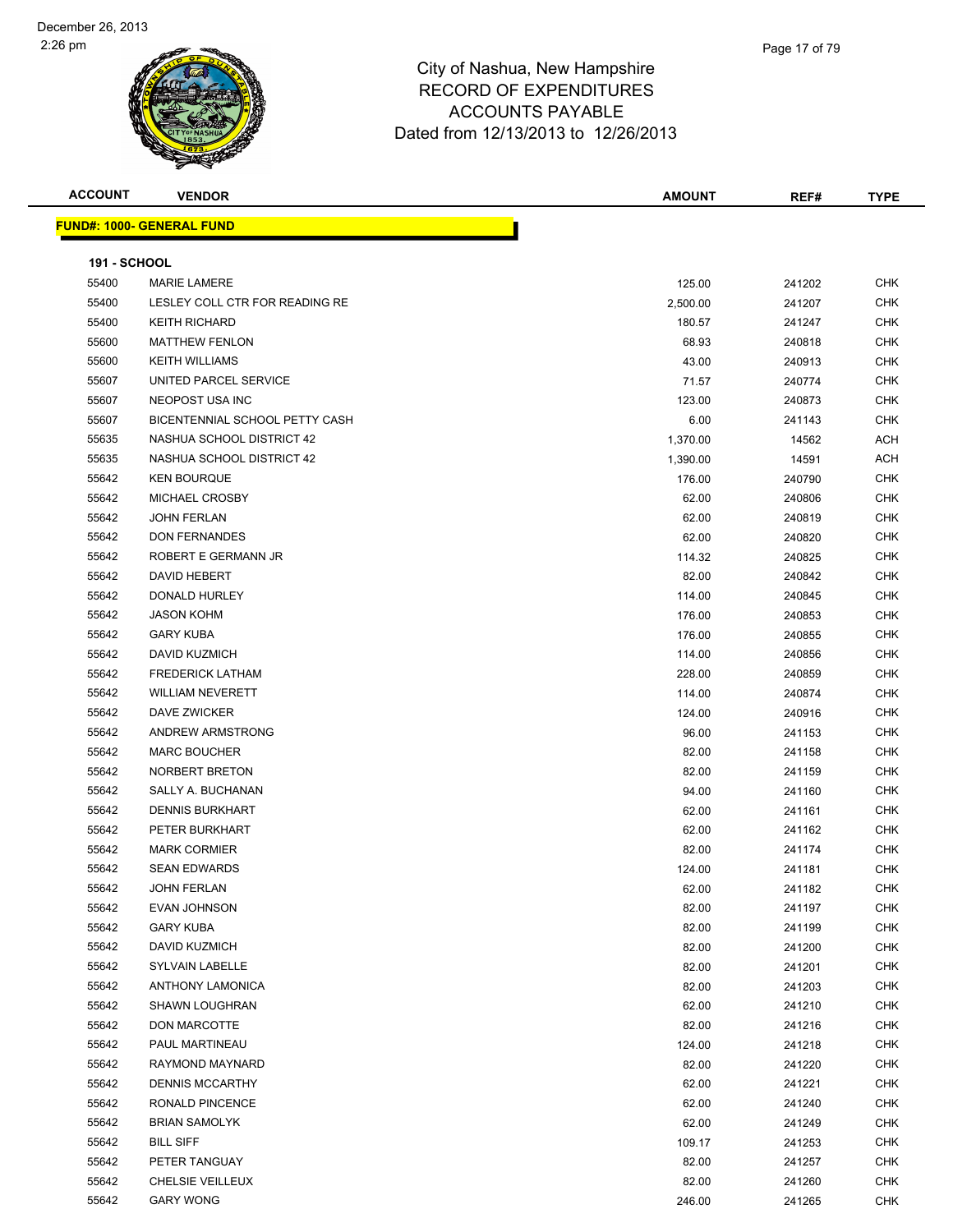# City of Nashua, New Hampshire
## RECORD OF EXPENDITURES
## ACCOUNTS PAYABLE
## Dated from 12/13/2013 to 12/26/2013

December 26, 2013
2:26 pm

| ACCOUNT | VENDOR | AMOUNT | REF# | TYPE |
|---|---|---|---|---|

**FUND#: 1000- GENERAL FUND**

**191 - SCHOOL**

| ACCOUNT | VENDOR | AMOUNT | REF# | TYPE |
|---|---|---|---|---|
| 55400 | MARIE LAMERE | 125.00 | 241202 | CHK |
| 55400 | LESLEY COLL CTR FOR READING RE | 2,500.00 | 241207 | CHK |
| 55400 | KEITH RICHARD | 180.57 | 241247 | CHK |
| 55600 | MATTHEW FENLON | 68.93 | 240818 | CHK |
| 55600 | KEITH WILLIAMS | 43.00 | 240913 | CHK |
| 55607 | UNITED PARCEL SERVICE | 71.57 | 240774 | CHK |
| 55607 | NEOPOST USA INC | 123.00 | 240873 | CHK |
| 55607 | BICENTENNIAL SCHOOL PETTY CASH | 6.00 | 241143 | CHK |
| 55635 | NASHUA SCHOOL DISTRICT 42 | 1,370.00 | 14562 | ACH |
| 55635 | NASHUA SCHOOL DISTRICT 42 | 1,390.00 | 14591 | ACH |
| 55642 | KEN BOURQUE | 176.00 | 240790 | CHK |
| 55642 | MICHAEL CROSBY | 62.00 | 240806 | CHK |
| 55642 | JOHN FERLAN | 62.00 | 240819 | CHK |
| 55642 | DON FERNANDES | 62.00 | 240820 | CHK |
| 55642 | ROBERT E GERMANN JR | 114.32 | 240825 | CHK |
| 55642 | DAVID HEBERT | 82.00 | 240842 | CHK |
| 55642 | DONALD HURLEY | 114.00 | 240845 | CHK |
| 55642 | JASON KOHM | 176.00 | 240853 | CHK |
| 55642 | GARY KUBA | 176.00 | 240855 | CHK |
| 55642 | DAVID KUZMICH | 114.00 | 240856 | CHK |
| 55642 | FREDERICK LATHAM | 228.00 | 240859 | CHK |
| 55642 | WILLIAM NEVERETT | 114.00 | 240874 | CHK |
| 55642 | DAVE ZWICKER | 124.00 | 240916 | CHK |
| 55642 | ANDREW ARMSTRONG | 96.00 | 241153 | CHK |
| 55642 | MARC BOUCHER | 82.00 | 241158 | CHK |
| 55642 | NORBERT BRETON | 82.00 | 241159 | CHK |
| 55642 | SALLY A. BUCHANAN | 94.00 | 241160 | CHK |
| 55642 | DENNIS BURKHART | 62.00 | 241161 | CHK |
| 55642 | PETER BURKHART | 62.00 | 241162 | CHK |
| 55642 | MARK CORMIER | 82.00 | 241174 | CHK |
| 55642 | SEAN EDWARDS | 124.00 | 241181 | CHK |
| 55642 | JOHN FERLAN | 62.00 | 241182 | CHK |
| 55642 | EVAN JOHNSON | 82.00 | 241197 | CHK |
| 55642 | GARY KUBA | 82.00 | 241199 | CHK |
| 55642 | DAVID KUZMICH | 82.00 | 241200 | CHK |
| 55642 | SYLVAIN LABELLE | 82.00 | 241201 | CHK |
| 55642 | ANTHONY LAMONICA | 82.00 | 241203 | CHK |
| 55642 | SHAWN LOUGHRAN | 62.00 | 241210 | CHK |
| 55642 | DON MARCOTTE | 82.00 | 241216 | CHK |
| 55642 | PAUL MARTINEAU | 124.00 | 241218 | CHK |
| 55642 | RAYMOND MAYNARD | 82.00 | 241220 | CHK |
| 55642 | DENNIS MCCARTHY | 62.00 | 241221 | CHK |
| 55642 | RONALD PINCENCE | 62.00 | 241240 | CHK |
| 55642 | BRIAN SAMOLYK | 62.00 | 241249 | CHK |
| 55642 | BILL SIFF | 109.17 | 241253 | CHK |
| 55642 | PETER TANGUAY | 82.00 | 241257 | CHK |
| 55642 | CHELSIE VEILLEUX | 82.00 | 241260 | CHK |
| 55642 | GARY WONG | 246.00 | 241265 | CHK |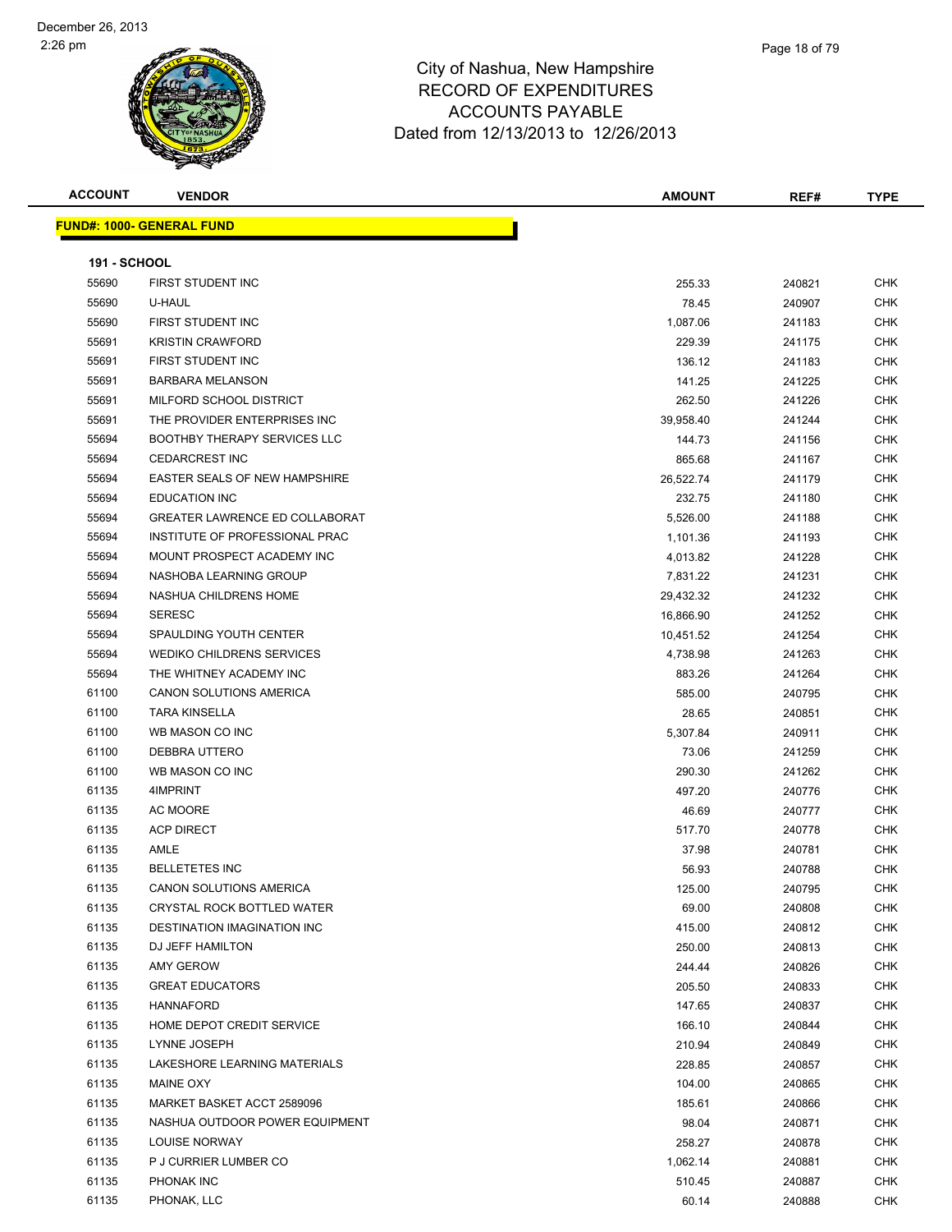City of Nashua, New Hampshire
RECORD OF EXPENDITURES
ACCOUNTS PAYABLE
Dated from 12/13/2013 to 12/26/2013

| ACCOUNT | VENDOR | AMOUNT | REF# | TYPE |
|---|---|---|---|---|

**FUND#: 1000- GENERAL FUND**

**191 - SCHOOL**

| ACCOUNT | VENDOR | AMOUNT | REF# | TYPE |
|---|---|---|---|---|
| 55690 | FIRST STUDENT INC | 255.33 | 240821 | CHK |
| 55690 | U-HAUL | 78.45 | 240907 | CHK |
| 55690 | FIRST STUDENT INC | 1,087.06 | 241183 | CHK |
| 55691 | KRISTIN CRAWFORD | 229.39 | 241175 | CHK |
| 55691 | FIRST STUDENT INC | 136.12 | 241183 | CHK |
| 55691 | BARBARA MELANSON | 141.25 | 241225 | CHK |
| 55691 | MILFORD SCHOOL DISTRICT | 262.50 | 241226 | CHK |
| 55691 | THE PROVIDER ENTERPRISES INC | 39,958.40 | 241244 | CHK |
| 55694 | BOOTHBY THERAPY SERVICES LLC | 144.73 | 241156 | CHK |
| 55694 | CEDARCREST INC | 865.68 | 241167 | CHK |
| 55694 | EASTER SEALS OF NEW HAMPSHIRE | 26,522.74 | 241179 | CHK |
| 55694 | EDUCATION INC | 232.75 | 241180 | CHK |
| 55694 | GREATER LAWRENCE ED COLLABORAT | 5,526.00 | 241188 | CHK |
| 55694 | INSTITUTE OF PROFESSIONAL PRAC | 1,101.36 | 241193 | CHK |
| 55694 | MOUNT PROSPECT ACADEMY INC | 4,013.82 | 241228 | CHK |
| 55694 | NASHOBA LEARNING GROUP | 7,831.22 | 241231 | CHK |
| 55694 | NASHUA CHILDRENS HOME | 29,432.32 | 241232 | CHK |
| 55694 | SERESC | 16,866.90 | 241252 | CHK |
| 55694 | SPAULDING YOUTH CENTER | 10,451.52 | 241254 | CHK |
| 55694 | WEDIKO CHILDRENS SERVICES | 4,738.98 | 241263 | CHK |
| 55694 | THE WHITNEY ACADEMY INC | 883.26 | 241264 | CHK |
| 61100 | CANON SOLUTIONS AMERICA | 585.00 | 240795 | CHK |
| 61100 | TARA KINSELLA | 28.65 | 240851 | CHK |
| 61100 | WB MASON CO INC | 5,307.84 | 240911 | CHK |
| 61100 | DEBBRA UTTERO | 73.06 | 241259 | CHK |
| 61100 | WB MASON CO INC | 290.30 | 241262 | CHK |
| 61135 | 4IMPRINT | 497.20 | 240776 | CHK |
| 61135 | AC MOORE | 46.69 | 240777 | CHK |
| 61135 | ACP DIRECT | 517.70 | 240778 | CHK |
| 61135 | AMLE | 37.98 | 240781 | CHK |
| 61135 | BELLETETES INC | 56.93 | 240788 | CHK |
| 61135 | CANON SOLUTIONS AMERICA | 125.00 | 240795 | CHK |
| 61135 | CRYSTAL ROCK BOTTLED WATER | 69.00 | 240808 | CHK |
| 61135 | DESTINATION IMAGINATION INC | 415.00 | 240812 | CHK |
| 61135 | DJ JEFF HAMILTON | 250.00 | 240813 | CHK |
| 61135 | AMY GEROW | 244.44 | 240826 | CHK |
| 61135 | GREAT EDUCATORS | 205.50 | 240833 | CHK |
| 61135 | HANNAFORD | 147.65 | 240837 | CHK |
| 61135 | HOME DEPOT CREDIT SERVICE | 166.10 | 240844 | CHK |
| 61135 | LYNNE JOSEPH | 210.94 | 240849 | CHK |
| 61135 | LAKESHORE LEARNING MATERIALS | 228.85 | 240857 | CHK |
| 61135 | MAINE OXY | 104.00 | 240865 | CHK |
| 61135 | MARKET BASKET ACCT 2589096 | 185.61 | 240866 | CHK |
| 61135 | NASHUA OUTDOOR POWER EQUIPMENT | 98.04 | 240871 | CHK |
| 61135 | LOUISE NORWAY | 258.27 | 240878 | CHK |
| 61135 | P J CURRIER LUMBER CO | 1,062.14 | 240881 | CHK |
| 61135 | PHONAK INC | 510.45 | 240887 | CHK |
| 61135 | PHONAK, LLC | 60.14 | 240888 | CHK |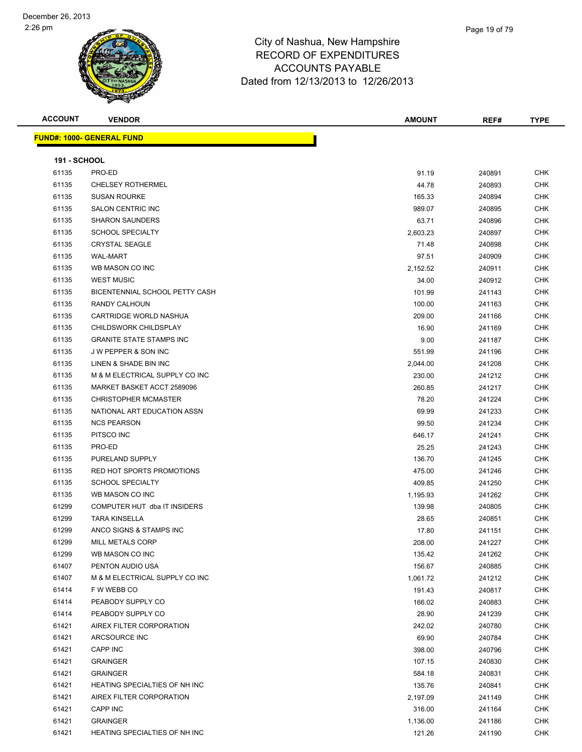# City of Nashua, New Hampshire
## RECORD OF EXPENDITURES
## ACCOUNTS PAYABLE
## Dated from 12/13/2013 to 12/26/2013

December 26, 2013
2:26 pm

**FUND#: 1000- GENERAL FUND**

**191 - SCHOOL**

| ACCOUNT | VENDOR | AMOUNT | REF# | TYPE |
|---|---|---|---|---|
| 61135 | PRO-ED | 91.19 | 240891 | CHK |
| 61135 | CHELSEY ROTHERMEL | 44.78 | 240893 | CHK |
| 61135 | SUSAN ROURKE | 165.33 | 240894 | CHK |
| 61135 | SALON CENTRIC INC | 989.07 | 240895 | CHK |
| 61135 | SHARON SAUNDERS | 63.71 | 240896 | CHK |
| 61135 | SCHOOL SPECIALTY | 2,603.23 | 240897 | CHK |
| 61135 | CRYSTAL SEAGLE | 71.48 | 240898 | CHK |
| 61135 | WAL-MART | 97.51 | 240909 | CHK |
| 61135 | WB MASON CO INC | 2,152.52 | 240911 | CHK |
| 61135 | WEST MUSIC | 34.00 | 240912 | CHK |
| 61135 | BICENTENNIAL SCHOOL PETTY CASH | 101.99 | 241143 | CHK |
| 61135 | RANDY CALHOUN | 100.00 | 241163 | CHK |
| 61135 | CARTRIDGE WORLD NASHUA | 209.00 | 241166 | CHK |
| 61135 | CHILDSWORK CHILDSPLAY | 16.90 | 241169 | CHK |
| 61135 | GRANITE STATE STAMPS INC | 9.00 | 241187 | CHK |
| 61135 | J W PEPPER & SON INC | 551.99 | 241196 | CHK |
| 61135 | LINEN & SHADE BIN INC | 2,044.00 | 241208 | CHK |
| 61135 | M & M ELECTRICAL SUPPLY CO INC | 230.00 | 241212 | CHK |
| 61135 | MARKET BASKET ACCT 2589096 | 260.85 | 241217 | CHK |
| 61135 | CHRISTOPHER MCMASTER | 78.20 | 241224 | CHK |
| 61135 | NATIONAL ART EDUCATION ASSN | 69.99 | 241233 | CHK |
| 61135 | NCS PEARSON | 99.50 | 241234 | CHK |
| 61135 | PITSCO INC | 646.17 | 241241 | CHK |
| 61135 | PRO-ED | 25.25 | 241243 | CHK |
| 61135 | PURELAND SUPPLY | 136.70 | 241245 | CHK |
| 61135 | RED HOT SPORTS PROMOTIONS | 475.00 | 241246 | CHK |
| 61135 | SCHOOL SPECIALTY | 409.85 | 241250 | CHK |
| 61135 | WB MASON CO INC | 1,195.93 | 241262 | CHK |
| 61299 | COMPUTER HUT dba IT INSIDERS | 139.98 | 240805 | CHK |
| 61299 | TARA KINSELLA | 28.65 | 240851 | CHK |
| 61299 | ANCO SIGNS & STAMPS INC | 17.80 | 241151 | CHK |
| 61299 | MILL METALS CORP | 208.00 | 241227 | CHK |
| 61299 | WB MASON CO INC | 135.42 | 241262 | CHK |
| 61407 | PENTON AUDIO USA | 156.67 | 240885 | CHK |
| 61407 | M & M ELECTRICAL SUPPLY CO INC | 1,061.72 | 241212 | CHK |
| 61414 | F W WEBB CO | 191.43 | 240817 | CHK |
| 61414 | PEABODY SUPPLY CO | 166.02 | 240883 | CHK |
| 61414 | PEABODY SUPPLY CO | 28.90 | 241239 | CHK |
| 61421 | AIREX FILTER CORPORATION | 242.02 | 240780 | CHK |
| 61421 | ARCSOURCE INC | 69.90 | 240784 | CHK |
| 61421 | CAPP INC | 398.00 | 240796 | CHK |
| 61421 | GRAINGER | 107.15 | 240830 | CHK |
| 61421 | GRAINGER | 584.18 | 240831 | CHK |
| 61421 | HEATING SPECIALTIES OF NH INC | 135.76 | 240841 | CHK |
| 61421 | AIREX FILTER CORPORATION | 2,197.09 | 241149 | CHK |
| 61421 | CAPP INC | 316.00 | 241164 | CHK |
| 61421 | GRAINGER | 1,136.00 | 241186 | CHK |
| 61421 | HEATING SPECIALTIES OF NH INC | 121.26 | 241190 | CHK |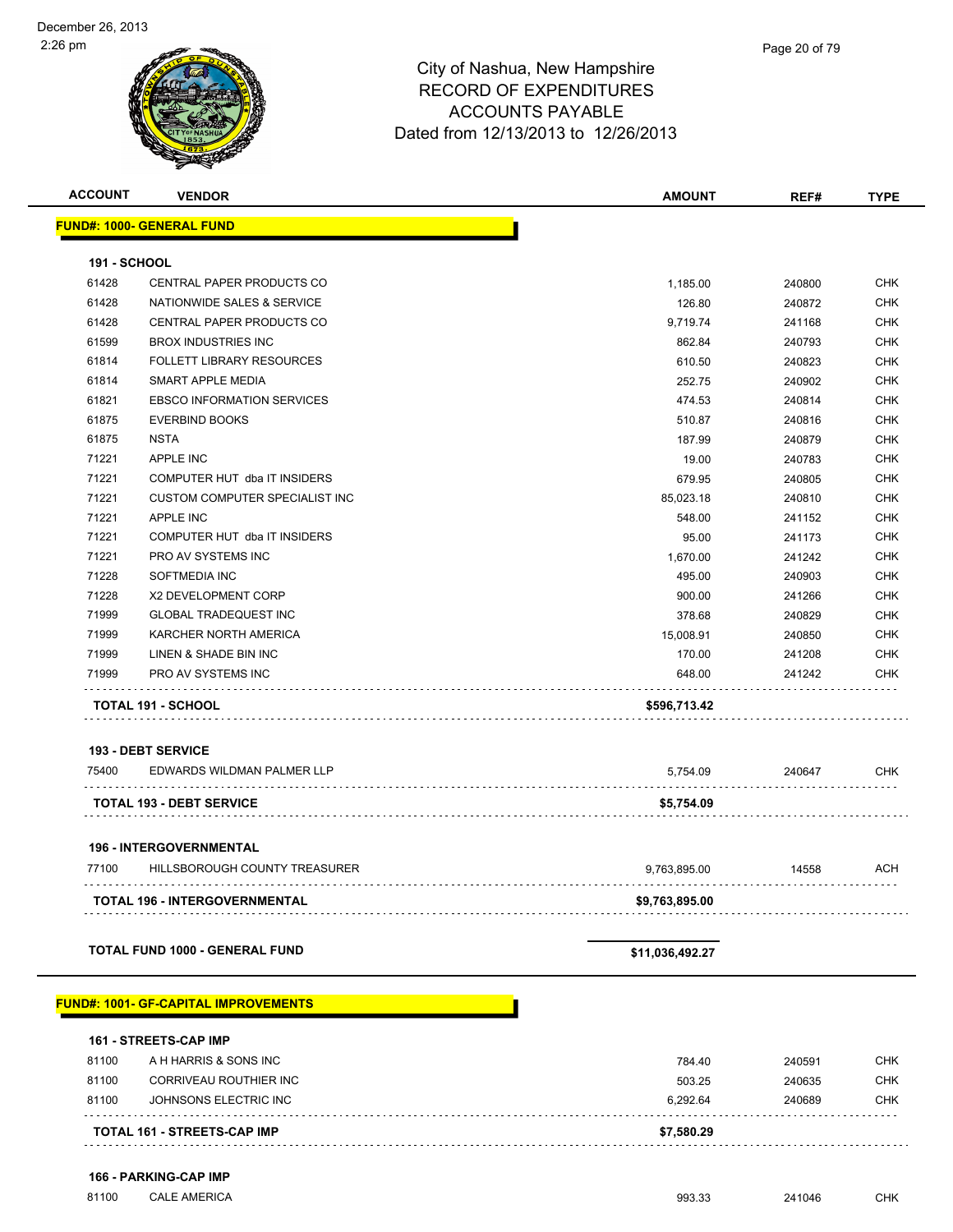City of Nashua, New Hampshire
RECORD OF EXPENDITURES
ACCOUNTS PAYABLE
Dated from 12/13/2013 to 12/26/2013

| ACCOUNT | VENDOR | AMOUNT | REF# | TYPE |
|---|---|---|---|---|
| **FUND#: 1000- GENERAL FUND** | | | | |
| **191 - SCHOOL** | | | | |
| 61428 | CENTRAL PAPER PRODUCTS CO | 1,185.00 | 240800 | CHK |
| 61428 | NATIONWIDE SALES & SERVICE | 126.80 | 240872 | CHK |
| 61428 | CENTRAL PAPER PRODUCTS CO | 9,719.74 | 241168 | CHK |
| 61599 | BROX INDUSTRIES INC | 862.84 | 240793 | CHK |
| 61814 | FOLLETT LIBRARY RESOURCES | 610.50 | 240823 | CHK |
| 61814 | SMART APPLE MEDIA | 252.75 | 240902 | CHK |
| 61821 | EBSCO INFORMATION SERVICES | 474.53 | 240814 | CHK |
| 61875 | EVERBIND BOOKS | 510.87 | 240816 | CHK |
| 61875 | NSTA | 187.99 | 240879 | CHK |
| 71221 | APPLE INC | 19.00 | 240783 | CHK |
| 71221 | COMPUTER HUT dba IT INSIDERS | 679.95 | 240805 | CHK |
| 71221 | CUSTOM COMPUTER SPECIALIST INC | 85,023.18 | 240810 | CHK |
| 71221 | APPLE INC | 548.00 | 241152 | CHK |
| 71221 | COMPUTER HUT dba IT INSIDERS | 95.00 | 241173 | CHK |
| 71221 | PRO AV SYSTEMS INC | 1,670.00 | 241242 | CHK |
| 71228 | SOFTMEDIA INC | 495.00 | 240903 | CHK |
| 71228 | X2 DEVELOPMENT CORP | 900.00 | 241266 | CHK |
| 71999 | GLOBAL TRADEQUEST INC | 378.68 | 240829 | CHK |
| 71999 | KARCHER NORTH AMERICA | 15,008.91 | 240850 | CHK |
| 71999 | LINEN & SHADE BIN INC | 170.00 | 241208 | CHK |
| 71999 | PRO AV SYSTEMS INC | 648.00 | 241242 | CHK |
| **TOTAL 191 - SCHOOL** | | **$596,713.42** | | |
| **193 - DEBT SERVICE** | | | | |
| 75400 | EDWARDS WILDMAN PALMER LLP | 5,754.09 | 240647 | CHK |
| **TOTAL 193 - DEBT SERVICE** | | **$5,754.09** | | |
| **196 - INTERGOVERNMENTAL** | | | | |
| 77100 | HILLSBOROUGH COUNTY TREASURER | 9,763,895.00 | 14558 | ACH |
| **TOTAL 196 - INTERGOVERNMENTAL** | | **$9,763,895.00** | | |
| **TOTAL FUND 1000 - GENERAL FUND** | | **$11,036,492.27** | | |
| **FUND#: 1001- GF-CAPITAL IMPROVEMENTS** | | | | |
| **161 - STREETS-CAP IMP** | | | | |
| 81100 | A H HARRIS & SONS INC | 784.40 | 240591 | CHK |
| 81100 | CORRIVEAU ROUTHIER INC | 503.25 | 240635 | CHK |
| 81100 | JOHNSONS ELECTRIC INC | 6,292.64 | 240689 | CHK |
| **TOTAL 161 - STREETS-CAP IMP** | | **$7,580.29** | | |
| **166 - PARKING-CAP IMP** | | | | |
| 81100 | CALE AMERICA | 993.33 | 241046 | CHK |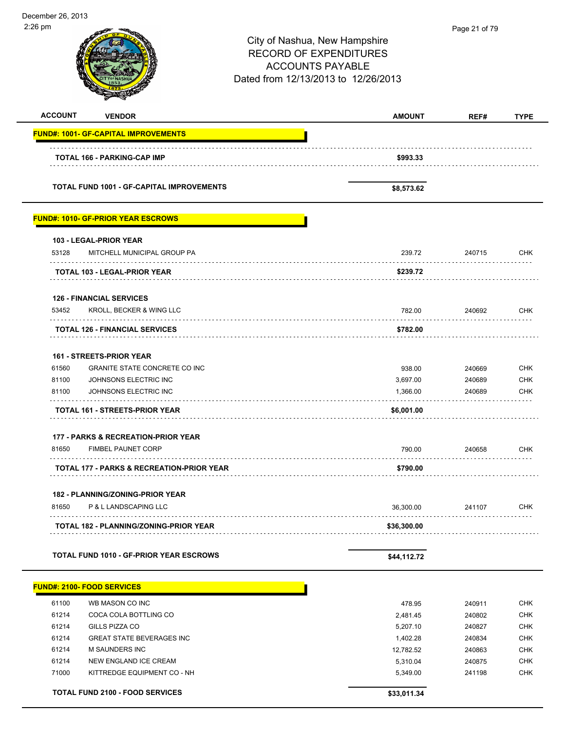City of Nashua, New Hampshire
RECORD OF EXPENDITURES
ACCOUNTS PAYABLE
Dated from 12/13/2013 to 12/26/2013

| ACCOUNT | VENDOR | AMOUNT | REF# | TYPE |
|---|---|---|---|---|
| **FUND#: 1001- GF-CAPITAL IMPROVEMENTS** | | | | |
| | **TOTAL 166 - PARKING-CAP IMP** | **$993.33** | | |
| | **TOTAL FUND 1001 - GF-CAPITAL IMPROVEMENTS** | **$8,573.62** | | |
| **FUND#: 1010- GF-PRIOR YEAR ESCROWS** | | | | |
| **103 - LEGAL-PRIOR YEAR** | | | | |
| 53128 | MITCHELL MUNICIPAL GROUP PA | 239.72 | 240715 | CHK |
| | **TOTAL 103 - LEGAL-PRIOR YEAR** | **$239.72** | | |
| **126 - FINANCIAL SERVICES** | | | | |
| 53452 | KROLL, BECKER & WING LLC | 782.00 | 240692 | CHK |
| | **TOTAL 126 - FINANCIAL SERVICES** | **$782.00** | | |
| **161 - STREETS-PRIOR YEAR** | | | | |
| 61560 | GRANITE STATE CONCRETE CO INC | 938.00 | 240669 | CHK |
| 81100 | JOHNSONS ELECTRIC INC | 3,697.00 | 240689 | CHK |
| 81100 | JOHNSONS ELECTRIC INC | 1,366.00 | 240689 | CHK |
| | **TOTAL 161 - STREETS-PRIOR YEAR** | **$6,001.00** | | |
| **177 - PARKS & RECREATION-PRIOR YEAR** | | | | |
| 81650 | FIMBEL PAUNET CORP | 790.00 | 240658 | CHK |
| | **TOTAL 177 - PARKS & RECREATION-PRIOR YEAR** | **$790.00** | | |
| **182 - PLANNING/ZONING-PRIOR YEAR** | | | | |
| 81650 | P & L LANDSCAPING LLC | 36,300.00 | 241107 | CHK |
| | **TOTAL 182 - PLANNING/ZONING-PRIOR YEAR** | **$36,300.00** | | |
| | **TOTAL FUND 1010 - GF-PRIOR YEAR ESCROWS** | **$44,112.72** | | |
| **FUND#: 2100- FOOD SERVICES** | | | | |
| 61100 | WB MASON CO INC | 478.95 | 240911 | CHK |
| 61214 | COCA COLA BOTTLING CO | 2,481.45 | 240802 | CHK |
| 61214 | GILLS PIZZA CO | 5,207.10 | 240827 | CHK |
| 61214 | GREAT STATE BEVERAGES INC | 1,402.28 | 240834 | CHK |
| 61214 | M SAUNDERS INC | 12,782.52 | 240863 | CHK |
| 61214 | NEW ENGLAND ICE CREAM | 5,310.04 | 240875 | CHK |
| 71000 | KITTREDGE EQUIPMENT CO - NH | 5,349.00 | 241198 | CHK |
| | **TOTAL FUND 2100 - FOOD SERVICES** | **$33,011.34** | | |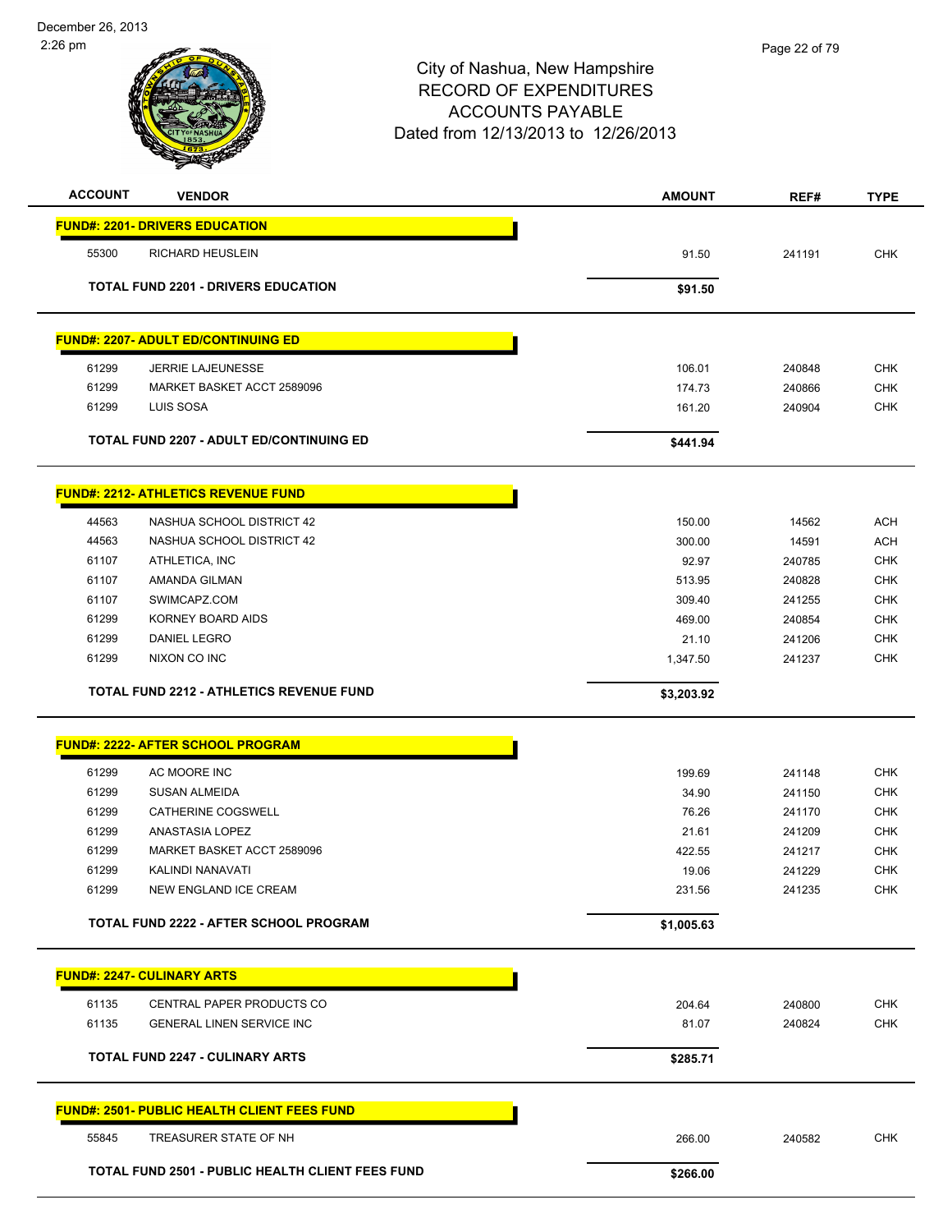# City of Nashua, New Hampshire
## RECORD OF EXPENDITURES
## ACCOUNTS PAYABLE
### Dated from 12/13/2013 to 12/26/2013

| ACCOUNT | VENDOR | AMOUNT | REF# | TYPE |
|---|---|---|---|---|
| **FUND#: 2201- DRIVERS EDUCATION** | | | | |
| 55300 | RICHARD HEUSLEIN | 91.50 | 241191 | CHK |
| | **TOTAL FUND 2201 - DRIVERS EDUCATION** | **$91.50** | | |
| **FUND#: 2207- ADULT ED/CONTINUING ED** | | | | |
| 61299 | JERRIE LAJEUNESSE | 106.01 | 240848 | CHK |
| 61299 | MARKET BASKET ACCT 2589096 | 174.73 | 240866 | CHK |
| 61299 | LUIS SOSA | 161.20 | 240904 | CHK |
| | **TOTAL FUND 2207 - ADULT ED/CONTINUING ED** | **$441.94** | | |
| **FUND#: 2212- ATHLETICS REVENUE FUND** | | | | |
| 44563 | NASHUA SCHOOL DISTRICT 42 | 150.00 | 14562 | ACH |
| 44563 | NASHUA SCHOOL DISTRICT 42 | 300.00 | 14591 | ACH |
| 61107 | ATHLETICA, INC | 92.97 | 240785 | CHK |
| 61107 | AMANDA GILMAN | 513.95 | 240828 | CHK |
| 61107 | SWIMCAPZ.COM | 309.40 | 241255 | CHK |
| 61299 | KORNEY BOARD AIDS | 469.00 | 240854 | CHK |
| 61299 | DANIEL LEGRO | 21.10 | 241206 | CHK |
| 61299 | NIXON CO INC | 1,347.50 | 241237 | CHK |
| | **TOTAL FUND 2212 - ATHLETICS REVENUE FUND** | **$3,203.92** | | |
| **FUND#: 2222- AFTER SCHOOL PROGRAM** | | | | |
| 61299 | AC MOORE INC | 199.69 | 241148 | CHK |
| 61299 | SUSAN ALMEIDA | 34.90 | 241150 | CHK |
| 61299 | CATHERINE COGSWELL | 76.26 | 241170 | CHK |
| 61299 | ANASTASIA LOPEZ | 21.61 | 241209 | CHK |
| 61299 | MARKET BASKET ACCT 2589096 | 422.55 | 241217 | CHK |
| 61299 | KALINDI NANAVATI | 19.06 | 241229 | CHK |
| 61299 | NEW ENGLAND ICE CREAM | 231.56 | 241235 | CHK |
| | **TOTAL FUND 2222 - AFTER SCHOOL PROGRAM** | **$1,005.63** | | |
| **FUND#: 2247- CULINARY ARTS** | | | | |
| 61135 | CENTRAL PAPER PRODUCTS CO | 204.64 | 240800 | CHK |
| 61135 | GENERAL LINEN SERVICE INC | 81.07 | 240824 | CHK |
| | **TOTAL FUND 2247 - CULINARY ARTS** | **$285.71** | | |
| **FUND#: 2501- PUBLIC HEALTH CLIENT FEES FUND** | | | | |
| 55845 | TREASURER STATE OF NH | 266.00 | 240582 | CHK |
| | **TOTAL FUND 2501 - PUBLIC HEALTH CLIENT FEES FUND** | **$266.00** | | |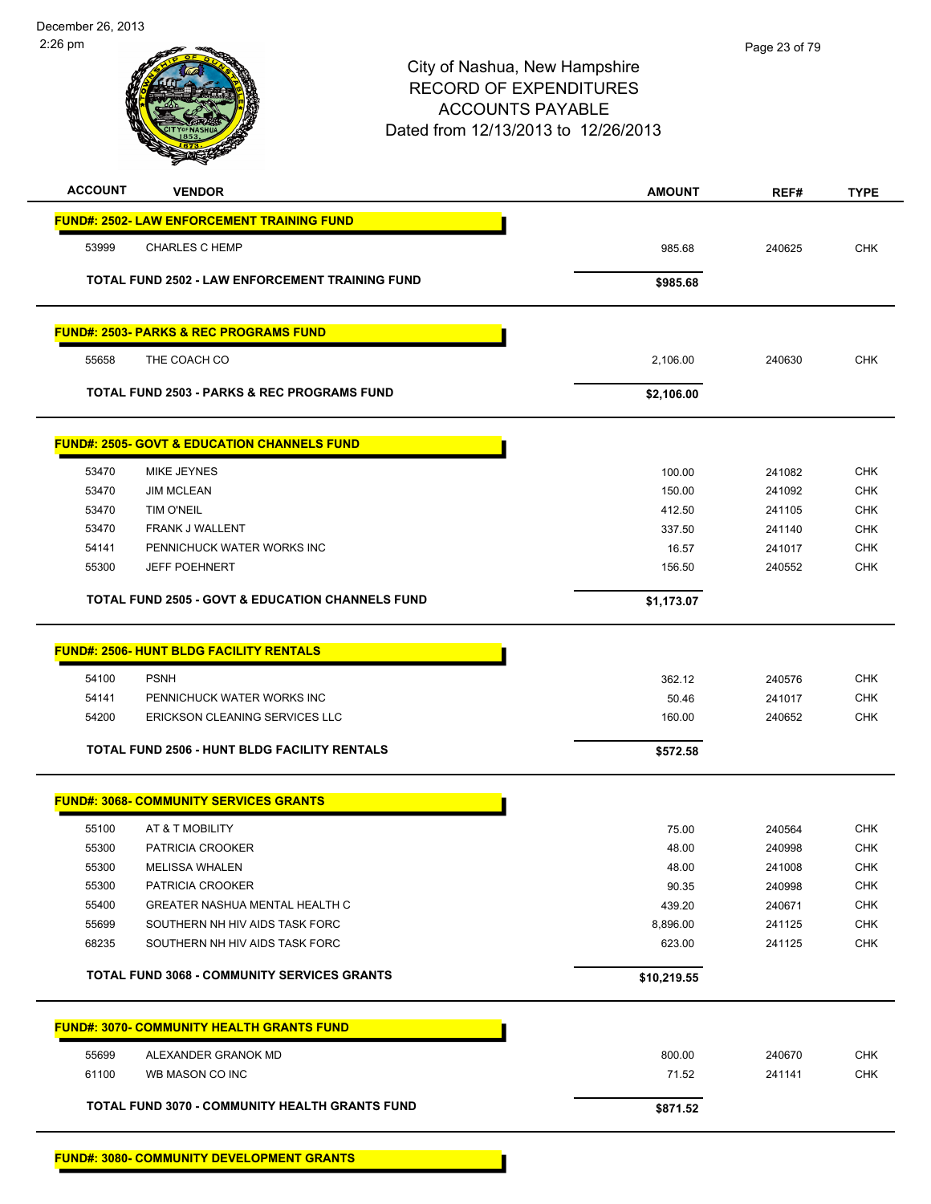City of Nashua, New Hampshire
RECORD OF EXPENDITURES
ACCOUNTS PAYABLE
Dated from 12/13/2013 to 12/26/2013

| ACCOUNT | VENDOR | AMOUNT | REF# | TYPE |
|---|---|---|---|---|
| **FUND#: 2502- LAW ENFORCEMENT TRAINING FUND** | | | | |
| 53999 | CHARLES C HEMP | 985.68 | 240625 | CHK |
| **TOTAL FUND 2502 - LAW ENFORCEMENT TRAINING FUND** | | **$985.68** | | |
| **FUND#: 2503- PARKS & REC PROGRAMS FUND** | | | | |
| 55658 | THE COACH CO | 2,106.00 | 240630 | CHK |
| **TOTAL FUND 2503 - PARKS & REC PROGRAMS FUND** | | **$2,106.00** | | |
| **FUND#: 2505- GOVT & EDUCATION CHANNELS FUND** | | | | |
| 53470 | MIKE JEYNES | 100.00 | 241082 | CHK |
| 53470 | JIM MCLEAN | 150.00 | 241092 | CHK |
| 53470 | TIM O'NEIL | 412.50 | 241105 | CHK |
| 53470 | FRANK J WALLENT | 337.50 | 241140 | CHK |
| 54141 | PENNICHUCK WATER WORKS INC | 16.57 | 241017 | CHK |
| 55300 | JEFF POEHNERT | 156.50 | 240552 | CHK |
| **TOTAL FUND 2505 - GOVT & EDUCATION CHANNELS FUND** | | **$1,173.07** | | |
| **FUND#: 2506- HUNT BLDG FACILITY RENTALS** | | | | |
| 54100 | PSNH | 362.12 | 240576 | CHK |
| 54141 | PENNICHUCK WATER WORKS INC | 50.46 | 241017 | CHK |
| 54200 | ERICKSON CLEANING SERVICES LLC | 160.00 | 240652 | CHK |
| **TOTAL FUND 2506 - HUNT BLDG FACILITY RENTALS** | | **$572.58** | | |
| **FUND#: 3068- COMMUNITY SERVICES GRANTS** | | | | |
| 55100 | AT & T MOBILITY | 75.00 | 240564 | CHK |
| 55300 | PATRICIA CROOKER | 48.00 | 240998 | CHK |
| 55300 | MELISSA WHALEN | 48.00 | 241008 | CHK |
| 55300 | PATRICIA CROOKER | 90.35 | 240998 | CHK |
| 55400 | GREATER NASHUA MENTAL HEALTH C | 439.20 | 240671 | CHK |
| 55699 | SOUTHERN NH HIV AIDS TASK FORC | 8,896.00 | 241125 | CHK |
| 68235 | SOUTHERN NH HIV AIDS TASK FORC | 623.00 | 241125 | CHK |
| **TOTAL FUND 3068 - COMMUNITY SERVICES GRANTS** | | **$10,219.55** | | |
| **FUND#: 3070- COMMUNITY HEALTH GRANTS FUND** | | | | |
| 55699 | ALEXANDER GRANOK MD | 800.00 | 240670 | CHK |
| 61100 | WB MASON CO INC | 71.52 | 241141 | CHK |
| **TOTAL FUND 3070 - COMMUNITY HEALTH GRANTS FUND** | | **$871.52** | | |
| **FUND#: 3080- COMMUNITY DEVELOPMENT GRANTS** | | | | |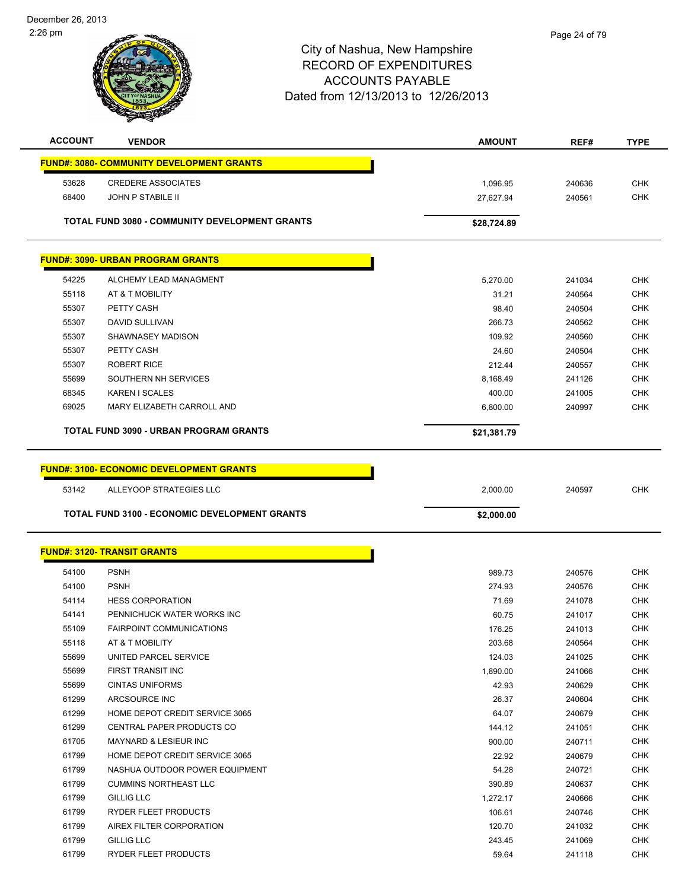# City of Nashua, New Hampshire
## RECORD OF EXPENDITURES
## ACCOUNTS PAYABLE
## Dated from 12/13/2013 to 12/26/2013

| ACCOUNT | VENDOR | AMOUNT | REF# | TYPE |
|---|---|---|---|---|
| **FUND#: 3080- COMMUNITY DEVELOPMENT GRANTS** | | | | |
| 53628 | CREDERE ASSOCIATES | 1,096.95 | 240636 | CHK |
| 68400 | JOHN P STABILE II | 27,627.94 | 240561 | CHK |
| | **TOTAL FUND 3080 - COMMUNITY DEVELOPMENT GRANTS** | **$28,724.89** | | |
| **FUND#: 3090- URBAN PROGRAM GRANTS** | | | | |
| 54225 | ALCHEMY LEAD MANAGMENT | 5,270.00 | 241034 | CHK |
| 55118 | AT & T MOBILITY | 31.21 | 240564 | CHK |
| 55307 | PETTY CASH | 98.40 | 240504 | CHK |
| 55307 | DAVID SULLIVAN | 266.73 | 240562 | CHK |
| 55307 | SHAWNASEY MADISON | 109.92 | 240560 | CHK |
| 55307 | PETTY CASH | 24.60 | 240504 | CHK |
| 55307 | ROBERT RICE | 212.44 | 240557 | CHK |
| 55699 | SOUTHERN NH SERVICES | 8,168.49 | 241126 | CHK |
| 68345 | KAREN I SCALES | 400.00 | 241005 | CHK |
| 69025 | MARY ELIZABETH CARROLL AND | 6,800.00 | 240997 | CHK |
| | **TOTAL FUND 3090 - URBAN PROGRAM GRANTS** | **$21,381.79** | | |
| **FUND#: 3100- ECONOMIC DEVELOPMENT GRANTS** | | | | |
| 53142 | ALLEYOOP STRATEGIES LLC | 2,000.00 | 240597 | CHK |
| | **TOTAL FUND 3100 - ECONOMIC DEVELOPMENT GRANTS** | **$2,000.00** | | |
| **FUND#: 3120- TRANSIT GRANTS** | | | | |
| 54100 | PSNH | 989.73 | 240576 | CHK |
| 54100 | PSNH | 274.93 | 240576 | CHK |
| 54114 | HESS CORPORATION | 71.69 | 241078 | CHK |
| 54141 | PENNICHUCK WATER WORKS INC | 60.75 | 241017 | CHK |
| 55109 | FAIRPOINT COMMUNICATIONS | 176.25 | 241013 | CHK |
| 55118 | AT & T MOBILITY | 203.68 | 240564 | CHK |
| 55699 | UNITED PARCEL SERVICE | 124.03 | 241025 | CHK |
| 55699 | FIRST TRANSIT INC | 1,890.00 | 241066 | CHK |
| 55699 | CINTAS UNIFORMS | 42.93 | 240629 | CHK |
| 61299 | ARCSOURCE INC | 26.37 | 240604 | CHK |
| 61299 | HOME DEPOT CREDIT SERVICE 3065 | 64.07 | 240679 | CHK |
| 61299 | CENTRAL PAPER PRODUCTS CO | 144.12 | 241051 | CHK |
| 61705 | MAYNARD & LESIEUR INC | 900.00 | 240711 | CHK |
| 61799 | HOME DEPOT CREDIT SERVICE 3065 | 22.92 | 240679 | CHK |
| 61799 | NASHUA OUTDOOR POWER EQUIPMENT | 54.28 | 240721 | CHK |
| 61799 | CUMMINS NORTHEAST LLC | 390.89 | 240637 | CHK |
| 61799 | GILLIG LLC | 1,272.17 | 240666 | CHK |
| 61799 | RYDER FLEET PRODUCTS | 106.61 | 240746 | CHK |
| 61799 | AIREX FILTER CORPORATION | 120.70 | 241032 | CHK |
| 61799 | GILLIG LLC | 243.45 | 241069 | CHK |
| 61799 | RYDER FLEET PRODUCTS | 59.64 | 241118 | CHK |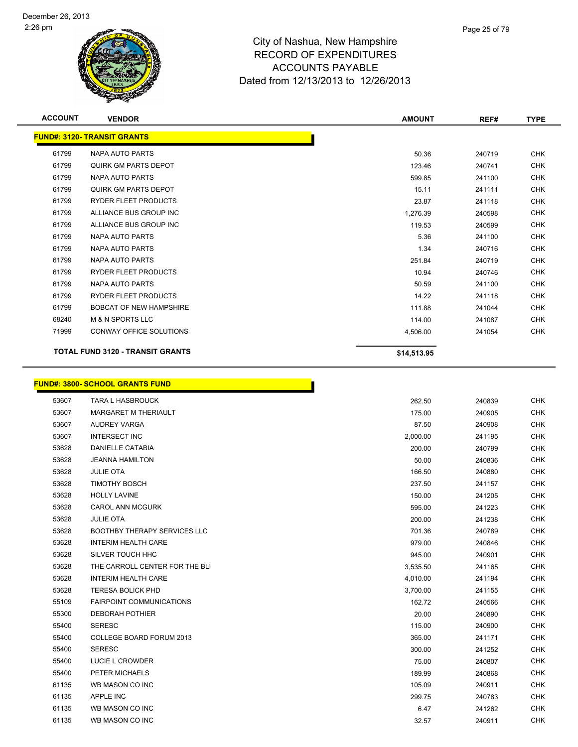# City of Nashua, New Hampshire
## RECORD OF EXPENDITURES
## ACCOUNTS PAYABLE
## Dated from 12/13/2013 to 12/26/2013

| ACCOUNT | VENDOR | AMOUNT | REF# | TYPE |
|---|---|---|---|---|
| **FUND#: 3120- TRANSIT GRANTS** | | | | |
| 61799 | NAPA AUTO PARTS | 50.36 | 240719 | CHK |
| 61799 | QUIRK GM PARTS DEPOT | 123.46 | 240741 | CHK |
| 61799 | NAPA AUTO PARTS | 599.85 | 241100 | CHK |
| 61799 | QUIRK GM PARTS DEPOT | 15.11 | 241111 | CHK |
| 61799 | RYDER FLEET PRODUCTS | 23.87 | 241118 | CHK |
| 61799 | ALLIANCE BUS GROUP INC | 1,276.39 | 240598 | CHK |
| 61799 | ALLIANCE BUS GROUP INC | 119.53 | 240599 | CHK |
| 61799 | NAPA AUTO PARTS | 5.36 | 241100 | CHK |
| 61799 | NAPA AUTO PARTS | 1.34 | 240716 | CHK |
| 61799 | NAPA AUTO PARTS | 251.84 | 240719 | CHK |
| 61799 | RYDER FLEET PRODUCTS | 10.94 | 240746 | CHK |
| 61799 | NAPA AUTO PARTS | 50.59 | 241100 | CHK |
| 61799 | RYDER FLEET PRODUCTS | 14.22 | 241118 | CHK |
| 61799 | BOBCAT OF NEW HAMPSHIRE | 111.88 | 241044 | CHK |
| 68240 | M & N SPORTS LLC | 114.00 | 241087 | CHK |
| 71999 | CONWAY OFFICE SOLUTIONS | 4,506.00 | 241054 | CHK |
| | **TOTAL FUND 3120 - TRANSIT GRANTS** | **$14,513.95** | | |

| ACCOUNT | VENDOR | AMOUNT | REF# | TYPE |
|---|---|---|---|---|
| **FUND#: 3800- SCHOOL GRANTS FUND** | | | | |
| 53607 | TARA L HASBROUCK | 262.50 | 240839 | CHK |
| 53607 | MARGARET M THERIAULT | 175.00 | 240905 | CHK |
| 53607 | AUDREY VARGA | 87.50 | 240908 | CHK |
| 53607 | INTERSECT INC | 2,000.00 | 241195 | CHK |
| 53628 | DANIELLE CATABIA | 200.00 | 240799 | CHK |
| 53628 | JEANNA HAMILTON | 50.00 | 240836 | CHK |
| 53628 | JULIE OTA | 166.50 | 240880 | CHK |
| 53628 | TIMOTHY BOSCH | 237.50 | 241157 | CHK |
| 53628 | HOLLY LAVINE | 150.00 | 241205 | CHK |
| 53628 | CAROL ANN MCGURK | 595.00 | 241223 | CHK |
| 53628 | JULIE OTA | 200.00 | 241238 | CHK |
| 53628 | BOOTHBY THERAPY SERVICES LLC | 701.36 | 240789 | CHK |
| 53628 | INTERIM HEALTH CARE | 979.00 | 240846 | CHK |
| 53628 | SILVER TOUCH HHC | 945.00 | 240901 | CHK |
| 53628 | THE CARROLL CENTER FOR THE BLI | 3,535.50 | 241165 | CHK |
| 53628 | INTERIM HEALTH CARE | 4,010.00 | 241194 | CHK |
| 53628 | TERESA BOLICK PHD | 3,700.00 | 241155 | CHK |
| 55109 | FAIRPOINT COMMUNICATIONS | 162.72 | 240566 | CHK |
| 55300 | DEBORAH POTHIER | 20.00 | 240890 | CHK |
| 55400 | SERESC | 115.00 | 240900 | CHK |
| 55400 | COLLEGE BOARD FORUM 2013 | 365.00 | 241171 | CHK |
| 55400 | SERESC | 300.00 | 241252 | CHK |
| 55400 | LUCIE L CROWDER | 75.00 | 240807 | CHK |
| 55400 | PETER MICHAELS | 189.99 | 240868 | CHK |
| 61135 | WB MASON CO INC | 105.09 | 240911 | CHK |
| 61135 | APPLE INC | 299.75 | 240783 | CHK |
| 61135 | WB MASON CO INC | 6.47 | 241262 | CHK |
| 61135 | WB MASON CO INC | 32.57 | 240911 | CHK |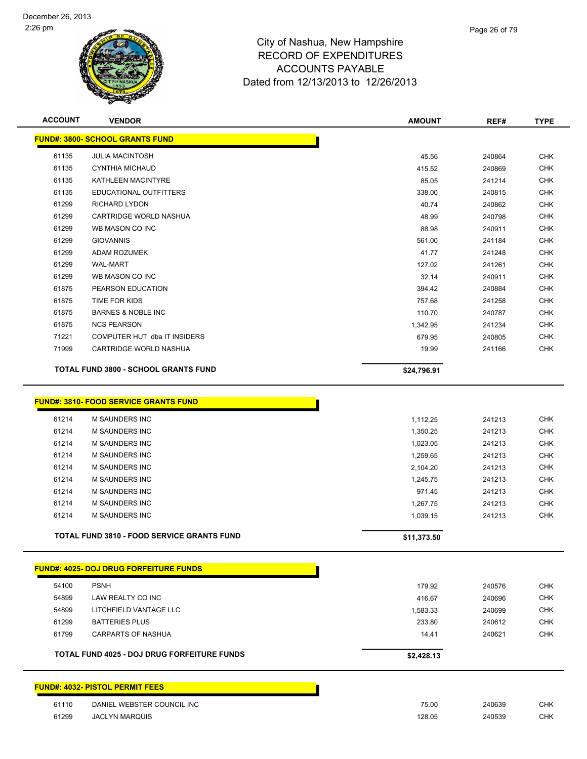City of Nashua, New Hampshire
RECORD OF EXPENDITURES
ACCOUNTS PAYABLE
Dated from 12/13/2013 to 12/26/2013

December 26, 2013
2:26 pm

| ACCOUNT | VENDOR | AMOUNT | REF# | TYPE |
|---|---|---|---|---|
| **FUND#: 3800- SCHOOL GRANTS FUND** | | | | |
| 61135 | JULIA MACINTOSH | 45.56 | 240864 | CHK |
| 61135 | CYNTHIA MICHAUD | 415.52 | 240869 | CHK |
| 61135 | KATHLEEN MACINTYRE | 85.05 | 241214 | CHK |
| 61135 | EDUCATIONAL OUTFITTERS | 338.00 | 240815 | CHK |
| 61299 | RICHARD LYDON | 40.74 | 240862 | CHK |
| 61299 | CARTRIDGE WORLD NASHUA | 48.99 | 240798 | CHK |
| 61299 | WB MASON CO INC | 88.98 | 240911 | CHK |
| 61299 | GIOVANNIS | 561.00 | 241184 | CHK |
| 61299 | ADAM ROZUMEK | 41.77 | 241248 | CHK |
| 61299 | WAL-MART | 127.02 | 241261 | CHK |
| 61299 | WB MASON CO INC | 32.14 | 240911 | CHK |
| 61875 | PEARSON EDUCATION | 394.42 | 240884 | CHK |
| 61875 | TIME FOR KIDS | 757.68 | 241258 | CHK |
| 61875 | BARNES & NOBLE INC | 110.70 | 240787 | CHK |
| 61875 | NCS PEARSON | 1,342.95 | 241234 | CHK |
| 71221 | COMPUTER HUT dba IT INSIDERS | 679.95 | 240805 | CHK |
| 71999 | CARTRIDGE WORLD NASHUA | 19.99 | 241166 | CHK |
| | **TOTAL FUND 3800 - SCHOOL GRANTS FUND** | **$24,796.91** | | |
| **FUND#: 3810- FOOD SERVICE GRANTS FUND** | | | | |
| 61214 | M SAUNDERS INC | 1,112.25 | 241213 | CHK |
| 61214 | M SAUNDERS INC | 1,350.25 | 241213 | CHK |
| 61214 | M SAUNDERS INC | 1,023.05 | 241213 | CHK |
| 61214 | M SAUNDERS INC | 1,259.65 | 241213 | CHK |
| 61214 | M SAUNDERS INC | 2,104.20 | 241213 | CHK |
| 61214 | M SAUNDERS INC | 1,245.75 | 241213 | CHK |
| 61214 | M SAUNDERS INC | 971.45 | 241213 | CHK |
| 61214 | M SAUNDERS INC | 1,267.75 | 241213 | CHK |
| 61214 | M SAUNDERS INC | 1,039.15 | 241213 | CHK |
| | **TOTAL FUND 3810 - FOOD SERVICE GRANTS FUND** | **$11,373.50** | | |
| **FUND#: 4025- DOJ DRUG FORFEITURE FUNDS** | | | | |
| 54100 | PSNH | 179.92 | 240576 | CHK |
| 54899 | LAW REALTY CO INC | 416.67 | 240696 | CHK |
| 54899 | LITCHFIELD VANTAGE LLC | 1,583.33 | 240699 | CHK |
| 61299 | BATTERIES PLUS | 233.80 | 240612 | CHK |
| 61799 | CARPARTS OF NASHUA | 14.41 | 240621 | CHK |
| | **TOTAL FUND 4025 - DOJ DRUG FORFEITURE FUNDS** | **$2,428.13** | | |
| **FUND#: 4032- PISTOL PERMIT FEES** | | | | |
| 61110 | DANIEL WEBSTER COUNCIL INC | 75.00 | 240639 | CHK |
| 61299 | JACLYN MARQUIS | 128.05 | 240539 | CHK |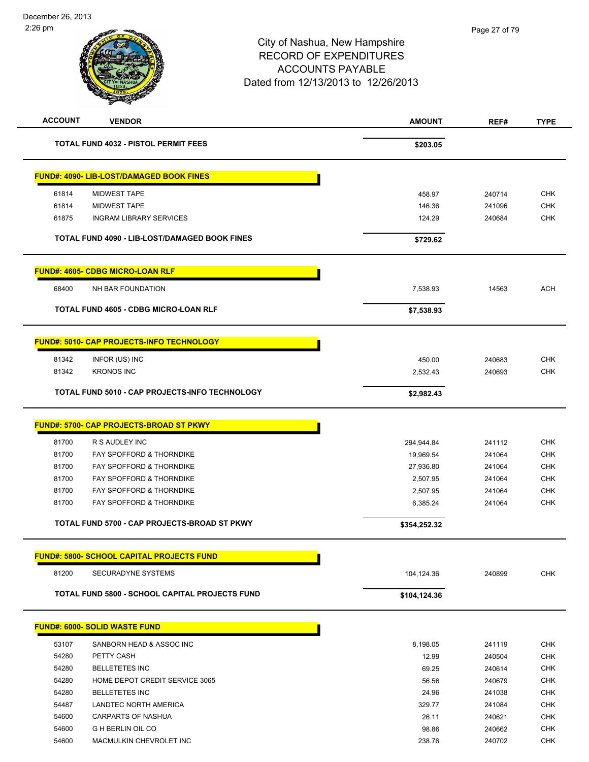# City of Nashua, New Hampshire
## RECORD OF EXPENDITURES
## ACCOUNTS PAYABLE
## Dated from 12/13/2013 to 12/26/2013

| ACCOUNT | VENDOR | AMOUNT | REF# | TYPE |
|---|---|---|---|---|
| | **TOTAL FUND 4032 - PISTOL PERMIT FEES** | **$203.05** | | |
| **FUND#: 4090- LIB-LOST/DAMAGED BOOK FINES** | | | | |
| 61814 | MIDWEST TAPE | 458.97 | 240714 | CHK |
| 61814 | MIDWEST TAPE | 146.36 | 241096 | CHK |
| 61875 | INGRAM LIBRARY SERVICES | 124.29 | 240684 | CHK |
| | **TOTAL FUND 4090 - LIB-LOST/DAMAGED BOOK FINES** | **$729.62** | | |
| **FUND#: 4605- CDBG MICRO-LOAN RLF** | | | | |
| 68400 | NH BAR FOUNDATION | 7,538.93 | 14563 | ACH |
| | **TOTAL FUND 4605 - CDBG MICRO-LOAN RLF** | **$7,538.93** | | |
| **FUND#: 5010- CAP PROJECTS-INFO TECHNOLOGY** | | | | |
| 81342 | INFOR (US) INC | 450.00 | 240683 | CHK |
| 81342 | KRONOS INC | 2,532.43 | 240693 | CHK |
| | **TOTAL FUND 5010 - CAP PROJECTS-INFO TECHNOLOGY** | **$2,982.43** | | |
| **FUND#: 5700- CAP PROJECTS-BROAD ST PKWY** | | | | |
| 81700 | R S AUDLEY INC | 294,944.84 | 241112 | CHK |
| 81700 | FAY SPOFFORD & THORNDIKE | 19,969.54 | 241064 | CHK |
| 81700 | FAY SPOFFORD & THORNDIKE | 27,936.80 | 241064 | CHK |
| 81700 | FAY SPOFFORD & THORNDIKE | 2,507.95 | 241064 | CHK |
| 81700 | FAY SPOFFORD & THORNDIKE | 2,507.95 | 241064 | CHK |
| 81700 | FAY SPOFFORD & THORNDIKE | 6,385.24 | 241064 | CHK |
| | **TOTAL FUND 5700 - CAP PROJECTS-BROAD ST PKWY** | **$354,252.32** | | |
| **FUND#: 5800- SCHOOL CAPITAL PROJECTS FUND** | | | | |
| 81200 | SECURADYNE SYSTEMS | 104,124.36 | 240899 | CHK |
| | **TOTAL FUND 5800 - SCHOOL CAPITAL PROJECTS FUND** | **$104,124.36** | | |
| **FUND#: 6000- SOLID WASTE FUND** | | | | |
| 53107 | SANBORN HEAD & ASSOC INC | 8,198.05 | 241119 | CHK |
| 54280 | PETTY CASH | 12.99 | 240504 | CHK |
| 54280 | BELLETETES INC | 69.25 | 240614 | CHK |
| 54280 | HOME DEPOT CREDIT SERVICE 3065 | 56.56 | 240679 | CHK |
| 54280 | BELLETETES INC | 24.96 | 241038 | CHK |
| 54487 | LANDTEC NORTH AMERICA | 329.77 | 241084 | CHK |
| 54600 | CARPARTS OF NASHUA | 26.11 | 240621 | CHK |
| 54600 | G H BERLIN OIL CO | 98.86 | 240662 | CHK |
| 54600 | MACMULKIN CHEVROLET INC | 238.76 | 240702 | CHK |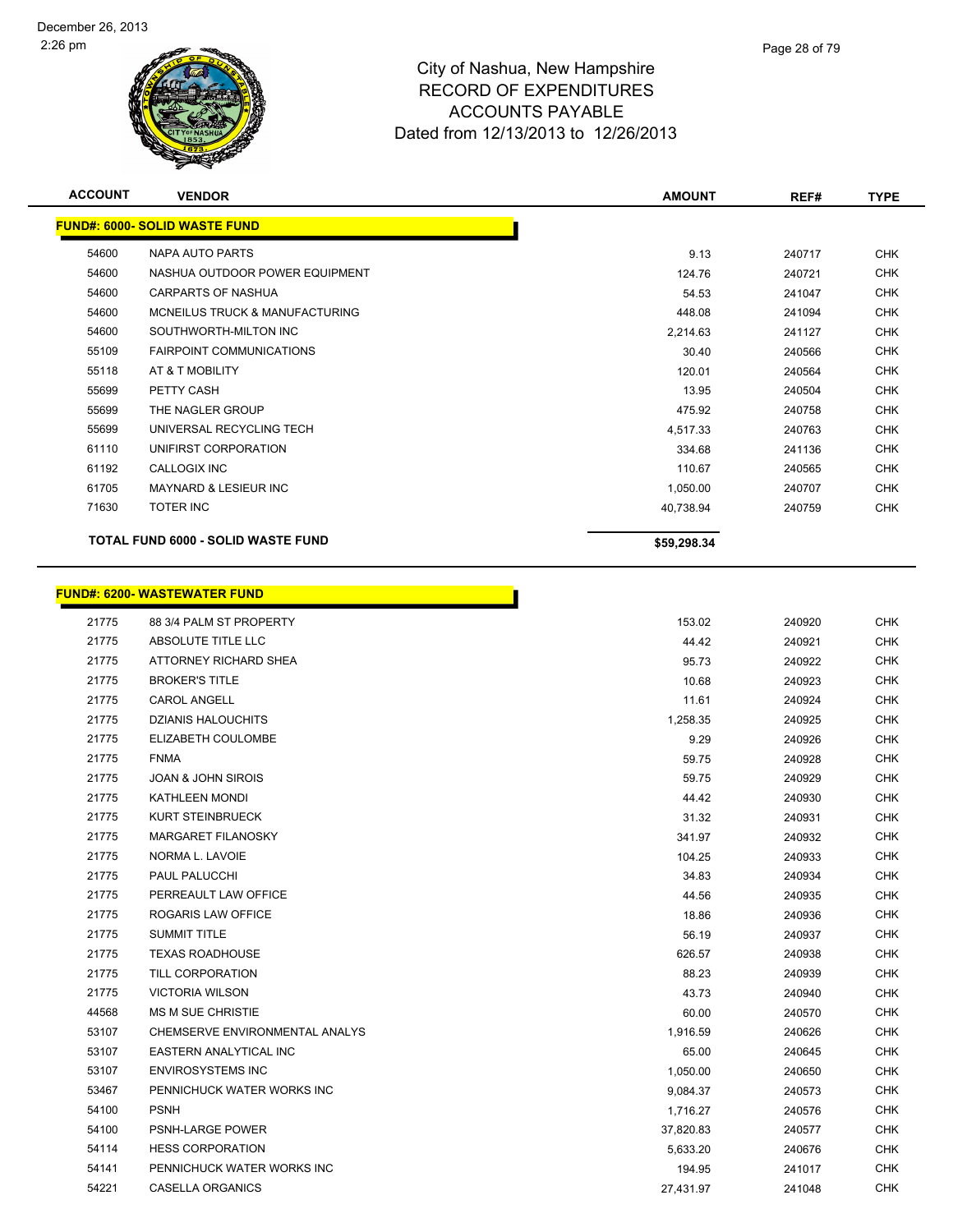City of Nashua, New Hampshire
RECORD OF EXPENDITURES
ACCOUNTS PAYABLE
Dated from 12/13/2013 to 12/26/2013

| ACCOUNT | VENDOR | AMOUNT | REF# | TYPE |
|---|---|---|---|---|
| **FUND#: 6000- SOLID WASTE FUND** | | | | |
| 54600 | NAPA AUTO PARTS | 9.13 | 240717 | CHK |
| 54600 | NASHUA OUTDOOR POWER EQUIPMENT | 124.76 | 240721 | CHK |
| 54600 | CARPARTS OF NASHUA | 54.53 | 241047 | CHK |
| 54600 | MCNEILUS TRUCK & MANUFACTURING | 448.08 | 241094 | CHK |
| 54600 | SOUTHWORTH-MILTON INC | 2,214.63 | 241127 | CHK |
| 55109 | FAIRPOINT COMMUNICATIONS | 30.40 | 240566 | CHK |
| 55118 | AT & T MOBILITY | 120.01 | 240564 | CHK |
| 55699 | PETTY CASH | 13.95 | 240504 | CHK |
| 55699 | THE NAGLER GROUP | 475.92 | 240758 | CHK |
| 55699 | UNIVERSAL RECYCLING TECH | 4,517.33 | 240763 | CHK |
| 61110 | UNIFIRST CORPORATION | 334.68 | 241136 | CHK |
| 61192 | CALLOGIX INC | 110.67 | 240565 | CHK |
| 61705 | MAYNARD & LESIEUR INC | 1,050.00 | 240707 | CHK |
| 71630 | TOTER INC | 40,738.94 | 240759 | CHK |
| | **TOTAL FUND 6000 - SOLID WASTE FUND** | **$59,298.34** | | |

| ACCOUNT | VENDOR | AMOUNT | REF# | TYPE |
|---|---|---|---|---|
| **FUND#: 6200- WASTEWATER FUND** | | | | |
| 21775 | 88 3/4 PALM ST PROPERTY | 153.02 | 240920 | CHK |
| 21775 | ABSOLUTE TITLE LLC | 44.42 | 240921 | CHK |
| 21775 | ATTORNEY RICHARD SHEA | 95.73 | 240922 | CHK |
| 21775 | BROKER'S TITLE | 10.68 | 240923 | CHK |
| 21775 | CAROL ANGELL | 11.61 | 240924 | CHK |
| 21775 | DZIANIS HALOUCHITS | 1,258.35 | 240925 | CHK |
| 21775 | ELIZABETH COULOMBE | 9.29 | 240926 | CHK |
| 21775 | FNMA | 59.75 | 240928 | CHK |
| 21775 | JOAN & JOHN SIROIS | 59.75 | 240929 | CHK |
| 21775 | KATHLEEN MONDI | 44.42 | 240930 | CHK |
| 21775 | KURT STEINBRUECK | 31.32 | 240931 | CHK |
| 21775 | MARGARET FILANOSKY | 341.97 | 240932 | CHK |
| 21775 | NORMA L. LAVOIE | 104.25 | 240933 | CHK |
| 21775 | PAUL PALUCCHI | 34.83 | 240934 | CHK |
| 21775 | PERREAULT LAW OFFICE | 44.56 | 240935 | CHK |
| 21775 | ROGARIS LAW OFFICE | 18.86 | 240936 | CHK |
| 21775 | SUMMIT TITLE | 56.19 | 240937 | CHK |
| 21775 | TEXAS ROADHOUSE | 626.57 | 240938 | CHK |
| 21775 | TILL CORPORATION | 88.23 | 240939 | CHK |
| 21775 | VICTORIA WILSON | 43.73 | 240940 | CHK |
| 44568 | MS M SUE CHRISTIE | 60.00 | 240570 | CHK |
| 53107 | CHEMSERVE ENVIRONMENTAL ANALYS | 1,916.59 | 240626 | CHK |
| 53107 | EASTERN ANALYTICAL INC | 65.00 | 240645 | CHK |
| 53107 | ENVIROSYSTEMS INC | 1,050.00 | 240650 | CHK |
| 53467 | PENNICHUCK WATER WORKS INC | 9,084.37 | 240573 | CHK |
| 54100 | PSNH | 1,716.27 | 240576 | CHK |
| 54100 | PSNH-LARGE POWER | 37,820.83 | 240577 | CHK |
| 54114 | HESS CORPORATION | 5,633.20 | 240676 | CHK |
| 54141 | PENNICHUCK WATER WORKS INC | 194.95 | 241017 | CHK |
| 54221 | CASELLA ORGANICS | 27,431.97 | 241048 | CHK |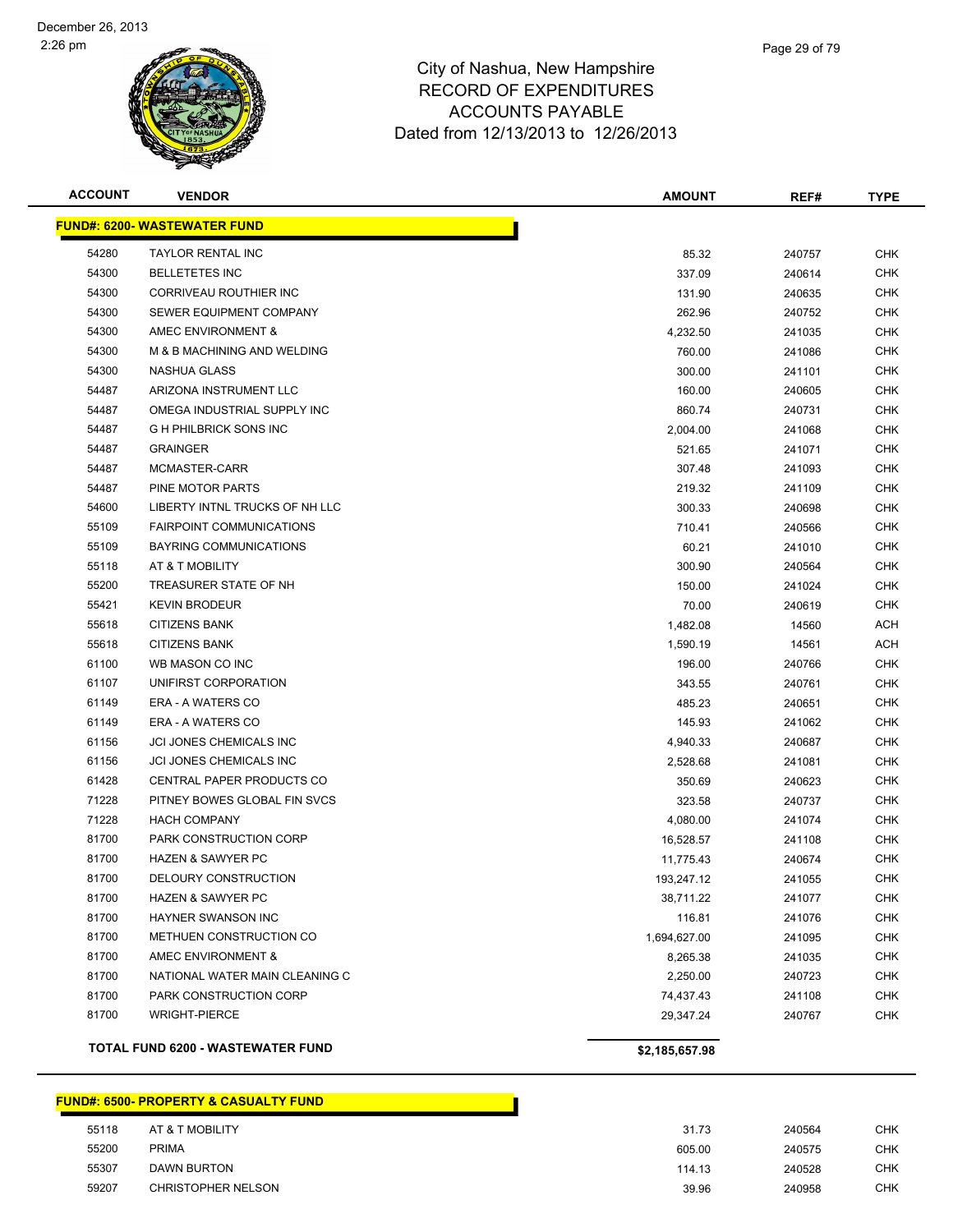# City of Nashua, New Hampshire
## RECORD OF EXPENDITURES
## ACCOUNTS PAYABLE
### Dated from 12/13/2013 to 12/26/2013

| ACCOUNT | VENDOR | AMOUNT | REF# | TYPE |
|---|---|---|---|---|
| **FUND#: 6200- WASTEWATER FUND** | | | | |
| 54280 | TAYLOR RENTAL INC | 85.32 | 240757 | CHK |
| 54300 | BELLETETES INC | 337.09 | 240614 | CHK |
| 54300 | CORRIVEAU ROUTHIER INC | 131.90 | 240635 | CHK |
| 54300 | SEWER EQUIPMENT COMPANY | 262.96 | 240752 | CHK |
| 54300 | AMEC ENVIRONMENT & | 4,232.50 | 241035 | CHK |
| 54300 | M & B MACHINING AND WELDING | 760.00 | 241086 | CHK |
| 54300 | NASHUA GLASS | 300.00 | 241101 | CHK |
| 54487 | ARIZONA INSTRUMENT LLC | 160.00 | 240605 | CHK |
| 54487 | OMEGA INDUSTRIAL SUPPLY INC | 860.74 | 240731 | CHK |
| 54487 | G H PHILBRICK SONS INC | 2,004.00 | 241068 | CHK |
| 54487 | GRAINGER | 521.65 | 241071 | CHK |
| 54487 | MCMASTER-CARR | 307.48 | 241093 | CHK |
| 54487 | PINE MOTOR PARTS | 219.32 | 241109 | CHK |
| 54600 | LIBERTY INTNL TRUCKS OF NH LLC | 300.33 | 240698 | CHK |
| 55109 | FAIRPOINT COMMUNICATIONS | 710.41 | 240566 | CHK |
| 55109 | BAYRING COMMUNICATIONS | 60.21 | 241010 | CHK |
| 55118 | AT & T MOBILITY | 300.90 | 240564 | CHK |
| 55200 | TREASURER STATE OF NH | 150.00 | 241024 | CHK |
| 55421 | KEVIN BRODEUR | 70.00 | 240619 | CHK |
| 55618 | CITIZENS BANK | 1,482.08 | 14560 | ACH |
| 55618 | CITIZENS BANK | 1,590.19 | 14561 | ACH |
| 61100 | WB MASON CO INC | 196.00 | 240766 | CHK |
| 61107 | UNIFIRST CORPORATION | 343.55 | 240761 | CHK |
| 61149 | ERA - A WATERS CO | 485.23 | 240651 | CHK |
| 61149 | ERA - A WATERS CO | 145.93 | 241062 | CHK |
| 61156 | JCI JONES CHEMICALS INC | 4,940.33 | 240687 | CHK |
| 61156 | JCI JONES CHEMICALS INC | 2,528.68 | 241081 | CHK |
| 61428 | CENTRAL PAPER PRODUCTS CO | 350.69 | 240623 | CHK |
| 71228 | PITNEY BOWES GLOBAL FIN SVCS | 323.58 | 240737 | CHK |
| 71228 | HACH COMPANY | 4,080.00 | 241074 | CHK |
| 81700 | PARK CONSTRUCTION CORP | 16,528.57 | 241108 | CHK |
| 81700 | HAZEN & SAWYER PC | 11,775.43 | 240674 | CHK |
| 81700 | DELOURY CONSTRUCTION | 193,247.12 | 241055 | CHK |
| 81700 | HAZEN & SAWYER PC | 38,711.22 | 241077 | CHK |
| 81700 | HAYNER SWANSON INC | 116.81 | 241076 | CHK |
| 81700 | METHUEN CONSTRUCTION CO | 1,694,627.00 | 241095 | CHK |
| 81700 | AMEC ENVIRONMENT & | 8,265.38 | 241035 | CHK |
| 81700 | NATIONAL WATER MAIN CLEANING C | 2,250.00 | 240723 | CHK |
| 81700 | PARK CONSTRUCTION CORP | 74,437.43 | 241108 | CHK |
| 81700 | WRIGHT-PIERCE | 29,347.24 | 240767 | CHK |
| **TOTAL FUND 6200 - WASTEWATER FUND** | | **$2,185,657.98** | | |

| ACCOUNT | VENDOR | AMOUNT | REF# | TYPE |
|---|---|---|---|---|
| **FUND#: 6500- PROPERTY & CASUALTY FUND** | | | | |
| 55118 | AT & T MOBILITY | 31.73 | 240564 | CHK |
| 55200 | PRIMA | 605.00 | 240575 | CHK |
| 55307 | DAWN BURTON | 114.13 | 240528 | CHK |
| 59207 | CHRISTOPHER NELSON | 39.96 | 240958 | CHK |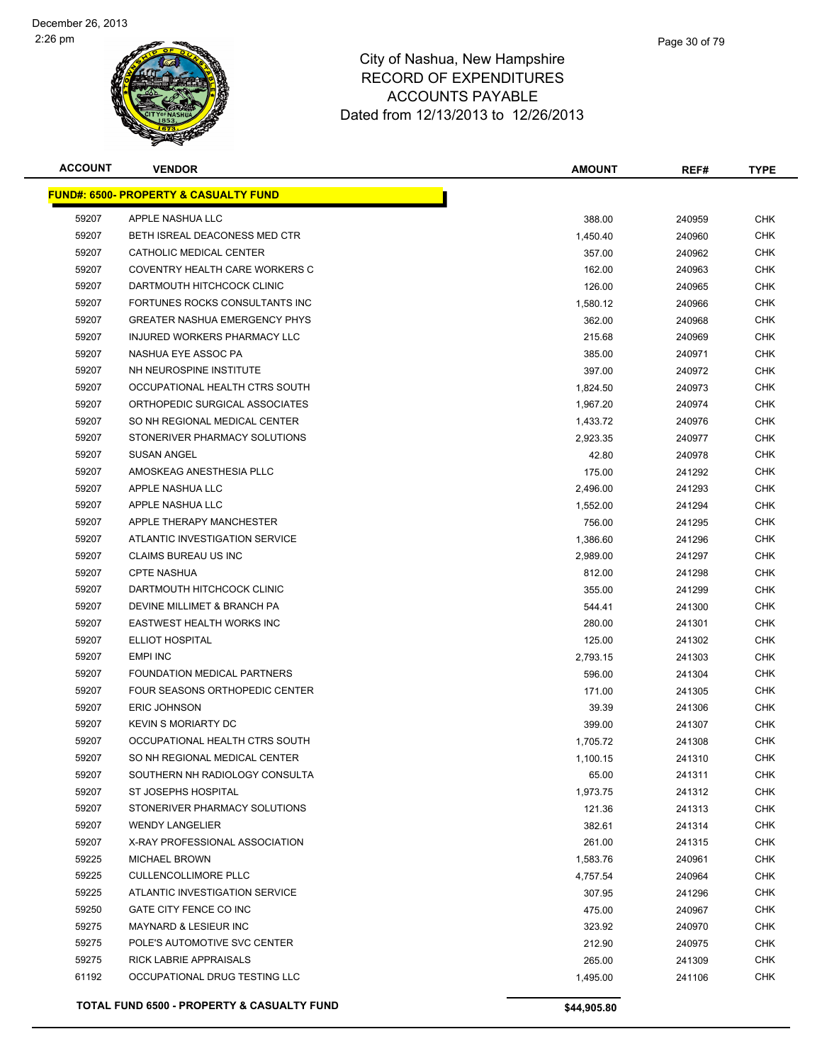# City of Nashua, New Hampshire
## RECORD OF EXPENDITURES
## ACCOUNTS PAYABLE
## Dated from 12/13/2013 to 12/26/2013

| ACCOUNT | VENDOR | AMOUNT | REF# | TYPE |
|---|---|---|---|---|
| **FUND#: 6500- PROPERTY & CASUALTY FUND** | | | | |
| 59207 | APPLE NASHUA LLC | 388.00 | 240959 | CHK |
| 59207 | BETH ISREAL DEACONESS MED CTR | 1,450.40 | 240960 | CHK |
| 59207 | CATHOLIC MEDICAL CENTER | 357.00 | 240962 | CHK |
| 59207 | COVENTRY HEALTH CARE WORKERS C | 162.00 | 240963 | CHK |
| 59207 | DARTMOUTH HITCHCOCK CLINIC | 126.00 | 240965 | CHK |
| 59207 | FORTUNES ROCKS CONSULTANTS INC | 1,580.12 | 240966 | CHK |
| 59207 | GREATER NASHUA EMERGENCY PHYS | 362.00 | 240968 | CHK |
| 59207 | INJURED WORKERS PHARMACY LLC | 215.68 | 240969 | CHK |
| 59207 | NASHUA EYE ASSOC PA | 385.00 | 240971 | CHK |
| 59207 | NH NEUROSPINE INSTITUTE | 397.00 | 240972 | CHK |
| 59207 | OCCUPATIONAL HEALTH CTRS SOUTH | 1,824.50 | 240973 | CHK |
| 59207 | ORTHOPEDIC SURGICAL ASSOCIATES | 1,967.20 | 240974 | CHK |
| 59207 | SO NH REGIONAL MEDICAL CENTER | 1,433.72 | 240976 | CHK |
| 59207 | STONERIVER PHARMACY SOLUTIONS | 2,923.35 | 240977 | CHK |
| 59207 | SUSAN ANGEL | 42.80 | 240978 | CHK |
| 59207 | AMOSKEAG ANESTHESIA PLLC | 175.00 | 241292 | CHK |
| 59207 | APPLE NASHUA LLC | 2,496.00 | 241293 | CHK |
| 59207 | APPLE NASHUA LLC | 1,552.00 | 241294 | CHK |
| 59207 | APPLE THERAPY MANCHESTER | 756.00 | 241295 | CHK |
| 59207 | ATLANTIC INVESTIGATION SERVICE | 1,386.60 | 241296 | CHK |
| 59207 | CLAIMS BUREAU US INC | 2,989.00 | 241297 | CHK |
| 59207 | CPTE NASHUA | 812.00 | 241298 | CHK |
| 59207 | DARTMOUTH HITCHCOCK CLINIC | 355.00 | 241299 | CHK |
| 59207 | DEVINE MILLIMET & BRANCH PA | 544.41 | 241300 | CHK |
| 59207 | EASTWEST HEALTH WORKS INC | 280.00 | 241301 | CHK |
| 59207 | ELLIOT HOSPITAL | 125.00 | 241302 | CHK |
| 59207 | EMPI INC | 2,793.15 | 241303 | CHK |
| 59207 | FOUNDATION MEDICAL PARTNERS | 596.00 | 241304 | CHK |
| 59207 | FOUR SEASONS ORTHOPEDIC CENTER | 171.00 | 241305 | CHK |
| 59207 | ERIC JOHNSON | 39.39 | 241306 | CHK |
| 59207 | KEVIN S MORIARTY DC | 399.00 | 241307 | CHK |
| 59207 | OCCUPATIONAL HEALTH CTRS SOUTH | 1,705.72 | 241308 | CHK |
| 59207 | SO NH REGIONAL MEDICAL CENTER | 1,100.15 | 241310 | CHK |
| 59207 | SOUTHERN NH RADIOLOGY CONSULTA | 65.00 | 241311 | CHK |
| 59207 | ST JOSEPHS HOSPITAL | 1,973.75 | 241312 | CHK |
| 59207 | STONERIVER PHARMACY SOLUTIONS | 121.36 | 241313 | CHK |
| 59207 | WENDY LANGELIER | 382.61 | 241314 | CHK |
| 59207 | X-RAY PROFESSIONAL ASSOCIATION | 261.00 | 241315 | CHK |
| 59225 | MICHAEL BROWN | 1,583.76 | 240961 | CHK |
| 59225 | CULLENCOLLIMORE PLLC | 4,757.54 | 240964 | CHK |
| 59225 | ATLANTIC INVESTIGATION SERVICE | 307.95 | 241296 | CHK |
| 59250 | GATE CITY FENCE CO INC | 475.00 | 240967 | CHK |
| 59275 | MAYNARD & LESIEUR INC | 323.92 | 240970 | CHK |
| 59275 | POLE'S AUTOMOTIVE SVC CENTER | 212.90 | 240975 | CHK |
| 59275 | RICK LABRIE APPRAISALS | 265.00 | 241309 | CHK |
| 61192 | OCCUPATIONAL DRUG TESTING LLC | 1,495.00 | 241106 | CHK |
| **TOTAL FUND 6500 - PROPERTY & CASUALTY FUND** | | **$44,905.80** | | |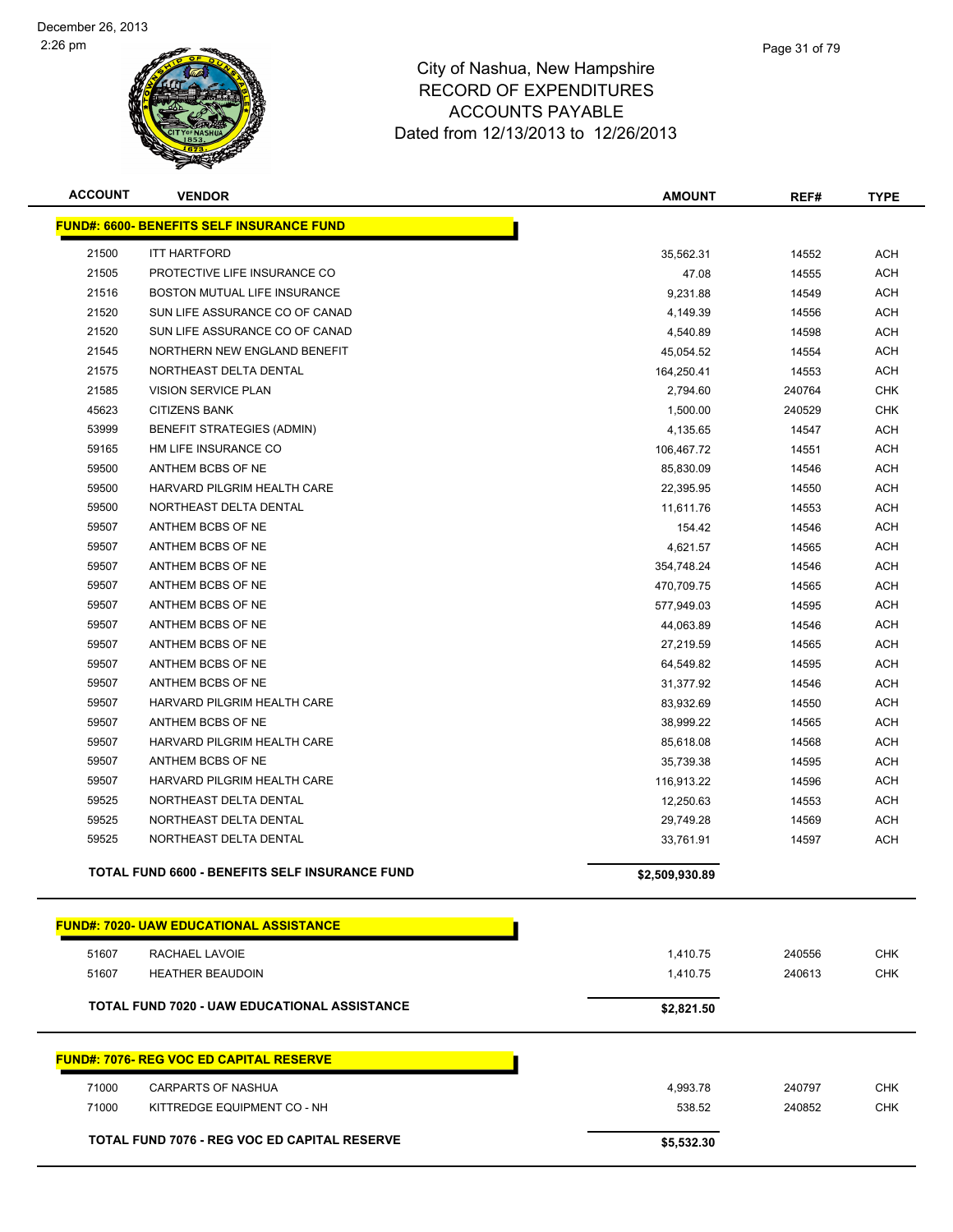December 26, 2013
2:26 pm

# City of Nashua, New Hampshire
## RECORD OF EXPENDITURES
## ACCOUNTS PAYABLE
## Dated from 12/13/2013 to 12/26/2013

| ACCOUNT | VENDOR | AMOUNT | REF# | TYPE |
|---|---|---|---|---|
| **FUND#: 6600- BENEFITS SELF INSURANCE FUND** | | | | |
| 21500 | ITT HARTFORD | 35,562.31 | 14552 | ACH |
| 21505 | PROTECTIVE LIFE INSURANCE CO | 47.08 | 14555 | ACH |
| 21516 | BOSTON MUTUAL LIFE INSURANCE | 9,231.88 | 14549 | ACH |
| 21520 | SUN LIFE ASSURANCE CO OF CANAD | 4,149.39 | 14556 | ACH |
| 21520 | SUN LIFE ASSURANCE CO OF CANAD | 4,540.89 | 14598 | ACH |
| 21545 | NORTHERN NEW ENGLAND BENEFIT | 45,054.52 | 14554 | ACH |
| 21575 | NORTHEAST DELTA DENTAL | 164,250.41 | 14553 | ACH |
| 21585 | VISION SERVICE PLAN | 2,794.60 | 240764 | CHK |
| 45623 | CITIZENS BANK | 1,500.00 | 240529 | CHK |
| 53999 | BENEFIT STRATEGIES (ADMIN) | 4,135.65 | 14547 | ACH |
| 59165 | HM LIFE INSURANCE CO | 106,467.72 | 14551 | ACH |
| 59500 | ANTHEM BCBS OF NE | 85,830.09 | 14546 | ACH |
| 59500 | HARVARD PILGRIM HEALTH CARE | 22,395.95 | 14550 | ACH |
| 59500 | NORTHEAST DELTA DENTAL | 11,611.76 | 14553 | ACH |
| 59507 | ANTHEM BCBS OF NE | 154.42 | 14546 | ACH |
| 59507 | ANTHEM BCBS OF NE | 4,621.57 | 14565 | ACH |
| 59507 | ANTHEM BCBS OF NE | 354,748.24 | 14546 | ACH |
| 59507 | ANTHEM BCBS OF NE | 470,709.75 | 14565 | ACH |
| 59507 | ANTHEM BCBS OF NE | 577,949.03 | 14595 | ACH |
| 59507 | ANTHEM BCBS OF NE | 44,063.89 | 14546 | ACH |
| 59507 | ANTHEM BCBS OF NE | 27,219.59 | 14565 | ACH |
| 59507 | ANTHEM BCBS OF NE | 64,549.82 | 14595 | ACH |
| 59507 | ANTHEM BCBS OF NE | 31,377.92 | 14546 | ACH |
| 59507 | HARVARD PILGRIM HEALTH CARE | 83,932.69 | 14550 | ACH |
| 59507 | ANTHEM BCBS OF NE | 38,999.22 | 14565 | ACH |
| 59507 | HARVARD PILGRIM HEALTH CARE | 85,618.08 | 14568 | ACH |
| 59507 | ANTHEM BCBS OF NE | 35,739.38 | 14595 | ACH |
| 59507 | HARVARD PILGRIM HEALTH CARE | 116,913.22 | 14596 | ACH |
| 59525 | NORTHEAST DELTA DENTAL | 12,250.63 | 14553 | ACH |
| 59525 | NORTHEAST DELTA DENTAL | 29,749.28 | 14569 | ACH |
| 59525 | NORTHEAST DELTA DENTAL | 33,761.91 | 14597 | ACH |
| **TOTAL FUND 6600 - BENEFITS SELF INSURANCE FUND** | | **$2,509,930.89** | | |
| **FUND#: 7020- UAW EDUCATIONAL ASSISTANCE** | | | | |
| 51607 | RACHAEL LAVOIE | 1,410.75 | 240556 | CHK |
| 51607 | HEATHER BEAUDOIN | 1,410.75 | 240613 | CHK |
| **TOTAL FUND 7020 - UAW EDUCATIONAL ASSISTANCE** | | **$2,821.50** | | |
| **FUND#: 7076- REG VOC ED CAPITAL RESERVE** | | | | |
| 71000 | CARPARTS OF NASHUA | 4,993.78 | 240797 | CHK |
| 71000 | KITTREDGE EQUIPMENT CO - NH | 538.52 | 240852 | CHK |
| **TOTAL FUND 7076 - REG VOC ED CAPITAL RESERVE** | | **$5,532.30** | | |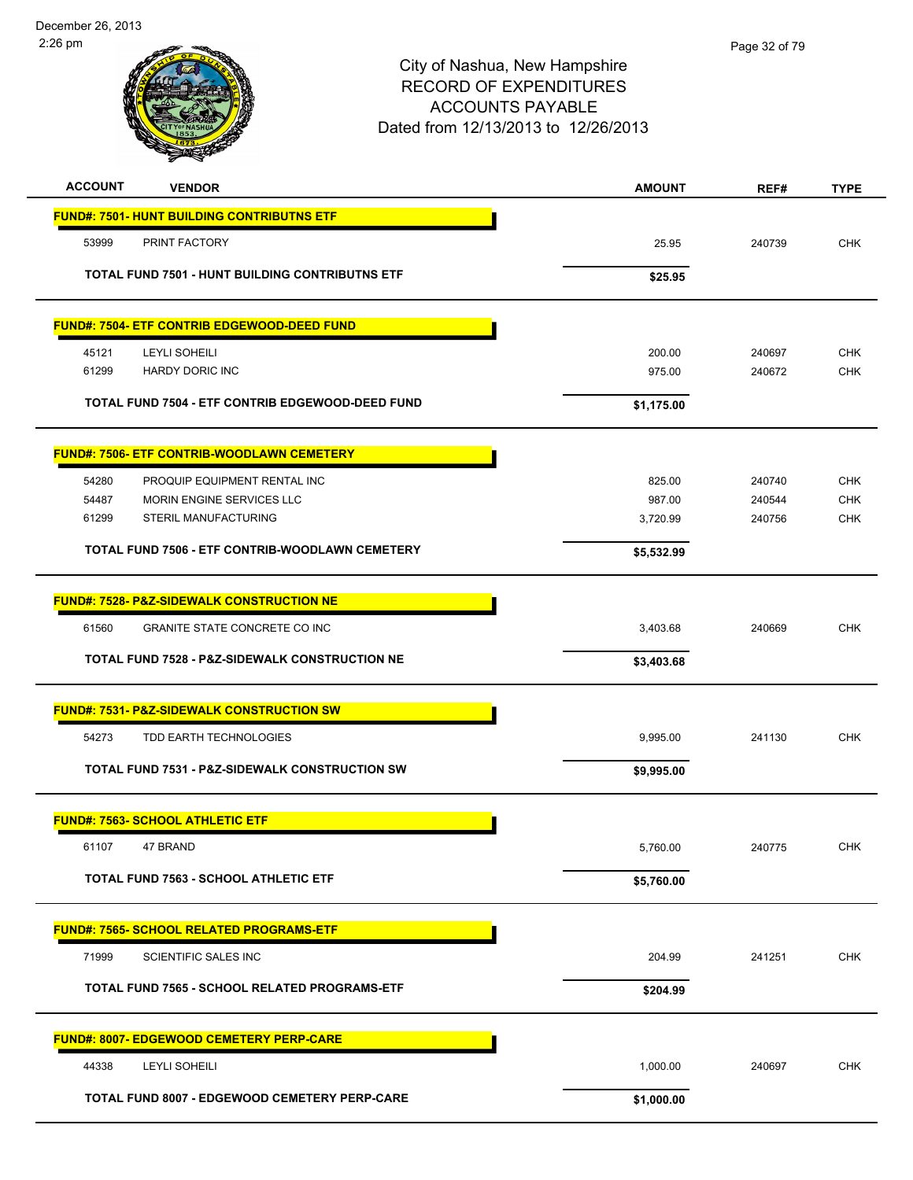City of Nashua, New Hampshire
RECORD OF EXPENDITURES
ACCOUNTS PAYABLE
Dated from 12/13/2013 to 12/26/2013

| ACCOUNT | VENDOR | AMOUNT | REF# | TYPE |
|---|---|---|---|---|
| **FUND#: 7501- HUNT BUILDING CONTRIBUTNS ETF** | | | | |
| 53999 | PRINT FACTORY | 25.95 | 240739 | CHK |
| **TOTAL FUND 7501 - HUNT BUILDING CONTRIBUTNS ETF** | | **$25.95** | | |
| **FUND#: 7504- ETF CONTRIB EDGEWOOD-DEED FUND** | | | | |
| 45121 | LEYLI SOHEILI | 200.00 | 240697 | CHK |
| 61299 | HARDY DORIC INC | 975.00 | 240672 | CHK |
| **TOTAL FUND 7504 - ETF CONTRIB EDGEWOOD-DEED FUND** | | **$1,175.00** | | |
| **FUND#: 7506- ETF CONTRIB-WOODLAWN CEMETERY** | | | | |
| 54280 | PROQUIP EQUIPMENT RENTAL INC | 825.00 | 240740 | CHK |
| 54487 | MORIN ENGINE SERVICES LLC | 987.00 | 240544 | CHK |
| 61299 | STERIL MANUFACTURING | 3,720.99 | 240756 | CHK |
| **TOTAL FUND 7506 - ETF CONTRIB-WOODLAWN CEMETERY** | | **$5,532.99** | | |
| **FUND#: 7528- P&Z-SIDEWALK CONSTRUCTION NE** | | | | |
| 61560 | GRANITE STATE CONCRETE CO INC | 3,403.68 | 240669 | CHK |
| **TOTAL FUND 7528 - P&Z-SIDEWALK CONSTRUCTION NE** | | **$3,403.68** | | |
| **FUND#: 7531- P&Z-SIDEWALK CONSTRUCTION SW** | | | | |
| 54273 | TDD EARTH TECHNOLOGIES | 9,995.00 | 241130 | CHK |
| **TOTAL FUND 7531 - P&Z-SIDEWALK CONSTRUCTION SW** | | **$9,995.00** | | |
| **FUND#: 7563- SCHOOL ATHLETIC ETF** | | | | |
| 61107 | 47 BRAND | 5,760.00 | 240775 | CHK |
| **TOTAL FUND 7563 - SCHOOL ATHLETIC ETF** | | **$5,760.00** | | |
| **FUND#: 7565- SCHOOL RELATED PROGRAMS-ETF** | | | | |
| 71999 | SCIENTIFIC SALES INC | 204.99 | 241251 | CHK |
| **TOTAL FUND 7565 - SCHOOL RELATED PROGRAMS-ETF** | | **$204.99** | | |
| **FUND#: 8007- EDGEWOOD CEMETERY PERP-CARE** | | | | |
| 44338 | LEYLI SOHEILI | 1,000.00 | 240697 | CHK |
| **TOTAL FUND 8007 - EDGEWOOD CEMETERY PERP-CARE** | | **$1,000.00** | | |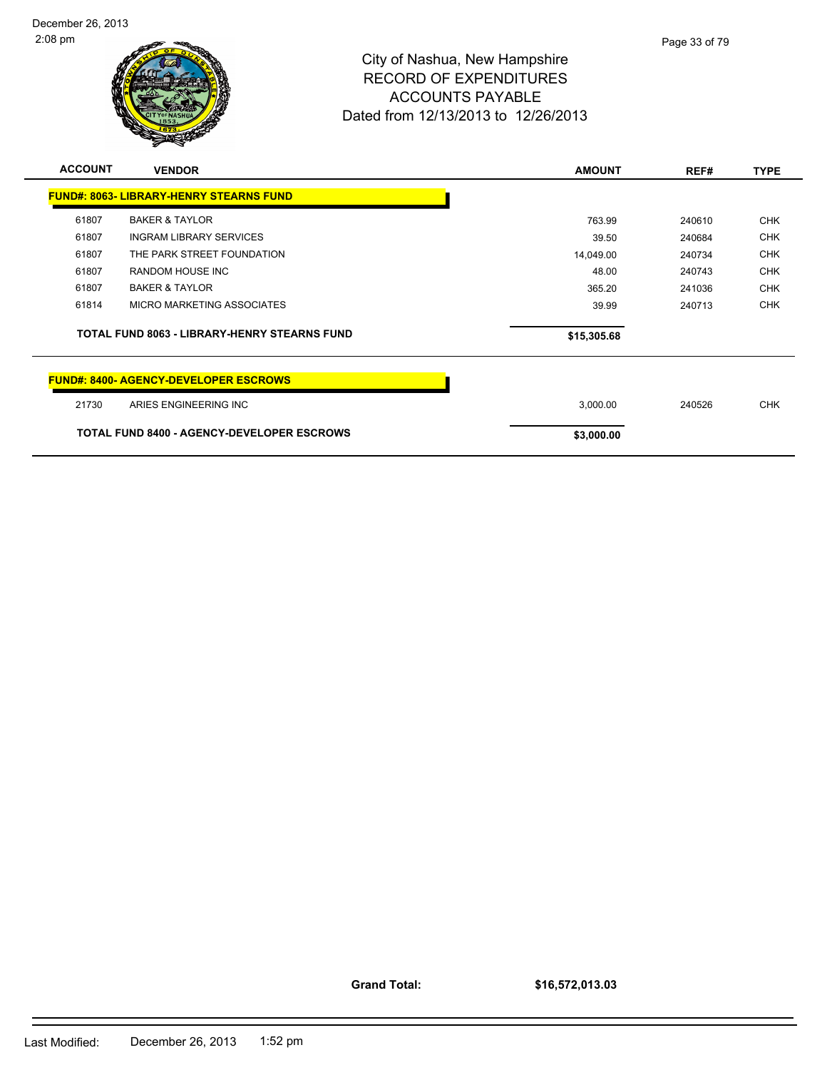# City of Nashua, New Hampshire
## RECORD OF EXPENDITURES
## ACCOUNTS PAYABLE
## Dated from 12/13/2013 to 12/26/2013

| ACCOUNT | VENDOR | AMOUNT | REF# | TYPE |
|---|---|---|---|---|
| **FUND#: 8063- LIBRARY-HENRY STEARNS FUND** | | | | |
| 61807 | BAKER & TAYLOR | 763.99 | 240610 | CHK |
| 61807 | INGRAM LIBRARY SERVICES | 39.50 | 240684 | CHK |
| 61807 | THE PARK STREET FOUNDATION | 14,049.00 | 240734 | CHK |
| 61807 | RANDOM HOUSE INC | 48.00 | 240743 | CHK |
| 61807 | BAKER & TAYLOR | 365.20 | 241036 | CHK |
| 61814 | MICRO MARKETING ASSOCIATES | 39.99 | 240713 | CHK |
| | **TOTAL FUND 8063 - LIBRARY-HENRY STEARNS FUND** | **$15,305.68** | | |
| **FUND#: 8400- AGENCY-DEVELOPER ESCROWS** | | | | |
| 21730 | ARIES ENGINEERING INC | 3,000.00 | 240526 | CHK |
| | **TOTAL FUND 8400 - AGENCY-DEVELOPER ESCROWS** | **$3,000.00** | | |

**Grand Total: $16,572,013.03**

Last Modified: December 26, 2013 1:52 pm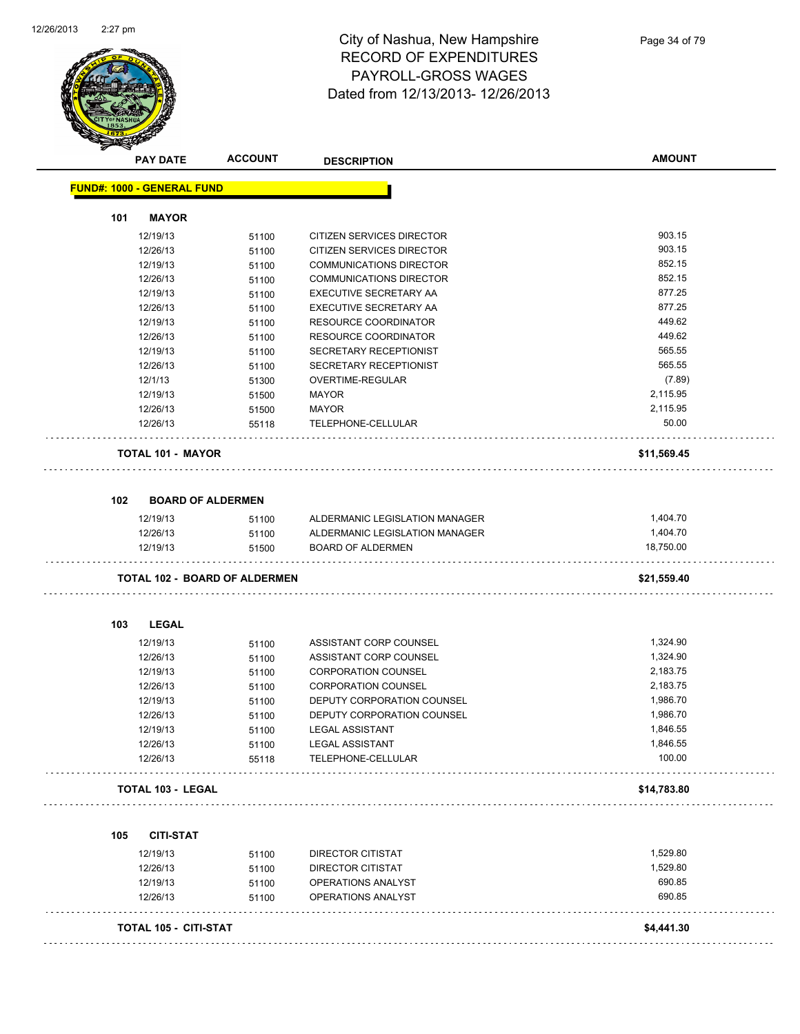# City of Nashua, New Hampshire
## RECORD OF EXPENDITURES
## PAYROLL-GROSS WAGES
Dated from 12/13/2013- 12/26/2013

| PAY DATE | ACCOUNT | DESCRIPTION | AMOUNT |
|---|---|---|---|
| **FUND#: 1000 - GENERAL FUND** | | | |
| **101 MAYOR** | | | |
| 12/19/13 | 51100 | CITIZEN SERVICES DIRECTOR | 903.15 |
| 12/26/13 | 51100 | CITIZEN SERVICES DIRECTOR | 903.15 |
| 12/19/13 | 51100 | COMMUNICATIONS DIRECTOR | 852.15 |
| 12/26/13 | 51100 | COMMUNICATIONS DIRECTOR | 852.15 |
| 12/19/13 | 51100 | EXECUTIVE SECRETARY AA | 877.25 |
| 12/26/13 | 51100 | EXECUTIVE SECRETARY AA | 877.25 |
| 12/19/13 | 51100 | RESOURCE COORDINATOR | 449.62 |
| 12/26/13 | 51100 | RESOURCE COORDINATOR | 449.62 |
| 12/19/13 | 51100 | SECRETARY RECEPTIONIST | 565.55 |
| 12/26/13 | 51100 | SECRETARY RECEPTIONIST | 565.55 |
| 12/1/13 | 51300 | OVERTIME-REGULAR | (7.89) |
| 12/19/13 | 51500 | MAYOR | 2,115.95 |
| 12/26/13 | 51500 | MAYOR | 2,115.95 |
| 12/26/13 | 55118 | TELEPHONE-CELLULAR | 50.00 |
| **TOTAL 101 - MAYOR** | | | **$11,569.45** |
| **102 BOARD OF ALDERMEN** | | | |
| 12/19/13 | 51100 | ALDERMANIC LEGISLATION MANAGER | 1,404.70 |
| 12/26/13 | 51100 | ALDERMANIC LEGISLATION MANAGER | 1,404.70 |
| 12/19/13 | 51500 | BOARD OF ALDERMEN | 18,750.00 |
| **TOTAL 102 - BOARD OF ALDERMEN** | | | **$21,559.40** |
| **103 LEGAL** | | | |
| 12/19/13 | 51100 | ASSISTANT CORP COUNSEL | 1,324.90 |
| 12/26/13 | 51100 | ASSISTANT CORP COUNSEL | 1,324.90 |
| 12/19/13 | 51100 | CORPORATION COUNSEL | 2,183.75 |
| 12/26/13 | 51100 | CORPORATION COUNSEL | 2,183.75 |
| 12/19/13 | 51100 | DEPUTY CORPORATION COUNSEL | 1,986.70 |
| 12/26/13 | 51100 | DEPUTY CORPORATION COUNSEL | 1,986.70 |
| 12/19/13 | 51100 | LEGAL ASSISTANT | 1,846.55 |
| 12/26/13 | 51100 | LEGAL ASSISTANT | 1,846.55 |
| 12/26/13 | 55118 | TELEPHONE-CELLULAR | 100.00 |
| **TOTAL 103 - LEGAL** | | | **$14,783.80** |
| **105 CITI-STAT** | | | |
| 12/19/13 | 51100 | DIRECTOR CITISTAT | 1,529.80 |
| 12/26/13 | 51100 | DIRECTOR CITISTAT | 1,529.80 |
| 12/19/13 | 51100 | OPERATIONS ANALYST | 690.85 |
| 12/26/13 | 51100 | OPERATIONS ANALYST | 690.85 |
| **TOTAL 105 - CITI-STAT** | | | **$4,441.30** |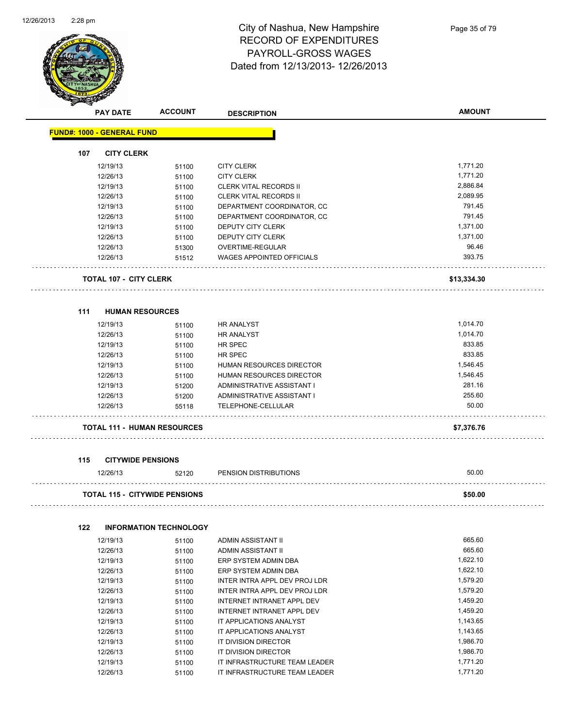# City of Nashua, New Hampshire
## RECORD OF EXPENDITURES
## PAYROLL-GROSS WAGES
## Dated from 12/13/2013- 12/26/2013

| PAY DATE | ACCOUNT | DESCRIPTION | AMOUNT |
|---|---|---|---|
| **FUND#: 1000 - GENERAL FUND** | | | |
| **107 CITY CLERK** | | | |
| 12/19/13 | 51100 | CITY CLERK | 1,771.20 |
| 12/26/13 | 51100 | CITY CLERK | 1,771.20 |
| 12/19/13 | 51100 | CLERK VITAL RECORDS II | 2,886.84 |
| 12/26/13 | 51100 | CLERK VITAL RECORDS II | 2,089.95 |
| 12/19/13 | 51100 | DEPARTMENT COORDINATOR, CC | 791.45 |
| 12/26/13 | 51100 | DEPARTMENT COORDINATOR, CC | 791.45 |
| 12/19/13 | 51100 | DEPUTY CITY CLERK | 1,371.00 |
| 12/26/13 | 51100 | DEPUTY CITY CLERK | 1,371.00 |
| 12/26/13 | 51300 | OVERTIME-REGULAR | 96.46 |
| 12/26/13 | 51512 | WAGES APPOINTED OFFICIALS | 393.75 |
| **TOTAL 107 - CITY CLERK** | | | **$13,334.30** |
| **111 HUMAN RESOURCES** | | | |
| 12/19/13 | 51100 | HR ANALYST | 1,014.70 |
| 12/26/13 | 51100 | HR ANALYST | 1,014.70 |
| 12/19/13 | 51100 | HR SPEC | 833.85 |
| 12/26/13 | 51100 | HR SPEC | 833.85 |
| 12/19/13 | 51100 | HUMAN RESOURCES DIRECTOR | 1,546.45 |
| 12/26/13 | 51100 | HUMAN RESOURCES DIRECTOR | 1,546.45 |
| 12/19/13 | 51200 | ADMINISTRATIVE ASSISTANT I | 281.16 |
| 12/26/13 | 51200 | ADMINISTRATIVE ASSISTANT I | 255.60 |
| 12/26/13 | 55118 | TELEPHONE-CELLULAR | 50.00 |
| **TOTAL 111 - HUMAN RESOURCES** | | | **$7,376.76** |
| **115 CITYWIDE PENSIONS** | | | |
| 12/26/13 | 52120 | PENSION DISTRIBUTIONS | 50.00 |
| **TOTAL 115 - CITYWIDE PENSIONS** | | | **$50.00** |
| **122 INFORMATION TECHNOLOGY** | | | |
| 12/19/13 | 51100 | ADMIN ASSISTANT II | 665.60 |
| 12/26/13 | 51100 | ADMIN ASSISTANT II | 665.60 |
| 12/19/13 | 51100 | ERP SYSTEM ADMIN DBA | 1,622.10 |
| 12/26/13 | 51100 | ERP SYSTEM ADMIN DBA | 1,622.10 |
| 12/19/13 | 51100 | INTER INTRA APPL DEV PROJ LDR | 1,579.20 |
| 12/26/13 | 51100 | INTER INTRA APPL DEV PROJ LDR | 1,579.20 |
| 12/19/13 | 51100 | INTERNET INTRANET APPL DEV | 1,459.20 |
| 12/26/13 | 51100 | INTERNET INTRANET APPL DEV | 1,459.20 |
| 12/19/13 | 51100 | IT APPLICATIONS ANALYST | 1,143.65 |
| 12/26/13 | 51100 | IT APPLICATIONS ANALYST | 1,143.65 |
| 12/19/13 | 51100 | IT DIVISION DIRECTOR | 1,986.70 |
| 12/26/13 | 51100 | IT DIVISION DIRECTOR | 1,986.70 |
| 12/19/13 | 51100 | IT INFRASTRUCTURE TEAM LEADER | 1,771.20 |
| 12/26/13 | 51100 | IT INFRASTRUCTURE TEAM LEADER | 1,771.20 |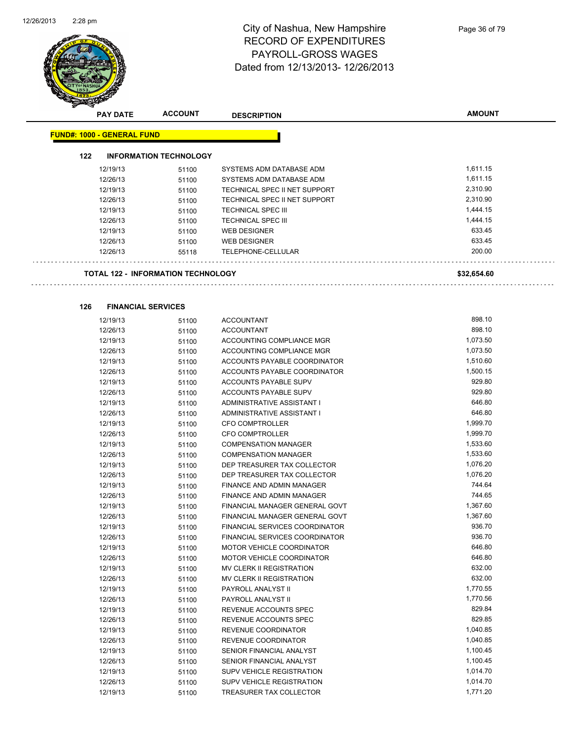# City of Nashua, New Hampshire
# RECORD OF EXPENDITURES
# PAYROLL-GROSS WAGES
Dated from 12/13/2013- 12/26/2013

| PAY DATE | ACCOUNT | DESCRIPTION | AMOUNT |
|---|---|---|---|

**FUND#: 1000 - GENERAL FUND**

**122 INFORMATION TECHNOLOGY**

| PAY DATE | ACCOUNT | DESCRIPTION | AMOUNT |
|---|---|---|---|
| 12/19/13 | 51100 | SYSTEMS ADM DATABASE ADM | 1,611.15 |
| 12/26/13 | 51100 | SYSTEMS ADM DATABASE ADM | 1,611.15 |
| 12/19/13 | 51100 | TECHNICAL SPEC II NET SUPPORT | 2,310.90 |
| 12/26/13 | 51100 | TECHNICAL SPEC II NET SUPPORT | 2,310.90 |
| 12/19/13 | 51100 | TECHNICAL SPEC III | 1,444.15 |
| 12/26/13 | 51100 | TECHNICAL SPEC III | 1,444.15 |
| 12/19/13 | 51100 | WEB DESIGNER | 633.45 |
| 12/26/13 | 51100 | WEB DESIGNER | 633.45 |
| 12/26/13 | 55118 | TELEPHONE-CELLULAR | 200.00 |

**TOTAL 122 - INFORMATION TECHNOLOGY** **$32,654.60**

**126 FINANCIAL SERVICES**

| PAY DATE | ACCOUNT | DESCRIPTION | AMOUNT |
|---|---|---|---|
| 12/19/13 | 51100 | ACCOUNTANT | 898.10 |
| 12/26/13 | 51100 | ACCOUNTANT | 898.10 |
| 12/19/13 | 51100 | ACCOUNTING COMPLIANCE MGR | 1,073.50 |
| 12/26/13 | 51100 | ACCOUNTING COMPLIANCE MGR | 1,073.50 |
| 12/19/13 | 51100 | ACCOUNTS PAYABLE COORDINATOR | 1,510.60 |
| 12/26/13 | 51100 | ACCOUNTS PAYABLE COORDINATOR | 1,500.15 |
| 12/19/13 | 51100 | ACCOUNTS PAYABLE SUPV | 929.80 |
| 12/26/13 | 51100 | ACCOUNTS PAYABLE SUPV | 929.80 |
| 12/19/13 | 51100 | ADMINISTRATIVE ASSISTANT I | 646.80 |
| 12/26/13 | 51100 | ADMINISTRATIVE ASSISTANT I | 646.80 |
| 12/19/13 | 51100 | CFO COMPTROLLER | 1,999.70 |
| 12/26/13 | 51100 | CFO COMPTROLLER | 1,999.70 |
| 12/19/13 | 51100 | COMPENSATION MANAGER | 1,533.60 |
| 12/26/13 | 51100 | COMPENSATION MANAGER | 1,533.60 |
| 12/19/13 | 51100 | DEP TREASURER TAX COLLECTOR | 1,076.20 |
| 12/26/13 | 51100 | DEP TREASURER TAX COLLECTOR | 1,076.20 |
| 12/19/13 | 51100 | FINANCE AND ADMIN MANAGER | 744.64 |
| 12/26/13 | 51100 | FINANCE AND ADMIN MANAGER | 744.65 |
| 12/19/13 | 51100 | FINANCIAL MANAGER GENERAL GOVT | 1,367.60 |
| 12/26/13 | 51100 | FINANCIAL MANAGER GENERAL GOVT | 1,367.60 |
| 12/19/13 | 51100 | FINANCIAL SERVICES COORDINATOR | 936.70 |
| 12/26/13 | 51100 | FINANCIAL SERVICES COORDINATOR | 936.70 |
| 12/19/13 | 51100 | MOTOR VEHICLE COORDINATOR | 646.80 |
| 12/26/13 | 51100 | MOTOR VEHICLE COORDINATOR | 646.80 |
| 12/19/13 | 51100 | MV CLERK II REGISTRATION | 632.00 |
| 12/26/13 | 51100 | MV CLERK II REGISTRATION | 632.00 |
| 12/19/13 | 51100 | PAYROLL ANALYST II | 1,770.55 |
| 12/26/13 | 51100 | PAYROLL ANALYST II | 1,770.56 |
| 12/19/13 | 51100 | REVENUE ACCOUNTS SPEC | 829.84 |
| 12/26/13 | 51100 | REVENUE ACCOUNTS SPEC | 829.85 |
| 12/19/13 | 51100 | REVENUE COORDINATOR | 1,040.85 |
| 12/26/13 | 51100 | REVENUE COORDINATOR | 1,040.85 |
| 12/19/13 | 51100 | SENIOR FINANCIAL ANALYST | 1,100.45 |
| 12/26/13 | 51100 | SENIOR FINANCIAL ANALYST | 1,100.45 |
| 12/19/13 | 51100 | SUPV VEHICLE REGISTRATION | 1,014.70 |
| 12/26/13 | 51100 | SUPV VEHICLE REGISTRATION | 1,014.70 |
| 12/19/13 | 51100 | TREASURER TAX COLLECTOR | 1,771.20 |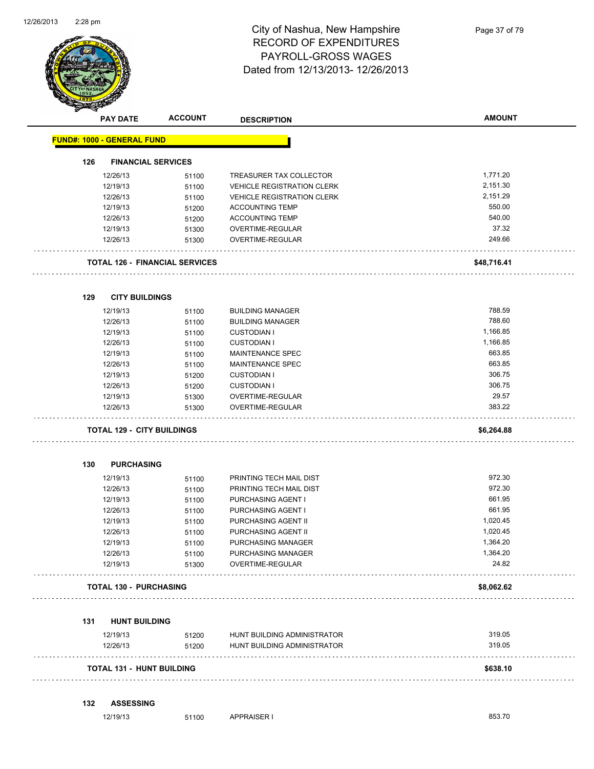# City of Nashua, New Hampshire
## RECORD OF EXPENDITURES
## PAYROLL-GROSS WAGES
## Dated from 12/13/2013- 12/26/2013

| PAY DATE | ACCOUNT | DESCRIPTION | AMOUNT |
|---|---|---|---|
| **FUND#: 1000 - GENERAL FUND** | | | |
| **126 FINANCIAL SERVICES** | | | |
| 12/26/13 | 51100 | TREASURER TAX COLLECTOR | 1,771.20 |
| 12/19/13 | 51100 | VEHICLE REGISTRATION CLERK | 2,151.30 |
| 12/26/13 | 51100 | VEHICLE REGISTRATION CLERK | 2,151.29 |
| 12/19/13 | 51200 | ACCOUNTING TEMP | 550.00 |
| 12/26/13 | 51200 | ACCOUNTING TEMP | 540.00 |
| 12/19/13 | 51300 | OVERTIME-REGULAR | 37.32 |
| 12/26/13 | 51300 | OVERTIME-REGULAR | 249.66 |
| **TOTAL 126 - FINANCIAL SERVICES** | | | **$48,716.41** |
| **129 CITY BUILDINGS** | | | |
| 12/19/13 | 51100 | BUILDING MANAGER | 788.59 |
| 12/26/13 | 51100 | BUILDING MANAGER | 788.60 |
| 12/19/13 | 51100 | CUSTODIAN I | 1,166.85 |
| 12/26/13 | 51100 | CUSTODIAN I | 1,166.85 |
| 12/19/13 | 51100 | MAINTENANCE SPEC | 663.85 |
| 12/26/13 | 51100 | MAINTENANCE SPEC | 663.85 |
| 12/19/13 | 51200 | CUSTODIAN I | 306.75 |
| 12/26/13 | 51200 | CUSTODIAN I | 306.75 |
| 12/19/13 | 51300 | OVERTIME-REGULAR | 29.57 |
| 12/26/13 | 51300 | OVERTIME-REGULAR | 383.22 |
| **TOTAL 129 - CITY BUILDINGS** | | | **$6,264.88** |
| **130 PURCHASING** | | | |
| 12/19/13 | 51100 | PRINTING TECH MAIL DIST | 972.30 |
| 12/26/13 | 51100 | PRINTING TECH MAIL DIST | 972.30 |
| 12/19/13 | 51100 | PURCHASING AGENT I | 661.95 |
| 12/26/13 | 51100 | PURCHASING AGENT I | 661.95 |
| 12/19/13 | 51100 | PURCHASING AGENT II | 1,020.45 |
| 12/26/13 | 51100 | PURCHASING AGENT II | 1,020.45 |
| 12/19/13 | 51100 | PURCHASING MANAGER | 1,364.20 |
| 12/26/13 | 51100 | PURCHASING MANAGER | 1,364.20 |
| 12/19/13 | 51300 | OVERTIME-REGULAR | 24.82 |
| **TOTAL 130 - PURCHASING** | | | **$8,062.62** |
| **131 HUNT BUILDING** | | | |
| 12/19/13 | 51200 | HUNT BUILDING ADMINISTRATOR | 319.05 |
| 12/26/13 | 51200 | HUNT BUILDING ADMINISTRATOR | 319.05 |
| **TOTAL 131 - HUNT BUILDING** | | | **$638.10** |
| **132 ASSESSING** | | | |
| 12/19/13 | 51100 | APPRAISER I | 853.70 |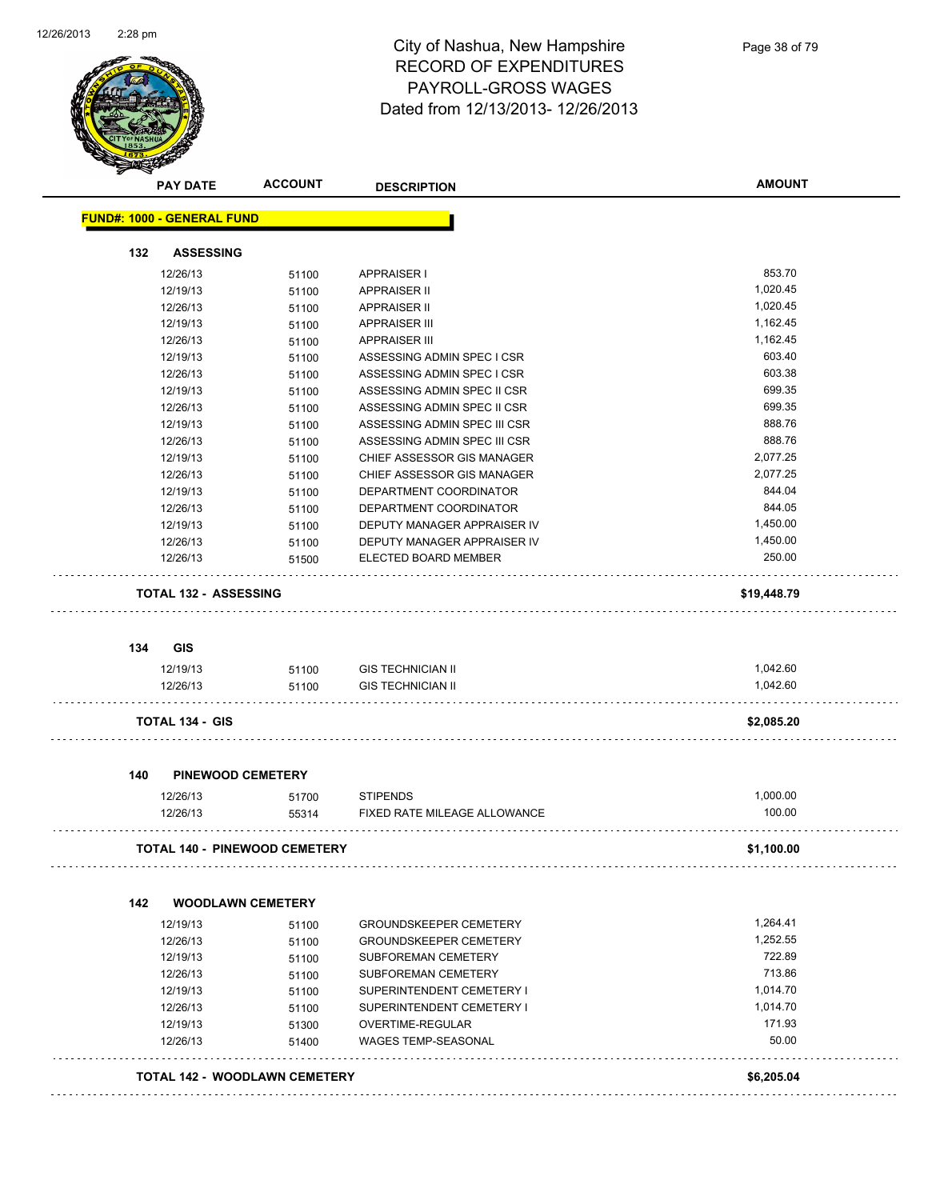# City of Nashua, New Hampshire
## RECORD OF EXPENDITURES
## PAYROLL-GROSS WAGES
## Dated from 12/13/2013- 12/26/2013

| PAY DATE | ACCOUNT | DESCRIPTION | AMOUNT |
|---|---|---|---|
| **FUND#: 1000 - GENERAL FUND** | | | |
| **132 ASSESSING** | | | |
| 12/26/13 | 51100 | APPRAISER I | 853.70 |
| 12/19/13 | 51100 | APPRAISER II | 1,020.45 |
| 12/26/13 | 51100 | APPRAISER II | 1,020.45 |
| 12/19/13 | 51100 | APPRAISER III | 1,162.45 |
| 12/26/13 | 51100 | APPRAISER III | 1,162.45 |
| 12/19/13 | 51100 | ASSESSING ADMIN SPEC I CSR | 603.40 |
| 12/26/13 | 51100 | ASSESSING ADMIN SPEC I CSR | 603.38 |
| 12/19/13 | 51100 | ASSESSING ADMIN SPEC II CSR | 699.35 |
| 12/26/13 | 51100 | ASSESSING ADMIN SPEC II CSR | 699.35 |
| 12/19/13 | 51100 | ASSESSING ADMIN SPEC III CSR | 888.76 |
| 12/26/13 | 51100 | ASSESSING ADMIN SPEC III CSR | 888.76 |
| 12/19/13 | 51100 | CHIEF ASSESSOR GIS MANAGER | 2,077.25 |
| 12/26/13 | 51100 | CHIEF ASSESSOR GIS MANAGER | 2,077.25 |
| 12/19/13 | 51100 | DEPARTMENT COORDINATOR | 844.04 |
| 12/26/13 | 51100 | DEPARTMENT COORDINATOR | 844.05 |
| 12/19/13 | 51100 | DEPUTY MANAGER APPRAISER IV | 1,450.00 |
| 12/26/13 | 51100 | DEPUTY MANAGER APPRAISER IV | 1,450.00 |
| 12/26/13 | 51500 | ELECTED BOARD MEMBER | 250.00 |
| **TOTAL 132 - ASSESSING** | | | **$19,448.79** |
| **134 GIS** | | | |
| 12/19/13 | 51100 | GIS TECHNICIAN II | 1,042.60 |
| 12/26/13 | 51100 | GIS TECHNICIAN II | 1,042.60 |
| **TOTAL 134 - GIS** | | | **$2,085.20** |
| **140 PINEWOOD CEMETERY** | | | |
| 12/26/13 | 51700 | STIPENDS | 1,000.00 |
| 12/26/13 | 55314 | FIXED RATE MILEAGE ALLOWANCE | 100.00 |
| **TOTAL 140 - PINEWOOD CEMETERY** | | | **$1,100.00** |
| **142 WOODLAWN CEMETERY** | | | |
| 12/19/13 | 51100 | GROUNDSKEEPER CEMETERY | 1,264.41 |
| 12/26/13 | 51100 | GROUNDSKEEPER CEMETERY | 1,252.55 |
| 12/19/13 | 51100 | SUBFOREMAN CEMETERY | 722.89 |
| 12/26/13 | 51100 | SUBFOREMAN CEMETERY | 713.86 |
| 12/19/13 | 51100 | SUPERINTENDENT CEMETERY I | 1,014.70 |
| 12/26/13 | 51100 | SUPERINTENDENT CEMETERY I | 1,014.70 |
| 12/19/13 | 51300 | OVERTIME-REGULAR | 171.93 |
| 12/26/13 | 51400 | WAGES TEMP-SEASONAL | 50.00 |
| **TOTAL 142 - WOODLAWN CEMETERY** | | | **$6,205.04** |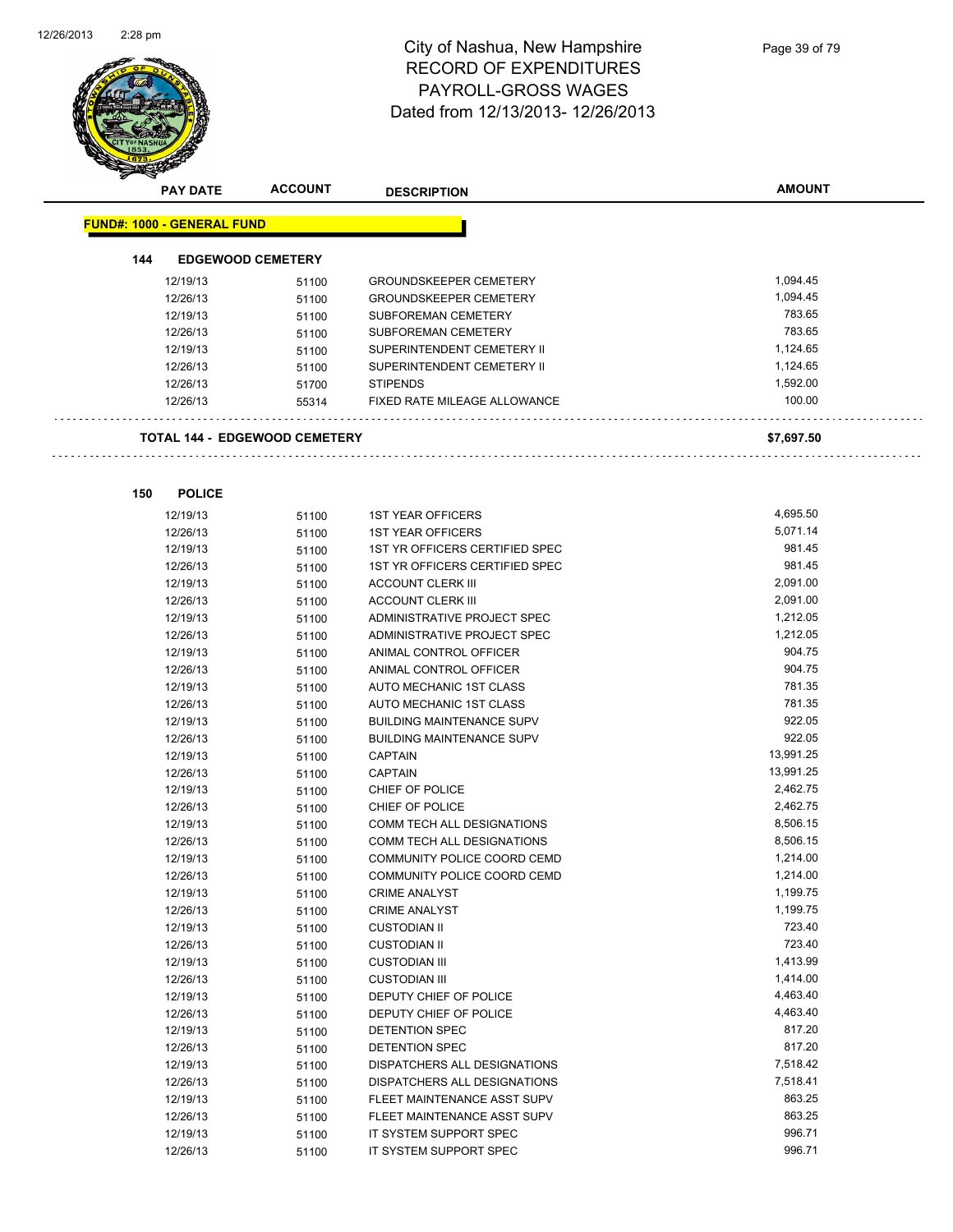# City of Nashua, New Hampshire
## RECORD OF EXPENDITURES
## PAYROLL-GROSS WAGES
## Dated from 12/13/2013- 12/26/2013

| PAY DATE | ACCOUNT | DESCRIPTION | AMOUNT |
|---|---|---|---|

**FUND#: 1000 - GENERAL FUND**

**144 EDGEWOOD CEMETERY**

| PAY DATE | ACCOUNT | DESCRIPTION | AMOUNT |
|---|---|---|---|
| 12/19/13 | 51100 | GROUNDSKEEPER CEMETERY | 1,094.45 |
| 12/26/13 | 51100 | GROUNDSKEEPER CEMETERY | 1,094.45 |
| 12/19/13 | 51100 | SUBFOREMAN CEMETERY | 783.65 |
| 12/26/13 | 51100 | SUBFOREMAN CEMETERY | 783.65 |
| 12/19/13 | 51100 | SUPERINTENDENT CEMETERY II | 1,124.65 |
| 12/26/13 | 51100 | SUPERINTENDENT CEMETERY II | 1,124.65 |
| 12/26/13 | 51700 | STIPENDS | 1,592.00 |
| 12/26/13 | 55314 | FIXED RATE MILEAGE ALLOWANCE | 100.00 |

**TOTAL 144 - EDGEWOOD CEMETERY** **$7,697.50**

**150 POLICE**

| PAY DATE | ACCOUNT | DESCRIPTION | AMOUNT |
|---|---|---|---|
| 12/19/13 | 51100 | 1ST YEAR OFFICERS | 4,695.50 |
| 12/26/13 | 51100 | 1ST YEAR OFFICERS | 5,071.14 |
| 12/19/13 | 51100 | 1ST YR OFFICERS CERTIFIED SPEC | 981.45 |
| 12/26/13 | 51100 | 1ST YR OFFICERS CERTIFIED SPEC | 981.45 |
| 12/19/13 | 51100 | ACCOUNT CLERK III | 2,091.00 |
| 12/26/13 | 51100 | ACCOUNT CLERK III | 2,091.00 |
| 12/19/13 | 51100 | ADMINISTRATIVE PROJECT SPEC | 1,212.05 |
| 12/26/13 | 51100 | ADMINISTRATIVE PROJECT SPEC | 1,212.05 |
| 12/19/13 | 51100 | ANIMAL CONTROL OFFICER | 904.75 |
| 12/26/13 | 51100 | ANIMAL CONTROL OFFICER | 904.75 |
| 12/19/13 | 51100 | AUTO MECHANIC 1ST CLASS | 781.35 |
| 12/26/13 | 51100 | AUTO MECHANIC 1ST CLASS | 781.35 |
| 12/19/13 | 51100 | BUILDING MAINTENANCE SUPV | 922.05 |
| 12/26/13 | 51100 | BUILDING MAINTENANCE SUPV | 922.05 |
| 12/19/13 | 51100 | CAPTAIN | 13,991.25 |
| 12/26/13 | 51100 | CAPTAIN | 13,991.25 |
| 12/19/13 | 51100 | CHIEF OF POLICE | 2,462.75 |
| 12/26/13 | 51100 | CHIEF OF POLICE | 2,462.75 |
| 12/19/13 | 51100 | COMM TECH ALL DESIGNATIONS | 8,506.15 |
| 12/26/13 | 51100 | COMM TECH ALL DESIGNATIONS | 8,506.15 |
| 12/19/13 | 51100 | COMMUNITY POLICE COORD CEMD | 1,214.00 |
| 12/26/13 | 51100 | COMMUNITY POLICE COORD CEMD | 1,214.00 |
| 12/19/13 | 51100 | CRIME ANALYST | 1,199.75 |
| 12/26/13 | 51100 | CRIME ANALYST | 1,199.75 |
| 12/19/13 | 51100 | CUSTODIAN II | 723.40 |
| 12/26/13 | 51100 | CUSTODIAN II | 723.40 |
| 12/19/13 | 51100 | CUSTODIAN III | 1,413.99 |
| 12/26/13 | 51100 | CUSTODIAN III | 1,414.00 |
| 12/19/13 | 51100 | DEPUTY CHIEF OF POLICE | 4,463.40 |
| 12/26/13 | 51100 | DEPUTY CHIEF OF POLICE | 4,463.40 |
| 12/19/13 | 51100 | DETENTION SPEC | 817.20 |
| 12/26/13 | 51100 | DETENTION SPEC | 817.20 |
| 12/19/13 | 51100 | DISPATCHERS ALL DESIGNATIONS | 7,518.42 |
| 12/26/13 | 51100 | DISPATCHERS ALL DESIGNATIONS | 7,518.41 |
| 12/19/13 | 51100 | FLEET MAINTENANCE ASST SUPV | 863.25 |
| 12/26/13 | 51100 | FLEET MAINTENANCE ASST SUPV | 863.25 |
| 12/19/13 | 51100 | IT SYSTEM SUPPORT SPEC | 996.71 |
| 12/26/13 | 51100 | IT SYSTEM SUPPORT SPEC | 996.71 |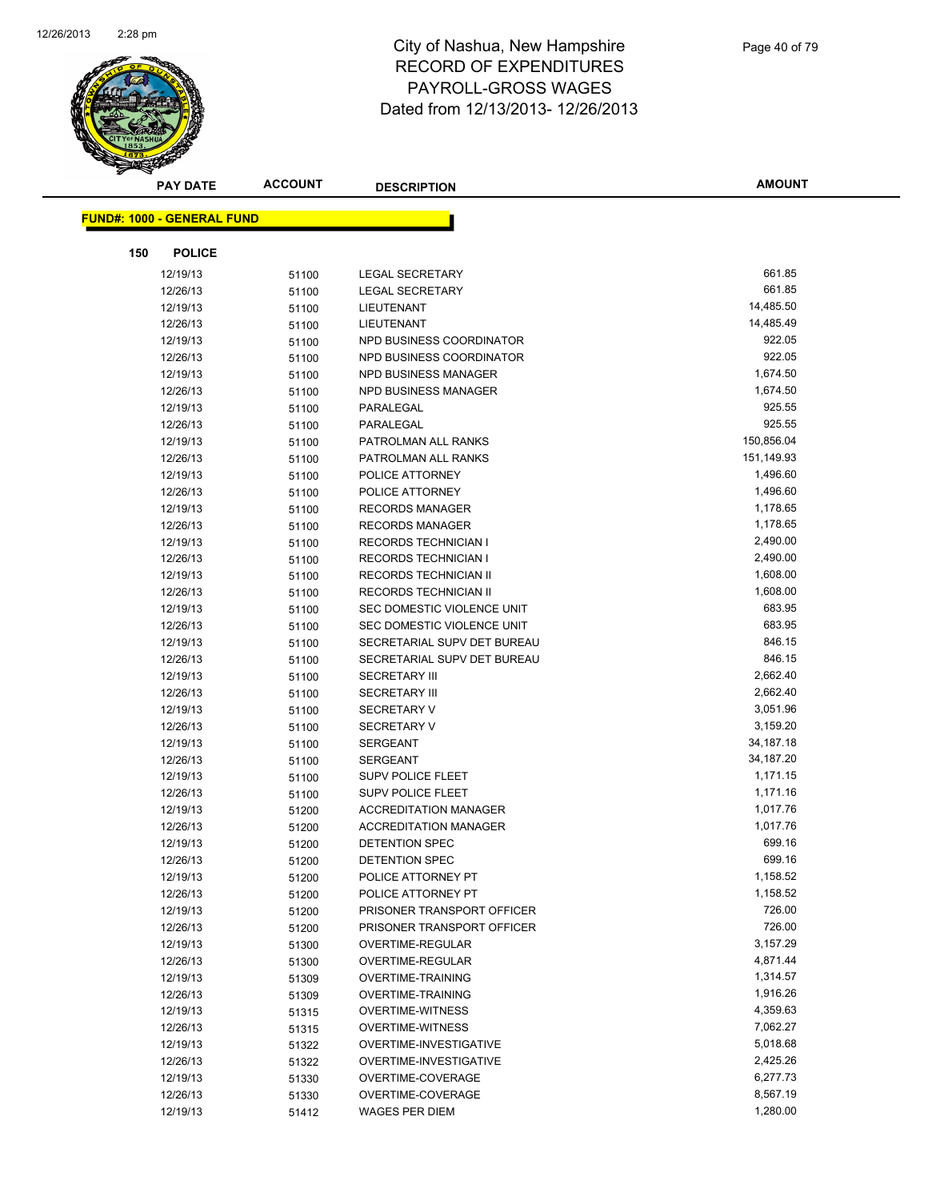# City of Nashua, New Hampshire
# RECORD OF EXPENDITURES
# PAYROLL-GROSS WAGES
# Dated from 12/13/2013- 12/26/2013

| PAY DATE | ACCOUNT | DESCRIPTION | AMOUNT |
|---|---|---|---|

**FUND#: 1000 - GENERAL FUND**

**150 POLICE**

| PAY DATE | ACCOUNT | DESCRIPTION | AMOUNT |
|---|---|---|---|
| 12/19/13 | 51100 | LEGAL SECRETARY | 661.85 |
| 12/26/13 | 51100 | LEGAL SECRETARY | 661.85 |
| 12/19/13 | 51100 | LIEUTENANT | 14,485.50 |
| 12/26/13 | 51100 | LIEUTENANT | 14,485.49 |
| 12/19/13 | 51100 | NPD BUSINESS COORDINATOR | 922.05 |
| 12/26/13 | 51100 | NPD BUSINESS COORDINATOR | 922.05 |
| 12/19/13 | 51100 | NPD BUSINESS MANAGER | 1,674.50 |
| 12/26/13 | 51100 | NPD BUSINESS MANAGER | 1,674.50 |
| 12/19/13 | 51100 | PARALEGAL | 925.55 |
| 12/26/13 | 51100 | PARALEGAL | 925.55 |
| 12/19/13 | 51100 | PATROLMAN ALL RANKS | 150,856.04 |
| 12/26/13 | 51100 | PATROLMAN ALL RANKS | 151,149.93 |
| 12/19/13 | 51100 | POLICE ATTORNEY | 1,496.60 |
| 12/26/13 | 51100 | POLICE ATTORNEY | 1,496.60 |
| 12/19/13 | 51100 | RECORDS MANAGER | 1,178.65 |
| 12/26/13 | 51100 | RECORDS MANAGER | 1,178.65 |
| 12/19/13 | 51100 | RECORDS TECHNICIAN I | 2,490.00 |
| 12/26/13 | 51100 | RECORDS TECHNICIAN I | 2,490.00 |
| 12/19/13 | 51100 | RECORDS TECHNICIAN II | 1,608.00 |
| 12/26/13 | 51100 | RECORDS TECHNICIAN II | 1,608.00 |
| 12/19/13 | 51100 | SEC DOMESTIC VIOLENCE UNIT | 683.95 |
| 12/26/13 | 51100 | SEC DOMESTIC VIOLENCE UNIT | 683.95 |
| 12/19/13 | 51100 | SECRETARIAL SUPV DET BUREAU | 846.15 |
| 12/26/13 | 51100 | SECRETARIAL SUPV DET BUREAU | 846.15 |
| 12/19/13 | 51100 | SECRETARY III | 2,662.40 |
| 12/26/13 | 51100 | SECRETARY III | 2,662.40 |
| 12/19/13 | 51100 | SECRETARY V | 3,051.96 |
| 12/26/13 | 51100 | SECRETARY V | 3,159.20 |
| 12/19/13 | 51100 | SERGEANT | 34,187.18 |
| 12/26/13 | 51100 | SERGEANT | 34,187.20 |
| 12/19/13 | 51100 | SUPV POLICE FLEET | 1,171.15 |
| 12/26/13 | 51100 | SUPV POLICE FLEET | 1,171.16 |
| 12/19/13 | 51200 | ACCREDITATION MANAGER | 1,017.76 |
| 12/26/13 | 51200 | ACCREDITATION MANAGER | 1,017.76 |
| 12/19/13 | 51200 | DETENTION SPEC | 699.16 |
| 12/26/13 | 51200 | DETENTION SPEC | 699.16 |
| 12/19/13 | 51200 | POLICE ATTORNEY PT | 1,158.52 |
| 12/26/13 | 51200 | POLICE ATTORNEY PT | 1,158.52 |
| 12/19/13 | 51200 | PRISONER TRANSPORT OFFICER | 726.00 |
| 12/26/13 | 51200 | PRISONER TRANSPORT OFFICER | 726.00 |
| 12/19/13 | 51300 | OVERTIME-REGULAR | 3,157.29 |
| 12/26/13 | 51300 | OVERTIME-REGULAR | 4,871.44 |
| 12/19/13 | 51309 | OVERTIME-TRAINING | 1,314.57 |
| 12/26/13 | 51309 | OVERTIME-TRAINING | 1,916.26 |
| 12/19/13 | 51315 | OVERTIME-WITNESS | 4,359.63 |
| 12/26/13 | 51315 | OVERTIME-WITNESS | 7,062.27 |
| 12/19/13 | 51322 | OVERTIME-INVESTIGATIVE | 5,018.68 |
| 12/26/13 | 51322 | OVERTIME-INVESTIGATIVE | 2,425.26 |
| 12/19/13 | 51330 | OVERTIME-COVERAGE | 6,277.73 |
| 12/26/13 | 51330 | OVERTIME-COVERAGE | 8,567.19 |
| 12/19/13 | 51412 | WAGES PER DIEM | 1,280.00 |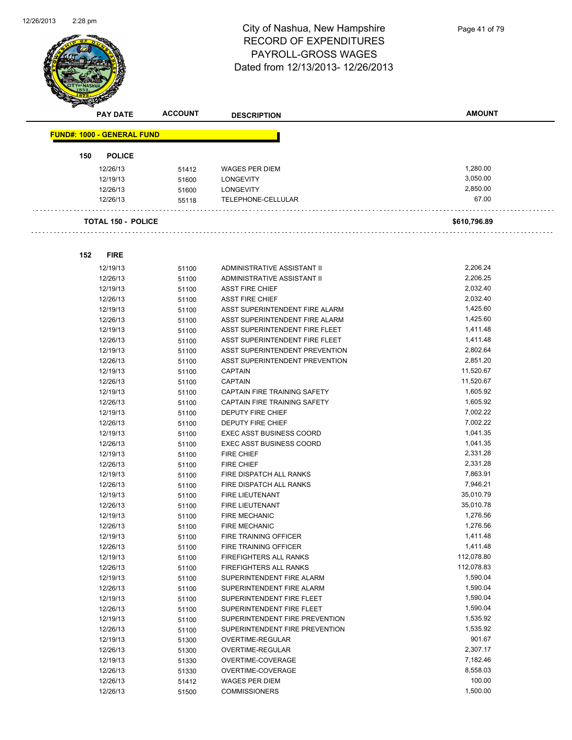# City of Nashua, New Hampshire
## RECORD OF EXPENDITURES
## PAYROLL-GROSS WAGES
Dated from 12/13/2013- 12/26/2013

| PAY DATE | ACCOUNT | DESCRIPTION | AMOUNT |
|---|---|---|---|
| **FUND#: 1000 - GENERAL FUND** | | | |
| **150 POLICE** | | | |
| 12/26/13 | 51412 | WAGES PER DIEM | 1,280.00 |
| 12/19/13 | 51600 | LONGEVITY | 3,050.00 |
| 12/26/13 | 51600 | LONGEVITY | 2,850.00 |
| 12/26/13 | 55118 | TELEPHONE-CELLULAR | 67.00 |
| **TOTAL 150 - POLICE** | | | **$610,796.89** |
| **152 FIRE** | | | |
| 12/19/13 | 51100 | ADMINISTRATIVE ASSISTANT II | 2,206.24 |
| 12/26/13 | 51100 | ADMINISTRATIVE ASSISTANT II | 2,206.25 |
| 12/19/13 | 51100 | ASST FIRE CHIEF | 2,032.40 |
| 12/26/13 | 51100 | ASST FIRE CHIEF | 2,032.40 |
| 12/19/13 | 51100 | ASST SUPERINTENDENT FIRE ALARM | 1,425.60 |
| 12/26/13 | 51100 | ASST SUPERINTENDENT FIRE ALARM | 1,425.60 |
| 12/19/13 | 51100 | ASST SUPERINTENDENT FIRE FLEET | 1,411.48 |
| 12/26/13 | 51100 | ASST SUPERINTENDENT FIRE FLEET | 1,411.48 |
| 12/19/13 | 51100 | ASST SUPERINTENDENT PREVENTION | 2,802.64 |
| 12/26/13 | 51100 | ASST SUPERINTENDENT PREVENTION | 2,851.20 |
| 12/19/13 | 51100 | CAPTAIN | 11,520.67 |
| 12/26/13 | 51100 | CAPTAIN | 11,520.67 |
| 12/19/13 | 51100 | CAPTAIN FIRE TRAINING SAFETY | 1,605.92 |
| 12/26/13 | 51100 | CAPTAIN FIRE TRAINING SAFETY | 1,605.92 |
| 12/19/13 | 51100 | DEPUTY FIRE CHIEF | 7,002.22 |
| 12/26/13 | 51100 | DEPUTY FIRE CHIEF | 7,002.22 |
| 12/19/13 | 51100 | EXEC ASST BUSINESS COORD | 1,041.35 |
| 12/26/13 | 51100 | EXEC ASST BUSINESS COORD | 1,041.35 |
| 12/19/13 | 51100 | FIRE CHIEF | 2,331.28 |
| 12/26/13 | 51100 | FIRE CHIEF | 2,331.28 |
| 12/19/13 | 51100 | FIRE DISPATCH ALL RANKS | 7,863.91 |
| 12/26/13 | 51100 | FIRE DISPATCH ALL RANKS | 7,946.21 |
| 12/19/13 | 51100 | FIRE LIEUTENANT | 35,010.79 |
| 12/26/13 | 51100 | FIRE LIEUTENANT | 35,010.78 |
| 12/19/13 | 51100 | FIRE MECHANIC | 1,276.56 |
| 12/26/13 | 51100 | FIRE MECHANIC | 1,276.56 |
| 12/19/13 | 51100 | FIRE TRAINING OFFICER | 1,411.48 |
| 12/26/13 | 51100 | FIRE TRAINING OFFICER | 1,411.48 |
| 12/19/13 | 51100 | FIREFIGHTERS ALL RANKS | 112,078.80 |
| 12/26/13 | 51100 | FIREFIGHTERS ALL RANKS | 112,078.83 |
| 12/19/13 | 51100 | SUPERINTENDENT FIRE ALARM | 1,590.04 |
| 12/26/13 | 51100 | SUPERINTENDENT FIRE ALARM | 1,590.04 |
| 12/19/13 | 51100 | SUPERINTENDENT FIRE FLEET | 1,590.04 |
| 12/26/13 | 51100 | SUPERINTENDENT FIRE FLEET | 1,590.04 |
| 12/19/13 | 51100 | SUPERINTENDENT FIRE PREVENTION | 1,535.92 |
| 12/26/13 | 51100 | SUPERINTENDENT FIRE PREVENTION | 1,535.92 |
| 12/19/13 | 51300 | OVERTIME-REGULAR | 901.67 |
| 12/26/13 | 51300 | OVERTIME-REGULAR | 2,307.17 |
| 12/19/13 | 51330 | OVERTIME-COVERAGE | 7,182.46 |
| 12/26/13 | 51330 | OVERTIME-COVERAGE | 8,558.03 |
| 12/26/13 | 51412 | WAGES PER DIEM | 100.00 |
| 12/26/13 | 51500 | COMMISSIONERS | 1,500.00 |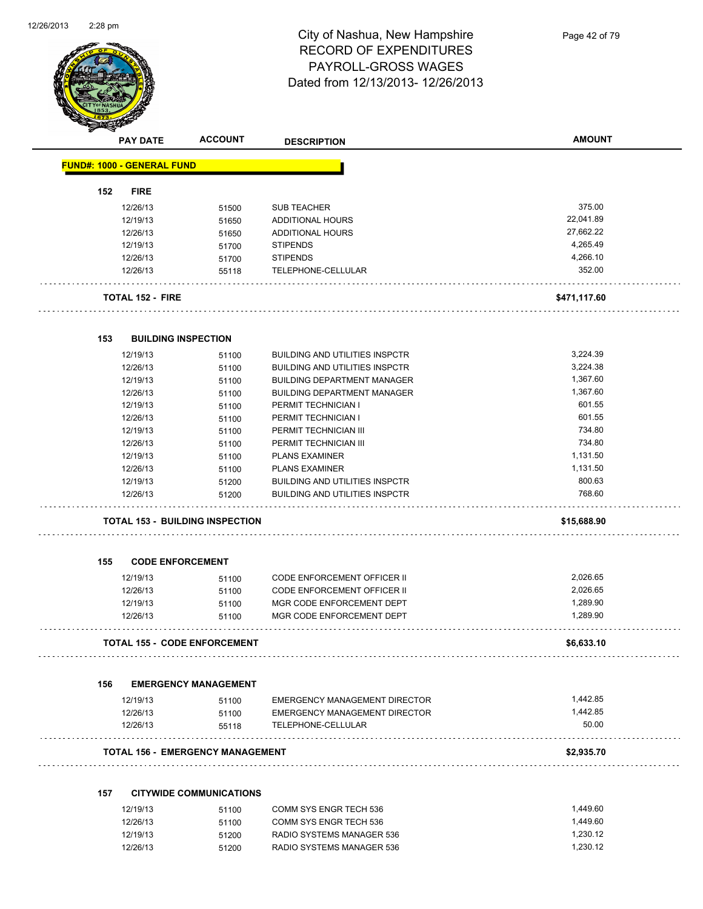# City of Nashua, New Hampshire
## RECORD OF EXPENDITURES
## PAYROLL-GROSS WAGES
### Dated from 12/13/2013- 12/26/2013

| PAY DATE | ACCOUNT | DESCRIPTION | AMOUNT |
|---|---|---|---|
| **FUND#: 1000 - GENERAL FUND** | | | |
| **152 FIRE** | | | |
| 12/26/13 | 51500 | SUB TEACHER | 375.00 |
| 12/19/13 | 51650 | ADDITIONAL HOURS | 22,041.89 |
| 12/26/13 | 51650 | ADDITIONAL HOURS | 27,662.22 |
| 12/19/13 | 51700 | STIPENDS | 4,265.49 |
| 12/26/13 | 51700 | STIPENDS | 4,266.10 |
| 12/26/13 | 55118 | TELEPHONE-CELLULAR | 352.00 |
| **TOTAL 152 - FIRE** | | | **$471,117.60** |
| **153 BUILDING INSPECTION** | | | |
| 12/19/13 | 51100 | BUILDING AND UTILITIES INSPCTR | 3,224.39 |
| 12/26/13 | 51100 | BUILDING AND UTILITIES INSPCTR | 3,224.38 |
| 12/19/13 | 51100 | BUILDING DEPARTMENT MANAGER | 1,367.60 |
| 12/26/13 | 51100 | BUILDING DEPARTMENT MANAGER | 1,367.60 |
| 12/19/13 | 51100 | PERMIT TECHNICIAN I | 601.55 |
| 12/26/13 | 51100 | PERMIT TECHNICIAN I | 601.55 |
| 12/19/13 | 51100 | PERMIT TECHNICIAN III | 734.80 |
| 12/26/13 | 51100 | PERMIT TECHNICIAN III | 734.80 |
| 12/19/13 | 51100 | PLANS EXAMINER | 1,131.50 |
| 12/26/13 | 51100 | PLANS EXAMINER | 1,131.50 |
| 12/19/13 | 51200 | BUILDING AND UTILITIES INSPCTR | 800.63 |
| 12/26/13 | 51200 | BUILDING AND UTILITIES INSPCTR | 768.60 |
| **TOTAL 153 - BUILDING INSPECTION** | | | **$15,688.90** |
| **155 CODE ENFORCEMENT** | | | |
| 12/19/13 | 51100 | CODE ENFORCEMENT OFFICER II | 2,026.65 |
| 12/26/13 | 51100 | CODE ENFORCEMENT OFFICER II | 2,026.65 |
| 12/19/13 | 51100 | MGR CODE ENFORCEMENT DEPT | 1,289.90 |
| 12/26/13 | 51100 | MGR CODE ENFORCEMENT DEPT | 1,289.90 |
| **TOTAL 155 - CODE ENFORCEMENT** | | | **$6,633.10** |
| **156 EMERGENCY MANAGEMENT** | | | |
| 12/19/13 | 51100 | EMERGENCY MANAGEMENT DIRECTOR | 1,442.85 |
| 12/26/13 | 51100 | EMERGENCY MANAGEMENT DIRECTOR | 1,442.85 |
| 12/26/13 | 55118 | TELEPHONE-CELLULAR | 50.00 |
| **TOTAL 156 - EMERGENCY MANAGEMENT** | | | **$2,935.70** |
| **157 CITYWIDE COMMUNICATIONS** | | | |
| 12/19/13 | 51100 | COMM SYS ENGR TECH 536 | 1,449.60 |
| 12/26/13 | 51100 | COMM SYS ENGR TECH 536 | 1,449.60 |
| 12/19/13 | 51200 | RADIO SYSTEMS MANAGER 536 | 1,230.12 |
| 12/26/13 | 51200 | RADIO SYSTEMS MANAGER 536 | 1,230.12 |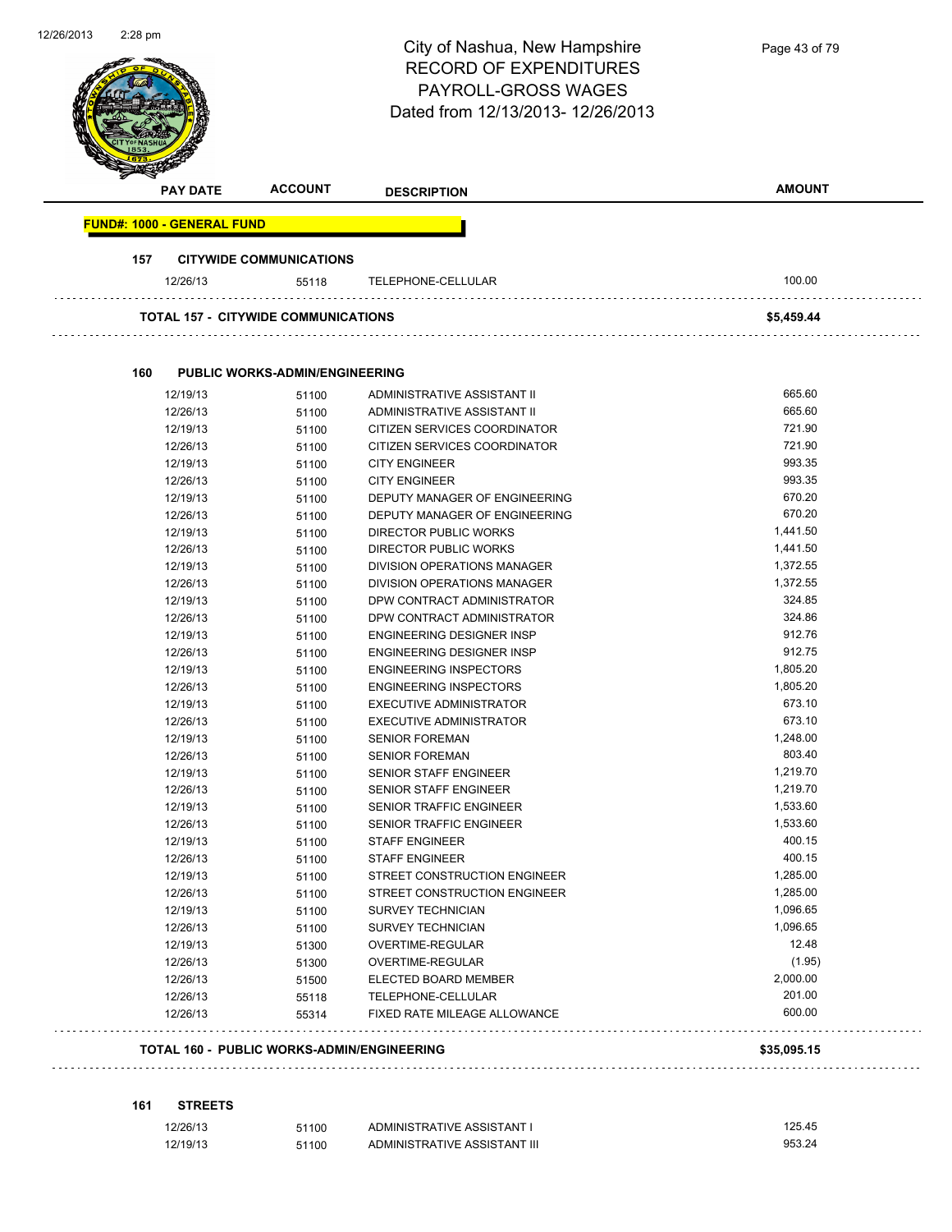# City of Nashua, New Hampshire
## RECORD OF EXPENDITURES
## PAYROLL-GROSS WAGES
Dated from 12/13/2013- 12/26/2013

| PAY DATE | ACCOUNT | DESCRIPTION | AMOUNT |
|---|---|---|---|
| **FUND#: 1000 - GENERAL FUND** | | | |
| **157 CITYWIDE COMMUNICATIONS** | | | |
| 12/26/13 | 55118 | TELEPHONE-CELLULAR | 100.00 |
| **TOTAL 157 - CITYWIDE COMMUNICATIONS** | | | **$5,459.44** |
| **160 PUBLIC WORKS-ADMIN/ENGINEERING** | | | |
| 12/19/13 | 51100 | ADMINISTRATIVE ASSISTANT II | 665.60 |
| 12/26/13 | 51100 | ADMINISTRATIVE ASSISTANT II | 665.60 |
| 12/19/13 | 51100 | CITIZEN SERVICES COORDINATOR | 721.90 |
| 12/26/13 | 51100 | CITIZEN SERVICES COORDINATOR | 721.90 |
| 12/19/13 | 51100 | CITY ENGINEER | 993.35 |
| 12/26/13 | 51100 | CITY ENGINEER | 993.35 |
| 12/19/13 | 51100 | DEPUTY MANAGER OF ENGINEERING | 670.20 |
| 12/26/13 | 51100 | DEPUTY MANAGER OF ENGINEERING | 670.20 |
| 12/19/13 | 51100 | DIRECTOR PUBLIC WORKS | 1,441.50 |
| 12/26/13 | 51100 | DIRECTOR PUBLIC WORKS | 1,441.50 |
| 12/19/13 | 51100 | DIVISION OPERATIONS MANAGER | 1,372.55 |
| 12/26/13 | 51100 | DIVISION OPERATIONS MANAGER | 1,372.55 |
| 12/19/13 | 51100 | DPW CONTRACT ADMINISTRATOR | 324.85 |
| 12/26/13 | 51100 | DPW CONTRACT ADMINISTRATOR | 324.86 |
| 12/19/13 | 51100 | ENGINEERING DESIGNER INSP | 912.76 |
| 12/26/13 | 51100 | ENGINEERING DESIGNER INSP | 912.75 |
| 12/19/13 | 51100 | ENGINEERING INSPECTORS | 1,805.20 |
| 12/26/13 | 51100 | ENGINEERING INSPECTORS | 1,805.20 |
| 12/19/13 | 51100 | EXECUTIVE ADMINISTRATOR | 673.10 |
| 12/26/13 | 51100 | EXECUTIVE ADMINISTRATOR | 673.10 |
| 12/19/13 | 51100 | SENIOR FOREMAN | 1,248.00 |
| 12/26/13 | 51100 | SENIOR FOREMAN | 803.40 |
| 12/19/13 | 51100 | SENIOR STAFF ENGINEER | 1,219.70 |
| 12/26/13 | 51100 | SENIOR STAFF ENGINEER | 1,219.70 |
| 12/19/13 | 51100 | SENIOR TRAFFIC ENGINEER | 1,533.60 |
| 12/26/13 | 51100 | SENIOR TRAFFIC ENGINEER | 1,533.60 |
| 12/19/13 | 51100 | STAFF ENGINEER | 400.15 |
| 12/26/13 | 51100 | STAFF ENGINEER | 400.15 |
| 12/19/13 | 51100 | STREET CONSTRUCTION ENGINEER | 1,285.00 |
| 12/26/13 | 51100 | STREET CONSTRUCTION ENGINEER | 1,285.00 |
| 12/19/13 | 51100 | SURVEY TECHNICIAN | 1,096.65 |
| 12/26/13 | 51100 | SURVEY TECHNICIAN | 1,096.65 |
| 12/19/13 | 51300 | OVERTIME-REGULAR | 12.48 |
| 12/26/13 | 51300 | OVERTIME-REGULAR | (1.95) |
| 12/26/13 | 51500 | ELECTED BOARD MEMBER | 2,000.00 |
| 12/26/13 | 55118 | TELEPHONE-CELLULAR | 201.00 |
| 12/26/13 | 55314 | FIXED RATE MILEAGE ALLOWANCE | 600.00 |
| **TOTAL 160 - PUBLIC WORKS-ADMIN/ENGINEERING** | | | **$35,095.15** |
| **161 STREETS** | | | |
| 12/26/13 | 51100 | ADMINISTRATIVE ASSISTANT I | 125.45 |
| 12/19/13 | 51100 | ADMINISTRATIVE ASSISTANT III | 953.24 |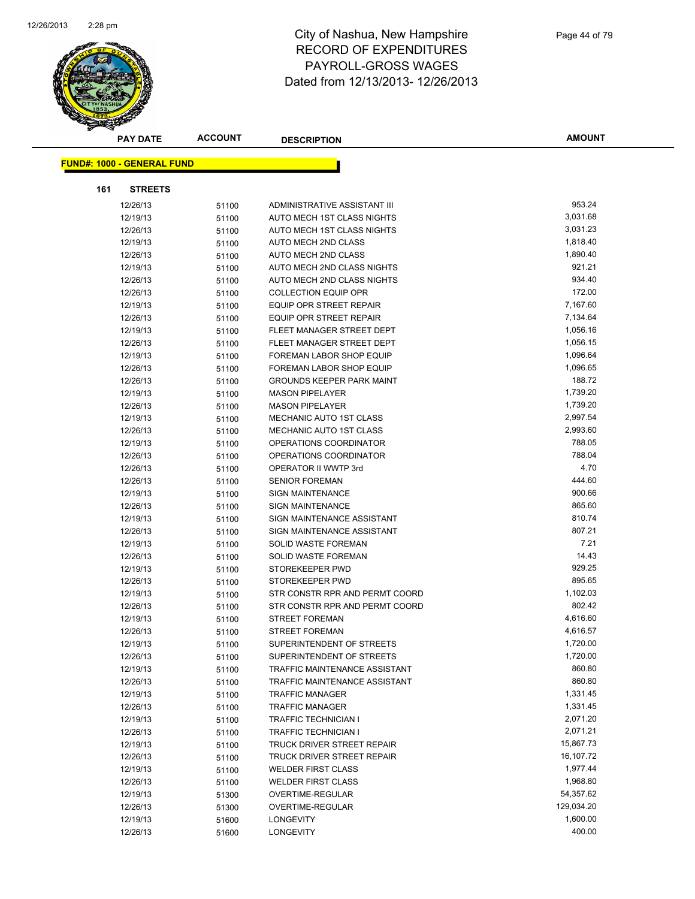# City of Nashua, New Hampshire
## RECORD OF EXPENDITURES
## PAYROLL-GROSS WAGES
## Dated from 12/13/2013- 12/26/2013

**FUND#: 1000 - GENERAL FUND**

**161 STREETS**

| PAY DATE | ACCOUNT | DESCRIPTION | AMOUNT |
|---|---|---|---|
| 12/26/13 | 51100 | ADMINISTRATIVE ASSISTANT III | 953.24 |
| 12/19/13 | 51100 | AUTO MECH 1ST CLASS NIGHTS | 3,031.68 |
| 12/26/13 | 51100 | AUTO MECH 1ST CLASS NIGHTS | 3,031.23 |
| 12/19/13 | 51100 | AUTO MECH 2ND CLASS | 1,818.40 |
| 12/26/13 | 51100 | AUTO MECH 2ND CLASS | 1,890.40 |
| 12/19/13 | 51100 | AUTO MECH 2ND CLASS NIGHTS | 921.21 |
| 12/26/13 | 51100 | AUTO MECH 2ND CLASS NIGHTS | 934.40 |
| 12/26/13 | 51100 | COLLECTION EQUIP OPR | 172.00 |
| 12/19/13 | 51100 | EQUIP OPR STREET REPAIR | 7,167.60 |
| 12/26/13 | 51100 | EQUIP OPR STREET REPAIR | 7,134.64 |
| 12/19/13 | 51100 | FLEET MANAGER STREET DEPT | 1,056.16 |
| 12/26/13 | 51100 | FLEET MANAGER STREET DEPT | 1,056.15 |
| 12/19/13 | 51100 | FOREMAN LABOR SHOP EQUIP | 1,096.64 |
| 12/26/13 | 51100 | FOREMAN LABOR SHOP EQUIP | 1,096.65 |
| 12/26/13 | 51100 | GROUNDS KEEPER PARK MAINT | 188.72 |
| 12/19/13 | 51100 | MASON PIPELAYER | 1,739.20 |
| 12/26/13 | 51100 | MASON PIPELAYER | 1,739.20 |
| 12/19/13 | 51100 | MECHANIC AUTO 1ST CLASS | 2,997.54 |
| 12/26/13 | 51100 | MECHANIC AUTO 1ST CLASS | 2,993.60 |
| 12/19/13 | 51100 | OPERATIONS COORDINATOR | 788.05 |
| 12/26/13 | 51100 | OPERATIONS COORDINATOR | 788.04 |
| 12/26/13 | 51100 | OPERATOR II WWTP 3rd | 4.70 |
| 12/26/13 | 51100 | SENIOR FOREMAN | 444.60 |
| 12/19/13 | 51100 | SIGN MAINTENANCE | 900.66 |
| 12/26/13 | 51100 | SIGN MAINTENANCE | 865.60 |
| 12/19/13 | 51100 | SIGN MAINTENANCE ASSISTANT | 810.74 |
| 12/26/13 | 51100 | SIGN MAINTENANCE ASSISTANT | 807.21 |
| 12/19/13 | 51100 | SOLID WASTE FOREMAN | 7.21 |
| 12/26/13 | 51100 | SOLID WASTE FOREMAN | 14.43 |
| 12/19/13 | 51100 | STOREKEEPER PWD | 929.25 |
| 12/26/13 | 51100 | STOREKEEPER PWD | 895.65 |
| 12/19/13 | 51100 | STR CONSTR RPR AND PERMT COORD | 1,102.03 |
| 12/26/13 | 51100 | STR CONSTR RPR AND PERMT COORD | 802.42 |
| 12/19/13 | 51100 | STREET FOREMAN | 4,616.60 |
| 12/26/13 | 51100 | STREET FOREMAN | 4,616.57 |
| 12/19/13 | 51100 | SUPERINTENDENT OF STREETS | 1,720.00 |
| 12/26/13 | 51100 | SUPERINTENDENT OF STREETS | 1,720.00 |
| 12/19/13 | 51100 | TRAFFIC MAINTENANCE ASSISTANT | 860.80 |
| 12/26/13 | 51100 | TRAFFIC MAINTENANCE ASSISTANT | 860.80 |
| 12/19/13 | 51100 | TRAFFIC MANAGER | 1,331.45 |
| 12/26/13 | 51100 | TRAFFIC MANAGER | 1,331.45 |
| 12/19/13 | 51100 | TRAFFIC TECHNICIAN I | 2,071.20 |
| 12/26/13 | 51100 | TRAFFIC TECHNICIAN I | 2,071.21 |
| 12/19/13 | 51100 | TRUCK DRIVER STREET REPAIR | 15,867.73 |
| 12/26/13 | 51100 | TRUCK DRIVER STREET REPAIR | 16,107.72 |
| 12/19/13 | 51100 | WELDER FIRST CLASS | 1,977.44 |
| 12/26/13 | 51100 | WELDER FIRST CLASS | 1,968.80 |
| 12/19/13 | 51300 | OVERTIME-REGULAR | 54,357.62 |
| 12/26/13 | 51300 | OVERTIME-REGULAR | 129,034.20 |
| 12/19/13 | 51600 | LONGEVITY | 1,600.00 |
| 12/26/13 | 51600 | LONGEVITY | 400.00 |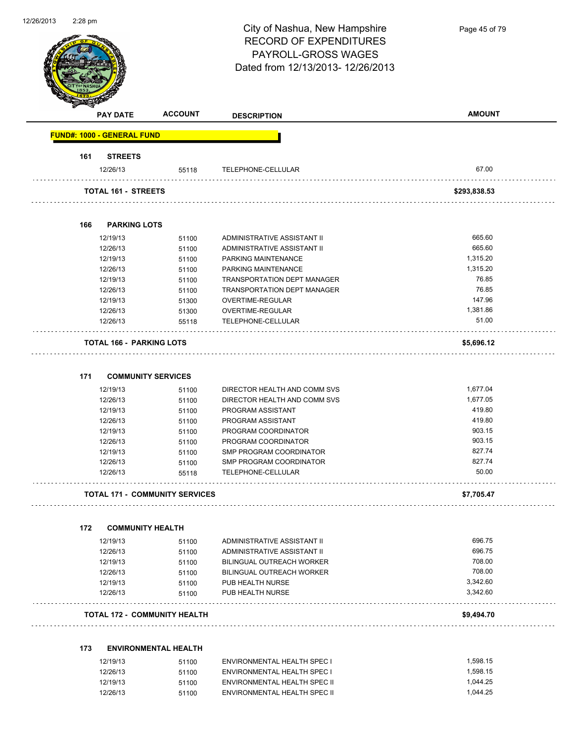# City of Nashua, New Hampshire
## RECORD OF EXPENDITURES
## PAYROLL-GROSS WAGES
## Dated from 12/13/2013- 12/26/2013

| PAY DATE | ACCOUNT | DESCRIPTION | AMOUNT |
|---|---|---|---|
| **FUND#: 1000 - GENERAL FUND** | | | |
| **161 STREETS** | | | |
| 12/26/13 | 55118 | TELEPHONE-CELLULAR | 67.00 |
| **TOTAL 161 - STREETS** | | | **$293,838.53** |
| **166 PARKING LOTS** | | | |
| 12/19/13 | 51100 | ADMINISTRATIVE ASSISTANT II | 665.60 |
| 12/26/13 | 51100 | ADMINISTRATIVE ASSISTANT II | 665.60 |
| 12/19/13 | 51100 | PARKING MAINTENANCE | 1,315.20 |
| 12/26/13 | 51100 | PARKING MAINTENANCE | 1,315.20 |
| 12/19/13 | 51100 | TRANSPORTATION DEPT MANAGER | 76.85 |
| 12/26/13 | 51100 | TRANSPORTATION DEPT MANAGER | 76.85 |
| 12/19/13 | 51300 | OVERTIME-REGULAR | 147.96 |
| 12/26/13 | 51300 | OVERTIME-REGULAR | 1,381.86 |
| 12/26/13 | 55118 | TELEPHONE-CELLULAR | 51.00 |
| **TOTAL 166 - PARKING LOTS** | | | **$5,696.12** |
| **171 COMMUNITY SERVICES** | | | |
| 12/19/13 | 51100 | DIRECTOR HEALTH AND COMM SVS | 1,677.04 |
| 12/26/13 | 51100 | DIRECTOR HEALTH AND COMM SVS | 1,677.05 |
| 12/19/13 | 51100 | PROGRAM ASSISTANT | 419.80 |
| 12/26/13 | 51100 | PROGRAM ASSISTANT | 419.80 |
| 12/19/13 | 51100 | PROGRAM COORDINATOR | 903.15 |
| 12/26/13 | 51100 | PROGRAM COORDINATOR | 903.15 |
| 12/19/13 | 51100 | SMP PROGRAM COORDINATOR | 827.74 |
| 12/26/13 | 51100 | SMP PROGRAM COORDINATOR | 827.74 |
| 12/26/13 | 55118 | TELEPHONE-CELLULAR | 50.00 |
| **TOTAL 171 - COMMUNITY SERVICES** | | | **$7,705.47** |
| **172 COMMUNITY HEALTH** | | | |
| 12/19/13 | 51100 | ADMINISTRATIVE ASSISTANT II | 696.75 |
| 12/26/13 | 51100 | ADMINISTRATIVE ASSISTANT II | 696.75 |
| 12/19/13 | 51100 | BILINGUAL OUTREACH WORKER | 708.00 |
| 12/26/13 | 51100 | BILINGUAL OUTREACH WORKER | 708.00 |
| 12/19/13 | 51100 | PUB HEALTH NURSE | 3,342.60 |
| 12/26/13 | 51100 | PUB HEALTH NURSE | 3,342.60 |
| **TOTAL 172 - COMMUNITY HEALTH** | | | **$9,494.70** |
| **173 ENVIRONMENTAL HEALTH** | | | |
| 12/19/13 | 51100 | ENVIRONMENTAL HEALTH SPEC I | 1,598.15 |
| 12/26/13 | 51100 | ENVIRONMENTAL HEALTH SPEC I | 1,598.15 |
| 12/19/13 | 51100 | ENVIRONMENTAL HEALTH SPEC II | 1,044.25 |
| 12/26/13 | 51100 | ENVIRONMENTAL HEALTH SPEC II | 1,044.25 |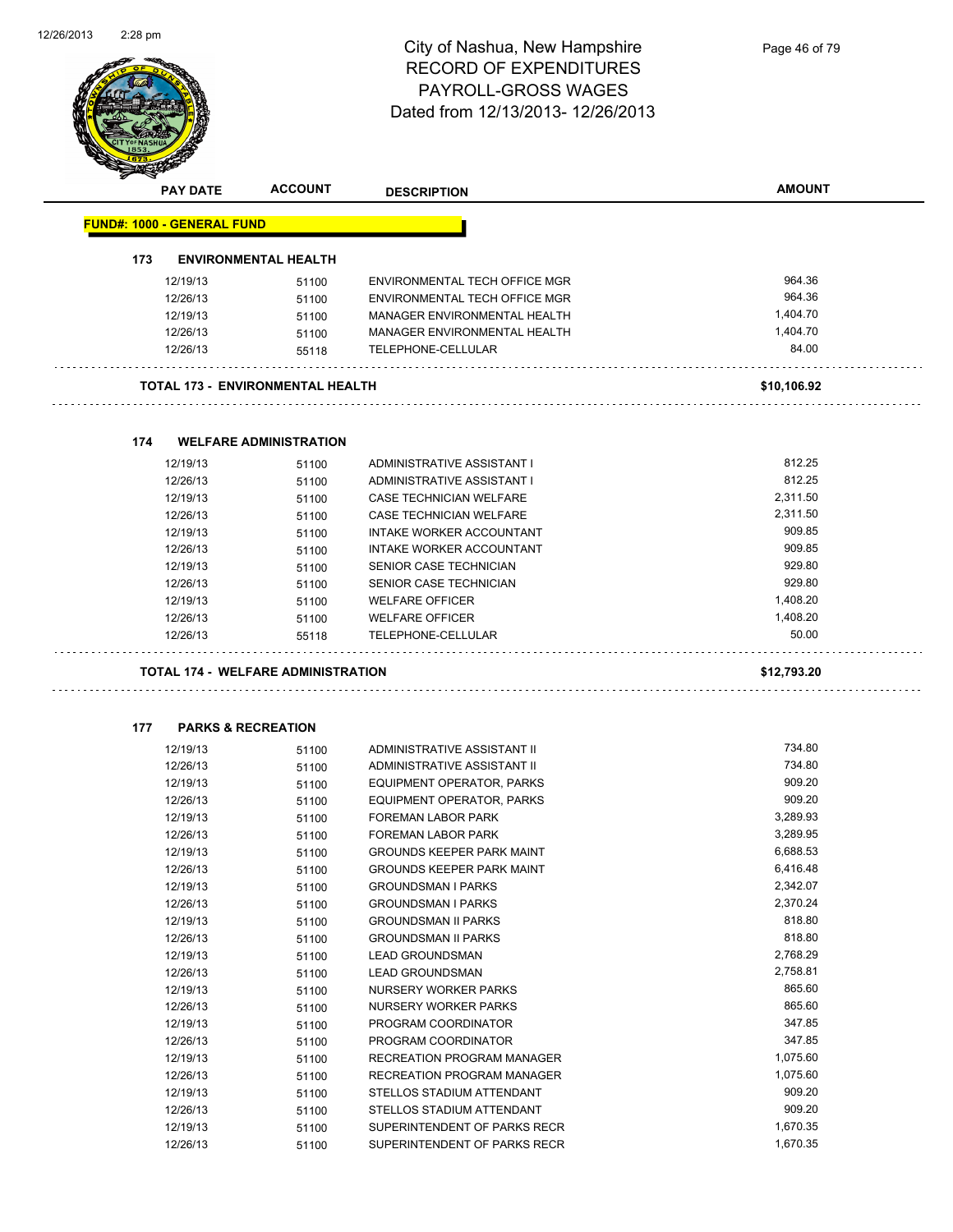# City of Nashua, New Hampshire
## RECORD OF EXPENDITURES
## PAYROLL-GROSS WAGES
## Dated from 12/13/2013- 12/26/2013

| PAY DATE | ACCOUNT | DESCRIPTION | AMOUNT |
|---|---|---|---|
| **FUND#: 1000 - GENERAL FUND** | | | |
| **173 ENVIRONMENTAL HEALTH** | | | |
| 12/19/13 | 51100 | ENVIRONMENTAL TECH OFFICE MGR | 964.36 |
| 12/26/13 | 51100 | ENVIRONMENTAL TECH OFFICE MGR | 964.36 |
| 12/19/13 | 51100 | MANAGER ENVIRONMENTAL HEALTH | 1,404.70 |
| 12/26/13 | 51100 | MANAGER ENVIRONMENTAL HEALTH | 1,404.70 |
| 12/26/13 | 55118 | TELEPHONE-CELLULAR | 84.00 |
| **TOTAL 173 - ENVIRONMENTAL HEALTH** | | | **$10,106.92** |
| **174 WELFARE ADMINISTRATION** | | | |
| 12/19/13 | 51100 | ADMINISTRATIVE ASSISTANT I | 812.25 |
| 12/26/13 | 51100 | ADMINISTRATIVE ASSISTANT I | 812.25 |
| 12/19/13 | 51100 | CASE TECHNICIAN WELFARE | 2,311.50 |
| 12/26/13 | 51100 | CASE TECHNICIAN WELFARE | 2,311.50 |
| 12/19/13 | 51100 | INTAKE WORKER ACCOUNTANT | 909.85 |
| 12/26/13 | 51100 | INTAKE WORKER ACCOUNTANT | 909.85 |
| 12/19/13 | 51100 | SENIOR CASE TECHNICIAN | 929.80 |
| 12/26/13 | 51100 | SENIOR CASE TECHNICIAN | 929.80 |
| 12/19/13 | 51100 | WELFARE OFFICER | 1,408.20 |
| 12/26/13 | 51100 | WELFARE OFFICER | 1,408.20 |
| 12/26/13 | 55118 | TELEPHONE-CELLULAR | 50.00 |
| **TOTAL 174 - WELFARE ADMINISTRATION** | | | **$12,793.20** |
| **177 PARKS & RECREATION** | | | |
| 12/19/13 | 51100 | ADMINISTRATIVE ASSISTANT II | 734.80 |
| 12/26/13 | 51100 | ADMINISTRATIVE ASSISTANT II | 734.80 |
| 12/19/13 | 51100 | EQUIPMENT OPERATOR, PARKS | 909.20 |
| 12/26/13 | 51100 | EQUIPMENT OPERATOR, PARKS | 909.20 |
| 12/19/13 | 51100 | FOREMAN LABOR PARK | 3,289.93 |
| 12/26/13 | 51100 | FOREMAN LABOR PARK | 3,289.95 |
| 12/19/13 | 51100 | GROUNDS KEEPER PARK MAINT | 6,688.53 |
| 12/26/13 | 51100 | GROUNDS KEEPER PARK MAINT | 6,416.48 |
| 12/19/13 | 51100 | GROUNDSMAN I PARKS | 2,342.07 |
| 12/26/13 | 51100 | GROUNDSMAN I PARKS | 2,370.24 |
| 12/19/13 | 51100 | GROUNDSMAN II PARKS | 818.80 |
| 12/26/13 | 51100 | GROUNDSMAN II PARKS | 818.80 |
| 12/19/13 | 51100 | LEAD GROUNDSMAN | 2,768.29 |
| 12/26/13 | 51100 | LEAD GROUNDSMAN | 2,758.81 |
| 12/19/13 | 51100 | NURSERY WORKER PARKS | 865.60 |
| 12/26/13 | 51100 | NURSERY WORKER PARKS | 865.60 |
| 12/19/13 | 51100 | PROGRAM COORDINATOR | 347.85 |
| 12/26/13 | 51100 | PROGRAM COORDINATOR | 347.85 |
| 12/19/13 | 51100 | RECREATION PROGRAM MANAGER | 1,075.60 |
| 12/26/13 | 51100 | RECREATION PROGRAM MANAGER | 1,075.60 |
| 12/19/13 | 51100 | STELLOS STADIUM ATTENDANT | 909.20 |
| 12/26/13 | 51100 | STELLOS STADIUM ATTENDANT | 909.20 |
| 12/19/13 | 51100 | SUPERINTENDENT OF PARKS RECR | 1,670.35 |
| 12/26/13 | 51100 | SUPERINTENDENT OF PARKS RECR | 1,670.35 |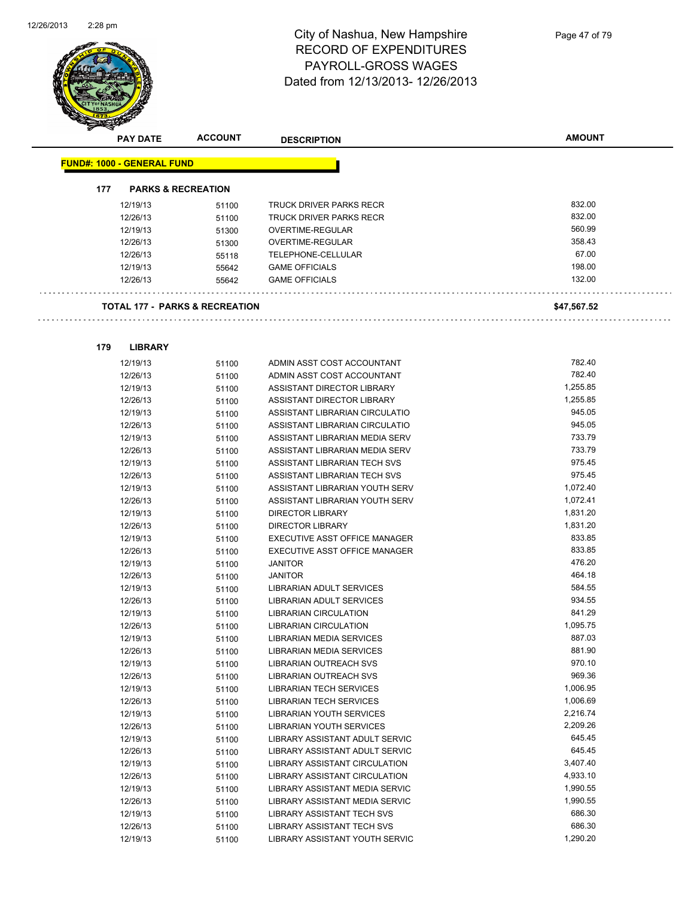City of Nashua, New Hampshire
RECORD OF EXPENDITURES
PAYROLL-GROSS WAGES
Dated from 12/13/2013- 12/26/2013

| PAY DATE | ACCOUNT | DESCRIPTION | AMOUNT |
|---|---|---|---|

**FUND#: 1000 - GENERAL FUND**

**177 PARKS & RECREATION**

| PAY DATE | ACCOUNT | DESCRIPTION | AMOUNT |
|---|---|---|---|
| 12/19/13 | 51100 | TRUCK DRIVER PARKS RECR | 832.00 |
| 12/26/13 | 51100 | TRUCK DRIVER PARKS RECR | 832.00 |
| 12/19/13 | 51300 | OVERTIME-REGULAR | 560.99 |
| 12/26/13 | 51300 | OVERTIME-REGULAR | 358.43 |
| 12/26/13 | 55118 | TELEPHONE-CELLULAR | 67.00 |
| 12/19/13 | 55642 | GAME OFFICIALS | 198.00 |
| 12/26/13 | 55642 | GAME OFFICIALS | 132.00 |

**TOTAL 177 - PARKS & RECREATION** **$47,567.52**

**179 LIBRARY**

| PAY DATE | ACCOUNT | DESCRIPTION | AMOUNT |
|---|---|---|---|
| 12/19/13 | 51100 | ADMIN ASST COST ACCOUNTANT | 782.40 |
| 12/26/13 | 51100 | ADMIN ASST COST ACCOUNTANT | 782.40 |
| 12/19/13 | 51100 | ASSISTANT DIRECTOR LIBRARY | 1,255.85 |
| 12/26/13 | 51100 | ASSISTANT DIRECTOR LIBRARY | 1,255.85 |
| 12/19/13 | 51100 | ASSISTANT LIBRARIAN CIRCULATIO | 945.05 |
| 12/26/13 | 51100 | ASSISTANT LIBRARIAN CIRCULATIO | 945.05 |
| 12/19/13 | 51100 | ASSISTANT LIBRARIAN MEDIA SERV | 733.79 |
| 12/26/13 | 51100 | ASSISTANT LIBRARIAN MEDIA SERV | 733.79 |
| 12/19/13 | 51100 | ASSISTANT LIBRARIAN TECH SVS | 975.45 |
| 12/26/13 | 51100 | ASSISTANT LIBRARIAN TECH SVS | 975.45 |
| 12/19/13 | 51100 | ASSISTANT LIBRARIAN YOUTH SERV | 1,072.40 |
| 12/26/13 | 51100 | ASSISTANT LIBRARIAN YOUTH SERV | 1,072.41 |
| 12/19/13 | 51100 | DIRECTOR LIBRARY | 1,831.20 |
| 12/26/13 | 51100 | DIRECTOR LIBRARY | 1,831.20 |
| 12/19/13 | 51100 | EXECUTIVE ASST OFFICE MANAGER | 833.85 |
| 12/26/13 | 51100 | EXECUTIVE ASST OFFICE MANAGER | 833.85 |
| 12/19/13 | 51100 | JANITOR | 476.20 |
| 12/26/13 | 51100 | JANITOR | 464.18 |
| 12/19/13 | 51100 | LIBRARIAN ADULT SERVICES | 584.55 |
| 12/26/13 | 51100 | LIBRARIAN ADULT SERVICES | 934.55 |
| 12/19/13 | 51100 | LIBRARIAN CIRCULATION | 841.29 |
| 12/26/13 | 51100 | LIBRARIAN CIRCULATION | 1,095.75 |
| 12/19/13 | 51100 | LIBRARIAN MEDIA SERVICES | 887.03 |
| 12/26/13 | 51100 | LIBRARIAN MEDIA SERVICES | 881.90 |
| 12/19/13 | 51100 | LIBRARIAN OUTREACH SVS | 970.10 |
| 12/26/13 | 51100 | LIBRARIAN OUTREACH SVS | 969.36 |
| 12/19/13 | 51100 | LIBRARIAN TECH SERVICES | 1,006.95 |
| 12/26/13 | 51100 | LIBRARIAN TECH SERVICES | 1,006.69 |
| 12/19/13 | 51100 | LIBRARIAN YOUTH SERVICES | 2,216.74 |
| 12/26/13 | 51100 | LIBRARIAN YOUTH SERVICES | 2,209.26 |
| 12/19/13 | 51100 | LIBRARY ASSISTANT ADULT SERVIC | 645.45 |
| 12/26/13 | 51100 | LIBRARY ASSISTANT ADULT SERVIC | 645.45 |
| 12/19/13 | 51100 | LIBRARY ASSISTANT CIRCULATION | 3,407.40 |
| 12/26/13 | 51100 | LIBRARY ASSISTANT CIRCULATION | 4,933.10 |
| 12/19/13 | 51100 | LIBRARY ASSISTANT MEDIA SERVIC | 1,990.55 |
| 12/26/13 | 51100 | LIBRARY ASSISTANT MEDIA SERVIC | 1,990.55 |
| 12/19/13 | 51100 | LIBRARY ASSISTANT TECH SVS | 686.30 |
| 12/26/13 | 51100 | LIBRARY ASSISTANT TECH SVS | 686.30 |
| 12/19/13 | 51100 | LIBRARY ASSISTANT YOUTH SERVIC | 1,290.20 |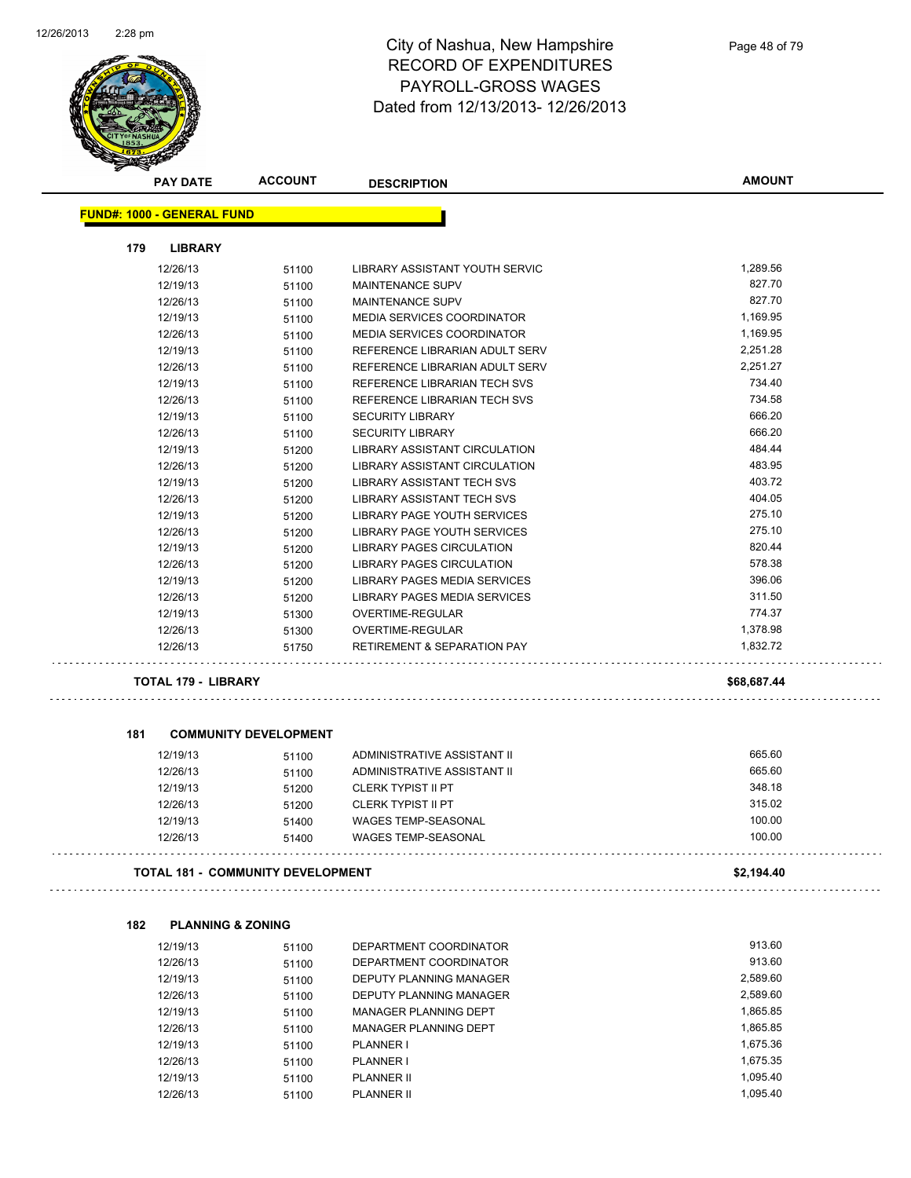# City of Nashua, New Hampshire
## RECORD OF EXPENDITURES
## PAYROLL-GROSS WAGES
Dated from 12/13/2013- 12/26/2013

| PAY DATE | ACCOUNT | DESCRIPTION | AMOUNT |
|---|---|---|---|

**FUND#: 1000 - GENERAL FUND**

**179 LIBRARY**

| PAY DATE | ACCOUNT | DESCRIPTION | AMOUNT |
|---|---|---|---|
| 12/26/13 | 51100 | LIBRARY ASSISTANT YOUTH SERVIC | 1,289.56 |
| 12/19/13 | 51100 | MAINTENANCE SUPV | 827.70 |
| 12/26/13 | 51100 | MAINTENANCE SUPV | 827.70 |
| 12/19/13 | 51100 | MEDIA SERVICES COORDINATOR | 1,169.95 |
| 12/26/13 | 51100 | MEDIA SERVICES COORDINATOR | 1,169.95 |
| 12/19/13 | 51100 | REFERENCE LIBRARIAN ADULT SERV | 2,251.28 |
| 12/26/13 | 51100 | REFERENCE LIBRARIAN ADULT SERV | 2,251.27 |
| 12/19/13 | 51100 | REFERENCE LIBRARIAN TECH SVS | 734.40 |
| 12/26/13 | 51100 | REFERENCE LIBRARIAN TECH SVS | 734.58 |
| 12/19/13 | 51100 | SECURITY LIBRARY | 666.20 |
| 12/26/13 | 51100 | SECURITY LIBRARY | 666.20 |
| 12/19/13 | 51200 | LIBRARY ASSISTANT CIRCULATION | 484.44 |
| 12/26/13 | 51200 | LIBRARY ASSISTANT CIRCULATION | 483.95 |
| 12/19/13 | 51200 | LIBRARY ASSISTANT TECH SVS | 403.72 |
| 12/26/13 | 51200 | LIBRARY ASSISTANT TECH SVS | 404.05 |
| 12/19/13 | 51200 | LIBRARY PAGE YOUTH SERVICES | 275.10 |
| 12/26/13 | 51200 | LIBRARY PAGE YOUTH SERVICES | 275.10 |
| 12/19/13 | 51200 | LIBRARY PAGES CIRCULATION | 820.44 |
| 12/26/13 | 51200 | LIBRARY PAGES CIRCULATION | 578.38 |
| 12/19/13 | 51200 | LIBRARY PAGES MEDIA SERVICES | 396.06 |
| 12/26/13 | 51200 | LIBRARY PAGES MEDIA SERVICES | 311.50 |
| 12/19/13 | 51300 | OVERTIME-REGULAR | 774.37 |
| 12/26/13 | 51300 | OVERTIME-REGULAR | 1,378.98 |
| 12/26/13 | 51750 | RETIREMENT & SEPARATION PAY | 1,832.72 |

**TOTAL 179 - LIBRARY** **$68,687.44**

**181 COMMUNITY DEVELOPMENT**

| PAY DATE | ACCOUNT | DESCRIPTION | AMOUNT |
|---|---|---|---|
| 12/19/13 | 51100 | ADMINISTRATIVE ASSISTANT II | 665.60 |
| 12/26/13 | 51100 | ADMINISTRATIVE ASSISTANT II | 665.60 |
| 12/19/13 | 51200 | CLERK TYPIST II PT | 348.18 |
| 12/26/13 | 51200 | CLERK TYPIST II PT | 315.02 |
| 12/19/13 | 51400 | WAGES TEMP-SEASONAL | 100.00 |
| 12/26/13 | 51400 | WAGES TEMP-SEASONAL | 100.00 |

**TOTAL 181 - COMMUNITY DEVELOPMENT** **$2,194.40**

**182 PLANNING & ZONING**

| PAY DATE | ACCOUNT | DESCRIPTION | AMOUNT |
|---|---|---|---|
| 12/19/13 | 51100 | DEPARTMENT COORDINATOR | 913.60 |
| 12/26/13 | 51100 | DEPARTMENT COORDINATOR | 913.60 |
| 12/19/13 | 51100 | DEPUTY PLANNING MANAGER | 2,589.60 |
| 12/26/13 | 51100 | DEPUTY PLANNING MANAGER | 2,589.60 |
| 12/19/13 | 51100 | MANAGER PLANNING DEPT | 1,865.85 |
| 12/26/13 | 51100 | MANAGER PLANNING DEPT | 1,865.85 |
| 12/19/13 | 51100 | PLANNER I | 1,675.36 |
| 12/26/13 | 51100 | PLANNER I | 1,675.35 |
| 12/19/13 | 51100 | PLANNER II | 1,095.40 |
| 12/26/13 | 51100 | PLANNER II | 1,095.40 |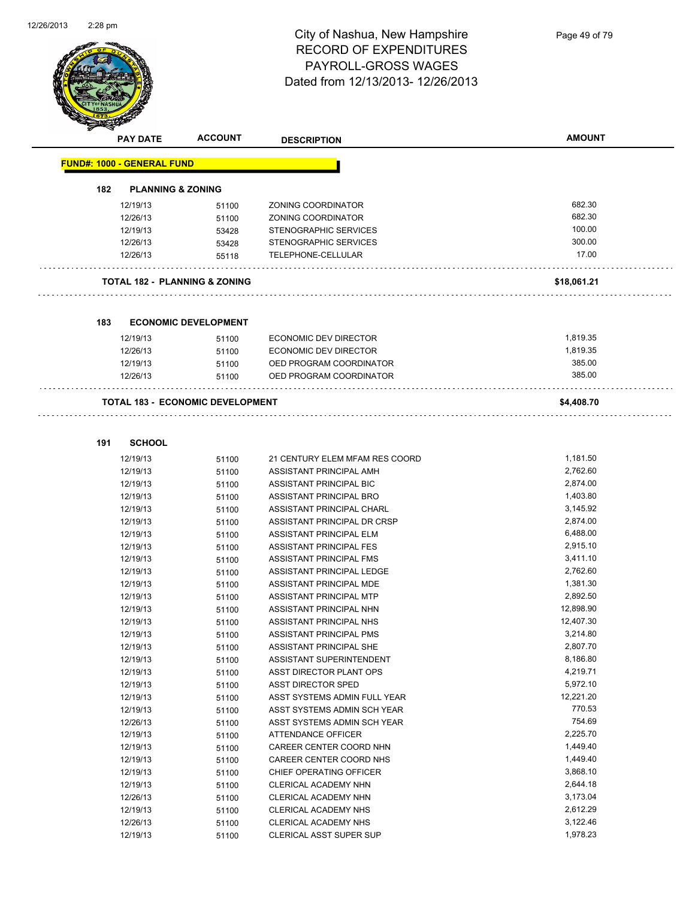# City of Nashua, New Hampshire
## RECORD OF EXPENDITURES
## PAYROLL-GROSS WAGES
## Dated from 12/13/2013- 12/26/2013

| PAY DATE | ACCOUNT | DESCRIPTION | AMOUNT |
|---|---|---|---|
| **FUND#: 1000 - GENERAL FUND** | | | |
| **182 PLANNING & ZONING** | | | |
| 12/19/13 | 51100 | ZONING COORDINATOR | 682.30 |
| 12/26/13 | 51100 | ZONING COORDINATOR | 682.30 |
| 12/19/13 | 53428 | STENOGRAPHIC SERVICES | 100.00 |
| 12/26/13 | 53428 | STENOGRAPHIC SERVICES | 300.00 |
| 12/26/13 | 55118 | TELEPHONE-CELLULAR | 17.00 |
| **TOTAL 182 - PLANNING & ZONING** | | | **$18,061.21** |
| **183 ECONOMIC DEVELOPMENT** | | | |
| 12/19/13 | 51100 | ECONOMIC DEV DIRECTOR | 1,819.35 |
| 12/26/13 | 51100 | ECONOMIC DEV DIRECTOR | 1,819.35 |
| 12/19/13 | 51100 | OED PROGRAM COORDINATOR | 385.00 |
| 12/26/13 | 51100 | OED PROGRAM COORDINATOR | 385.00 |
| **TOTAL 183 - ECONOMIC DEVELOPMENT** | | | **$4,408.70** |
| **191 SCHOOL** | | | |
| 12/19/13 | 51100 | 21 CENTURY ELEM MFAM RES COORD | 1,181.50 |
| 12/19/13 | 51100 | ASSISTANT PRINCIPAL AMH | 2,762.60 |
| 12/19/13 | 51100 | ASSISTANT PRINCIPAL BIC | 2,874.00 |
| 12/19/13 | 51100 | ASSISTANT PRINCIPAL BRO | 1,403.80 |
| 12/19/13 | 51100 | ASSISTANT PRINCIPAL CHARL | 3,145.92 |
| 12/19/13 | 51100 | ASSISTANT PRINCIPAL DR CRSP | 2,874.00 |
| 12/19/13 | 51100 | ASSISTANT PRINCIPAL ELM | 6,488.00 |
| 12/19/13 | 51100 | ASSISTANT PRINCIPAL FES | 2,915.10 |
| 12/19/13 | 51100 | ASSISTANT PRINCIPAL FMS | 3,411.10 |
| 12/19/13 | 51100 | ASSISTANT PRINCIPAL LEDGE | 2,762.60 |
| 12/19/13 | 51100 | ASSISTANT PRINCIPAL MDE | 1,381.30 |
| 12/19/13 | 51100 | ASSISTANT PRINCIPAL MTP | 2,892.50 |
| 12/19/13 | 51100 | ASSISTANT PRINCIPAL NHN | 12,898.90 |
| 12/19/13 | 51100 | ASSISTANT PRINCIPAL NHS | 12,407.30 |
| 12/19/13 | 51100 | ASSISTANT PRINCIPAL PMS | 3,214.80 |
| 12/19/13 | 51100 | ASSISTANT PRINCIPAL SHE | 2,807.70 |
| 12/19/13 | 51100 | ASSISTANT SUPERINTENDENT | 8,186.80 |
| 12/19/13 | 51100 | ASST DIRECTOR PLANT OPS | 4,219.71 |
| 12/19/13 | 51100 | ASST DIRECTOR SPED | 5,972.10 |
| 12/19/13 | 51100 | ASST SYSTEMS ADMIN FULL YEAR | 12,221.20 |
| 12/19/13 | 51100 | ASST SYSTEMS ADMIN SCH YEAR | 770.53 |
| 12/26/13 | 51100 | ASST SYSTEMS ADMIN SCH YEAR | 754.69 |
| 12/19/13 | 51100 | ATTENDANCE OFFICER | 2,225.70 |
| 12/19/13 | 51100 | CAREER CENTER COORD NHN | 1,449.40 |
| 12/19/13 | 51100 | CAREER CENTER COORD NHS | 1,449.40 |
| 12/19/13 | 51100 | CHIEF OPERATING OFFICER | 3,868.10 |
| 12/19/13 | 51100 | CLERICAL ACADEMY NHN | 2,644.18 |
| 12/26/13 | 51100 | CLERICAL ACADEMY NHN | 3,173.04 |
| 12/19/13 | 51100 | CLERICAL ACADEMY NHS | 2,612.29 |
| 12/26/13 | 51100 | CLERICAL ACADEMY NHS | 3,122.46 |
| 12/19/13 | 51100 | CLERICAL ASST SUPER SUP | 1,978.23 |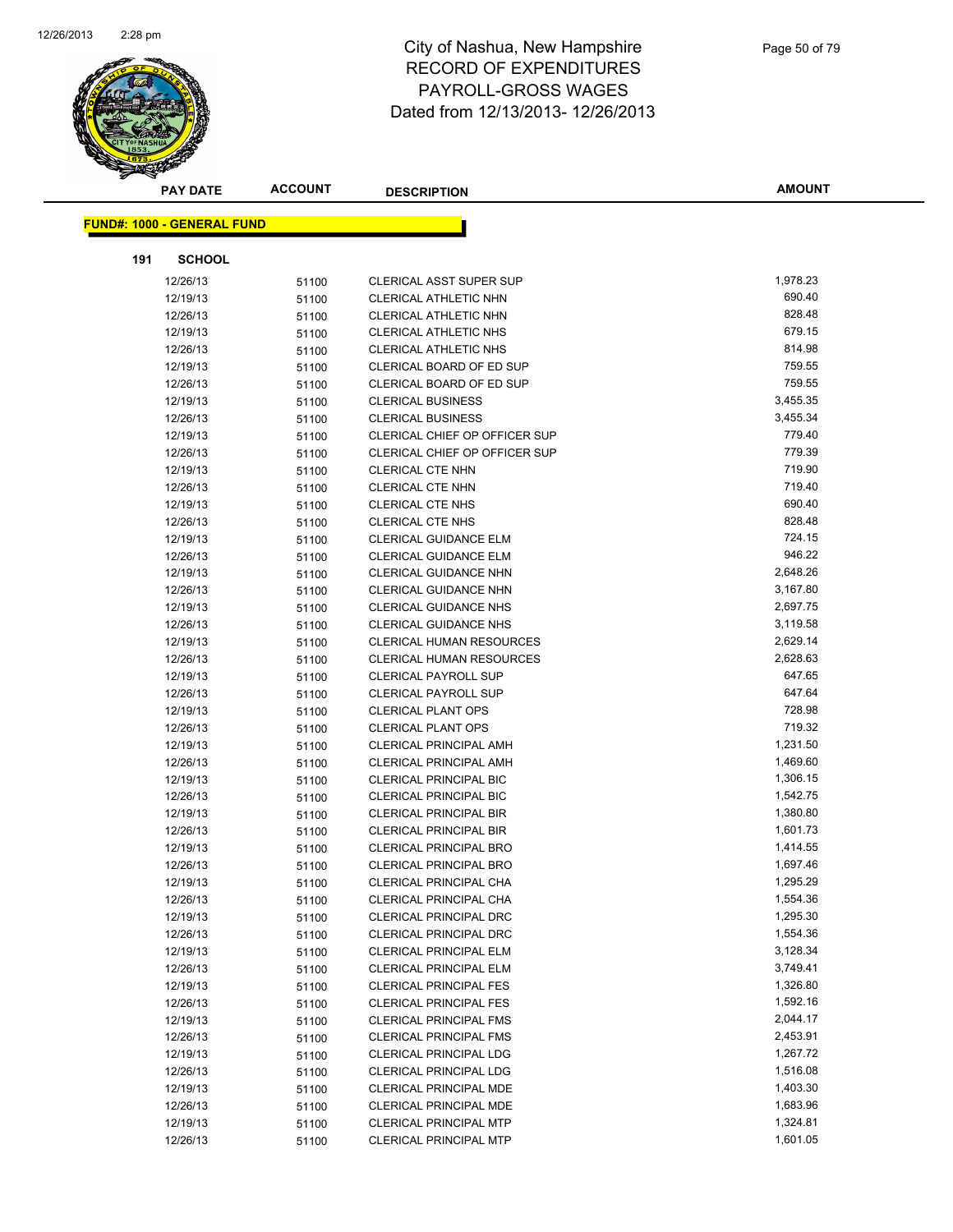# City of Nashua, New Hampshire
## RECORD OF EXPENDITURES
## PAYROLL-GROSS WAGES
## Dated from 12/13/2013- 12/26/2013

| PAY DATE | ACCOUNT | DESCRIPTION | AMOUNT |
|---|---|---|---|

**FUND#: 1000 - GENERAL FUND**

**191 SCHOOL**

| PAY DATE | ACCOUNT | DESCRIPTION | AMOUNT |
|---|---|---|---|
| 12/26/13 | 51100 | CLERICAL ASST SUPER SUP | 1,978.23 |
| 12/19/13 | 51100 | CLERICAL ATHLETIC NHN | 690.40 |
| 12/26/13 | 51100 | CLERICAL ATHLETIC NHN | 828.48 |
| 12/19/13 | 51100 | CLERICAL ATHLETIC NHS | 679.15 |
| 12/26/13 | 51100 | CLERICAL ATHLETIC NHS | 814.98 |
| 12/19/13 | 51100 | CLERICAL BOARD OF ED SUP | 759.55 |
| 12/26/13 | 51100 | CLERICAL BOARD OF ED SUP | 759.55 |
| 12/19/13 | 51100 | CLERICAL BUSINESS | 3,455.35 |
| 12/26/13 | 51100 | CLERICAL BUSINESS | 3,455.34 |
| 12/19/13 | 51100 | CLERICAL CHIEF OP OFFICER SUP | 779.40 |
| 12/26/13 | 51100 | CLERICAL CHIEF OP OFFICER SUP | 779.39 |
| 12/19/13 | 51100 | CLERICAL CTE NHN | 719.90 |
| 12/26/13 | 51100 | CLERICAL CTE NHN | 719.40 |
| 12/19/13 | 51100 | CLERICAL CTE NHS | 690.40 |
| 12/26/13 | 51100 | CLERICAL CTE NHS | 828.48 |
| 12/19/13 | 51100 | CLERICAL GUIDANCE ELM | 724.15 |
| 12/26/13 | 51100 | CLERICAL GUIDANCE ELM | 946.22 |
| 12/19/13 | 51100 | CLERICAL GUIDANCE NHN | 2,648.26 |
| 12/26/13 | 51100 | CLERICAL GUIDANCE NHN | 3,167.80 |
| 12/19/13 | 51100 | CLERICAL GUIDANCE NHS | 2,697.75 |
| 12/26/13 | 51100 | CLERICAL GUIDANCE NHS | 3,119.58 |
| 12/19/13 | 51100 | CLERICAL HUMAN RESOURCES | 2,629.14 |
| 12/26/13 | 51100 | CLERICAL HUMAN RESOURCES | 2,628.63 |
| 12/19/13 | 51100 | CLERICAL PAYROLL SUP | 647.65 |
| 12/26/13 | 51100 | CLERICAL PAYROLL SUP | 647.64 |
| 12/19/13 | 51100 | CLERICAL PLANT OPS | 728.98 |
| 12/26/13 | 51100 | CLERICAL PLANT OPS | 719.32 |
| 12/19/13 | 51100 | CLERICAL PRINCIPAL AMH | 1,231.50 |
| 12/26/13 | 51100 | CLERICAL PRINCIPAL AMH | 1,469.60 |
| 12/19/13 | 51100 | CLERICAL PRINCIPAL BIC | 1,306.15 |
| 12/26/13 | 51100 | CLERICAL PRINCIPAL BIC | 1,542.75 |
| 12/19/13 | 51100 | CLERICAL PRINCIPAL BIR | 1,380.80 |
| 12/26/13 | 51100 | CLERICAL PRINCIPAL BIR | 1,601.73 |
| 12/19/13 | 51100 | CLERICAL PRINCIPAL BRO | 1,414.55 |
| 12/26/13 | 51100 | CLERICAL PRINCIPAL BRO | 1,697.46 |
| 12/19/13 | 51100 | CLERICAL PRINCIPAL CHA | 1,295.29 |
| 12/26/13 | 51100 | CLERICAL PRINCIPAL CHA | 1,554.36 |
| 12/19/13 | 51100 | CLERICAL PRINCIPAL DRC | 1,295.30 |
| 12/26/13 | 51100 | CLERICAL PRINCIPAL DRC | 1,554.36 |
| 12/19/13 | 51100 | CLERICAL PRINCIPAL ELM | 3,128.34 |
| 12/26/13 | 51100 | CLERICAL PRINCIPAL ELM | 3,749.41 |
| 12/19/13 | 51100 | CLERICAL PRINCIPAL FES | 1,326.80 |
| 12/26/13 | 51100 | CLERICAL PRINCIPAL FES | 1,592.16 |
| 12/19/13 | 51100 | CLERICAL PRINCIPAL FMS | 2,044.17 |
| 12/26/13 | 51100 | CLERICAL PRINCIPAL FMS | 2,453.91 |
| 12/19/13 | 51100 | CLERICAL PRINCIPAL LDG | 1,267.72 |
| 12/26/13 | 51100 | CLERICAL PRINCIPAL LDG | 1,516.08 |
| 12/19/13 | 51100 | CLERICAL PRINCIPAL MDE | 1,403.30 |
| 12/26/13 | 51100 | CLERICAL PRINCIPAL MDE | 1,683.96 |
| 12/19/13 | 51100 | CLERICAL PRINCIPAL MTP | 1,324.81 |
| 12/26/13 | 51100 | CLERICAL PRINCIPAL MTP | 1,601.05 |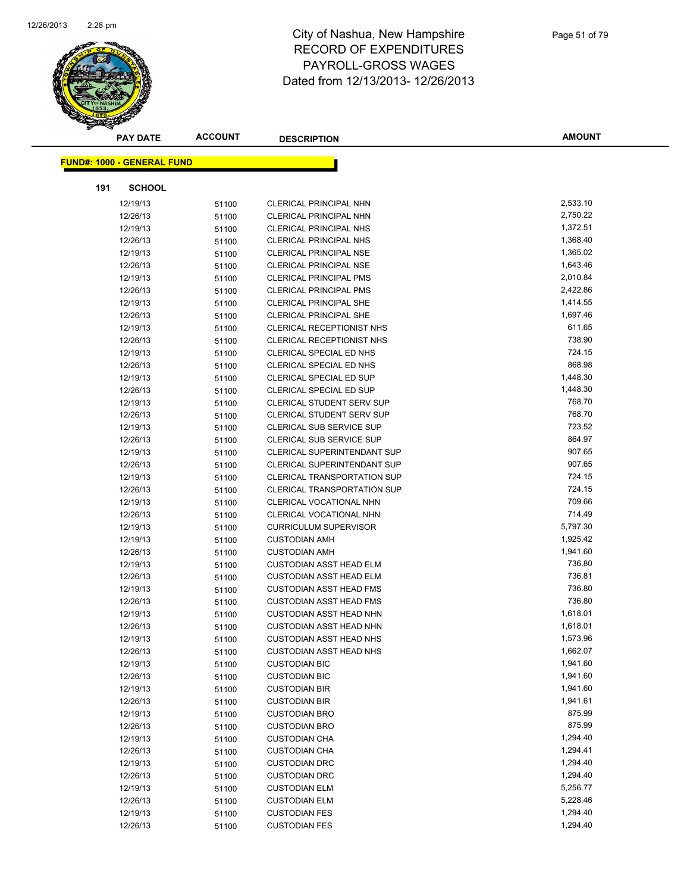# City of Nashua, New Hampshire
## RECORD OF EXPENDITURES
## PAYROLL-GROSS WAGES
## Dated from 12/13/2013- 12/26/2013

| PAY DATE | ACCOUNT | DESCRIPTION | AMOUNT |
|---|---|---|---|

**FUND#: 1000 - GENERAL FUND**

**191 SCHOOL**

| PAY DATE | ACCOUNT | DESCRIPTION | AMOUNT |
|---|---|---|---|
| 12/19/13 | 51100 | CLERICAL PRINCIPAL NHN | 2,533.10 |
| 12/26/13 | 51100 | CLERICAL PRINCIPAL NHN | 2,750.22 |
| 12/19/13 | 51100 | CLERICAL PRINCIPAL NHS | 1,372.51 |
| 12/26/13 | 51100 | CLERICAL PRINCIPAL NHS | 1,368.40 |
| 12/19/13 | 51100 | CLERICAL PRINCIPAL NSE | 1,365.02 |
| 12/26/13 | 51100 | CLERICAL PRINCIPAL NSE | 1,643.46 |
| 12/19/13 | 51100 | CLERICAL PRINCIPAL PMS | 2,010.84 |
| 12/26/13 | 51100 | CLERICAL PRINCIPAL PMS | 2,422.86 |
| 12/19/13 | 51100 | CLERICAL PRINCIPAL SHE | 1,414.55 |
| 12/26/13 | 51100 | CLERICAL PRINCIPAL SHE | 1,697.46 |
| 12/19/13 | 51100 | CLERICAL RECEPTIONIST NHS | 611.65 |
| 12/26/13 | 51100 | CLERICAL RECEPTIONIST NHS | 738.90 |
| 12/19/13 | 51100 | CLERICAL SPECIAL ED NHS | 724.15 |
| 12/26/13 | 51100 | CLERICAL SPECIAL ED NHS | 868.98 |
| 12/19/13 | 51100 | CLERICAL SPECIAL ED SUP | 1,448.30 |
| 12/26/13 | 51100 | CLERICAL SPECIAL ED SUP | 1,448.30 |
| 12/19/13 | 51100 | CLERICAL STUDENT SERV SUP | 768.70 |
| 12/26/13 | 51100 | CLERICAL STUDENT SERV SUP | 768.70 |
| 12/19/13 | 51100 | CLERICAL SUB SERVICE SUP | 723.52 |
| 12/26/13 | 51100 | CLERICAL SUB SERVICE SUP | 864.97 |
| 12/19/13 | 51100 | CLERICAL SUPERINTENDANT SUP | 907.65 |
| 12/26/13 | 51100 | CLERICAL SUPERINTENDANT SUP | 907.65 |
| 12/19/13 | 51100 | CLERICAL TRANSPORTATION SUP | 724.15 |
| 12/26/13 | 51100 | CLERICAL TRANSPORTATION SUP | 724.15 |
| 12/19/13 | 51100 | CLERICAL VOCATIONAL NHN | 709.66 |
| 12/26/13 | 51100 | CLERICAL VOCATIONAL NHN | 714.49 |
| 12/19/13 | 51100 | CURRICULUM SUPERVISOR | 5,797.30 |
| 12/19/13 | 51100 | CUSTODIAN AMH | 1,925.42 |
| 12/26/13 | 51100 | CUSTODIAN AMH | 1,941.60 |
| 12/19/13 | 51100 | CUSTODIAN ASST HEAD ELM | 736.80 |
| 12/26/13 | 51100 | CUSTODIAN ASST HEAD ELM | 736.81 |
| 12/19/13 | 51100 | CUSTODIAN ASST HEAD FMS | 736.80 |
| 12/26/13 | 51100 | CUSTODIAN ASST HEAD FMS | 736.80 |
| 12/19/13 | 51100 | CUSTODIAN ASST HEAD NHN | 1,618.01 |
| 12/26/13 | 51100 | CUSTODIAN ASST HEAD NHN | 1,618.01 |
| 12/19/13 | 51100 | CUSTODIAN ASST HEAD NHS | 1,573.96 |
| 12/26/13 | 51100 | CUSTODIAN ASST HEAD NHS | 1,662.07 |
| 12/19/13 | 51100 | CUSTODIAN BIC | 1,941.60 |
| 12/26/13 | 51100 | CUSTODIAN BIC | 1,941.60 |
| 12/19/13 | 51100 | CUSTODIAN BIR | 1,941.60 |
| 12/26/13 | 51100 | CUSTODIAN BIR | 1,941.61 |
| 12/19/13 | 51100 | CUSTODIAN BRO | 875.99 |
| 12/26/13 | 51100 | CUSTODIAN BRO | 875.99 |
| 12/19/13 | 51100 | CUSTODIAN CHA | 1,294.40 |
| 12/26/13 | 51100 | CUSTODIAN CHA | 1,294.41 |
| 12/19/13 | 51100 | CUSTODIAN DRC | 1,294.40 |
| 12/26/13 | 51100 | CUSTODIAN DRC | 1,294.40 |
| 12/19/13 | 51100 | CUSTODIAN ELM | 5,256.77 |
| 12/26/13 | 51100 | CUSTODIAN ELM | 5,228.46 |
| 12/19/13 | 51100 | CUSTODIAN FES | 1,294.40 |
| 12/26/13 | 51100 | CUSTODIAN FES | 1,294.40 |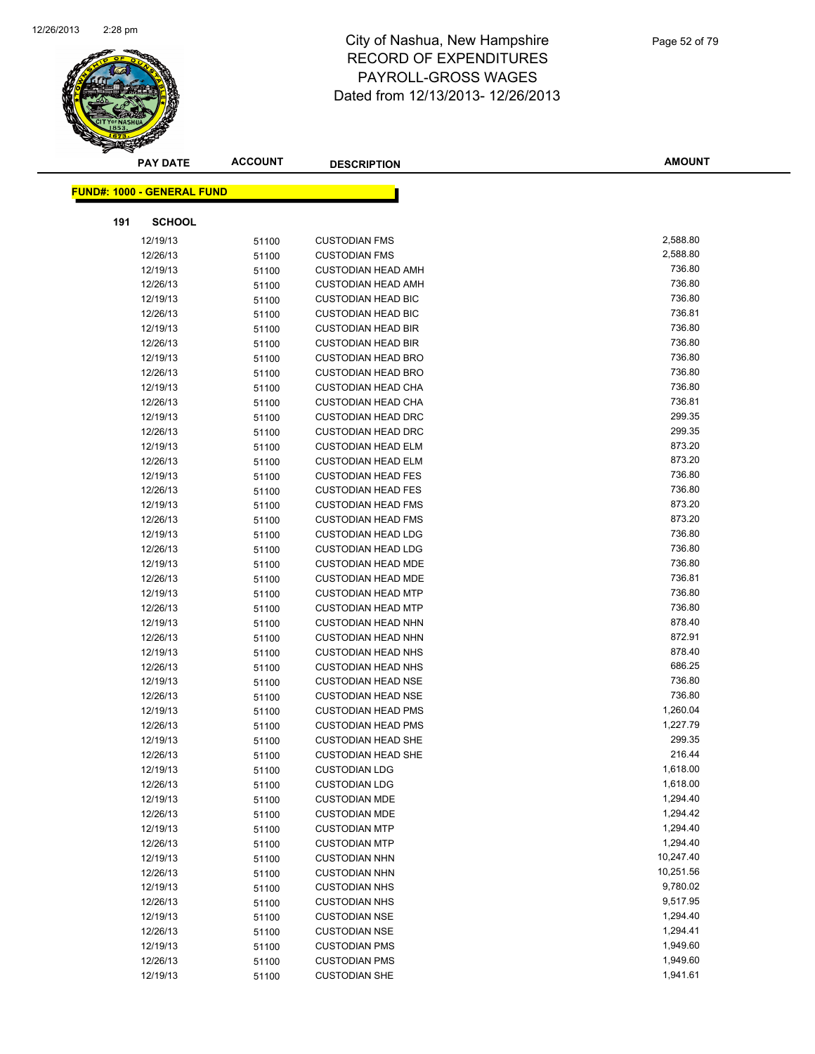# City of Nashua, New Hampshire
# RECORD OF EXPENDITURES
# PAYROLL-GROSS WAGES
# Dated from 12/13/2013- 12/26/2013

| PAY DATE | ACCOUNT | DESCRIPTION | AMOUNT |
|---|---|---|---|

**FUND#: 1000 - GENERAL FUND**

**191 SCHOOL**

| PAY DATE | ACCOUNT | DESCRIPTION | AMOUNT |
|---|---|---|---|
| 12/19/13 | 51100 | CUSTODIAN FMS | 2,588.80 |
| 12/26/13 | 51100 | CUSTODIAN FMS | 2,588.80 |
| 12/19/13 | 51100 | CUSTODIAN HEAD AMH | 736.80 |
| 12/26/13 | 51100 | CUSTODIAN HEAD AMH | 736.80 |
| 12/19/13 | 51100 | CUSTODIAN HEAD BIC | 736.80 |
| 12/26/13 | 51100 | CUSTODIAN HEAD BIC | 736.81 |
| 12/19/13 | 51100 | CUSTODIAN HEAD BIR | 736.80 |
| 12/26/13 | 51100 | CUSTODIAN HEAD BIR | 736.80 |
| 12/19/13 | 51100 | CUSTODIAN HEAD BRO | 736.80 |
| 12/26/13 | 51100 | CUSTODIAN HEAD BRO | 736.80 |
| 12/19/13 | 51100 | CUSTODIAN HEAD CHA | 736.80 |
| 12/26/13 | 51100 | CUSTODIAN HEAD CHA | 736.81 |
| 12/19/13 | 51100 | CUSTODIAN HEAD DRC | 299.35 |
| 12/26/13 | 51100 | CUSTODIAN HEAD DRC | 299.35 |
| 12/19/13 | 51100 | CUSTODIAN HEAD ELM | 873.20 |
| 12/26/13 | 51100 | CUSTODIAN HEAD ELM | 873.20 |
| 12/19/13 | 51100 | CUSTODIAN HEAD FES | 736.80 |
| 12/26/13 | 51100 | CUSTODIAN HEAD FES | 736.80 |
| 12/19/13 | 51100 | CUSTODIAN HEAD FMS | 873.20 |
| 12/26/13 | 51100 | CUSTODIAN HEAD FMS | 873.20 |
| 12/19/13 | 51100 | CUSTODIAN HEAD LDG | 736.80 |
| 12/26/13 | 51100 | CUSTODIAN HEAD LDG | 736.80 |
| 12/19/13 | 51100 | CUSTODIAN HEAD MDE | 736.80 |
| 12/26/13 | 51100 | CUSTODIAN HEAD MDE | 736.81 |
| 12/19/13 | 51100 | CUSTODIAN HEAD MTP | 736.80 |
| 12/26/13 | 51100 | CUSTODIAN HEAD MTP | 736.80 |
| 12/19/13 | 51100 | CUSTODIAN HEAD NHN | 878.40 |
| 12/26/13 | 51100 | CUSTODIAN HEAD NHN | 872.91 |
| 12/19/13 | 51100 | CUSTODIAN HEAD NHS | 878.40 |
| 12/26/13 | 51100 | CUSTODIAN HEAD NHS | 686.25 |
| 12/19/13 | 51100 | CUSTODIAN HEAD NSE | 736.80 |
| 12/26/13 | 51100 | CUSTODIAN HEAD NSE | 736.80 |
| 12/19/13 | 51100 | CUSTODIAN HEAD PMS | 1,260.04 |
| 12/26/13 | 51100 | CUSTODIAN HEAD PMS | 1,227.79 |
| 12/19/13 | 51100 | CUSTODIAN HEAD SHE | 299.35 |
| 12/26/13 | 51100 | CUSTODIAN HEAD SHE | 216.44 |
| 12/19/13 | 51100 | CUSTODIAN LDG | 1,618.00 |
| 12/26/13 | 51100 | CUSTODIAN LDG | 1,618.00 |
| 12/19/13 | 51100 | CUSTODIAN MDE | 1,294.40 |
| 12/26/13 | 51100 | CUSTODIAN MDE | 1,294.42 |
| 12/19/13 | 51100 | CUSTODIAN MTP | 1,294.40 |
| 12/26/13 | 51100 | CUSTODIAN MTP | 1,294.40 |
| 12/19/13 | 51100 | CUSTODIAN NHN | 10,247.40 |
| 12/26/13 | 51100 | CUSTODIAN NHN | 10,251.56 |
| 12/19/13 | 51100 | CUSTODIAN NHS | 9,780.02 |
| 12/26/13 | 51100 | CUSTODIAN NHS | 9,517.95 |
| 12/19/13 | 51100 | CUSTODIAN NSE | 1,294.40 |
| 12/26/13 | 51100 | CUSTODIAN NSE | 1,294.41 |
| 12/19/13 | 51100 | CUSTODIAN PMS | 1,949.60 |
| 12/26/13 | 51100 | CUSTODIAN PMS | 1,949.60 |
| 12/19/13 | 51100 | CUSTODIAN SHE | 1,941.61 |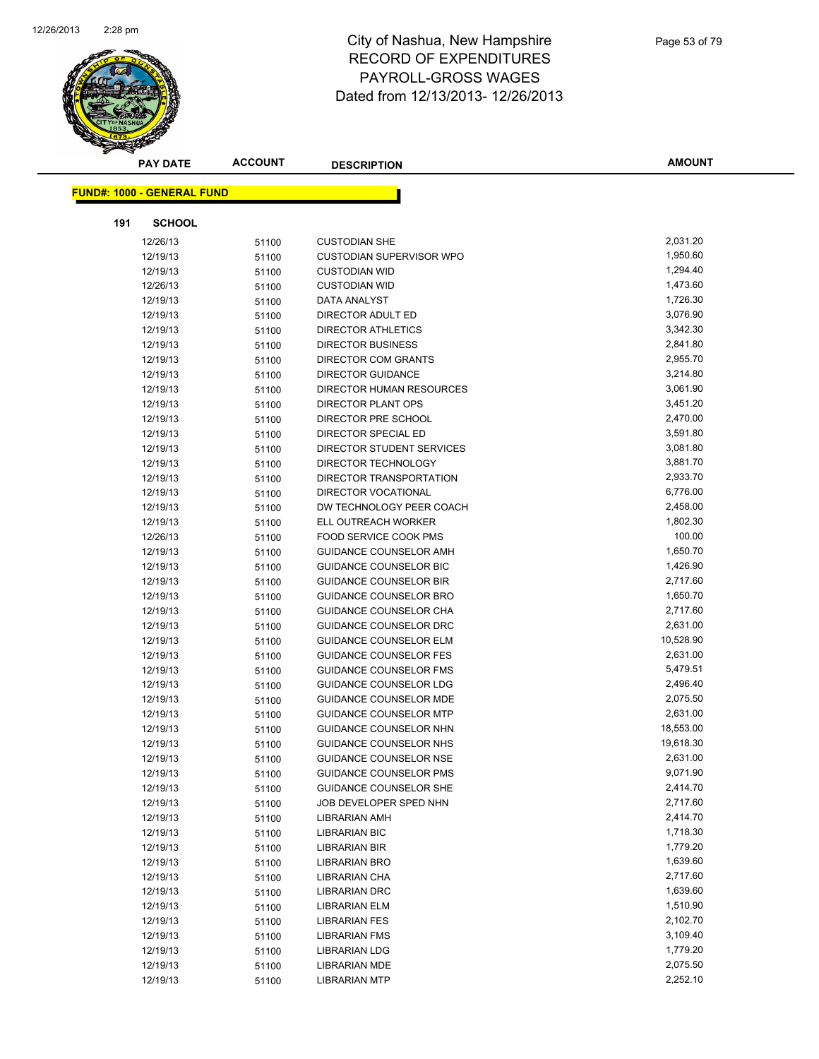# City of Nashua, New Hampshire
# RECORD OF EXPENDITURES
# PAYROLL-GROSS WAGES
# Dated from 12/13/2013- 12/26/2013

| PAY DATE | ACCOUNT | DESCRIPTION | AMOUNT |
|---|---|---|---|

**FUND#: 1000 - GENERAL FUND**

**191 SCHOOL**

| PAY DATE | ACCOUNT | DESCRIPTION | AMOUNT |
|---|---|---|---|
| 12/26/13 | 51100 | CUSTODIAN SHE | 2,031.20 |
| 12/19/13 | 51100 | CUSTODIAN SUPERVISOR WPO | 1,950.60 |
| 12/19/13 | 51100 | CUSTODIAN WID | 1,294.40 |
| 12/26/13 | 51100 | CUSTODIAN WID | 1,473.60 |
| 12/19/13 | 51100 | DATA ANALYST | 1,726.30 |
| 12/19/13 | 51100 | DIRECTOR ADULT ED | 3,076.90 |
| 12/19/13 | 51100 | DIRECTOR ATHLETICS | 3,342.30 |
| 12/19/13 | 51100 | DIRECTOR BUSINESS | 2,841.80 |
| 12/19/13 | 51100 | DIRECTOR COM GRANTS | 2,955.70 |
| 12/19/13 | 51100 | DIRECTOR GUIDANCE | 3,214.80 |
| 12/19/13 | 51100 | DIRECTOR HUMAN RESOURCES | 3,061.90 |
| 12/19/13 | 51100 | DIRECTOR PLANT OPS | 3,451.20 |
| 12/19/13 | 51100 | DIRECTOR PRE SCHOOL | 2,470.00 |
| 12/19/13 | 51100 | DIRECTOR SPECIAL ED | 3,591.80 |
| 12/19/13 | 51100 | DIRECTOR STUDENT SERVICES | 3,081.80 |
| 12/19/13 | 51100 | DIRECTOR TECHNOLOGY | 3,881.70 |
| 12/19/13 | 51100 | DIRECTOR TRANSPORTATION | 2,933.70 |
| 12/19/13 | 51100 | DIRECTOR VOCATIONAL | 6,776.00 |
| 12/19/13 | 51100 | DW TECHNOLOGY PEER COACH | 2,458.00 |
| 12/19/13 | 51100 | ELL OUTREACH WORKER | 1,802.30 |
| 12/26/13 | 51100 | FOOD SERVICE COOK PMS | 100.00 |
| 12/19/13 | 51100 | GUIDANCE COUNSELOR AMH | 1,650.70 |
| 12/19/13 | 51100 | GUIDANCE COUNSELOR BIC | 1,426.90 |
| 12/19/13 | 51100 | GUIDANCE COUNSELOR BIR | 2,717.60 |
| 12/19/13 | 51100 | GUIDANCE COUNSELOR BRO | 1,650.70 |
| 12/19/13 | 51100 | GUIDANCE COUNSELOR CHA | 2,717.60 |
| 12/19/13 | 51100 | GUIDANCE COUNSELOR DRC | 2,631.00 |
| 12/19/13 | 51100 | GUIDANCE COUNSELOR ELM | 10,528.90 |
| 12/19/13 | 51100 | GUIDANCE COUNSELOR FES | 2,631.00 |
| 12/19/13 | 51100 | GUIDANCE COUNSELOR FMS | 5,479.51 |
| 12/19/13 | 51100 | GUIDANCE COUNSELOR LDG | 2,496.40 |
| 12/19/13 | 51100 | GUIDANCE COUNSELOR MDE | 2,075.50 |
| 12/19/13 | 51100 | GUIDANCE COUNSELOR MTP | 2,631.00 |
| 12/19/13 | 51100 | GUIDANCE COUNSELOR NHN | 18,553.00 |
| 12/19/13 | 51100 | GUIDANCE COUNSELOR NHS | 19,618.30 |
| 12/19/13 | 51100 | GUIDANCE COUNSELOR NSE | 2,631.00 |
| 12/19/13 | 51100 | GUIDANCE COUNSELOR PMS | 9,071.90 |
| 12/19/13 | 51100 | GUIDANCE COUNSELOR SHE | 2,414.70 |
| 12/19/13 | 51100 | JOB DEVELOPER SPED NHN | 2,717.60 |
| 12/19/13 | 51100 | LIBRARIAN AMH | 2,414.70 |
| 12/19/13 | 51100 | LIBRARIAN BIC | 1,718.30 |
| 12/19/13 | 51100 | LIBRARIAN BIR | 1,779.20 |
| 12/19/13 | 51100 | LIBRARIAN BRO | 1,639.60 |
| 12/19/13 | 51100 | LIBRARIAN CHA | 2,717.60 |
| 12/19/13 | 51100 | LIBRARIAN DRC | 1,639.60 |
| 12/19/13 | 51100 | LIBRARIAN ELM | 1,510.90 |
| 12/19/13 | 51100 | LIBRARIAN FES | 2,102.70 |
| 12/19/13 | 51100 | LIBRARIAN FMS | 3,109.40 |
| 12/19/13 | 51100 | LIBRARIAN LDG | 1,779.20 |
| 12/19/13 | 51100 | LIBRARIAN MDE | 2,075.50 |
| 12/19/13 | 51100 | LIBRARIAN MTP | 2,252.10 |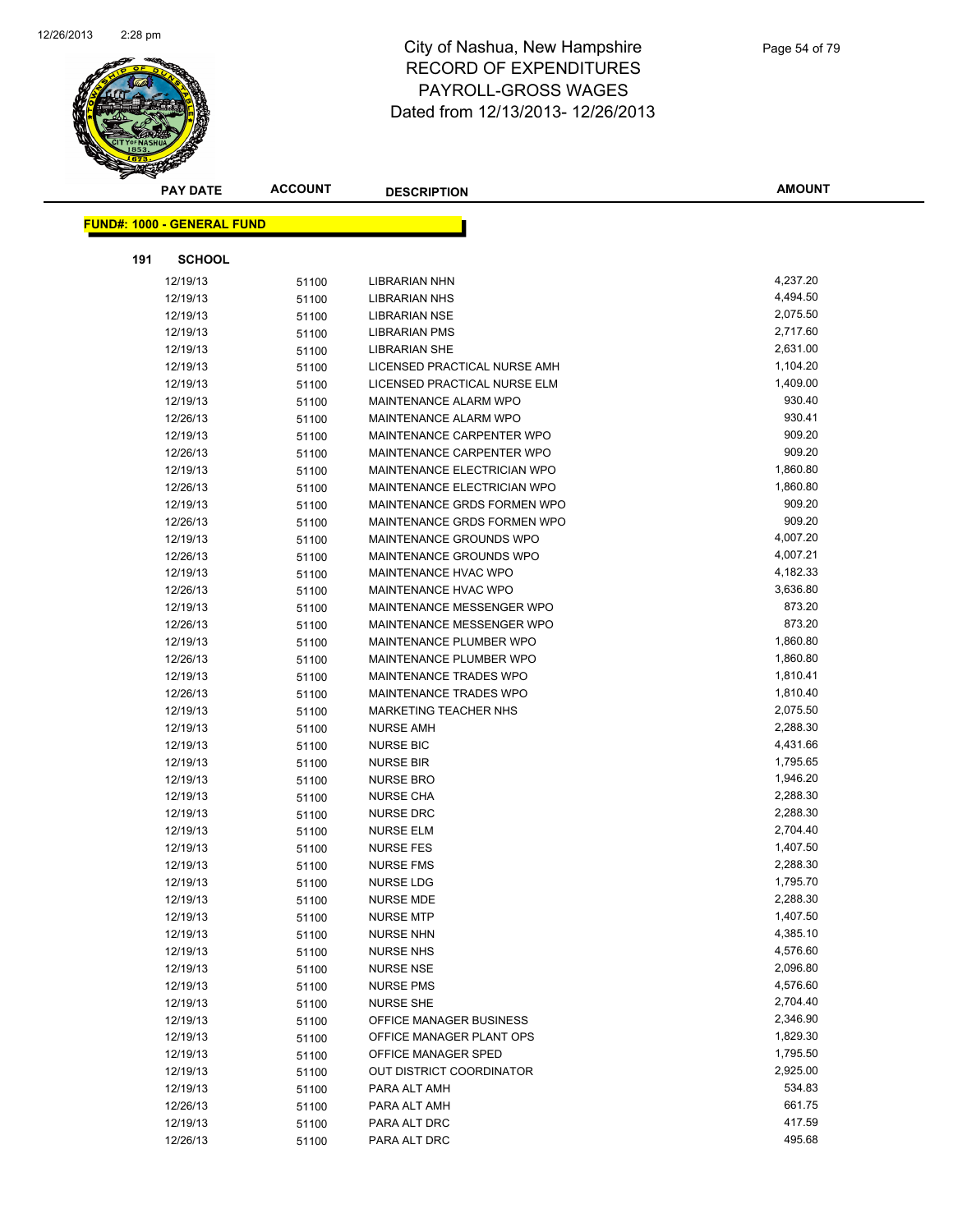# City of Nashua, New Hampshire
## RECORD OF EXPENDITURES
## PAYROLL-GROSS WAGES
Dated from 12/13/2013- 12/26/2013

| PAY DATE | ACCOUNT | DESCRIPTION | AMOUNT |
|---|---|---|---|

**FUND#: 1000 - GENERAL FUND**

**191 SCHOOL**

| PAY DATE | ACCOUNT | DESCRIPTION | AMOUNT |
|---|---|---|---|
| 12/19/13 | 51100 | LIBRARIAN NHN | 4,237.20 |
| 12/19/13 | 51100 | LIBRARIAN NHS | 4,494.50 |
| 12/19/13 | 51100 | LIBRARIAN NSE | 2,075.50 |
| 12/19/13 | 51100 | LIBRARIAN PMS | 2,717.60 |
| 12/19/13 | 51100 | LIBRARIAN SHE | 2,631.00 |
| 12/19/13 | 51100 | LICENSED PRACTICAL NURSE AMH | 1,104.20 |
| 12/19/13 | 51100 | LICENSED PRACTICAL NURSE ELM | 1,409.00 |
| 12/19/13 | 51100 | MAINTENANCE ALARM WPO | 930.40 |
| 12/26/13 | 51100 | MAINTENANCE ALARM WPO | 930.41 |
| 12/19/13 | 51100 | MAINTENANCE CARPENTER WPO | 909.20 |
| 12/26/13 | 51100 | MAINTENANCE CARPENTER WPO | 909.20 |
| 12/19/13 | 51100 | MAINTENANCE ELECTRICIAN WPO | 1,860.80 |
| 12/26/13 | 51100 | MAINTENANCE ELECTRICIAN WPO | 1,860.80 |
| 12/19/13 | 51100 | MAINTENANCE GRDS FORMEN WPO | 909.20 |
| 12/26/13 | 51100 | MAINTENANCE GRDS FORMEN WPO | 909.20 |
| 12/19/13 | 51100 | MAINTENANCE GROUNDS WPO | 4,007.20 |
| 12/26/13 | 51100 | MAINTENANCE GROUNDS WPO | 4,007.21 |
| 12/19/13 | 51100 | MAINTENANCE HVAC WPO | 4,182.33 |
| 12/26/13 | 51100 | MAINTENANCE HVAC WPO | 3,636.80 |
| 12/19/13 | 51100 | MAINTENANCE MESSENGER WPO | 873.20 |
| 12/26/13 | 51100 | MAINTENANCE MESSENGER WPO | 873.20 |
| 12/19/13 | 51100 | MAINTENANCE PLUMBER WPO | 1,860.80 |
| 12/26/13 | 51100 | MAINTENANCE PLUMBER WPO | 1,860.80 |
| 12/19/13 | 51100 | MAINTENANCE TRADES WPO | 1,810.41 |
| 12/26/13 | 51100 | MAINTENANCE TRADES WPO | 1,810.40 |
| 12/19/13 | 51100 | MARKETING TEACHER NHS | 2,075.50 |
| 12/19/13 | 51100 | NURSE AMH | 2,288.30 |
| 12/19/13 | 51100 | NURSE BIC | 4,431.66 |
| 12/19/13 | 51100 | NURSE BIR | 1,795.65 |
| 12/19/13 | 51100 | NURSE BRO | 1,946.20 |
| 12/19/13 | 51100 | NURSE CHA | 2,288.30 |
| 12/19/13 | 51100 | NURSE DRC | 2,288.30 |
| 12/19/13 | 51100 | NURSE ELM | 2,704.40 |
| 12/19/13 | 51100 | NURSE FES | 1,407.50 |
| 12/19/13 | 51100 | NURSE FMS | 2,288.30 |
| 12/19/13 | 51100 | NURSE LDG | 1,795.70 |
| 12/19/13 | 51100 | NURSE MDE | 2,288.30 |
| 12/19/13 | 51100 | NURSE MTP | 1,407.50 |
| 12/19/13 | 51100 | NURSE NHN | 4,385.10 |
| 12/19/13 | 51100 | NURSE NHS | 4,576.60 |
| 12/19/13 | 51100 | NURSE NSE | 2,096.80 |
| 12/19/13 | 51100 | NURSE PMS | 4,576.60 |
| 12/19/13 | 51100 | NURSE SHE | 2,704.40 |
| 12/19/13 | 51100 | OFFICE MANAGER BUSINESS | 2,346.90 |
| 12/19/13 | 51100 | OFFICE MANAGER PLANT OPS | 1,829.30 |
| 12/19/13 | 51100 | OFFICE MANAGER SPED | 1,795.50 |
| 12/19/13 | 51100 | OUT DISTRICT COORDINATOR | 2,925.00 |
| 12/19/13 | 51100 | PARA ALT AMH | 534.83 |
| 12/26/13 | 51100 | PARA ALT AMH | 661.75 |
| 12/19/13 | 51100 | PARA ALT DRC | 417.59 |
| 12/26/13 | 51100 | PARA ALT DRC | 495.68 |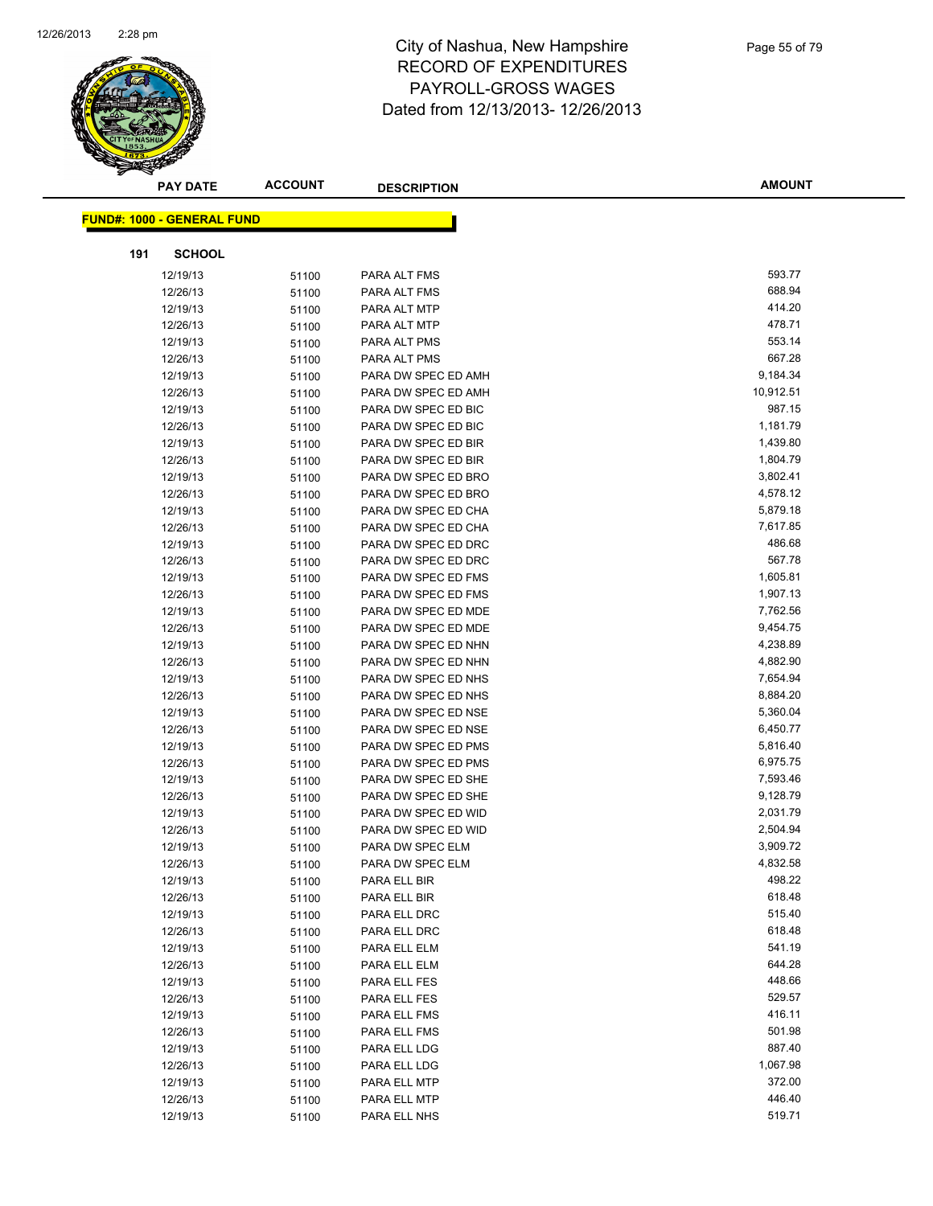# City of Nashua, New Hampshire
## RECORD OF EXPENDITURES
## PAYROLL-GROSS WAGES
### Dated from 12/13/2013- 12/26/2013

**FUND#: 1000 - GENERAL FUND**

**191 SCHOOL**

| PAY DATE | ACCOUNT | DESCRIPTION | AMOUNT |
|---|---|---|---|
| 12/19/13 | 51100 | PARA ALT FMS | 593.77 |
| 12/26/13 | 51100 | PARA ALT FMS | 688.94 |
| 12/19/13 | 51100 | PARA ALT MTP | 414.20 |
| 12/26/13 | 51100 | PARA ALT MTP | 478.71 |
| 12/19/13 | 51100 | PARA ALT PMS | 553.14 |
| 12/26/13 | 51100 | PARA ALT PMS | 667.28 |
| 12/19/13 | 51100 | PARA DW SPEC ED AMH | 9,184.34 |
| 12/26/13 | 51100 | PARA DW SPEC ED AMH | 10,912.51 |
| 12/19/13 | 51100 | PARA DW SPEC ED BIC | 987.15 |
| 12/26/13 | 51100 | PARA DW SPEC ED BIC | 1,181.79 |
| 12/19/13 | 51100 | PARA DW SPEC ED BIR | 1,439.80 |
| 12/26/13 | 51100 | PARA DW SPEC ED BIR | 1,804.79 |
| 12/19/13 | 51100 | PARA DW SPEC ED BRO | 3,802.41 |
| 12/26/13 | 51100 | PARA DW SPEC ED BRO | 4,578.12 |
| 12/19/13 | 51100 | PARA DW SPEC ED CHA | 5,879.18 |
| 12/26/13 | 51100 | PARA DW SPEC ED CHA | 7,617.85 |
| 12/19/13 | 51100 | PARA DW SPEC ED DRC | 486.68 |
| 12/26/13 | 51100 | PARA DW SPEC ED DRC | 567.78 |
| 12/19/13 | 51100 | PARA DW SPEC ED FMS | 1,605.81 |
| 12/26/13 | 51100 | PARA DW SPEC ED FMS | 1,907.13 |
| 12/19/13 | 51100 | PARA DW SPEC ED MDE | 7,762.56 |
| 12/26/13 | 51100 | PARA DW SPEC ED MDE | 9,454.75 |
| 12/19/13 | 51100 | PARA DW SPEC ED NHN | 4,238.89 |
| 12/26/13 | 51100 | PARA DW SPEC ED NHN | 4,882.90 |
| 12/19/13 | 51100 | PARA DW SPEC ED NHS | 7,654.94 |
| 12/26/13 | 51100 | PARA DW SPEC ED NHS | 8,884.20 |
| 12/19/13 | 51100 | PARA DW SPEC ED NSE | 5,360.04 |
| 12/26/13 | 51100 | PARA DW SPEC ED NSE | 6,450.77 |
| 12/19/13 | 51100 | PARA DW SPEC ED PMS | 5,816.40 |
| 12/26/13 | 51100 | PARA DW SPEC ED PMS | 6,975.75 |
| 12/19/13 | 51100 | PARA DW SPEC ED SHE | 7,593.46 |
| 12/26/13 | 51100 | PARA DW SPEC ED SHE | 9,128.79 |
| 12/19/13 | 51100 | PARA DW SPEC ED WID | 2,031.79 |
| 12/26/13 | 51100 | PARA DW SPEC ED WID | 2,504.94 |
| 12/19/13 | 51100 | PARA DW SPEC ELM | 3,909.72 |
| 12/26/13 | 51100 | PARA DW SPEC ELM | 4,832.58 |
| 12/19/13 | 51100 | PARA ELL BIR | 498.22 |
| 12/26/13 | 51100 | PARA ELL BIR | 618.48 |
| 12/19/13 | 51100 | PARA ELL DRC | 515.40 |
| 12/26/13 | 51100 | PARA ELL DRC | 618.48 |
| 12/19/13 | 51100 | PARA ELL ELM | 541.19 |
| 12/26/13 | 51100 | PARA ELL ELM | 644.28 |
| 12/19/13 | 51100 | PARA ELL FES | 448.66 |
| 12/26/13 | 51100 | PARA ELL FES | 529.57 |
| 12/19/13 | 51100 | PARA ELL FMS | 416.11 |
| 12/26/13 | 51100 | PARA ELL FMS | 501.98 |
| 12/19/13 | 51100 | PARA ELL LDG | 887.40 |
| 12/26/13 | 51100 | PARA ELL LDG | 1,067.98 |
| 12/19/13 | 51100 | PARA ELL MTP | 372.00 |
| 12/26/13 | 51100 | PARA ELL MTP | 446.40 |
| 12/19/13 | 51100 | PARA ELL NHS | 519.71 |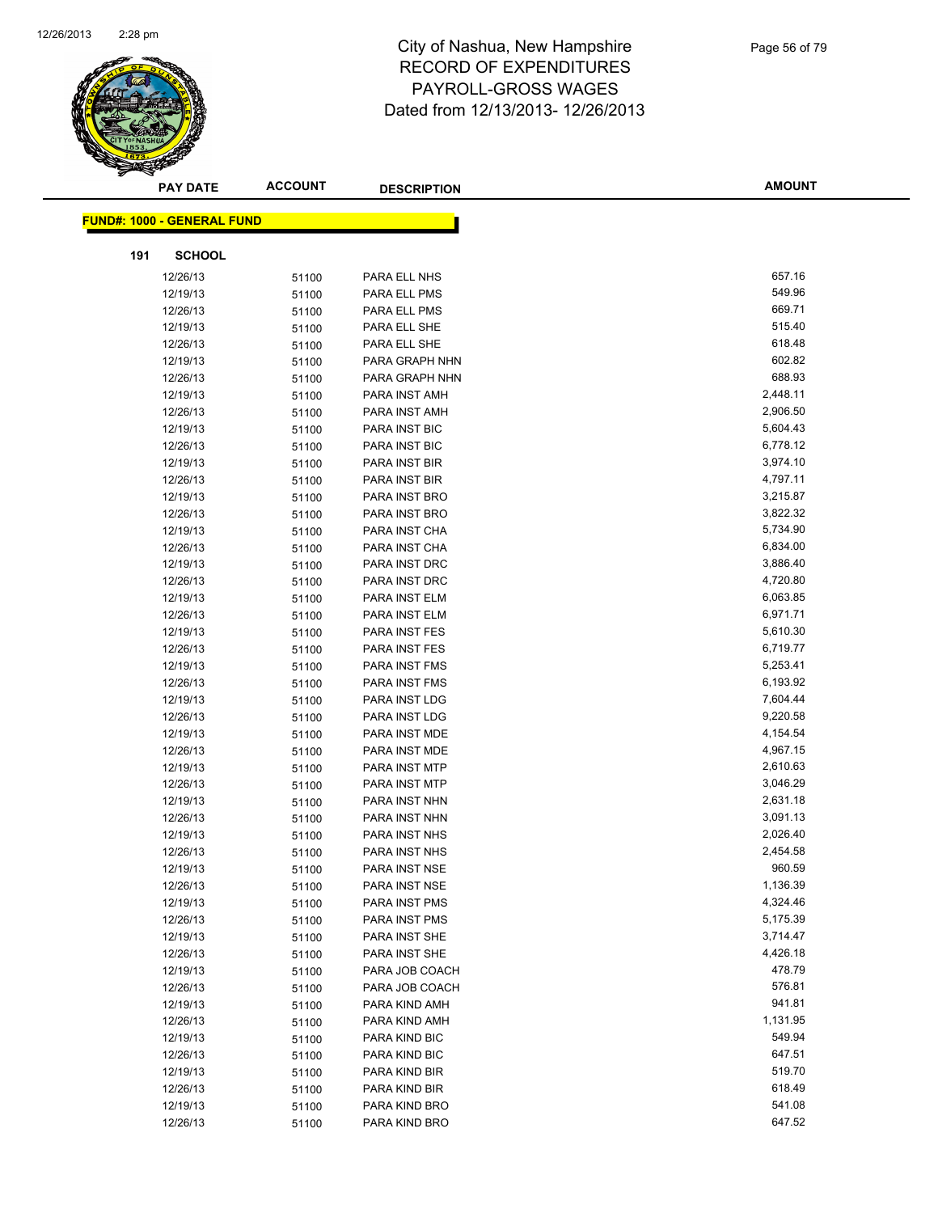# City of Nashua, New Hampshire
## RECORD OF EXPENDITURES
## PAYROLL-GROSS WAGES
## Dated from 12/13/2013- 12/26/2013

**FUND#: 1000 - GENERAL FUND**

**191 SCHOOL**

| PAY DATE | ACCOUNT | DESCRIPTION | AMOUNT |
|---|---|---|---|
| 12/26/13 | 51100 | PARA ELL NHS | 657.16 |
| 12/19/13 | 51100 | PARA ELL PMS | 549.96 |
| 12/26/13 | 51100 | PARA ELL PMS | 669.71 |
| 12/19/13 | 51100 | PARA ELL SHE | 515.40 |
| 12/26/13 | 51100 | PARA ELL SHE | 618.48 |
| 12/19/13 | 51100 | PARA GRAPH NHN | 602.82 |
| 12/26/13 | 51100 | PARA GRAPH NHN | 688.93 |
| 12/19/13 | 51100 | PARA INST AMH | 2,448.11 |
| 12/26/13 | 51100 | PARA INST AMH | 2,906.50 |
| 12/19/13 | 51100 | PARA INST BIC | 5,604.43 |
| 12/26/13 | 51100 | PARA INST BIC | 6,778.12 |
| 12/19/13 | 51100 | PARA INST BIR | 3,974.10 |
| 12/26/13 | 51100 | PARA INST BIR | 4,797.11 |
| 12/19/13 | 51100 | PARA INST BRO | 3,215.87 |
| 12/26/13 | 51100 | PARA INST BRO | 3,822.32 |
| 12/19/13 | 51100 | PARA INST CHA | 5,734.90 |
| 12/26/13 | 51100 | PARA INST CHA | 6,834.00 |
| 12/19/13 | 51100 | PARA INST DRC | 3,886.40 |
| 12/26/13 | 51100 | PARA INST DRC | 4,720.80 |
| 12/19/13 | 51100 | PARA INST ELM | 6,063.85 |
| 12/26/13 | 51100 | PARA INST ELM | 6,971.71 |
| 12/19/13 | 51100 | PARA INST FES | 5,610.30 |
| 12/26/13 | 51100 | PARA INST FES | 6,719.77 |
| 12/19/13 | 51100 | PARA INST FMS | 5,253.41 |
| 12/26/13 | 51100 | PARA INST FMS | 6,193.92 |
| 12/19/13 | 51100 | PARA INST LDG | 7,604.44 |
| 12/26/13 | 51100 | PARA INST LDG | 9,220.58 |
| 12/19/13 | 51100 | PARA INST MDE | 4,154.54 |
| 12/26/13 | 51100 | PARA INST MDE | 4,967.15 |
| 12/19/13 | 51100 | PARA INST MTP | 2,610.63 |
| 12/26/13 | 51100 | PARA INST MTP | 3,046.29 |
| 12/19/13 | 51100 | PARA INST NHN | 2,631.18 |
| 12/26/13 | 51100 | PARA INST NHN | 3,091.13 |
| 12/19/13 | 51100 | PARA INST NHS | 2,026.40 |
| 12/26/13 | 51100 | PARA INST NHS | 2,454.58 |
| 12/19/13 | 51100 | PARA INST NSE | 960.59 |
| 12/26/13 | 51100 | PARA INST NSE | 1,136.39 |
| 12/19/13 | 51100 | PARA INST PMS | 4,324.46 |
| 12/26/13 | 51100 | PARA INST PMS | 5,175.39 |
| 12/19/13 | 51100 | PARA INST SHE | 3,714.47 |
| 12/26/13 | 51100 | PARA INST SHE | 4,426.18 |
| 12/19/13 | 51100 | PARA JOB COACH | 478.79 |
| 12/26/13 | 51100 | PARA JOB COACH | 576.81 |
| 12/19/13 | 51100 | PARA KIND AMH | 941.81 |
| 12/26/13 | 51100 | PARA KIND AMH | 1,131.95 |
| 12/19/13 | 51100 | PARA KIND BIC | 549.94 |
| 12/26/13 | 51100 | PARA KIND BIC | 647.51 |
| 12/19/13 | 51100 | PARA KIND BIR | 519.70 |
| 12/26/13 | 51100 | PARA KIND BIR | 618.49 |
| 12/19/13 | 51100 | PARA KIND BRO | 541.08 |
| 12/26/13 | 51100 | PARA KIND BRO | 647.52 |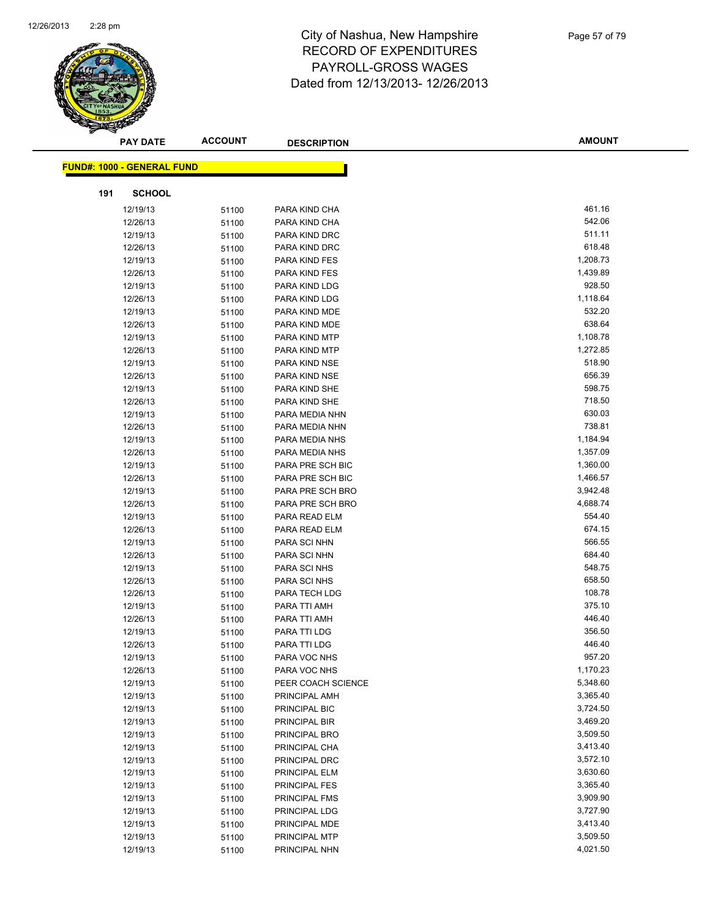# City of Nashua, New Hampshire
# RECORD OF EXPENDITURES
# PAYROLL-GROSS WAGES
# Dated from 12/13/2013- 12/26/2013

| PAY DATE | ACCOUNT | DESCRIPTION | AMOUNT |
|---|---|---|---|

**FUND#: 1000 - GENERAL FUND**

**191 SCHOOL**

| PAY DATE | ACCOUNT | DESCRIPTION | AMOUNT |
|---|---|---|---|
| 12/19/13 | 51100 | PARA KIND CHA | 461.16 |
| 12/26/13 | 51100 | PARA KIND CHA | 542.06 |
| 12/19/13 | 51100 | PARA KIND DRC | 511.11 |
| 12/26/13 | 51100 | PARA KIND DRC | 618.48 |
| 12/19/13 | 51100 | PARA KIND FES | 1,208.73 |
| 12/26/13 | 51100 | PARA KIND FES | 1,439.89 |
| 12/19/13 | 51100 | PARA KIND LDG | 928.50 |
| 12/26/13 | 51100 | PARA KIND LDG | 1,118.64 |
| 12/19/13 | 51100 | PARA KIND MDE | 532.20 |
| 12/26/13 | 51100 | PARA KIND MDE | 638.64 |
| 12/19/13 | 51100 | PARA KIND MTP | 1,108.78 |
| 12/26/13 | 51100 | PARA KIND MTP | 1,272.85 |
| 12/19/13 | 51100 | PARA KIND NSE | 518.90 |
| 12/26/13 | 51100 | PARA KIND NSE | 656.39 |
| 12/19/13 | 51100 | PARA KIND SHE | 598.75 |
| 12/26/13 | 51100 | PARA KIND SHE | 718.50 |
| 12/19/13 | 51100 | PARA MEDIA NHN | 630.03 |
| 12/26/13 | 51100 | PARA MEDIA NHN | 738.81 |
| 12/19/13 | 51100 | PARA MEDIA NHS | 1,184.94 |
| 12/26/13 | 51100 | PARA MEDIA NHS | 1,357.09 |
| 12/19/13 | 51100 | PARA PRE SCH BIC | 1,360.00 |
| 12/26/13 | 51100 | PARA PRE SCH BIC | 1,466.57 |
| 12/19/13 | 51100 | PARA PRE SCH BRO | 3,942.48 |
| 12/26/13 | 51100 | PARA PRE SCH BRO | 4,688.74 |
| 12/19/13 | 51100 | PARA READ ELM | 554.40 |
| 12/26/13 | 51100 | PARA READ ELM | 674.15 |
| 12/19/13 | 51100 | PARA SCI NHN | 566.55 |
| 12/26/13 | 51100 | PARA SCI NHN | 684.40 |
| 12/19/13 | 51100 | PARA SCI NHS | 548.75 |
| 12/26/13 | 51100 | PARA SCI NHS | 658.50 |
| 12/26/13 | 51100 | PARA TECH LDG | 108.78 |
| 12/19/13 | 51100 | PARA TTI AMH | 375.10 |
| 12/26/13 | 51100 | PARA TTI AMH | 446.40 |
| 12/19/13 | 51100 | PARA TTI LDG | 356.50 |
| 12/26/13 | 51100 | PARA TTI LDG | 446.40 |
| 12/19/13 | 51100 | PARA VOC NHS | 957.20 |
| 12/26/13 | 51100 | PARA VOC NHS | 1,170.23 |
| 12/19/13 | 51100 | PEER COACH SCIENCE | 5,348.60 |
| 12/19/13 | 51100 | PRINCIPAL AMH | 3,365.40 |
| 12/19/13 | 51100 | PRINCIPAL BIC | 3,724.50 |
| 12/19/13 | 51100 | PRINCIPAL BIR | 3,469.20 |
| 12/19/13 | 51100 | PRINCIPAL BRO | 3,509.50 |
| 12/19/13 | 51100 | PRINCIPAL CHA | 3,413.40 |
| 12/19/13 | 51100 | PRINCIPAL DRC | 3,572.10 |
| 12/19/13 | 51100 | PRINCIPAL ELM | 3,630.60 |
| 12/19/13 | 51100 | PRINCIPAL FES | 3,365.40 |
| 12/19/13 | 51100 | PRINCIPAL FMS | 3,909.90 |
| 12/19/13 | 51100 | PRINCIPAL LDG | 3,727.90 |
| 12/19/13 | 51100 | PRINCIPAL MDE | 3,413.40 |
| 12/19/13 | 51100 | PRINCIPAL MTP | 3,509.50 |
| 12/19/13 | 51100 | PRINCIPAL NHN | 4,021.50 |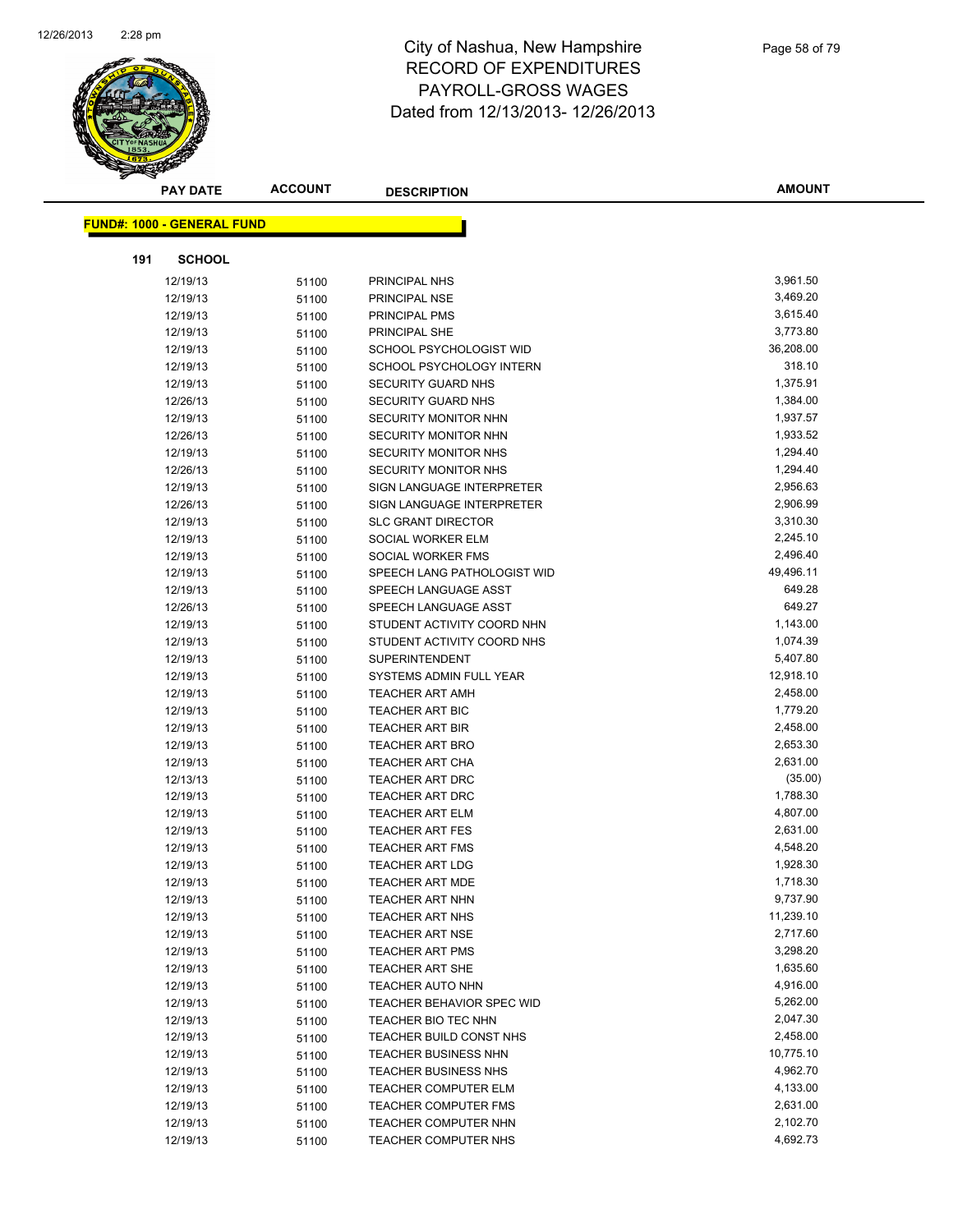# City of Nashua, New Hampshire
# RECORD OF EXPENDITURES
# PAYROLL-GROSS WAGES
# Dated from 12/13/2013- 12/26/2013

**FUND#: 1000 - GENERAL FUND**

**191 SCHOOL**

| PAY DATE | ACCOUNT | DESCRIPTION | AMOUNT |
|---|---|---|---|
| 12/19/13 | 51100 | PRINCIPAL NHS | 3,961.50 |
| 12/19/13 | 51100 | PRINCIPAL NSE | 3,469.20 |
| 12/19/13 | 51100 | PRINCIPAL PMS | 3,615.40 |
| 12/19/13 | 51100 | PRINCIPAL SHE | 3,773.80 |
| 12/19/13 | 51100 | SCHOOL PSYCHOLOGIST WID | 36,208.00 |
| 12/19/13 | 51100 | SCHOOL PSYCHOLOGY INTERN | 318.10 |
| 12/19/13 | 51100 | SECURITY GUARD NHS | 1,375.91 |
| 12/26/13 | 51100 | SECURITY GUARD NHS | 1,384.00 |
| 12/19/13 | 51100 | SECURITY MONITOR NHN | 1,937.57 |
| 12/26/13 | 51100 | SECURITY MONITOR NHN | 1,933.52 |
| 12/19/13 | 51100 | SECURITY MONITOR NHS | 1,294.40 |
| 12/26/13 | 51100 | SECURITY MONITOR NHS | 1,294.40 |
| 12/19/13 | 51100 | SIGN LANGUAGE INTERPRETER | 2,956.63 |
| 12/26/13 | 51100 | SIGN LANGUAGE INTERPRETER | 2,906.99 |
| 12/19/13 | 51100 | SLC GRANT DIRECTOR | 3,310.30 |
| 12/19/13 | 51100 | SOCIAL WORKER ELM | 2,245.10 |
| 12/19/13 | 51100 | SOCIAL WORKER FMS | 2,496.40 |
| 12/19/13 | 51100 | SPEECH LANG PATHOLOGIST WID | 49,496.11 |
| 12/19/13 | 51100 | SPEECH LANGUAGE ASST | 649.28 |
| 12/26/13 | 51100 | SPEECH LANGUAGE ASST | 649.27 |
| 12/19/13 | 51100 | STUDENT ACTIVITY COORD NHN | 1,143.00 |
| 12/19/13 | 51100 | STUDENT ACTIVITY COORD NHS | 1,074.39 |
| 12/19/13 | 51100 | SUPERINTENDENT | 5,407.80 |
| 12/19/13 | 51100 | SYSTEMS ADMIN FULL YEAR | 12,918.10 |
| 12/19/13 | 51100 | TEACHER ART AMH | 2,458.00 |
| 12/19/13 | 51100 | TEACHER ART BIC | 1,779.20 |
| 12/19/13 | 51100 | TEACHER ART BIR | 2,458.00 |
| 12/19/13 | 51100 | TEACHER ART BRO | 2,653.30 |
| 12/19/13 | 51100 | TEACHER ART CHA | 2,631.00 |
| 12/13/13 | 51100 | TEACHER ART DRC | (35.00) |
| 12/19/13 | 51100 | TEACHER ART DRC | 1,788.30 |
| 12/19/13 | 51100 | TEACHER ART ELM | 4,807.00 |
| 12/19/13 | 51100 | TEACHER ART FES | 2,631.00 |
| 12/19/13 | 51100 | TEACHER ART FMS | 4,548.20 |
| 12/19/13 | 51100 | TEACHER ART LDG | 1,928.30 |
| 12/19/13 | 51100 | TEACHER ART MDE | 1,718.30 |
| 12/19/13 | 51100 | TEACHER ART NHN | 9,737.90 |
| 12/19/13 | 51100 | TEACHER ART NHS | 11,239.10 |
| 12/19/13 | 51100 | TEACHER ART NSE | 2,717.60 |
| 12/19/13 | 51100 | TEACHER ART PMS | 3,298.20 |
| 12/19/13 | 51100 | TEACHER ART SHE | 1,635.60 |
| 12/19/13 | 51100 | TEACHER AUTO NHN | 4,916.00 |
| 12/19/13 | 51100 | TEACHER BEHAVIOR SPEC WID | 5,262.00 |
| 12/19/13 | 51100 | TEACHER BIO TEC NHN | 2,047.30 |
| 12/19/13 | 51100 | TEACHER BUILD CONST NHS | 2,458.00 |
| 12/19/13 | 51100 | TEACHER BUSINESS NHN | 10,775.10 |
| 12/19/13 | 51100 | TEACHER BUSINESS NHS | 4,962.70 |
| 12/19/13 | 51100 | TEACHER COMPUTER ELM | 4,133.00 |
| 12/19/13 | 51100 | TEACHER COMPUTER FMS | 2,631.00 |
| 12/19/13 | 51100 | TEACHER COMPUTER NHN | 2,102.70 |
| 12/19/13 | 51100 | TEACHER COMPUTER NHS | 4,692.73 |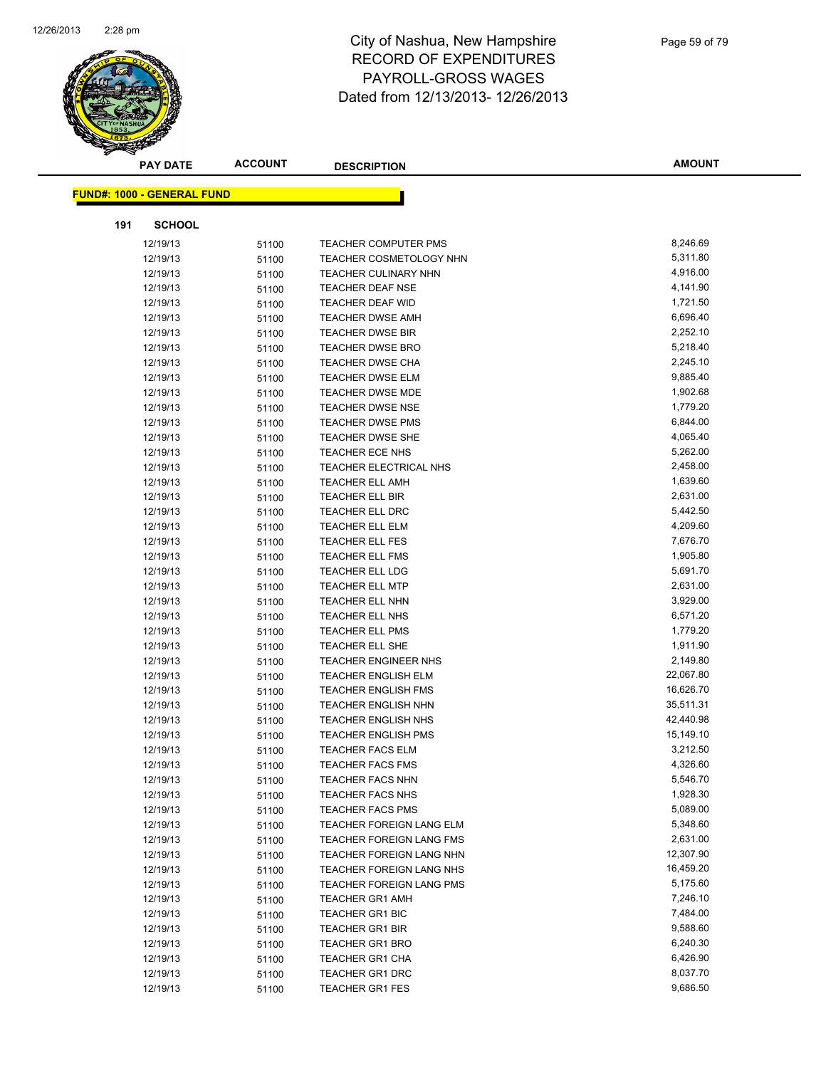# City of Nashua, New Hampshire
## RECORD OF EXPENDITURES
## PAYROLL-GROSS WAGES
## Dated from 12/13/2013- 12/26/2013

**FUND#: 1000 - GENERAL FUND**

**191 SCHOOL**

| PAY DATE | ACCOUNT | DESCRIPTION | AMOUNT |
|---|---|---|---|
| 12/19/13 | 51100 | TEACHER COMPUTER PMS | 8,246.69 |
| 12/19/13 | 51100 | TEACHER COSMETOLOGY NHN | 5,311.80 |
| 12/19/13 | 51100 | TEACHER CULINARY NHN | 4,916.00 |
| 12/19/13 | 51100 | TEACHER DEAF NSE | 4,141.90 |
| 12/19/13 | 51100 | TEACHER DEAF WID | 1,721.50 |
| 12/19/13 | 51100 | TEACHER DWSE AMH | 6,696.40 |
| 12/19/13 | 51100 | TEACHER DWSE BIR | 2,252.10 |
| 12/19/13 | 51100 | TEACHER DWSE BRO | 5,218.40 |
| 12/19/13 | 51100 | TEACHER DWSE CHA | 2,245.10 |
| 12/19/13 | 51100 | TEACHER DWSE ELM | 9,885.40 |
| 12/19/13 | 51100 | TEACHER DWSE MDE | 1,902.68 |
| 12/19/13 | 51100 | TEACHER DWSE NSE | 1,779.20 |
| 12/19/13 | 51100 | TEACHER DWSE PMS | 6,844.00 |
| 12/19/13 | 51100 | TEACHER DWSE SHE | 4,065.40 |
| 12/19/13 | 51100 | TEACHER ECE NHS | 5,262.00 |
| 12/19/13 | 51100 | TEACHER ELECTRICAL NHS | 2,458.00 |
| 12/19/13 | 51100 | TEACHER ELL AMH | 1,639.60 |
| 12/19/13 | 51100 | TEACHER ELL BIR | 2,631.00 |
| 12/19/13 | 51100 | TEACHER ELL DRC | 5,442.50 |
| 12/19/13 | 51100 | TEACHER ELL ELM | 4,209.60 |
| 12/19/13 | 51100 | TEACHER ELL FES | 7,676.70 |
| 12/19/13 | 51100 | TEACHER ELL FMS | 1,905.80 |
| 12/19/13 | 51100 | TEACHER ELL LDG | 5,691.70 |
| 12/19/13 | 51100 | TEACHER ELL MTP | 2,631.00 |
| 12/19/13 | 51100 | TEACHER ELL NHN | 3,929.00 |
| 12/19/13 | 51100 | TEACHER ELL NHS | 6,571.20 |
| 12/19/13 | 51100 | TEACHER ELL PMS | 1,779.20 |
| 12/19/13 | 51100 | TEACHER ELL SHE | 1,911.90 |
| 12/19/13 | 51100 | TEACHER ENGINEER NHS | 2,149.80 |
| 12/19/13 | 51100 | TEACHER ENGLISH ELM | 22,067.80 |
| 12/19/13 | 51100 | TEACHER ENGLISH FMS | 16,626.70 |
| 12/19/13 | 51100 | TEACHER ENGLISH NHN | 35,511.31 |
| 12/19/13 | 51100 | TEACHER ENGLISH NHS | 42,440.98 |
| 12/19/13 | 51100 | TEACHER ENGLISH PMS | 15,149.10 |
| 12/19/13 | 51100 | TEACHER FACS ELM | 3,212.50 |
| 12/19/13 | 51100 | TEACHER FACS FMS | 4,326.60 |
| 12/19/13 | 51100 | TEACHER FACS NHN | 5,546.70 |
| 12/19/13 | 51100 | TEACHER FACS NHS | 1,928.30 |
| 12/19/13 | 51100 | TEACHER FACS PMS | 5,089.00 |
| 12/19/13 | 51100 | TEACHER FOREIGN LANG ELM | 5,348.60 |
| 12/19/13 | 51100 | TEACHER FOREIGN LANG FMS | 2,631.00 |
| 12/19/13 | 51100 | TEACHER FOREIGN LANG NHN | 12,307.90 |
| 12/19/13 | 51100 | TEACHER FOREIGN LANG NHS | 16,459.20 |
| 12/19/13 | 51100 | TEACHER FOREIGN LANG PMS | 5,175.60 |
| 12/19/13 | 51100 | TEACHER GR1 AMH | 7,246.10 |
| 12/19/13 | 51100 | TEACHER GR1 BIC | 7,484.00 |
| 12/19/13 | 51100 | TEACHER GR1 BIR | 9,588.60 |
| 12/19/13 | 51100 | TEACHER GR1 BRO | 6,240.30 |
| 12/19/13 | 51100 | TEACHER GR1 CHA | 6,426.90 |
| 12/19/13 | 51100 | TEACHER GR1 DRC | 8,037.70 |
| 12/19/13 | 51100 | TEACHER GR1 FES | 9,686.50 |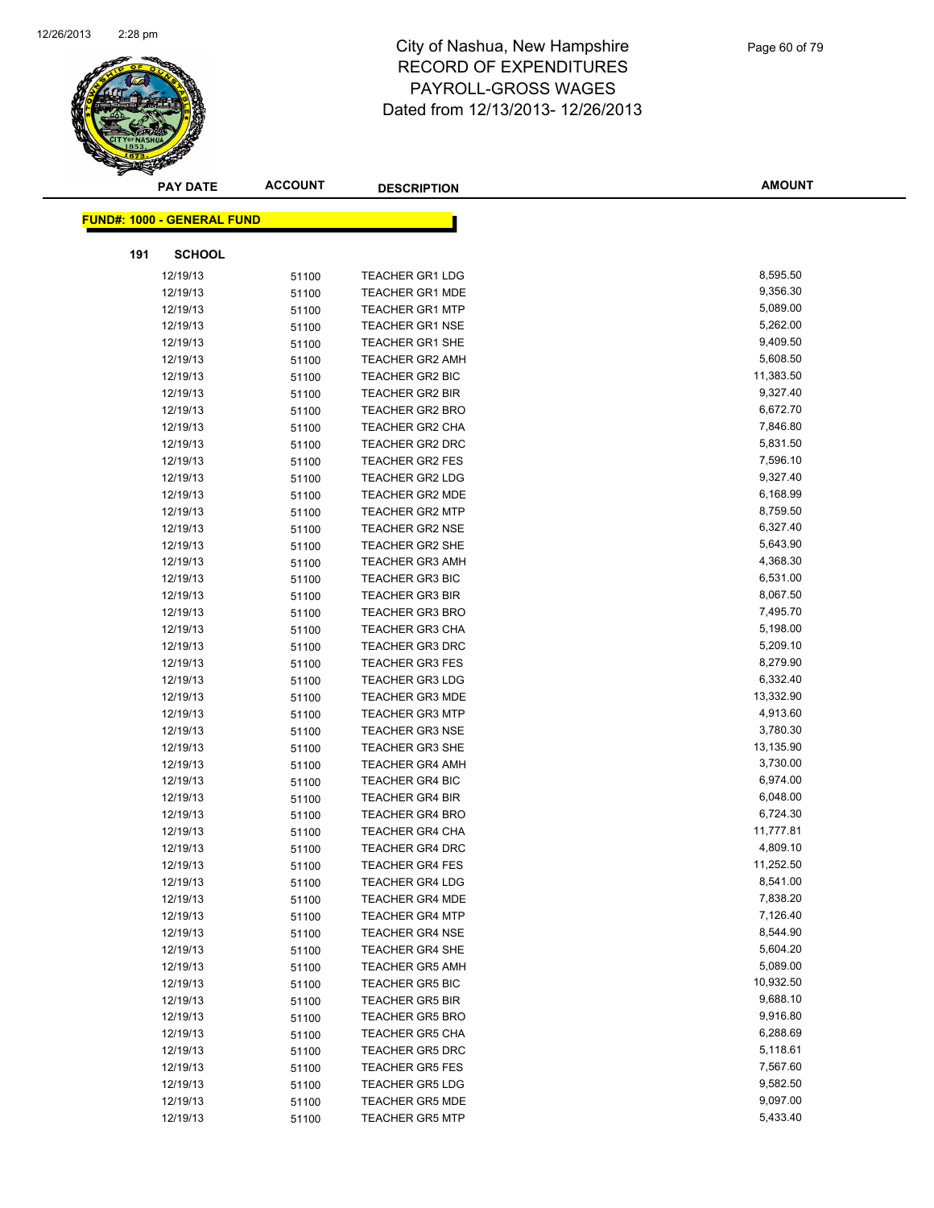# City of Nashua, New Hampshire
# RECORD OF EXPENDITURES
# PAYROLL-GROSS WAGES
# Dated from 12/13/2013- 12/26/2013

**FUND#: 1000 - GENERAL FUND**

**191 SCHOOL**

| PAY DATE | ACCOUNT | DESCRIPTION | AMOUNT |
|---|---|---|---|
| 12/19/13 | 51100 | TEACHER GR1 LDG | 8,595.50 |
| 12/19/13 | 51100 | TEACHER GR1 MDE | 9,356.30 |
| 12/19/13 | 51100 | TEACHER GR1 MTP | 5,089.00 |
| 12/19/13 | 51100 | TEACHER GR1 NSE | 5,262.00 |
| 12/19/13 | 51100 | TEACHER GR1 SHE | 9,409.50 |
| 12/19/13 | 51100 | TEACHER GR2 AMH | 5,608.50 |
| 12/19/13 | 51100 | TEACHER GR2 BIC | 11,383.50 |
| 12/19/13 | 51100 | TEACHER GR2 BIR | 9,327.40 |
| 12/19/13 | 51100 | TEACHER GR2 BRO | 6,672.70 |
| 12/19/13 | 51100 | TEACHER GR2 CHA | 7,846.80 |
| 12/19/13 | 51100 | TEACHER GR2 DRC | 5,831.50 |
| 12/19/13 | 51100 | TEACHER GR2 FES | 7,596.10 |
| 12/19/13 | 51100 | TEACHER GR2 LDG | 9,327.40 |
| 12/19/13 | 51100 | TEACHER GR2 MDE | 6,168.99 |
| 12/19/13 | 51100 | TEACHER GR2 MTP | 8,759.50 |
| 12/19/13 | 51100 | TEACHER GR2 NSE | 6,327.40 |
| 12/19/13 | 51100 | TEACHER GR2 SHE | 5,643.90 |
| 12/19/13 | 51100 | TEACHER GR3 AMH | 4,368.30 |
| 12/19/13 | 51100 | TEACHER GR3 BIC | 6,531.00 |
| 12/19/13 | 51100 | TEACHER GR3 BIR | 8,067.50 |
| 12/19/13 | 51100 | TEACHER GR3 BRO | 7,495.70 |
| 12/19/13 | 51100 | TEACHER GR3 CHA | 5,198.00 |
| 12/19/13 | 51100 | TEACHER GR3 DRC | 5,209.10 |
| 12/19/13 | 51100 | TEACHER GR3 FES | 8,279.90 |
| 12/19/13 | 51100 | TEACHER GR3 LDG | 6,332.40 |
| 12/19/13 | 51100 | TEACHER GR3 MDE | 13,332.90 |
| 12/19/13 | 51100 | TEACHER GR3 MTP | 4,913.60 |
| 12/19/13 | 51100 | TEACHER GR3 NSE | 3,780.30 |
| 12/19/13 | 51100 | TEACHER GR3 SHE | 13,135.90 |
| 12/19/13 | 51100 | TEACHER GR4 AMH | 3,730.00 |
| 12/19/13 | 51100 | TEACHER GR4 BIC | 6,974.00 |
| 12/19/13 | 51100 | TEACHER GR4 BIR | 6,048.00 |
| 12/19/13 | 51100 | TEACHER GR4 BRO | 6,724.30 |
| 12/19/13 | 51100 | TEACHER GR4 CHA | 11,777.81 |
| 12/19/13 | 51100 | TEACHER GR4 DRC | 4,809.10 |
| 12/19/13 | 51100 | TEACHER GR4 FES | 11,252.50 |
| 12/19/13 | 51100 | TEACHER GR4 LDG | 8,541.00 |
| 12/19/13 | 51100 | TEACHER GR4 MDE | 7,838.20 |
| 12/19/13 | 51100 | TEACHER GR4 MTP | 7,126.40 |
| 12/19/13 | 51100 | TEACHER GR4 NSE | 8,544.90 |
| 12/19/13 | 51100 | TEACHER GR4 SHE | 5,604.20 |
| 12/19/13 | 51100 | TEACHER GR5 AMH | 5,089.00 |
| 12/19/13 | 51100 | TEACHER GR5 BIC | 10,932.50 |
| 12/19/13 | 51100 | TEACHER GR5 BIR | 9,688.10 |
| 12/19/13 | 51100 | TEACHER GR5 BRO | 9,916.80 |
| 12/19/13 | 51100 | TEACHER GR5 CHA | 6,288.69 |
| 12/19/13 | 51100 | TEACHER GR5 DRC | 5,118.61 |
| 12/19/13 | 51100 | TEACHER GR5 FES | 7,567.60 |
| 12/19/13 | 51100 | TEACHER GR5 LDG | 9,582.50 |
| 12/19/13 | 51100 | TEACHER GR5 MDE | 9,097.00 |
| 12/19/13 | 51100 | TEACHER GR5 MTP | 5,433.40 |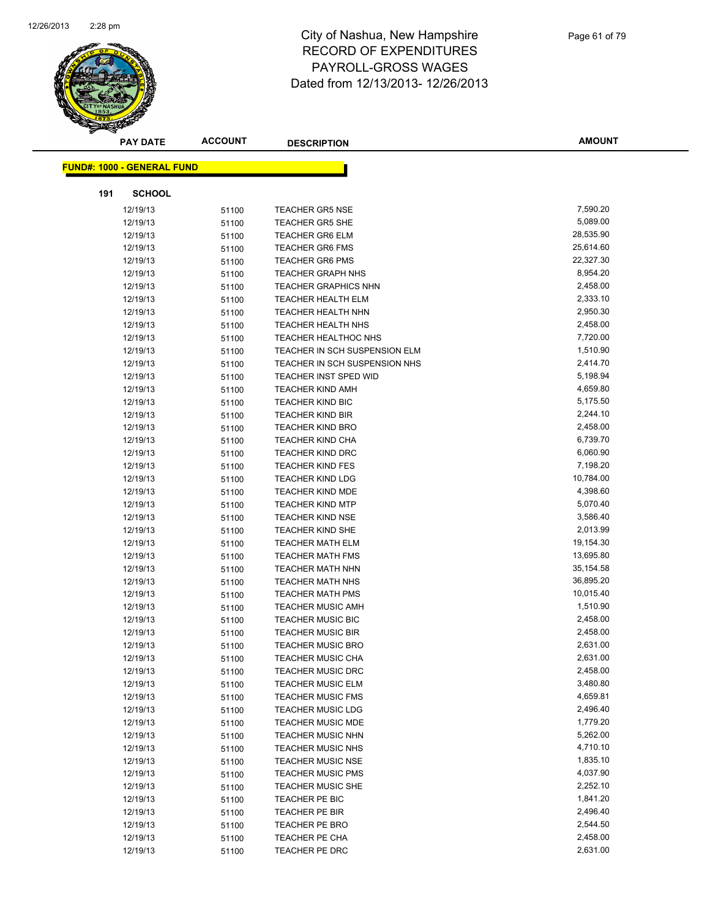# City of Nashua, New Hampshire
## RECORD OF EXPENDITURES
## PAYROLL-GROSS WAGES
### Dated from 12/13/2013- 12/26/2013

**FUND#: 1000 - GENERAL FUND**

**191 SCHOOL**

| PAY DATE | ACCOUNT | DESCRIPTION | AMOUNT |
|---|---|---|---|
| 12/19/13 | 51100 | TEACHER GR5 NSE | 7,590.20 |
| 12/19/13 | 51100 | TEACHER GR5 SHE | 5,089.00 |
| 12/19/13 | 51100 | TEACHER GR6 ELM | 28,535.90 |
| 12/19/13 | 51100 | TEACHER GR6 FMS | 25,614.60 |
| 12/19/13 | 51100 | TEACHER GR6 PMS | 22,327.30 |
| 12/19/13 | 51100 | TEACHER GRAPH NHS | 8,954.20 |
| 12/19/13 | 51100 | TEACHER GRAPHICS NHN | 2,458.00 |
| 12/19/13 | 51100 | TEACHER HEALTH ELM | 2,333.10 |
| 12/19/13 | 51100 | TEACHER HEALTH NHN | 2,950.30 |
| 12/19/13 | 51100 | TEACHER HEALTH NHS | 2,458.00 |
| 12/19/13 | 51100 | TEACHER HEALTHOC NHS | 7,720.00 |
| 12/19/13 | 51100 | TEACHER IN SCH SUSPENSION ELM | 1,510.90 |
| 12/19/13 | 51100 | TEACHER IN SCH SUSPENSION NHS | 2,414.70 |
| 12/19/13 | 51100 | TEACHER INST SPED WID | 5,198.94 |
| 12/19/13 | 51100 | TEACHER KIND AMH | 4,659.80 |
| 12/19/13 | 51100 | TEACHER KIND BIC | 5,175.50 |
| 12/19/13 | 51100 | TEACHER KIND BIR | 2,244.10 |
| 12/19/13 | 51100 | TEACHER KIND BRO | 2,458.00 |
| 12/19/13 | 51100 | TEACHER KIND CHA | 6,739.70 |
| 12/19/13 | 51100 | TEACHER KIND DRC | 6,060.90 |
| 12/19/13 | 51100 | TEACHER KIND FES | 7,198.20 |
| 12/19/13 | 51100 | TEACHER KIND LDG | 10,784.00 |
| 12/19/13 | 51100 | TEACHER KIND MDE | 4,398.60 |
| 12/19/13 | 51100 | TEACHER KIND MTP | 5,070.40 |
| 12/19/13 | 51100 | TEACHER KIND NSE | 3,586.40 |
| 12/19/13 | 51100 | TEACHER KIND SHE | 2,013.99 |
| 12/19/13 | 51100 | TEACHER MATH ELM | 19,154.30 |
| 12/19/13 | 51100 | TEACHER MATH FMS | 13,695.80 |
| 12/19/13 | 51100 | TEACHER MATH NHN | 35,154.58 |
| 12/19/13 | 51100 | TEACHER MATH NHS | 36,895.20 |
| 12/19/13 | 51100 | TEACHER MATH PMS | 10,015.40 |
| 12/19/13 | 51100 | TEACHER MUSIC AMH | 1,510.90 |
| 12/19/13 | 51100 | TEACHER MUSIC BIC | 2,458.00 |
| 12/19/13 | 51100 | TEACHER MUSIC BIR | 2,458.00 |
| 12/19/13 | 51100 | TEACHER MUSIC BRO | 2,631.00 |
| 12/19/13 | 51100 | TEACHER MUSIC CHA | 2,631.00 |
| 12/19/13 | 51100 | TEACHER MUSIC DRC | 2,458.00 |
| 12/19/13 | 51100 | TEACHER MUSIC ELM | 3,480.80 |
| 12/19/13 | 51100 | TEACHER MUSIC FMS | 4,659.81 |
| 12/19/13 | 51100 | TEACHER MUSIC LDG | 2,496.40 |
| 12/19/13 | 51100 | TEACHER MUSIC MDE | 1,779.20 |
| 12/19/13 | 51100 | TEACHER MUSIC NHN | 5,262.00 |
| 12/19/13 | 51100 | TEACHER MUSIC NHS | 4,710.10 |
| 12/19/13 | 51100 | TEACHER MUSIC NSE | 1,835.10 |
| 12/19/13 | 51100 | TEACHER MUSIC PMS | 4,037.90 |
| 12/19/13 | 51100 | TEACHER MUSIC SHE | 2,252.10 |
| 12/19/13 | 51100 | TEACHER PE BIC | 1,841.20 |
| 12/19/13 | 51100 | TEACHER PE BIR | 2,496.40 |
| 12/19/13 | 51100 | TEACHER PE BRO | 2,544.50 |
| 12/19/13 | 51100 | TEACHER PE CHA | 2,458.00 |
| 12/19/13 | 51100 | TEACHER PE DRC | 2,631.00 |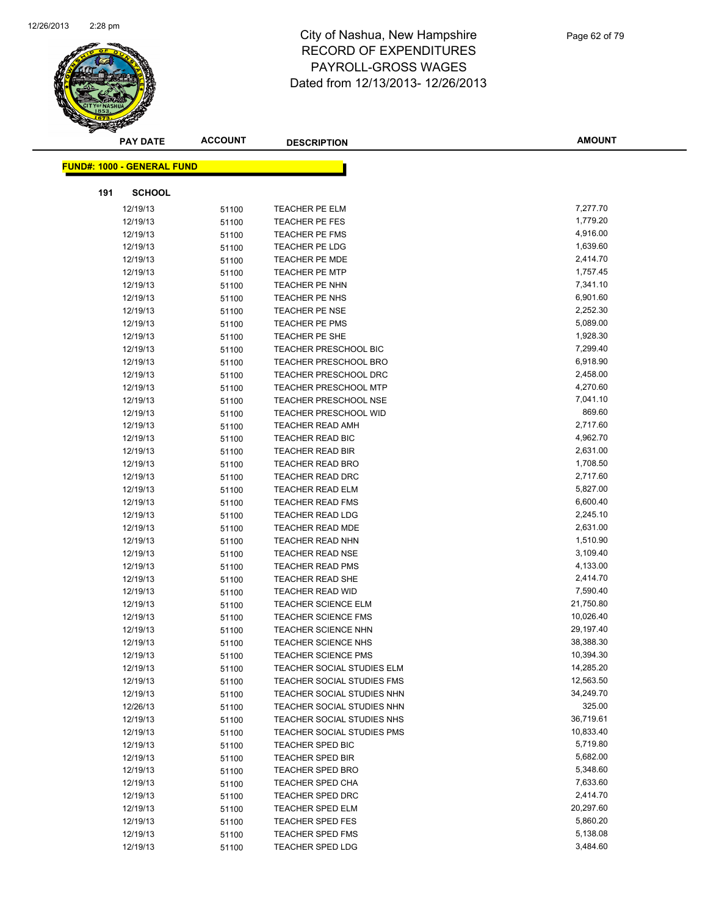# City of Nashua, New Hampshire
## RECORD OF EXPENDITURES
## PAYROLL-GROSS WAGES
## Dated from 12/13/2013- 12/26/2013

**FUND#: 1000 - GENERAL FUND**

**191 SCHOOL**

| PAY DATE | ACCOUNT | DESCRIPTION | AMOUNT |
|---|---|---|---|
| 12/19/13 | 51100 | TEACHER PE ELM | 7,277.70 |
| 12/19/13 | 51100 | TEACHER PE FES | 1,779.20 |
| 12/19/13 | 51100 | TEACHER PE FMS | 4,916.00 |
| 12/19/13 | 51100 | TEACHER PE LDG | 1,639.60 |
| 12/19/13 | 51100 | TEACHER PE MDE | 2,414.70 |
| 12/19/13 | 51100 | TEACHER PE MTP | 1,757.45 |
| 12/19/13 | 51100 | TEACHER PE NHN | 7,341.10 |
| 12/19/13 | 51100 | TEACHER PE NHS | 6,901.60 |
| 12/19/13 | 51100 | TEACHER PE NSE | 2,252.30 |
| 12/19/13 | 51100 | TEACHER PE PMS | 5,089.00 |
| 12/19/13 | 51100 | TEACHER PE SHE | 1,928.30 |
| 12/19/13 | 51100 | TEACHER PRESCHOOL BIC | 7,299.40 |
| 12/19/13 | 51100 | TEACHER PRESCHOOL BRO | 6,918.90 |
| 12/19/13 | 51100 | TEACHER PRESCHOOL DRC | 2,458.00 |
| 12/19/13 | 51100 | TEACHER PRESCHOOL MTP | 4,270.60 |
| 12/19/13 | 51100 | TEACHER PRESCHOOL NSE | 7,041.10 |
| 12/19/13 | 51100 | TEACHER PRESCHOOL WID | 869.60 |
| 12/19/13 | 51100 | TEACHER READ AMH | 2,717.60 |
| 12/19/13 | 51100 | TEACHER READ BIC | 4,962.70 |
| 12/19/13 | 51100 | TEACHER READ BIR | 2,631.00 |
| 12/19/13 | 51100 | TEACHER READ BRO | 1,708.50 |
| 12/19/13 | 51100 | TEACHER READ DRC | 2,717.60 |
| 12/19/13 | 51100 | TEACHER READ ELM | 5,827.00 |
| 12/19/13 | 51100 | TEACHER READ FMS | 6,600.40 |
| 12/19/13 | 51100 | TEACHER READ LDG | 2,245.10 |
| 12/19/13 | 51100 | TEACHER READ MDE | 2,631.00 |
| 12/19/13 | 51100 | TEACHER READ NHN | 1,510.90 |
| 12/19/13 | 51100 | TEACHER READ NSE | 3,109.40 |
| 12/19/13 | 51100 | TEACHER READ PMS | 4,133.00 |
| 12/19/13 | 51100 | TEACHER READ SHE | 2,414.70 |
| 12/19/13 | 51100 | TEACHER READ WID | 7,590.40 |
| 12/19/13 | 51100 | TEACHER SCIENCE ELM | 21,750.80 |
| 12/19/13 | 51100 | TEACHER SCIENCE FMS | 10,026.40 |
| 12/19/13 | 51100 | TEACHER SCIENCE NHN | 29,197.40 |
| 12/19/13 | 51100 | TEACHER SCIENCE NHS | 38,388.30 |
| 12/19/13 | 51100 | TEACHER SCIENCE PMS | 10,394.30 |
| 12/19/13 | 51100 | TEACHER SOCIAL STUDIES ELM | 14,285.20 |
| 12/19/13 | 51100 | TEACHER SOCIAL STUDIES FMS | 12,563.50 |
| 12/19/13 | 51100 | TEACHER SOCIAL STUDIES NHN | 34,249.70 |
| 12/26/13 | 51100 | TEACHER SOCIAL STUDIES NHN | 325.00 |
| 12/19/13 | 51100 | TEACHER SOCIAL STUDIES NHS | 36,719.61 |
| 12/19/13 | 51100 | TEACHER SOCIAL STUDIES PMS | 10,833.40 |
| 12/19/13 | 51100 | TEACHER SPED BIC | 5,719.80 |
| 12/19/13 | 51100 | TEACHER SPED BIR | 5,682.00 |
| 12/19/13 | 51100 | TEACHER SPED BRO | 5,348.60 |
| 12/19/13 | 51100 | TEACHER SPED CHA | 7,633.60 |
| 12/19/13 | 51100 | TEACHER SPED DRC | 2,414.70 |
| 12/19/13 | 51100 | TEACHER SPED ELM | 20,297.60 |
| 12/19/13 | 51100 | TEACHER SPED FES | 5,860.20 |
| 12/19/13 | 51100 | TEACHER SPED FMS | 5,138.08 |
| 12/19/13 | 51100 | TEACHER SPED LDG | 3,484.60 |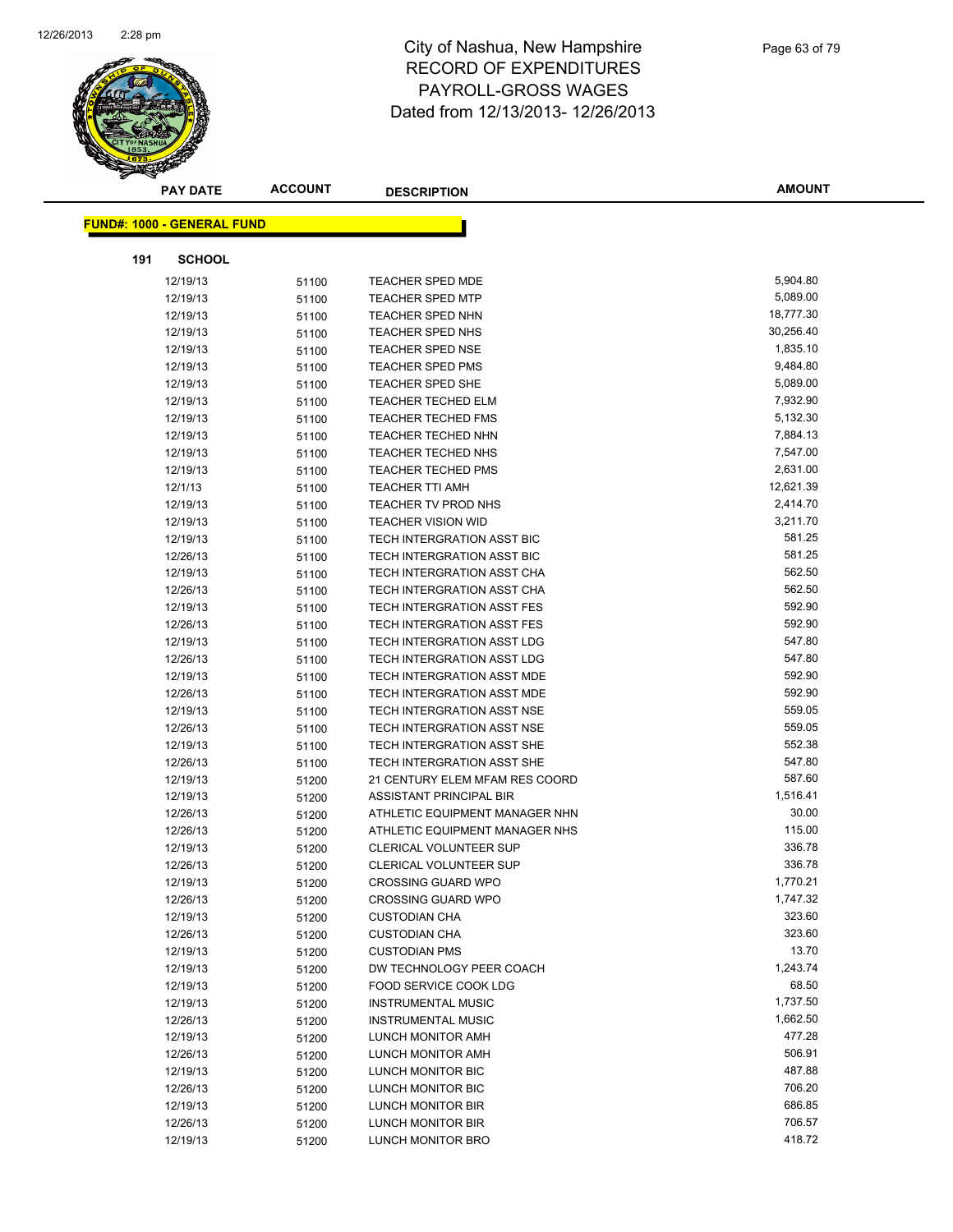# City of Nashua, New Hampshire
# RECORD OF EXPENDITURES
# PAYROLL-GROSS WAGES
# Dated from 12/13/2013- 12/26/2013

| PAY DATE | ACCOUNT | DESCRIPTION | AMOUNT |
|---|---|---|---|
| **FUND#: 1000 - GENERAL FUND** | | | |
| **191 SCHOOL** | | | |
| 12/19/13 | 51100 | TEACHER SPED MDE | 5,904.80 |
| 12/19/13 | 51100 | TEACHER SPED MTP | 5,089.00 |
| 12/19/13 | 51100 | TEACHER SPED NHN | 18,777.30 |
| 12/19/13 | 51100 | TEACHER SPED NHS | 30,256.40 |
| 12/19/13 | 51100 | TEACHER SPED NSE | 1,835.10 |
| 12/19/13 | 51100 | TEACHER SPED PMS | 9,484.80 |
| 12/19/13 | 51100 | TEACHER SPED SHE | 5,089.00 |
| 12/19/13 | 51100 | TEACHER TECHED ELM | 7,932.90 |
| 12/19/13 | 51100 | TEACHER TECHED FMS | 5,132.30 |
| 12/19/13 | 51100 | TEACHER TECHED NHN | 7,884.13 |
| 12/19/13 | 51100 | TEACHER TECHED NHS | 7,547.00 |
| 12/19/13 | 51100 | TEACHER TECHED PMS | 2,631.00 |
| 12/1/13 | 51100 | TEACHER TTI AMH | 12,621.39 |
| 12/19/13 | 51100 | TEACHER TV PROD NHS | 2,414.70 |
| 12/19/13 | 51100 | TEACHER VISION WID | 3,211.70 |
| 12/19/13 | 51100 | TECH INTERGRATION ASST BIC | 581.25 |
| 12/26/13 | 51100 | TECH INTERGRATION ASST BIC | 581.25 |
| 12/19/13 | 51100 | TECH INTERGRATION ASST CHA | 562.50 |
| 12/26/13 | 51100 | TECH INTERGRATION ASST CHA | 562.50 |
| 12/19/13 | 51100 | TECH INTERGRATION ASST FES | 592.90 |
| 12/26/13 | 51100 | TECH INTERGRATION ASST FES | 592.90 |
| 12/19/13 | 51100 | TECH INTERGRATION ASST LDG | 547.80 |
| 12/26/13 | 51100 | TECH INTERGRATION ASST LDG | 547.80 |
| 12/19/13 | 51100 | TECH INTERGRATION ASST MDE | 592.90 |
| 12/26/13 | 51100 | TECH INTERGRATION ASST MDE | 592.90 |
| 12/19/13 | 51100 | TECH INTERGRATION ASST NSE | 559.05 |
| 12/26/13 | 51100 | TECH INTERGRATION ASST NSE | 559.05 |
| 12/19/13 | 51100 | TECH INTERGRATION ASST SHE | 552.38 |
| 12/26/13 | 51100 | TECH INTERGRATION ASST SHE | 547.80 |
| 12/19/13 | 51200 | 21 CENTURY ELEM MFAM RES COORD | 587.60 |
| 12/19/13 | 51200 | ASSISTANT PRINCIPAL BIR | 1,516.41 |
| 12/26/13 | 51200 | ATHLETIC EQUIPMENT MANAGER NHN | 30.00 |
| 12/26/13 | 51200 | ATHLETIC EQUIPMENT MANAGER NHS | 115.00 |
| 12/19/13 | 51200 | CLERICAL VOLUNTEER SUP | 336.78 |
| 12/26/13 | 51200 | CLERICAL VOLUNTEER SUP | 336.78 |
| 12/19/13 | 51200 | CROSSING GUARD WPO | 1,770.21 |
| 12/26/13 | 51200 | CROSSING GUARD WPO | 1,747.32 |
| 12/19/13 | 51200 | CUSTODIAN CHA | 323.60 |
| 12/26/13 | 51200 | CUSTODIAN CHA | 323.60 |
| 12/19/13 | 51200 | CUSTODIAN PMS | 13.70 |
| 12/19/13 | 51200 | DW TECHNOLOGY PEER COACH | 1,243.74 |
| 12/19/13 | 51200 | FOOD SERVICE COOK LDG | 68.50 |
| 12/19/13 | 51200 | INSTRUMENTAL MUSIC | 1,737.50 |
| 12/26/13 | 51200 | INSTRUMENTAL MUSIC | 1,662.50 |
| 12/19/13 | 51200 | LUNCH MONITOR AMH | 477.28 |
| 12/26/13 | 51200 | LUNCH MONITOR AMH | 506.91 |
| 12/19/13 | 51200 | LUNCH MONITOR BIC | 487.88 |
| 12/26/13 | 51200 | LUNCH MONITOR BIC | 706.20 |
| 12/19/13 | 51200 | LUNCH MONITOR BIR | 686.85 |
| 12/26/13 | 51200 | LUNCH MONITOR BIR | 706.57 |
| 12/19/13 | 51200 | LUNCH MONITOR BRO | 418.72 |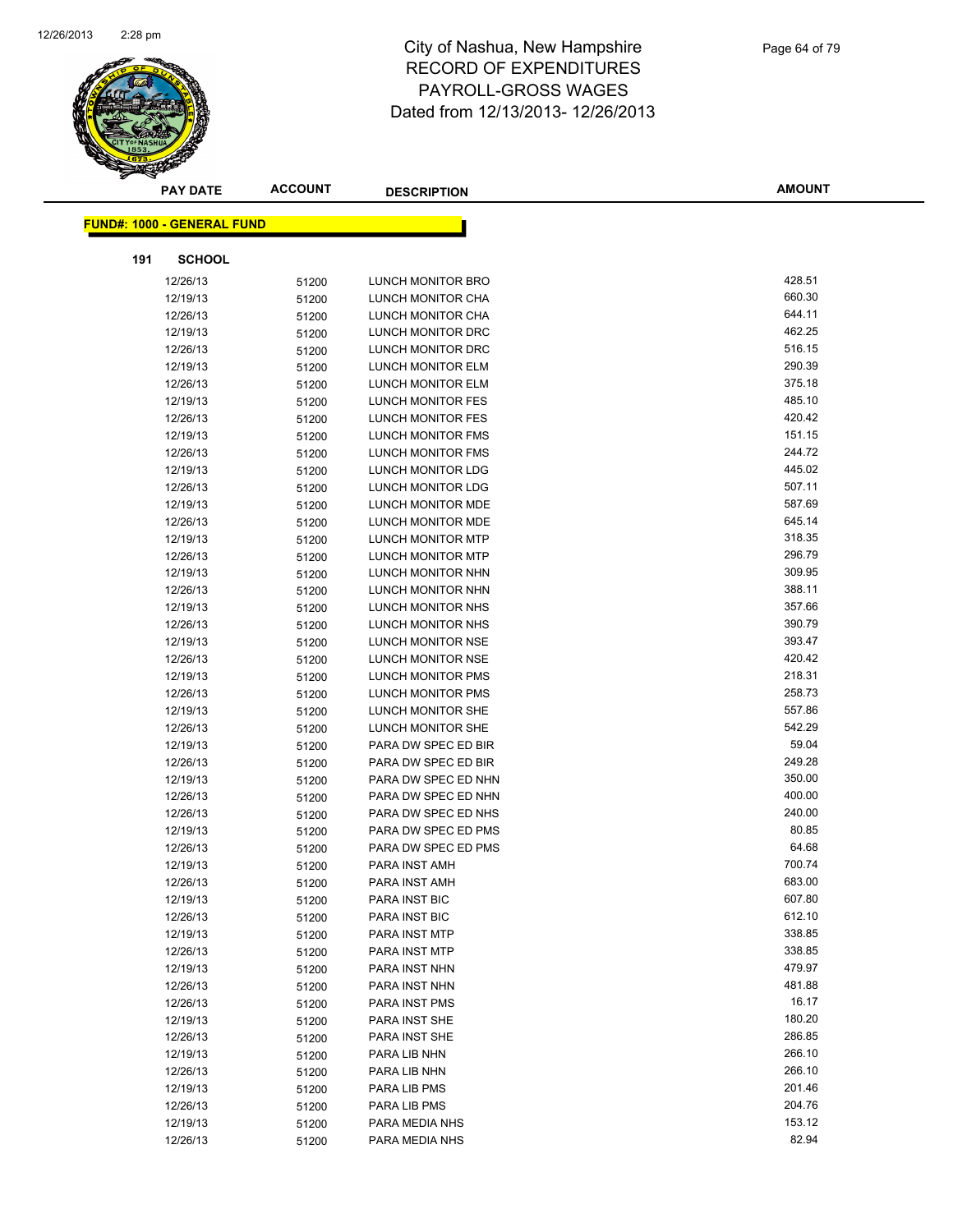# City of Nashua, New Hampshire
## RECORD OF EXPENDITURES
## PAYROLL-GROSS WAGES
## Dated from 12/13/2013- 12/26/2013

**FUND#: 1000 - GENERAL FUND**

**191 SCHOOL**

| PAY DATE | ACCOUNT | DESCRIPTION | AMOUNT |
|---|---|---|---|
| 12/26/13 | 51200 | LUNCH MONITOR BRO | 428.51 |
| 12/19/13 | 51200 | LUNCH MONITOR CHA | 660.30 |
| 12/26/13 | 51200 | LUNCH MONITOR CHA | 644.11 |
| 12/19/13 | 51200 | LUNCH MONITOR DRC | 462.25 |
| 12/26/13 | 51200 | LUNCH MONITOR DRC | 516.15 |
| 12/19/13 | 51200 | LUNCH MONITOR ELM | 290.39 |
| 12/26/13 | 51200 | LUNCH MONITOR ELM | 375.18 |
| 12/19/13 | 51200 | LUNCH MONITOR FES | 485.10 |
| 12/26/13 | 51200 | LUNCH MONITOR FES | 420.42 |
| 12/19/13 | 51200 | LUNCH MONITOR FMS | 151.15 |
| 12/26/13 | 51200 | LUNCH MONITOR FMS | 244.72 |
| 12/19/13 | 51200 | LUNCH MONITOR LDG | 445.02 |
| 12/26/13 | 51200 | LUNCH MONITOR LDG | 507.11 |
| 12/19/13 | 51200 | LUNCH MONITOR MDE | 587.69 |
| 12/26/13 | 51200 | LUNCH MONITOR MDE | 645.14 |
| 12/19/13 | 51200 | LUNCH MONITOR MTP | 318.35 |
| 12/26/13 | 51200 | LUNCH MONITOR MTP | 296.79 |
| 12/19/13 | 51200 | LUNCH MONITOR NHN | 309.95 |
| 12/26/13 | 51200 | LUNCH MONITOR NHN | 388.11 |
| 12/19/13 | 51200 | LUNCH MONITOR NHS | 357.66 |
| 12/26/13 | 51200 | LUNCH MONITOR NHS | 390.79 |
| 12/19/13 | 51200 | LUNCH MONITOR NSE | 393.47 |
| 12/26/13 | 51200 | LUNCH MONITOR NSE | 420.42 |
| 12/19/13 | 51200 | LUNCH MONITOR PMS | 218.31 |
| 12/26/13 | 51200 | LUNCH MONITOR PMS | 258.73 |
| 12/19/13 | 51200 | LUNCH MONITOR SHE | 557.86 |
| 12/26/13 | 51200 | LUNCH MONITOR SHE | 542.29 |
| 12/19/13 | 51200 | PARA DW SPEC ED BIR | 59.04 |
| 12/26/13 | 51200 | PARA DW SPEC ED BIR | 249.28 |
| 12/19/13 | 51200 | PARA DW SPEC ED NHN | 350.00 |
| 12/26/13 | 51200 | PARA DW SPEC ED NHN | 400.00 |
| 12/26/13 | 51200 | PARA DW SPEC ED NHS | 240.00 |
| 12/19/13 | 51200 | PARA DW SPEC ED PMS | 80.85 |
| 12/26/13 | 51200 | PARA DW SPEC ED PMS | 64.68 |
| 12/19/13 | 51200 | PARA INST AMH | 700.74 |
| 12/26/13 | 51200 | PARA INST AMH | 683.00 |
| 12/19/13 | 51200 | PARA INST BIC | 607.80 |
| 12/26/13 | 51200 | PARA INST BIC | 612.10 |
| 12/19/13 | 51200 | PARA INST MTP | 338.85 |
| 12/26/13 | 51200 | PARA INST MTP | 338.85 |
| 12/19/13 | 51200 | PARA INST NHN | 479.97 |
| 12/26/13 | 51200 | PARA INST NHN | 481.88 |
| 12/26/13 | 51200 | PARA INST PMS | 16.17 |
| 12/19/13 | 51200 | PARA INST SHE | 180.20 |
| 12/26/13 | 51200 | PARA INST SHE | 286.85 |
| 12/19/13 | 51200 | PARA LIB NHN | 266.10 |
| 12/26/13 | 51200 | PARA LIB NHN | 266.10 |
| 12/19/13 | 51200 | PARA LIB PMS | 201.46 |
| 12/26/13 | 51200 | PARA LIB PMS | 204.76 |
| 12/19/13 | 51200 | PARA MEDIA NHS | 153.12 |
| 12/26/13 | 51200 | PARA MEDIA NHS | 82.94 |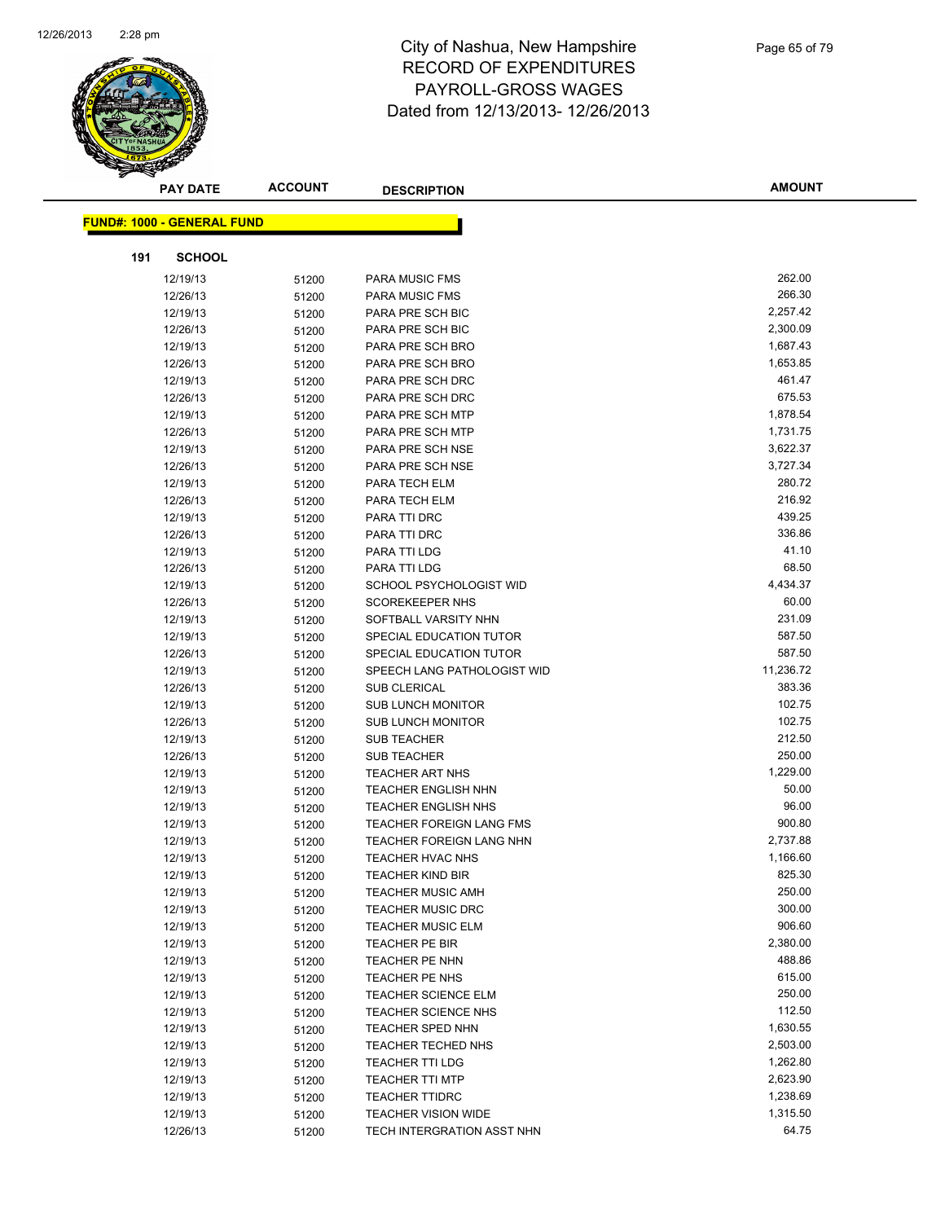# City of Nashua, New Hampshire
# RECORD OF EXPENDITURES
# PAYROLL-GROSS WAGES
# Dated from 12/13/2013- 12/26/2013

**FUND#: 1000 - GENERAL FUND**

**191 SCHOOL**

| PAY DATE | ACCOUNT | DESCRIPTION | AMOUNT |
|---|---|---|---|
| 12/19/13 | 51200 | PARA MUSIC FMS | 262.00 |
| 12/26/13 | 51200 | PARA MUSIC FMS | 266.30 |
| 12/19/13 | 51200 | PARA PRE SCH BIC | 2,257.42 |
| 12/26/13 | 51200 | PARA PRE SCH BIC | 2,300.09 |
| 12/19/13 | 51200 | PARA PRE SCH BRO | 1,687.43 |
| 12/26/13 | 51200 | PARA PRE SCH BRO | 1,653.85 |
| 12/19/13 | 51200 | PARA PRE SCH DRC | 461.47 |
| 12/26/13 | 51200 | PARA PRE SCH DRC | 675.53 |
| 12/19/13 | 51200 | PARA PRE SCH MTP | 1,878.54 |
| 12/26/13 | 51200 | PARA PRE SCH MTP | 1,731.75 |
| 12/19/13 | 51200 | PARA PRE SCH NSE | 3,622.37 |
| 12/26/13 | 51200 | PARA PRE SCH NSE | 3,727.34 |
| 12/19/13 | 51200 | PARA TECH ELM | 280.72 |
| 12/26/13 | 51200 | PARA TECH ELM | 216.92 |
| 12/19/13 | 51200 | PARA TTI DRC | 439.25 |
| 12/26/13 | 51200 | PARA TTI DRC | 336.86 |
| 12/19/13 | 51200 | PARA TTI LDG | 41.10 |
| 12/26/13 | 51200 | PARA TTI LDG | 68.50 |
| 12/19/13 | 51200 | SCHOOL PSYCHOLOGIST WID | 4,434.37 |
| 12/26/13 | 51200 | SCOREKEEPER NHS | 60.00 |
| 12/19/13 | 51200 | SOFTBALL VARSITY NHN | 231.09 |
| 12/19/13 | 51200 | SPECIAL EDUCATION TUTOR | 587.50 |
| 12/26/13 | 51200 | SPECIAL EDUCATION TUTOR | 587.50 |
| 12/19/13 | 51200 | SPEECH LANG PATHOLOGIST WID | 11,236.72 |
| 12/26/13 | 51200 | SUB CLERICAL | 383.36 |
| 12/19/13 | 51200 | SUB LUNCH MONITOR | 102.75 |
| 12/26/13 | 51200 | SUB LUNCH MONITOR | 102.75 |
| 12/19/13 | 51200 | SUB TEACHER | 212.50 |
| 12/26/13 | 51200 | SUB TEACHER | 250.00 |
| 12/19/13 | 51200 | TEACHER ART NHS | 1,229.00 |
| 12/19/13 | 51200 | TEACHER ENGLISH NHN | 50.00 |
| 12/19/13 | 51200 | TEACHER ENGLISH NHS | 96.00 |
| 12/19/13 | 51200 | TEACHER FOREIGN LANG FMS | 900.80 |
| 12/19/13 | 51200 | TEACHER FOREIGN LANG NHN | 2,737.88 |
| 12/19/13 | 51200 | TEACHER HVAC NHS | 1,166.60 |
| 12/19/13 | 51200 | TEACHER KIND BIR | 825.30 |
| 12/19/13 | 51200 | TEACHER MUSIC AMH | 250.00 |
| 12/19/13 | 51200 | TEACHER MUSIC DRC | 300.00 |
| 12/19/13 | 51200 | TEACHER MUSIC ELM | 906.60 |
| 12/19/13 | 51200 | TEACHER PE BIR | 2,380.00 |
| 12/19/13 | 51200 | TEACHER PE NHN | 488.86 |
| 12/19/13 | 51200 | TEACHER PE NHS | 615.00 |
| 12/19/13 | 51200 | TEACHER SCIENCE ELM | 250.00 |
| 12/19/13 | 51200 | TEACHER SCIENCE NHS | 112.50 |
| 12/19/13 | 51200 | TEACHER SPED NHN | 1,630.55 |
| 12/19/13 | 51200 | TEACHER TECHED NHS | 2,503.00 |
| 12/19/13 | 51200 | TEACHER TTI LDG | 1,262.80 |
| 12/19/13 | 51200 | TEACHER TTI MTP | 2,623.90 |
| 12/19/13 | 51200 | TEACHER TTIDRC | 1,238.69 |
| 12/19/13 | 51200 | TEACHER VISION WIDE | 1,315.50 |
| 12/26/13 | 51200 | TECH INTERGRATION ASST NHN | 64.75 |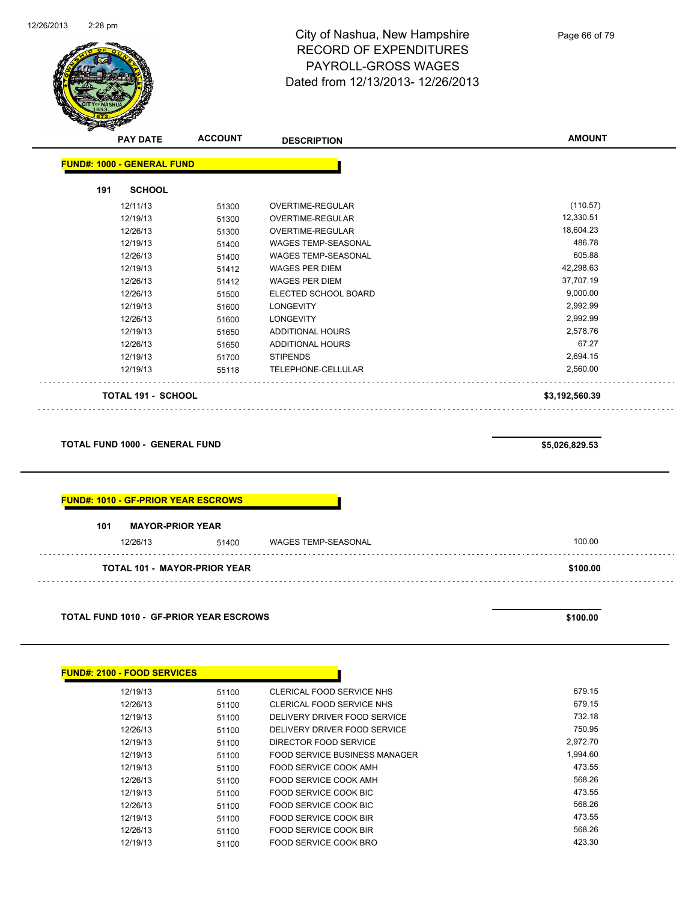City of Nashua, New Hampshire
RECORD OF EXPENDITURES
PAYROLL-GROSS WAGES
Dated from 12/13/2013- 12/26/2013

| PAY DATE | ACCOUNT | DESCRIPTION | AMOUNT |
|---|---|---|---|
| **FUND#: 1000 - GENERAL FUND** | | | |
| **191 SCHOOL** | | | |
| 12/11/13 | 51300 | OVERTIME-REGULAR | (110.57) |
| 12/19/13 | 51300 | OVERTIME-REGULAR | 12,330.51 |
| 12/26/13 | 51300 | OVERTIME-REGULAR | 18,604.23 |
| 12/19/13 | 51400 | WAGES TEMP-SEASONAL | 486.78 |
| 12/26/13 | 51400 | WAGES TEMP-SEASONAL | 605.88 |
| 12/19/13 | 51412 | WAGES PER DIEM | 42,298.63 |
| 12/26/13 | 51412 | WAGES PER DIEM | 37,707.19 |
| 12/26/13 | 51500 | ELECTED SCHOOL BOARD | 9,000.00 |
| 12/19/13 | 51600 | LONGEVITY | 2,992.99 |
| 12/26/13 | 51600 | LONGEVITY | 2,992.99 |
| 12/19/13 | 51650 | ADDITIONAL HOURS | 2,578.76 |
| 12/26/13 | 51650 | ADDITIONAL HOURS | 67.27 |
| 12/19/13 | 51700 | STIPENDS | 2,694.15 |
| 12/19/13 | 55118 | TELEPHONE-CELLULAR | 2,560.00 |
| **TOTAL 191 - SCHOOL** | | | **$3,192,560.39** |
| **TOTAL FUND 1000 - GENERAL FUND** | | | **$5,026,829.53** |
| **FUND#: 1010 - GF-PRIOR YEAR ESCROWS** | | | |
| **101 MAYOR-PRIOR YEAR** | | | |
| 12/26/13 | 51400 | WAGES TEMP-SEASONAL | 100.00 |
| **TOTAL 101 - MAYOR-PRIOR YEAR** | | | **$100.00** |
| **TOTAL FUND 1010 - GF-PRIOR YEAR ESCROWS** | | | **$100.00** |
| **FUND#: 2100 - FOOD SERVICES** | | | |
| 12/19/13 | 51100 | CLERICAL FOOD SERVICE NHS | 679.15 |
| 12/26/13 | 51100 | CLERICAL FOOD SERVICE NHS | 679.15 |
| 12/19/13 | 51100 | DELIVERY DRIVER FOOD SERVICE | 732.18 |
| 12/26/13 | 51100 | DELIVERY DRIVER FOOD SERVICE | 750.95 |
| 12/19/13 | 51100 | DIRECTOR FOOD SERVICE | 2,972.70 |
| 12/19/13 | 51100 | FOOD SERVICE BUSINESS MANAGER | 1,994.60 |
| 12/19/13 | 51100 | FOOD SERVICE COOK AMH | 473.55 |
| 12/26/13 | 51100 | FOOD SERVICE COOK AMH | 568.26 |
| 12/19/13 | 51100 | FOOD SERVICE COOK BIC | 473.55 |
| 12/26/13 | 51100 | FOOD SERVICE COOK BIC | 568.26 |
| 12/19/13 | 51100 | FOOD SERVICE COOK BIR | 473.55 |
| 12/26/13 | 51100 | FOOD SERVICE COOK BIR | 568.26 |
| 12/19/13 | 51100 | FOOD SERVICE COOK BRO | 423.30 |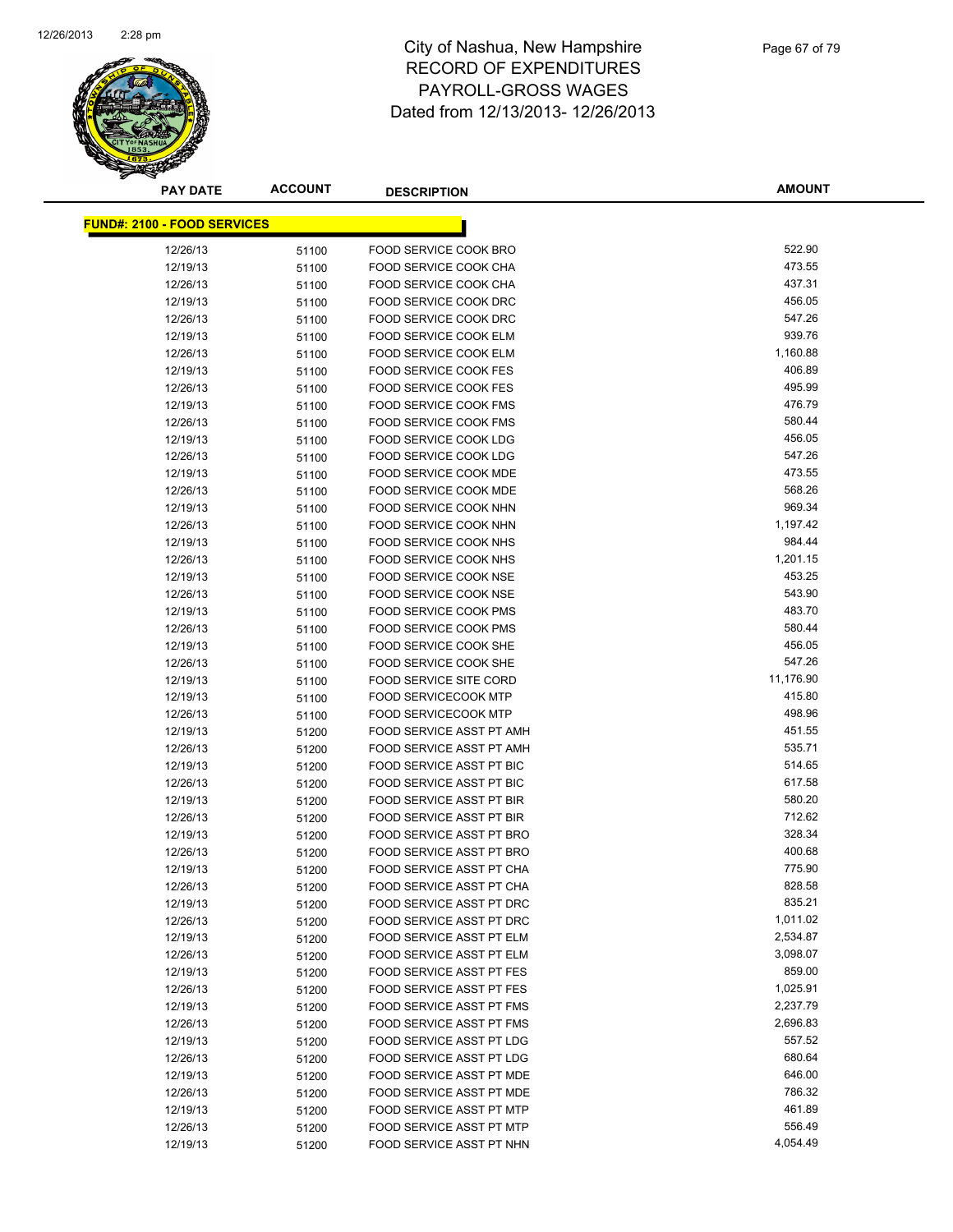# City of Nashua, New Hampshire
## RECORD OF EXPENDITURES
## PAYROLL-GROSS WAGES
## Dated from 12/13/2013- 12/26/2013

| PAY DATE | ACCOUNT | DESCRIPTION | AMOUNT |
|---|---|---|---|
| **FUND#: 2100 - FOOD SERVICES** | | | |
| 12/26/13 | 51100 | FOOD SERVICE COOK BRO | 522.90 |
| 12/19/13 | 51100 | FOOD SERVICE COOK CHA | 473.55 |
| 12/26/13 | 51100 | FOOD SERVICE COOK CHA | 437.31 |
| 12/19/13 | 51100 | FOOD SERVICE COOK DRC | 456.05 |
| 12/26/13 | 51100 | FOOD SERVICE COOK DRC | 547.26 |
| 12/19/13 | 51100 | FOOD SERVICE COOK ELM | 939.76 |
| 12/26/13 | 51100 | FOOD SERVICE COOK ELM | 1,160.88 |
| 12/19/13 | 51100 | FOOD SERVICE COOK FES | 406.89 |
| 12/26/13 | 51100 | FOOD SERVICE COOK FES | 495.99 |
| 12/19/13 | 51100 | FOOD SERVICE COOK FMS | 476.79 |
| 12/26/13 | 51100 | FOOD SERVICE COOK FMS | 580.44 |
| 12/19/13 | 51100 | FOOD SERVICE COOK LDG | 456.05 |
| 12/26/13 | 51100 | FOOD SERVICE COOK LDG | 547.26 |
| 12/19/13 | 51100 | FOOD SERVICE COOK MDE | 473.55 |
| 12/26/13 | 51100 | FOOD SERVICE COOK MDE | 568.26 |
| 12/19/13 | 51100 | FOOD SERVICE COOK NHN | 969.34 |
| 12/26/13 | 51100 | FOOD SERVICE COOK NHN | 1,197.42 |
| 12/19/13 | 51100 | FOOD SERVICE COOK NHS | 984.44 |
| 12/26/13 | 51100 | FOOD SERVICE COOK NHS | 1,201.15 |
| 12/19/13 | 51100 | FOOD SERVICE COOK NSE | 453.25 |
| 12/26/13 | 51100 | FOOD SERVICE COOK NSE | 543.90 |
| 12/19/13 | 51100 | FOOD SERVICE COOK PMS | 483.70 |
| 12/26/13 | 51100 | FOOD SERVICE COOK PMS | 580.44 |
| 12/19/13 | 51100 | FOOD SERVICE COOK SHE | 456.05 |
| 12/26/13 | 51100 | FOOD SERVICE COOK SHE | 547.26 |
| 12/19/13 | 51100 | FOOD SERVICE SITE CORD | 11,176.90 |
| 12/19/13 | 51100 | FOOD SERVICECOOK MTP | 415.80 |
| 12/26/13 | 51100 | FOOD SERVICECOOK MTP | 498.96 |
| 12/19/13 | 51200 | FOOD SERVICE ASST PT AMH | 451.55 |
| 12/26/13 | 51200 | FOOD SERVICE ASST PT AMH | 535.71 |
| 12/19/13 | 51200 | FOOD SERVICE ASST PT BIC | 514.65 |
| 12/26/13 | 51200 | FOOD SERVICE ASST PT BIC | 617.58 |
| 12/19/13 | 51200 | FOOD SERVICE ASST PT BIR | 580.20 |
| 12/26/13 | 51200 | FOOD SERVICE ASST PT BIR | 712.62 |
| 12/19/13 | 51200 | FOOD SERVICE ASST PT BRO | 328.34 |
| 12/26/13 | 51200 | FOOD SERVICE ASST PT BRO | 400.68 |
| 12/19/13 | 51200 | FOOD SERVICE ASST PT CHA | 775.90 |
| 12/26/13 | 51200 | FOOD SERVICE ASST PT CHA | 828.58 |
| 12/19/13 | 51200 | FOOD SERVICE ASST PT DRC | 835.21 |
| 12/26/13 | 51200 | FOOD SERVICE ASST PT DRC | 1,011.02 |
| 12/19/13 | 51200 | FOOD SERVICE ASST PT ELM | 2,534.87 |
| 12/26/13 | 51200 | FOOD SERVICE ASST PT ELM | 3,098.07 |
| 12/19/13 | 51200 | FOOD SERVICE ASST PT FES | 859.00 |
| 12/26/13 | 51200 | FOOD SERVICE ASST PT FES | 1,025.91 |
| 12/19/13 | 51200 | FOOD SERVICE ASST PT FMS | 2,237.79 |
| 12/26/13 | 51200 | FOOD SERVICE ASST PT FMS | 2,696.83 |
| 12/19/13 | 51200 | FOOD SERVICE ASST PT LDG | 557.52 |
| 12/26/13 | 51200 | FOOD SERVICE ASST PT LDG | 680.64 |
| 12/19/13 | 51200 | FOOD SERVICE ASST PT MDE | 646.00 |
| 12/26/13 | 51200 | FOOD SERVICE ASST PT MDE | 786.32 |
| 12/19/13 | 51200 | FOOD SERVICE ASST PT MTP | 461.89 |
| 12/26/13 | 51200 | FOOD SERVICE ASST PT MTP | 556.49 |
| 12/19/13 | 51200 | FOOD SERVICE ASST PT NHN | 4,054.49 |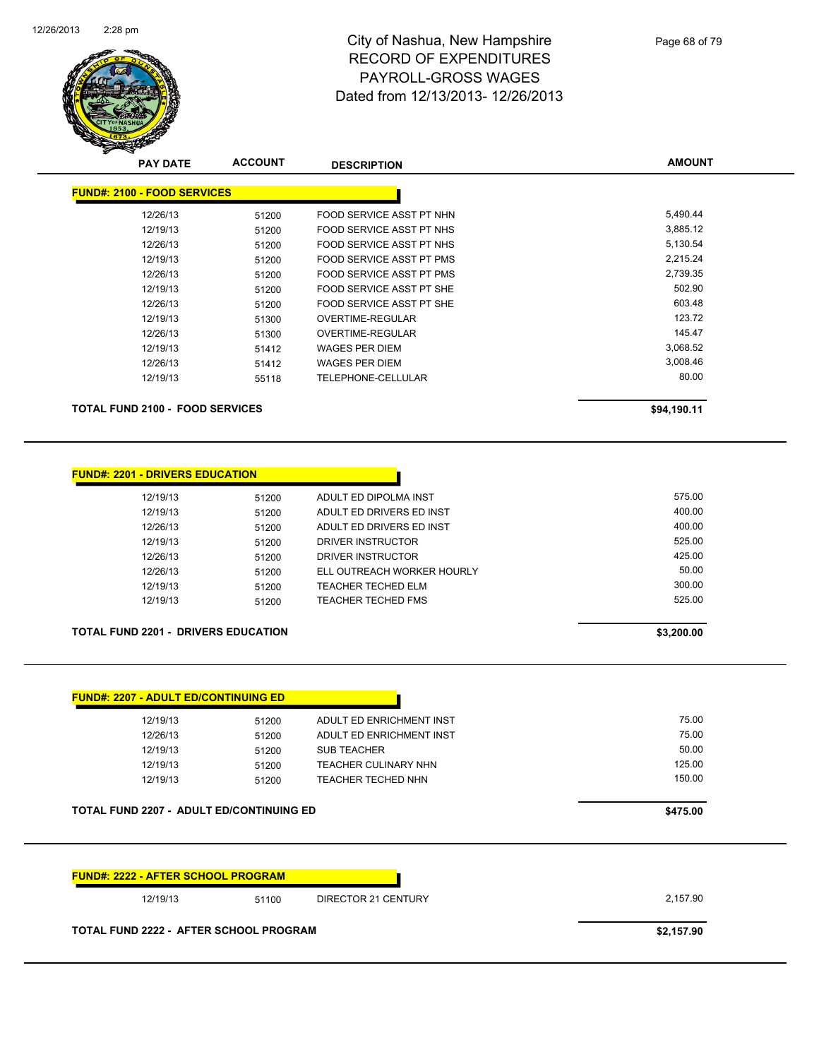# City of Nashua, New Hampshire
# RECORD OF EXPENDITURES
# PAYROLL-GROSS WAGES
# Dated from 12/13/2013- 12/26/2013

| PAY DATE | ACCOUNT | DESCRIPTION | AMOUNT |
|---|---|---|---|
| **FUND#: 2100 - FOOD SERVICES** | | | |
| 12/26/13 | 51200 | FOOD SERVICE ASST PT NHN | 5,490.44 |
| 12/19/13 | 51200 | FOOD SERVICE ASST PT NHS | 3,885.12 |
| 12/26/13 | 51200 | FOOD SERVICE ASST PT NHS | 5,130.54 |
| 12/19/13 | 51200 | FOOD SERVICE ASST PT PMS | 2,215.24 |
| 12/26/13 | 51200 | FOOD SERVICE ASST PT PMS | 2,739.35 |
| 12/19/13 | 51200 | FOOD SERVICE ASST PT SHE | 502.90 |
| 12/26/13 | 51200 | FOOD SERVICE ASST PT SHE | 603.48 |
| 12/19/13 | 51300 | OVERTIME-REGULAR | 123.72 |
| 12/26/13 | 51300 | OVERTIME-REGULAR | 145.47 |
| 12/19/13 | 51412 | WAGES PER DIEM | 3,068.52 |
| 12/26/13 | 51412 | WAGES PER DIEM | 3,008.46 |
| 12/19/13 | 55118 | TELEPHONE-CELLULAR | 80.00 |
| **TOTAL FUND 2100 - FOOD SERVICES** | | | **$94,190.11** |

| PAY DATE | ACCOUNT | DESCRIPTION | AMOUNT |
|---|---|---|---|
| **FUND#: 2201 - DRIVERS EDUCATION** | | | |
| 12/19/13 | 51200 | ADULT ED DIPOLMA INST | 575.00 |
| 12/19/13 | 51200 | ADULT ED DRIVERS ED INST | 400.00 |
| 12/26/13 | 51200 | ADULT ED DRIVERS ED INST | 400.00 |
| 12/19/13 | 51200 | DRIVER INSTRUCTOR | 525.00 |
| 12/26/13 | 51200 | DRIVER INSTRUCTOR | 425.00 |
| 12/26/13 | 51200 | ELL OUTREACH WORKER HOURLY | 50.00 |
| 12/19/13 | 51200 | TEACHER TECHED ELM | 300.00 |
| 12/19/13 | 51200 | TEACHER TECHED FMS | 525.00 |
| **TOTAL FUND 2201 - DRIVERS EDUCATION** | | | **$3,200.00** |

| PAY DATE | ACCOUNT | DESCRIPTION | AMOUNT |
|---|---|---|---|
| **FUND#: 2207 - ADULT ED/CONTINUING ED** | | | |
| 12/19/13 | 51200 | ADULT ED ENRICHMENT INST | 75.00 |
| 12/26/13 | 51200 | ADULT ED ENRICHMENT INST | 75.00 |
| 12/19/13 | 51200 | SUB TEACHER | 50.00 |
| 12/19/13 | 51200 | TEACHER CULINARY NHN | 125.00 |
| 12/19/13 | 51200 | TEACHER TECHED NHN | 150.00 |
| **TOTAL FUND 2207 - ADULT ED/CONTINUING ED** | | | **$475.00** |

| PAY DATE | ACCOUNT | DESCRIPTION | AMOUNT |
|---|---|---|---|
| **FUND#: 2222 - AFTER SCHOOL PROGRAM** | | | |
| 12/19/13 | 51100 | DIRECTOR 21 CENTURY | 2,157.90 |
| **TOTAL FUND 2222 - AFTER SCHOOL PROGRAM** | | | **$2,157.90** |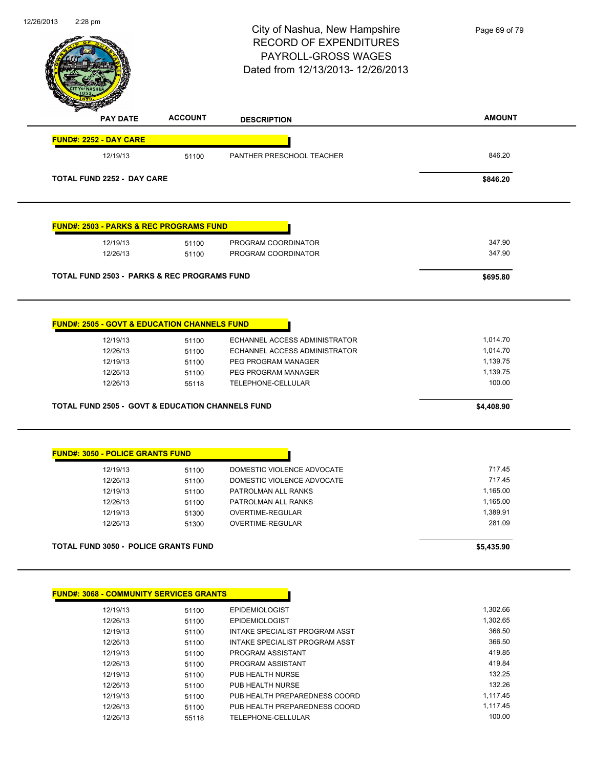# City of Nashua, New Hampshire
## RECORD OF EXPENDITURES
## PAYROLL-GROSS WAGES
## Dated from 12/13/2013- 12/26/2013

| PAY DATE | ACCOUNT | DESCRIPTION | AMOUNT |
|---|---|---|---|
| **FUND#: 2252 - DAY CARE** | | | |
| 12/19/13 | 51100 | PANTHER PRESCHOOL TEACHER | 846.20 |
| **TOTAL FUND 2252 - DAY CARE** | | | **$846.20** |

| PAY DATE | ACCOUNT | DESCRIPTION | AMOUNT |
|---|---|---|---|
| **FUND#: 2503 - PARKS & REC PROGRAMS FUND** | | | |
| 12/19/13 | 51100 | PROGRAM COORDINATOR | 347.90 |
| 12/26/13 | 51100 | PROGRAM COORDINATOR | 347.90 |
| **TOTAL FUND 2503 - PARKS & REC PROGRAMS FUND** | | | **$695.80** |

| PAY DATE | ACCOUNT | DESCRIPTION | AMOUNT |
|---|---|---|---|
| **FUND#: 2505 - GOVT & EDUCATION CHANNELS FUND** | | | |
| 12/19/13 | 51100 | ECHANNEL ACCESS ADMINISTRATOR | 1,014.70 |
| 12/26/13 | 51100 | ECHANNEL ACCESS ADMINISTRATOR | 1,014.70 |
| 12/19/13 | 51100 | PEG PROGRAM MANAGER | 1,139.75 |
| 12/26/13 | 51100 | PEG PROGRAM MANAGER | 1,139.75 |
| 12/26/13 | 55118 | TELEPHONE-CELLULAR | 100.00 |
| **TOTAL FUND 2505 - GOVT & EDUCATION CHANNELS FUND** | | | **$4,408.90** |

| PAY DATE | ACCOUNT | DESCRIPTION | AMOUNT |
|---|---|---|---|
| **FUND#: 3050 - POLICE GRANTS FUND** | | | |
| 12/19/13 | 51100 | DOMESTIC VIOLENCE ADVOCATE | 717.45 |
| 12/26/13 | 51100 | DOMESTIC VIOLENCE ADVOCATE | 717.45 |
| 12/19/13 | 51100 | PATROLMAN ALL RANKS | 1,165.00 |
| 12/26/13 | 51100 | PATROLMAN ALL RANKS | 1,165.00 |
| 12/19/13 | 51300 | OVERTIME-REGULAR | 1,389.91 |
| 12/26/13 | 51300 | OVERTIME-REGULAR | 281.09 |
| **TOTAL FUND 3050 - POLICE GRANTS FUND** | | | **$5,435.90** |

| PAY DATE | ACCOUNT | DESCRIPTION | AMOUNT |
|---|---|---|---|
| **FUND#: 3068 - COMMUNITY SERVICES GRANTS** | | | |
| 12/19/13 | 51100 | EPIDEMIOLOGIST | 1,302.66 |
| 12/26/13 | 51100 | EPIDEMIOLOGIST | 1,302.65 |
| 12/19/13 | 51100 | INTAKE SPECIALIST PROGRAM ASST | 366.50 |
| 12/26/13 | 51100 | INTAKE SPECIALIST PROGRAM ASST | 366.50 |
| 12/19/13 | 51100 | PROGRAM ASSISTANT | 419.85 |
| 12/26/13 | 51100 | PROGRAM ASSISTANT | 419.84 |
| 12/19/13 | 51100 | PUB HEALTH NURSE | 132.25 |
| 12/26/13 | 51100 | PUB HEALTH NURSE | 132.26 |
| 12/19/13 | 51100 | PUB HEALTH PREPAREDNESS COORD | 1,117.45 |
| 12/26/13 | 51100 | PUB HEALTH PREPAREDNESS COORD | 1,117.45 |
| 12/26/13 | 55118 | TELEPHONE-CELLULAR | 100.00 |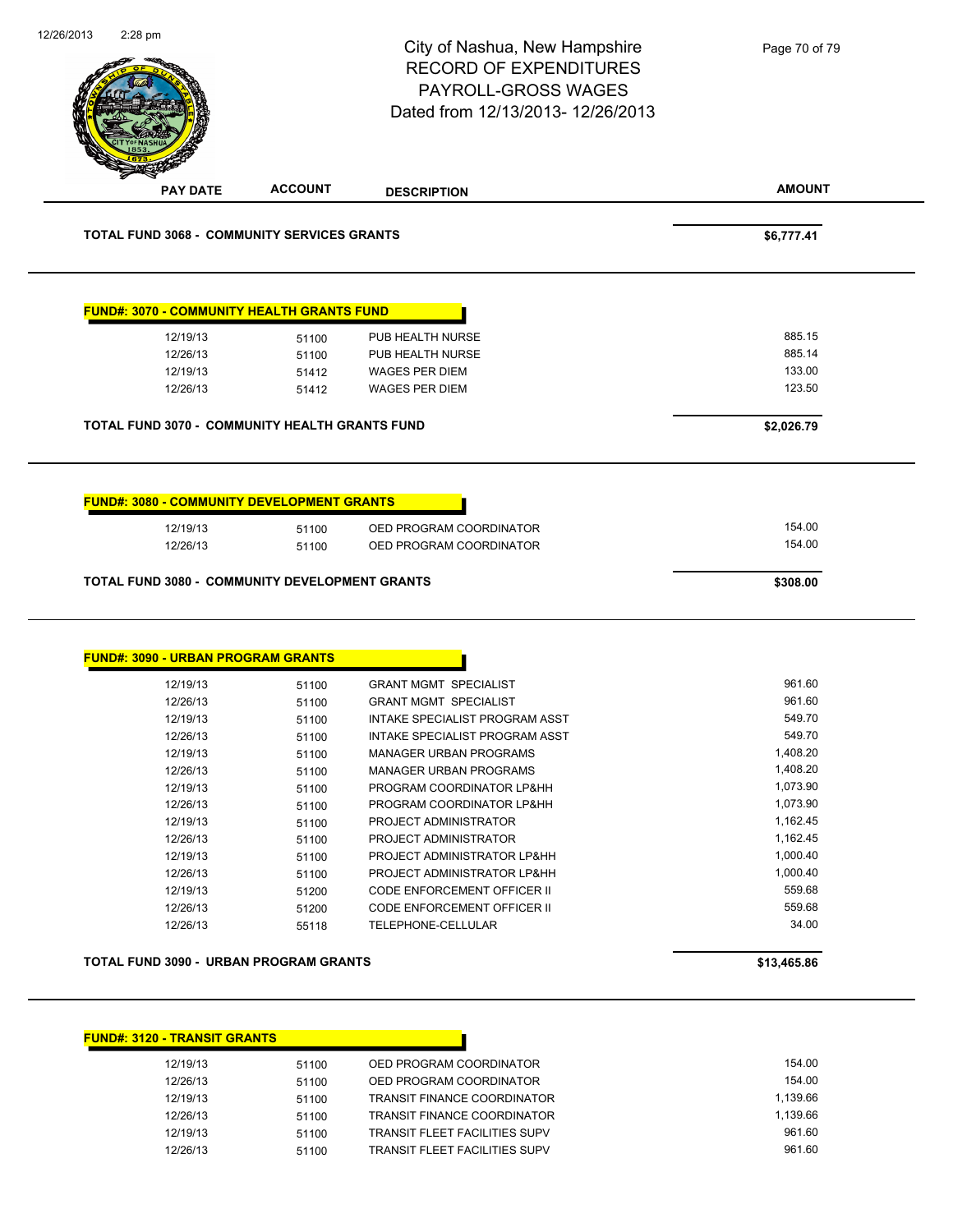# City of Nashua, New Hampshire
## RECORD OF EXPENDITURES
## PAYROLL-GROSS WAGES
## Dated from 12/13/2013- 12/26/2013

| PAY DATE | ACCOUNT | DESCRIPTION | AMOUNT |
|---|---|---|---|
| **TOTAL FUND 3068 - COMMUNITY SERVICES GRANTS** | | | **$6,777.41** |

**FUND#: 3070 - COMMUNITY HEALTH GRANTS FUND**

| PAY DATE | ACCOUNT | DESCRIPTION | AMOUNT |
|---|---|---|---|
| 12/19/13 | 51100 | PUB HEALTH NURSE | 885.15 |
| 12/26/13 | 51100 | PUB HEALTH NURSE | 885.14 |
| 12/19/13 | 51412 | WAGES PER DIEM | 133.00 |
| 12/26/13 | 51412 | WAGES PER DIEM | 123.50 |
| **TOTAL FUND 3070 - COMMUNITY HEALTH GRANTS FUND** | | | **$2,026.79** |

**FUND#: 3080 - COMMUNITY DEVELOPMENT GRANTS**

| PAY DATE | ACCOUNT | DESCRIPTION | AMOUNT |
|---|---|---|---|
| 12/19/13 | 51100 | OED PROGRAM COORDINATOR | 154.00 |
| 12/26/13 | 51100 | OED PROGRAM COORDINATOR | 154.00 |
| **TOTAL FUND 3080 - COMMUNITY DEVELOPMENT GRANTS** | | | **$308.00** |

**FUND#: 3090 - URBAN PROGRAM GRANTS**

| PAY DATE | ACCOUNT | DESCRIPTION | AMOUNT |
|---|---|---|---|
| 12/19/13 | 51100 | GRANT MGMT SPECIALIST | 961.60 |
| 12/26/13 | 51100 | GRANT MGMT SPECIALIST | 961.60 |
| 12/19/13 | 51100 | INTAKE SPECIALIST PROGRAM ASST | 549.70 |
| 12/26/13 | 51100 | INTAKE SPECIALIST PROGRAM ASST | 549.70 |
| 12/19/13 | 51100 | MANAGER URBAN PROGRAMS | 1,408.20 |
| 12/26/13 | 51100 | MANAGER URBAN PROGRAMS | 1,408.20 |
| 12/19/13 | 51100 | PROGRAM COORDINATOR LP&HH | 1,073.90 |
| 12/26/13 | 51100 | PROGRAM COORDINATOR LP&HH | 1,073.90 |
| 12/19/13 | 51100 | PROJECT ADMINISTRATOR | 1,162.45 |
| 12/26/13 | 51100 | PROJECT ADMINISTRATOR | 1,162.45 |
| 12/19/13 | 51100 | PROJECT ADMINISTRATOR LP&HH | 1,000.40 |
| 12/26/13 | 51100 | PROJECT ADMINISTRATOR LP&HH | 1,000.40 |
| 12/19/13 | 51200 | CODE ENFORCEMENT OFFICER II | 559.68 |
| 12/26/13 | 51200 | CODE ENFORCEMENT OFFICER II | 559.68 |
| 12/26/13 | 55118 | TELEPHONE-CELLULAR | 34.00 |
| **TOTAL FUND 3090 - URBAN PROGRAM GRANTS** | | | **$13,465.86** |

**FUND#: 3120 - TRANSIT GRANTS**

| PAY DATE | ACCOUNT | DESCRIPTION | AMOUNT |
|---|---|---|---|
| 12/19/13 | 51100 | OED PROGRAM COORDINATOR | 154.00 |
| 12/26/13 | 51100 | OED PROGRAM COORDINATOR | 154.00 |
| 12/19/13 | 51100 | TRANSIT FINANCE COORDINATOR | 1,139.66 |
| 12/26/13 | 51100 | TRANSIT FINANCE COORDINATOR | 1,139.66 |
| 12/19/13 | 51100 | TRANSIT FLEET FACILITIES SUPV | 961.60 |
| 12/26/13 | 51100 | TRANSIT FLEET FACILITIES SUPV | 961.60 |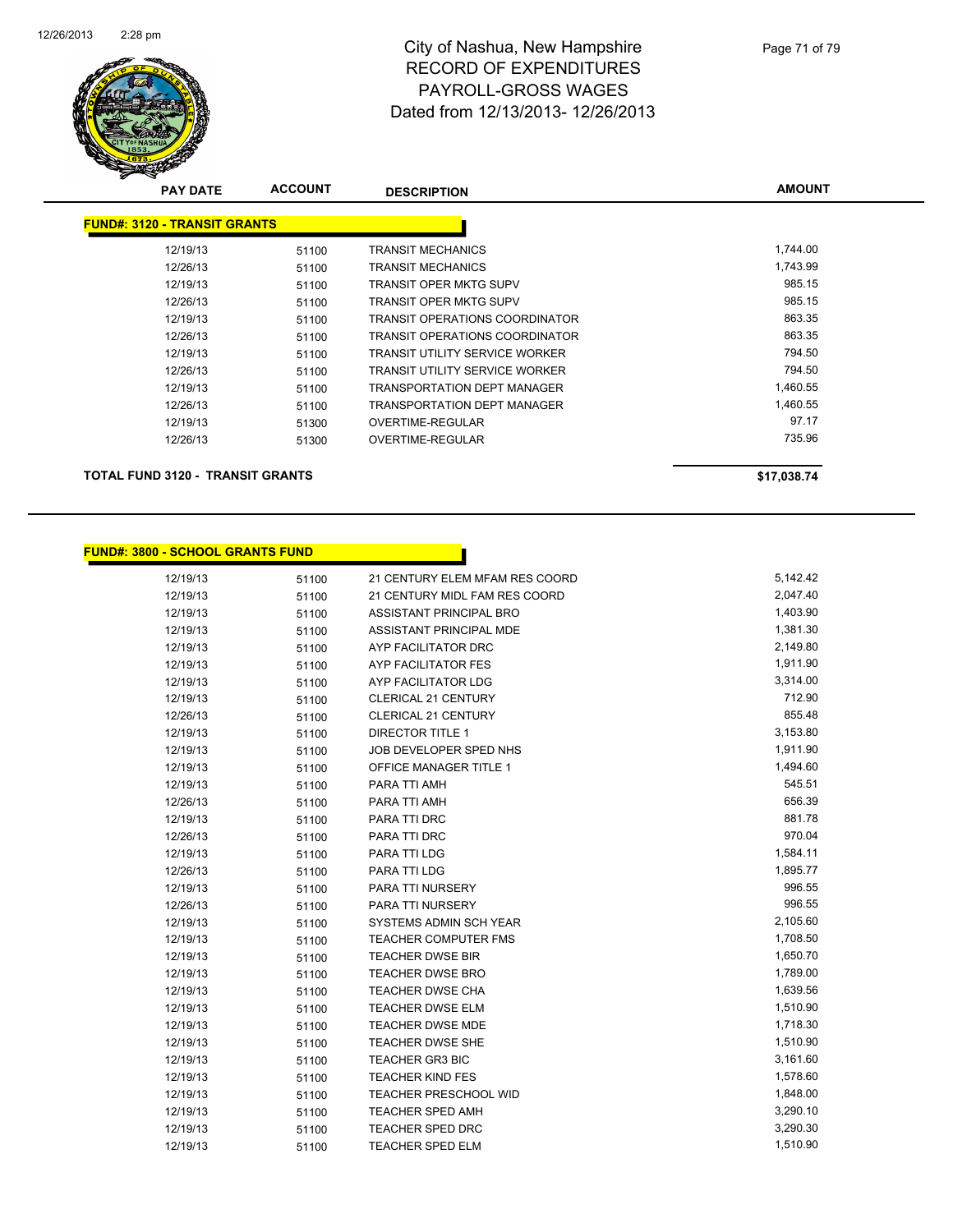# City of Nashua, New Hampshire
## RECORD OF EXPENDITURES
## PAYROLL-GROSS WAGES
## Dated from 12/13/2013- 12/26/2013

| PAY DATE | ACCOUNT | DESCRIPTION | AMOUNT |
|---|---|---|---|
| **FUND#: 3120 - TRANSIT GRANTS** | | | |
| 12/19/13 | 51100 | TRANSIT MECHANICS | 1,744.00 |
| 12/26/13 | 51100 | TRANSIT MECHANICS | 1,743.99 |
| 12/19/13 | 51100 | TRANSIT OPER MKTG SUPV | 985.15 |
| 12/26/13 | 51100 | TRANSIT OPER MKTG SUPV | 985.15 |
| 12/19/13 | 51100 | TRANSIT OPERATIONS COORDINATOR | 863.35 |
| 12/26/13 | 51100 | TRANSIT OPERATIONS COORDINATOR | 863.35 |
| 12/19/13 | 51100 | TRANSIT UTILITY SERVICE WORKER | 794.50 |
| 12/26/13 | 51100 | TRANSIT UTILITY SERVICE WORKER | 794.50 |
| 12/19/13 | 51100 | TRANSPORTATION DEPT MANAGER | 1,460.55 |
| 12/26/13 | 51100 | TRANSPORTATION DEPT MANAGER | 1,460.55 |
| 12/19/13 | 51300 | OVERTIME-REGULAR | 97.17 |
| 12/26/13 | 51300 | OVERTIME-REGULAR | 735.96 |
| **TOTAL FUND 3120 - TRANSIT GRANTS** | | | **$17,038.74** |

| PAY DATE | ACCOUNT | DESCRIPTION | AMOUNT |
|---|---|---|---|
| **FUND#: 3800 - SCHOOL GRANTS FUND** | | | |
| 12/19/13 | 51100 | 21 CENTURY ELEM MFAM RES COORD | 5,142.42 |
| 12/19/13 | 51100 | 21 CENTURY MIDL FAM RES COORD | 2,047.40 |
| 12/19/13 | 51100 | ASSISTANT PRINCIPAL BRO | 1,403.90 |
| 12/19/13 | 51100 | ASSISTANT PRINCIPAL MDE | 1,381.30 |
| 12/19/13 | 51100 | AYP FACILITATOR DRC | 2,149.80 |
| 12/19/13 | 51100 | AYP FACILITATOR FES | 1,911.90 |
| 12/19/13 | 51100 | AYP FACILITATOR LDG | 3,314.00 |
| 12/19/13 | 51100 | CLERICAL 21 CENTURY | 712.90 |
| 12/26/13 | 51100 | CLERICAL 21 CENTURY | 855.48 |
| 12/19/13 | 51100 | DIRECTOR TITLE 1 | 3,153.80 |
| 12/19/13 | 51100 | JOB DEVELOPER SPED NHS | 1,911.90 |
| 12/19/13 | 51100 | OFFICE MANAGER TITLE 1 | 1,494.60 |
| 12/19/13 | 51100 | PARA TTI AMH | 545.51 |
| 12/26/13 | 51100 | PARA TTI AMH | 656.39 |
| 12/19/13 | 51100 | PARA TTI DRC | 881.78 |
| 12/26/13 | 51100 | PARA TTI DRC | 970.04 |
| 12/19/13 | 51100 | PARA TTI LDG | 1,584.11 |
| 12/26/13 | 51100 | PARA TTI LDG | 1,895.77 |
| 12/19/13 | 51100 | PARA TTI NURSERY | 996.55 |
| 12/26/13 | 51100 | PARA TTI NURSERY | 996.55 |
| 12/19/13 | 51100 | SYSTEMS ADMIN SCH YEAR | 2,105.60 |
| 12/19/13 | 51100 | TEACHER COMPUTER FMS | 1,708.50 |
| 12/19/13 | 51100 | TEACHER DWSE BIR | 1,650.70 |
| 12/19/13 | 51100 | TEACHER DWSE BRO | 1,789.00 |
| 12/19/13 | 51100 | TEACHER DWSE CHA | 1,639.56 |
| 12/19/13 | 51100 | TEACHER DWSE ELM | 1,510.90 |
| 12/19/13 | 51100 | TEACHER DWSE MDE | 1,718.30 |
| 12/19/13 | 51100 | TEACHER DWSE SHE | 1,510.90 |
| 12/19/13 | 51100 | TEACHER GR3 BIC | 3,161.60 |
| 12/19/13 | 51100 | TEACHER KIND FES | 1,578.60 |
| 12/19/13 | 51100 | TEACHER PRESCHOOL WID | 1,848.00 |
| 12/19/13 | 51100 | TEACHER SPED AMH | 3,290.10 |
| 12/19/13 | 51100 | TEACHER SPED DRC | 3,290.30 |
| 12/19/13 | 51100 | TEACHER SPED ELM | 1,510.90 |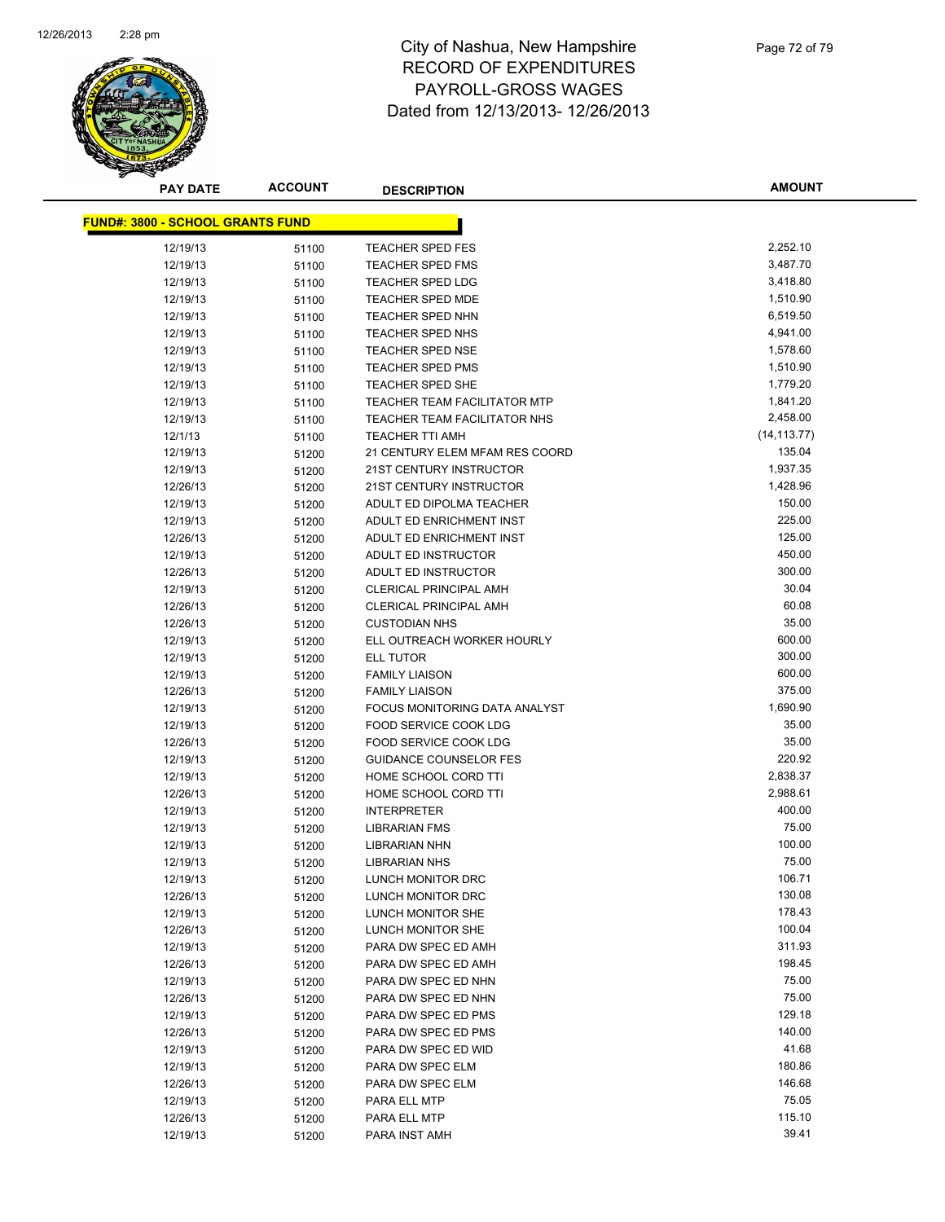# City of Nashua, New Hampshire
## RECORD OF EXPENDITURES
## PAYROLL-GROSS WAGES
Dated from 12/13/2013- 12/26/2013

| PAY DATE | ACCOUNT | DESCRIPTION | AMOUNT |
|---|---|---|---|
| **FUND#: 3800 - SCHOOL GRANTS FUND** | | | |
| 12/19/13 | 51100 | TEACHER SPED FES | 2,252.10 |
| 12/19/13 | 51100 | TEACHER SPED FMS | 3,487.70 |
| 12/19/13 | 51100 | TEACHER SPED LDG | 3,418.80 |
| 12/19/13 | 51100 | TEACHER SPED MDE | 1,510.90 |
| 12/19/13 | 51100 | TEACHER SPED NHN | 6,519.50 |
| 12/19/13 | 51100 | TEACHER SPED NHS | 4,941.00 |
| 12/19/13 | 51100 | TEACHER SPED NSE | 1,578.60 |
| 12/19/13 | 51100 | TEACHER SPED PMS | 1,510.90 |
| 12/19/13 | 51100 | TEACHER SPED SHE | 1,779.20 |
| 12/19/13 | 51100 | TEACHER TEAM FACILITATOR MTP | 1,841.20 |
| 12/19/13 | 51100 | TEACHER TEAM FACILITATOR NHS | 2,458.00 |
| 12/1/13 | 51100 | TEACHER TTI AMH | (14,113.77) |
| 12/19/13 | 51200 | 21 CENTURY ELEM MFAM RES COORD | 135.04 |
| 12/19/13 | 51200 | 21ST CENTURY INSTRUCTOR | 1,937.35 |
| 12/26/13 | 51200 | 21ST CENTURY INSTRUCTOR | 1,428.96 |
| 12/19/13 | 51200 | ADULT ED DIPOLMA TEACHER | 150.00 |
| 12/19/13 | 51200 | ADULT ED ENRICHMENT INST | 225.00 |
| 12/26/13 | 51200 | ADULT ED ENRICHMENT INST | 125.00 |
| 12/19/13 | 51200 | ADULT ED INSTRUCTOR | 450.00 |
| 12/26/13 | 51200 | ADULT ED INSTRUCTOR | 300.00 |
| 12/19/13 | 51200 | CLERICAL PRINCIPAL AMH | 30.04 |
| 12/26/13 | 51200 | CLERICAL PRINCIPAL AMH | 60.08 |
| 12/26/13 | 51200 | CUSTODIAN NHS | 35.00 |
| 12/19/13 | 51200 | ELL OUTREACH WORKER HOURLY | 600.00 |
| 12/19/13 | 51200 | ELL TUTOR | 300.00 |
| 12/19/13 | 51200 | FAMILY LIAISON | 600.00 |
| 12/26/13 | 51200 | FAMILY LIAISON | 375.00 |
| 12/19/13 | 51200 | FOCUS MONITORING DATA ANALYST | 1,690.90 |
| 12/19/13 | 51200 | FOOD SERVICE COOK LDG | 35.00 |
| 12/26/13 | 51200 | FOOD SERVICE COOK LDG | 35.00 |
| 12/19/13 | 51200 | GUIDANCE COUNSELOR FES | 220.92 |
| 12/19/13 | 51200 | HOME SCHOOL CORD TTI | 2,838.37 |
| 12/26/13 | 51200 | HOME SCHOOL CORD TTI | 2,988.61 |
| 12/19/13 | 51200 | INTERPRETER | 400.00 |
| 12/19/13 | 51200 | LIBRARIAN FMS | 75.00 |
| 12/19/13 | 51200 | LIBRARIAN NHN | 100.00 |
| 12/19/13 | 51200 | LIBRARIAN NHS | 75.00 |
| 12/19/13 | 51200 | LUNCH MONITOR DRC | 106.71 |
| 12/26/13 | 51200 | LUNCH MONITOR DRC | 130.08 |
| 12/19/13 | 51200 | LUNCH MONITOR SHE | 178.43 |
| 12/26/13 | 51200 | LUNCH MONITOR SHE | 100.04 |
| 12/19/13 | 51200 | PARA DW SPEC ED AMH | 311.93 |
| 12/26/13 | 51200 | PARA DW SPEC ED AMH | 198.45 |
| 12/19/13 | 51200 | PARA DW SPEC ED NHN | 75.00 |
| 12/26/13 | 51200 | PARA DW SPEC ED NHN | 75.00 |
| 12/19/13 | 51200 | PARA DW SPEC ED PMS | 129.18 |
| 12/26/13 | 51200 | PARA DW SPEC ED PMS | 140.00 |
| 12/19/13 | 51200 | PARA DW SPEC ED WID | 41.68 |
| 12/19/13 | 51200 | PARA DW SPEC ELM | 180.86 |
| 12/26/13 | 51200 | PARA DW SPEC ELM | 146.68 |
| 12/19/13 | 51200 | PARA ELL MTP | 75.05 |
| 12/26/13 | 51200 | PARA ELL MTP | 115.10 |
| 12/19/13 | 51200 | PARA INST AMH | 39.41 |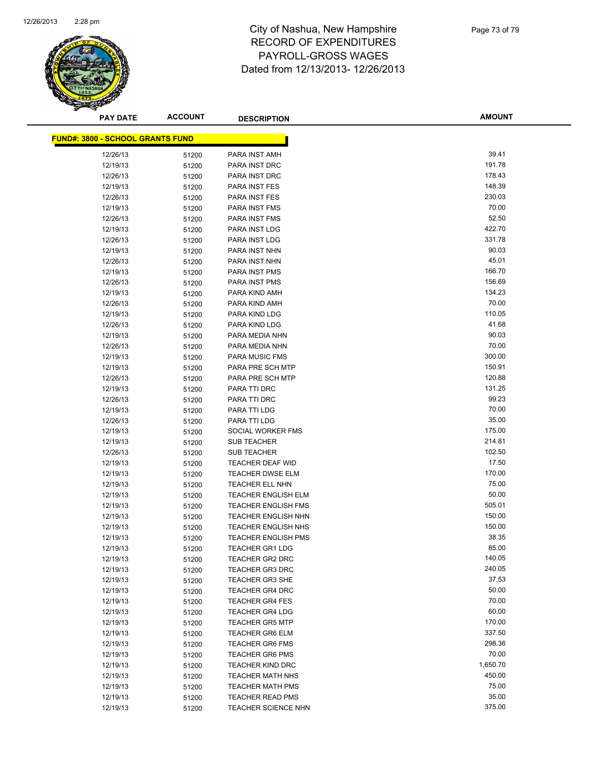# City of Nashua, New Hampshire
# RECORD OF EXPENDITURES
# PAYROLL-GROSS WAGES
# Dated from 12/13/2013- 12/26/2013

**FUND#: 3800 - SCHOOL GRANTS FUND**

| PAY DATE | ACCOUNT | DESCRIPTION | AMOUNT |
|---|---|---|---|
| 12/26/13 | 51200 | PARA INST AMH | 39.41 |
| 12/19/13 | 51200 | PARA INST DRC | 191.78 |
| 12/26/13 | 51200 | PARA INST DRC | 178.43 |
| 12/19/13 | 51200 | PARA INST FES | 148.39 |
| 12/26/13 | 51200 | PARA INST FES | 230.03 |
| 12/19/13 | 51200 | PARA INST FMS | 70.00 |
| 12/26/13 | 51200 | PARA INST FMS | 52.50 |
| 12/19/13 | 51200 | PARA INST LDG | 422.70 |
| 12/26/13 | 51200 | PARA INST LDG | 331.78 |
| 12/19/13 | 51200 | PARA INST NHN | 90.03 |
| 12/26/13 | 51200 | PARA INST NHN | 45.01 |
| 12/19/13 | 51200 | PARA INST PMS | 166.70 |
| 12/26/13 | 51200 | PARA INST PMS | 156.69 |
| 12/19/13 | 51200 | PARA KIND AMH | 134.23 |
| 12/26/13 | 51200 | PARA KIND AMH | 70.00 |
| 12/19/13 | 51200 | PARA KIND LDG | 110.05 |
| 12/26/13 | 51200 | PARA KIND LDG | 41.68 |
| 12/19/13 | 51200 | PARA MEDIA NHN | 90.03 |
| 12/26/13 | 51200 | PARA MEDIA NHN | 70.00 |
| 12/19/13 | 51200 | PARA MUSIC FMS | 300.00 |
| 12/19/13 | 51200 | PARA PRE SCH MTP | 150.91 |
| 12/26/13 | 51200 | PARA PRE SCH MTP | 120.88 |
| 12/19/13 | 51200 | PARA TTI DRC | 131.25 |
| 12/26/13 | 51200 | PARA TTI DRC | 99.23 |
| 12/19/13 | 51200 | PARA TTI LDG | 70.00 |
| 12/26/13 | 51200 | PARA TTI LDG | 35.00 |
| 12/19/13 | 51200 | SOCIAL WORKER FMS | 175.00 |
| 12/19/13 | 51200 | SUB TEACHER | 214.81 |
| 12/26/13 | 51200 | SUB TEACHER | 102.50 |
| 12/19/13 | 51200 | TEACHER DEAF WID | 17.50 |
| 12/19/13 | 51200 | TEACHER DWSE ELM | 170.00 |
| 12/19/13 | 51200 | TEACHER ELL NHN | 75.00 |
| 12/19/13 | 51200 | TEACHER ENGLISH ELM | 50.00 |
| 12/19/13 | 51200 | TEACHER ENGLISH FMS | 505.01 |
| 12/19/13 | 51200 | TEACHER ENGLISH NHN | 150.00 |
| 12/19/13 | 51200 | TEACHER ENGLISH NHS | 150.00 |
| 12/19/13 | 51200 | TEACHER ENGLISH PMS | 38.35 |
| 12/19/13 | 51200 | TEACHER GR1 LDG | 85.00 |
| 12/19/13 | 51200 | TEACHER GR2 DRC | 140.05 |
| 12/19/13 | 51200 | TEACHER GR3 DRC | 240.05 |
| 12/19/13 | 51200 | TEACHER GR3 SHE | 37.53 |
| 12/19/13 | 51200 | TEACHER GR4 DRC | 50.00 |
| 12/19/13 | 51200 | TEACHER GR4 FES | 70.00 |
| 12/19/13 | 51200 | TEACHER GR4 LDG | 60.00 |
| 12/19/13 | 51200 | TEACHER GR5 MTP | 170.00 |
| 12/19/13 | 51200 | TEACHER GR6 ELM | 337.50 |
| 12/19/13 | 51200 | TEACHER GR6 FMS | 298.36 |
| 12/19/13 | 51200 | TEACHER GR6 PMS | 70.00 |
| 12/19/13 | 51200 | TEACHER KIND DRC | 1,650.70 |
| 12/19/13 | 51200 | TEACHER MATH NHS | 450.00 |
| 12/19/13 | 51200 | TEACHER MATH PMS | 75.00 |
| 12/19/13 | 51200 | TEACHER READ PMS | 35.00 |
| 12/19/13 | 51200 | TEACHER SCIENCE NHN | 375.00 |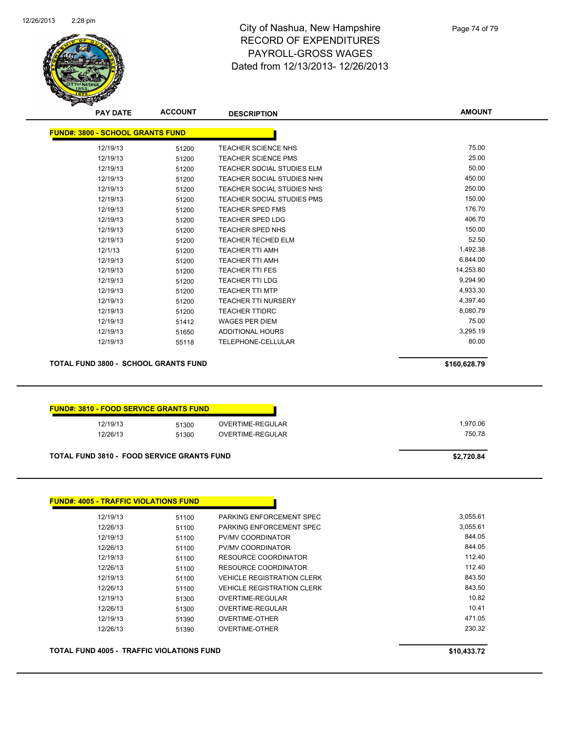# City of Nashua, New Hampshire
## RECORD OF EXPENDITURES
## PAYROLL-GROSS WAGES
## Dated from 12/13/2013- 12/26/2013

| PAY DATE | ACCOUNT | DESCRIPTION | AMOUNT |
|---|---|---|---|
| **FUND#: 3800 - SCHOOL GRANTS FUND** | | | |
| 12/19/13 | 51200 | TEACHER SCIENCE NHS | 75.00 |
| 12/19/13 | 51200 | TEACHER SCIENCE PMS | 25.00 |
| 12/19/13 | 51200 | TEACHER SOCIAL STUDIES ELM | 50.00 |
| 12/19/13 | 51200 | TEACHER SOCIAL STUDIES NHN | 450.00 |
| 12/19/13 | 51200 | TEACHER SOCIAL STUDIES NHS | 250.00 |
| 12/19/13 | 51200 | TEACHER SOCIAL STUDIES PMS | 150.00 |
| 12/19/13 | 51200 | TEACHER SPED FMS | 176.70 |
| 12/19/13 | 51200 | TEACHER SPED LDG | 406.70 |
| 12/19/13 | 51200 | TEACHER SPED NHS | 150.00 |
| 12/19/13 | 51200 | TEACHER TECHED ELM | 52.50 |
| 12/1/13 | 51200 | TEACHER TTI AMH | 1,492.38 |
| 12/19/13 | 51200 | TEACHER TTI AMH | 6,844.00 |
| 12/19/13 | 51200 | TEACHER TTI FES | 14,253.80 |
| 12/19/13 | 51200 | TEACHER TTI LDG | 9,294.90 |
| 12/19/13 | 51200 | TEACHER TTI MTP | 4,933.30 |
| 12/19/13 | 51200 | TEACHER TTI NURSERY | 4,397.40 |
| 12/19/13 | 51200 | TEACHER TTIDRC | 8,080.79 |
| 12/19/13 | 51412 | WAGES PER DIEM | 75.00 |
| 12/19/13 | 51650 | ADDITIONAL HOURS | 3,295.19 |
| 12/19/13 | 55118 | TELEPHONE-CELLULAR | 80.00 |
| **TOTAL FUND 3800 - SCHOOL GRANTS FUND** | | | **$160,628.79** |

| PAY DATE | ACCOUNT | DESCRIPTION | AMOUNT |
|---|---|---|---|
| **FUND#: 3810 - FOOD SERVICE GRANTS FUND** | | | |
| 12/19/13 | 51300 | OVERTIME-REGULAR | 1,970.06 |
| 12/26/13 | 51300 | OVERTIME-REGULAR | 750.78 |
| **TOTAL FUND 3810 - FOOD SERVICE GRANTS FUND** | | | **$2,720.84** |

| PAY DATE | ACCOUNT | DESCRIPTION | AMOUNT |
|---|---|---|---|
| **FUND#: 4005 - TRAFFIC VIOLATIONS FUND** | | | |
| 12/19/13 | 51100 | PARKING ENFORCEMENT SPEC | 3,055.61 |
| 12/26/13 | 51100 | PARKING ENFORCEMENT SPEC | 3,055.61 |
| 12/19/13 | 51100 | PV/MV COORDINATOR | 844.05 |
| 12/26/13 | 51100 | PV/MV COORDINATOR | 844.05 |
| 12/19/13 | 51100 | RESOURCE COORDINATOR | 112.40 |
| 12/26/13 | 51100 | RESOURCE COORDINATOR | 112.40 |
| 12/19/13 | 51100 | VEHICLE REGISTRATION CLERK | 843.50 |
| 12/26/13 | 51100 | VEHICLE REGISTRATION CLERK | 843.50 |
| 12/19/13 | 51300 | OVERTIME-REGULAR | 10.82 |
| 12/26/13 | 51300 | OVERTIME-REGULAR | 10.41 |
| 12/19/13 | 51390 | OVERTIME-OTHER | 471.05 |
| 12/26/13 | 51390 | OVERTIME-OTHER | 230.32 |
| **TOTAL FUND 4005 - TRAFFIC VIOLATIONS FUND** | | | **$10,433.72** |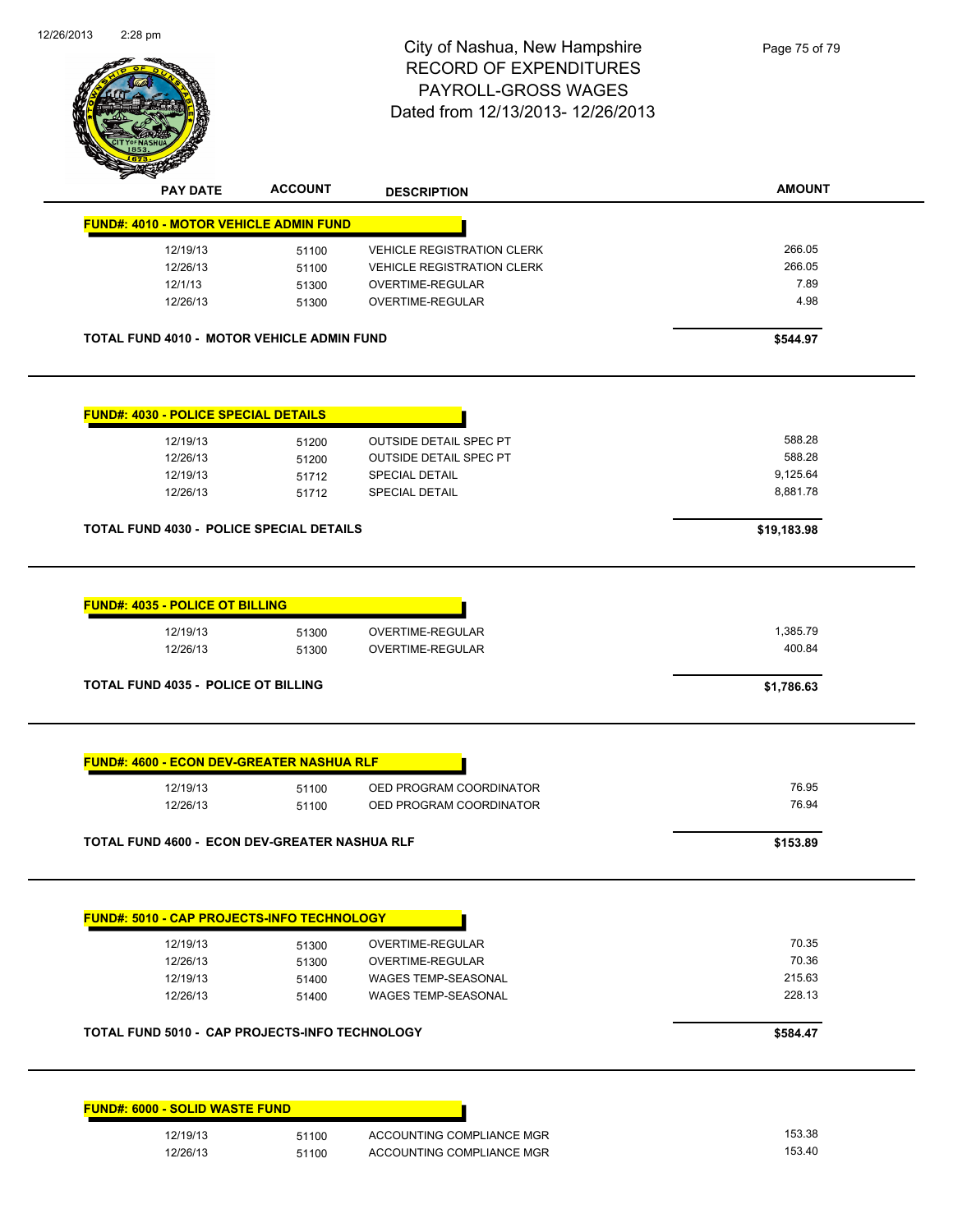# City of Nashua, New Hampshire
## RECORD OF EXPENDITURES
## PAYROLL-GROSS WAGES
Dated from 12/13/2013- 12/26/2013

| PAY DATE | ACCOUNT | DESCRIPTION | AMOUNT |
|---|---|---|---|
| **FUND#: 4010 - MOTOR VEHICLE ADMIN FUND** | | | |
| 12/19/13 | 51100 | VEHICLE REGISTRATION CLERK | 266.05 |
| 12/26/13 | 51100 | VEHICLE REGISTRATION CLERK | 266.05 |
| 12/1/13 | 51300 | OVERTIME-REGULAR | 7.89 |
| 12/26/13 | 51300 | OVERTIME-REGULAR | 4.98 |
| **TOTAL FUND 4010 - MOTOR VEHICLE ADMIN FUND** | | | **$544.97** |
| **FUND#: 4030 - POLICE SPECIAL DETAILS** | | | |
| 12/19/13 | 51200 | OUTSIDE DETAIL SPEC PT | 588.28 |
| 12/26/13 | 51200 | OUTSIDE DETAIL SPEC PT | 588.28 |
| 12/19/13 | 51712 | SPECIAL DETAIL | 9,125.64 |
| 12/26/13 | 51712 | SPECIAL DETAIL | 8,881.78 |
| **TOTAL FUND 4030 - POLICE SPECIAL DETAILS** | | | **$19,183.98** |
| **FUND#: 4035 - POLICE OT BILLING** | | | |
| 12/19/13 | 51300 | OVERTIME-REGULAR | 1,385.79 |
| 12/26/13 | 51300 | OVERTIME-REGULAR | 400.84 |
| **TOTAL FUND 4035 - POLICE OT BILLING** | | | **$1,786.63** |
| **FUND#: 4600 - ECON DEV-GREATER NASHUA RLF** | | | |
| 12/19/13 | 51100 | OED PROGRAM COORDINATOR | 76.95 |
| 12/26/13 | 51100 | OED PROGRAM COORDINATOR | 76.94 |
| **TOTAL FUND 4600 - ECON DEV-GREATER NASHUA RLF** | | | **$153.89** |
| **FUND#: 5010 - CAP PROJECTS-INFO TECHNOLOGY** | | | |
| 12/19/13 | 51300 | OVERTIME-REGULAR | 70.35 |
| 12/26/13 | 51300 | OVERTIME-REGULAR | 70.36 |
| 12/19/13 | 51400 | WAGES TEMP-SEASONAL | 215.63 |
| 12/26/13 | 51400 | WAGES TEMP-SEASONAL | 228.13 |
| **TOTAL FUND 5010 - CAP PROJECTS-INFO TECHNOLOGY** | | | **$584.47** |
| **FUND#: 6000 - SOLID WASTE FUND** | | | |
| 12/19/13 | 51100 | ACCOUNTING COMPLIANCE MGR | 153.38 |
| 12/26/13 | 51100 | ACCOUNTING COMPLIANCE MGR | 153.40 |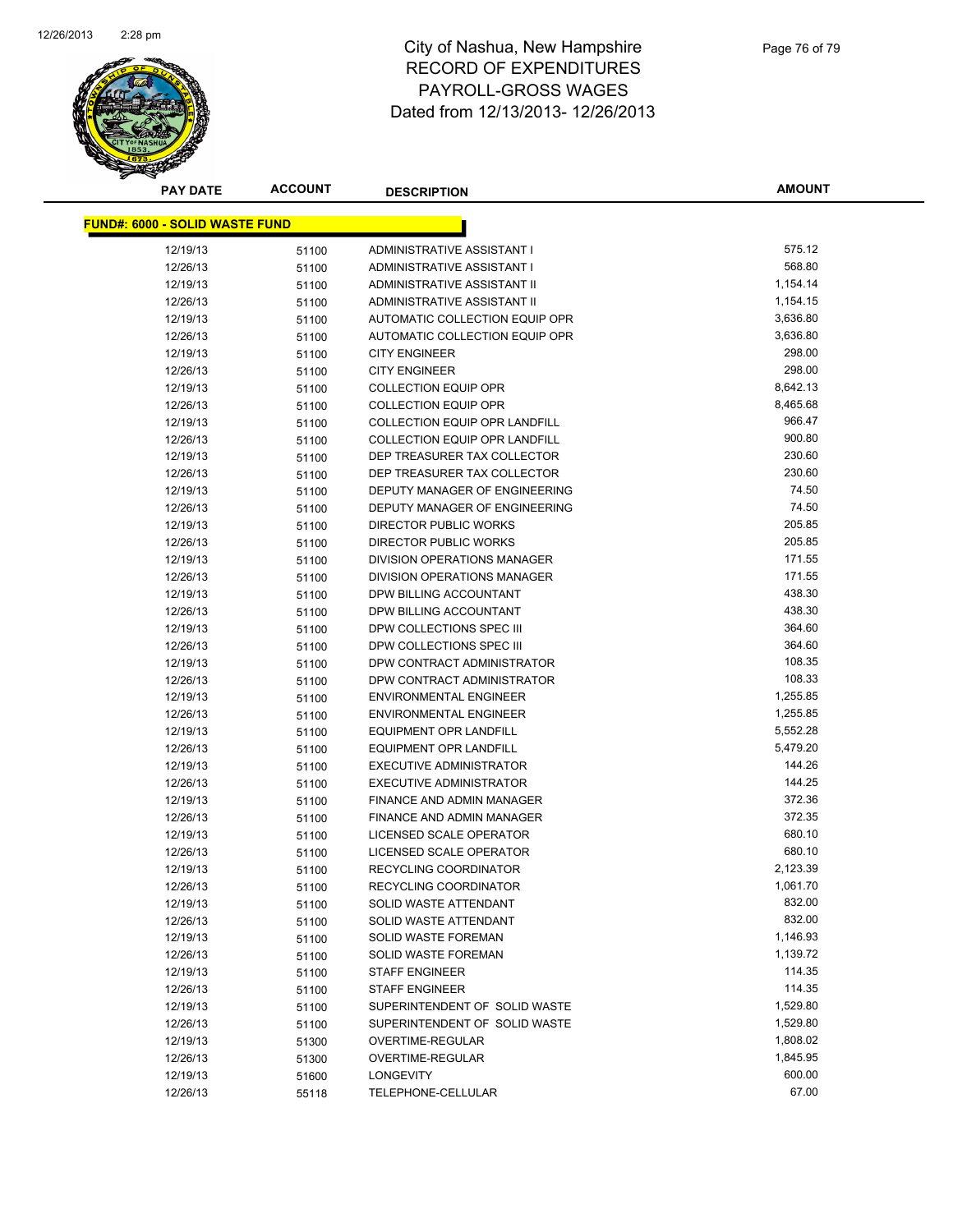# City of Nashua, New Hampshire
## RECORD OF EXPENDITURES
## PAYROLL-GROSS WAGES
## Dated from 12/13/2013- 12/26/2013

**FUND#: 6000 - SOLID WASTE FUND**

| PAY DATE | ACCOUNT | DESCRIPTION | AMOUNT |
|---|---|---|---|
| 12/19/13 | 51100 | ADMINISTRATIVE ASSISTANT I | 575.12 |
| 12/26/13 | 51100 | ADMINISTRATIVE ASSISTANT I | 568.80 |
| 12/19/13 | 51100 | ADMINISTRATIVE ASSISTANT II | 1,154.14 |
| 12/26/13 | 51100 | ADMINISTRATIVE ASSISTANT II | 1,154.15 |
| 12/19/13 | 51100 | AUTOMATIC COLLECTION EQUIP OPR | 3,636.80 |
| 12/26/13 | 51100 | AUTOMATIC COLLECTION EQUIP OPR | 3,636.80 |
| 12/19/13 | 51100 | CITY ENGINEER | 298.00 |
| 12/26/13 | 51100 | CITY ENGINEER | 298.00 |
| 12/19/13 | 51100 | COLLECTION EQUIP OPR | 8,642.13 |
| 12/26/13 | 51100 | COLLECTION EQUIP OPR | 8,465.68 |
| 12/19/13 | 51100 | COLLECTION EQUIP OPR LANDFILL | 966.47 |
| 12/26/13 | 51100 | COLLECTION EQUIP OPR LANDFILL | 900.80 |
| 12/19/13 | 51100 | DEP TREASURER TAX COLLECTOR | 230.60 |
| 12/26/13 | 51100 | DEP TREASURER TAX COLLECTOR | 230.60 |
| 12/19/13 | 51100 | DEPUTY MANAGER OF ENGINEERING | 74.50 |
| 12/26/13 | 51100 | DEPUTY MANAGER OF ENGINEERING | 74.50 |
| 12/19/13 | 51100 | DIRECTOR PUBLIC WORKS | 205.85 |
| 12/26/13 | 51100 | DIRECTOR PUBLIC WORKS | 205.85 |
| 12/19/13 | 51100 | DIVISION OPERATIONS MANAGER | 171.55 |
| 12/26/13 | 51100 | DIVISION OPERATIONS MANAGER | 171.55 |
| 12/19/13 | 51100 | DPW BILLING ACCOUNTANT | 438.30 |
| 12/26/13 | 51100 | DPW BILLING ACCOUNTANT | 438.30 |
| 12/19/13 | 51100 | DPW COLLECTIONS SPEC III | 364.60 |
| 12/26/13 | 51100 | DPW COLLECTIONS SPEC III | 364.60 |
| 12/19/13 | 51100 | DPW CONTRACT ADMINISTRATOR | 108.35 |
| 12/26/13 | 51100 | DPW CONTRACT ADMINISTRATOR | 108.33 |
| 12/19/13 | 51100 | ENVIRONMENTAL ENGINEER | 1,255.85 |
| 12/26/13 | 51100 | ENVIRONMENTAL ENGINEER | 1,255.85 |
| 12/19/13 | 51100 | EQUIPMENT OPR LANDFILL | 5,552.28 |
| 12/26/13 | 51100 | EQUIPMENT OPR LANDFILL | 5,479.20 |
| 12/19/13 | 51100 | EXECUTIVE ADMINISTRATOR | 144.26 |
| 12/26/13 | 51100 | EXECUTIVE ADMINISTRATOR | 144.25 |
| 12/19/13 | 51100 | FINANCE AND ADMIN MANAGER | 372.36 |
| 12/26/13 | 51100 | FINANCE AND ADMIN MANAGER | 372.35 |
| 12/19/13 | 51100 | LICENSED SCALE OPERATOR | 680.10 |
| 12/26/13 | 51100 | LICENSED SCALE OPERATOR | 680.10 |
| 12/19/13 | 51100 | RECYCLING COORDINATOR | 2,123.39 |
| 12/26/13 | 51100 | RECYCLING COORDINATOR | 1,061.70 |
| 12/19/13 | 51100 | SOLID WASTE ATTENDANT | 832.00 |
| 12/26/13 | 51100 | SOLID WASTE ATTENDANT | 832.00 |
| 12/19/13 | 51100 | SOLID WASTE FOREMAN | 1,146.93 |
| 12/26/13 | 51100 | SOLID WASTE FOREMAN | 1,139.72 |
| 12/19/13 | 51100 | STAFF ENGINEER | 114.35 |
| 12/26/13 | 51100 | STAFF ENGINEER | 114.35 |
| 12/19/13 | 51100 | SUPERINTENDENT OF SOLID WASTE | 1,529.80 |
| 12/26/13 | 51100 | SUPERINTENDENT OF SOLID WASTE | 1,529.80 |
| 12/19/13 | 51300 | OVERTIME-REGULAR | 1,808.02 |
| 12/26/13 | 51300 | OVERTIME-REGULAR | 1,845.95 |
| 12/19/13 | 51600 | LONGEVITY | 600.00 |
| 12/26/13 | 55118 | TELEPHONE-CELLULAR | 67.00 |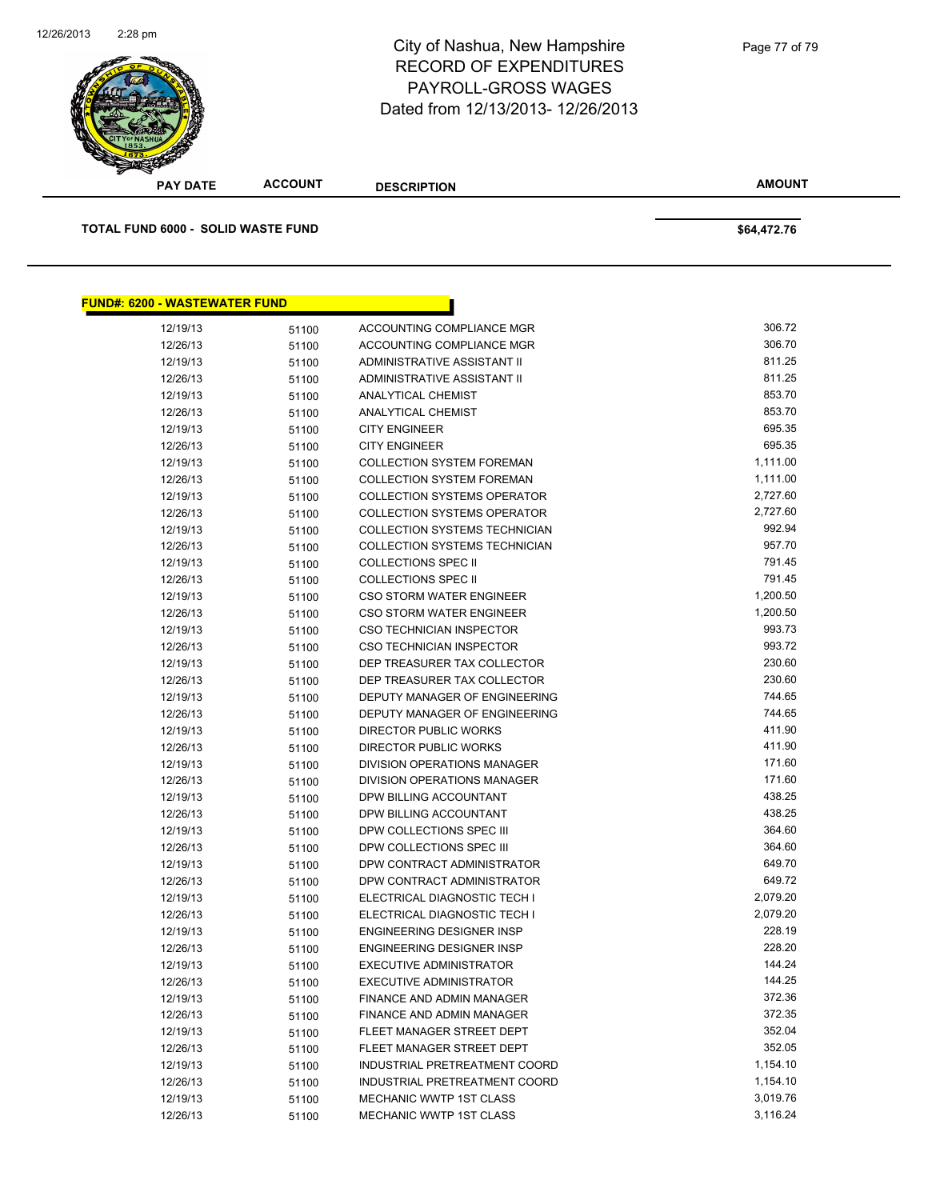City of Nashua, New Hampshire
RECORD OF EXPENDITURES
PAYROLL-GROSS WAGES
Dated from 12/13/2013- 12/26/2013

| PAY DATE | ACCOUNT | DESCRIPTION | AMOUNT |
|---|---|---|---|
| **TOTAL FUND 6000 - SOLID WASTE FUND** | | | **$64,472.76** |

**FUND#: 6200 - WASTEWATER FUND**

| PAY DATE | ACCOUNT | DESCRIPTION | AMOUNT |
|---|---|---|---|
| 12/19/13 | 51100 | ACCOUNTING COMPLIANCE MGR | 306.72 |
| 12/26/13 | 51100 | ACCOUNTING COMPLIANCE MGR | 306.70 |
| 12/19/13 | 51100 | ADMINISTRATIVE ASSISTANT II | 811.25 |
| 12/26/13 | 51100 | ADMINISTRATIVE ASSISTANT II | 811.25 |
| 12/19/13 | 51100 | ANALYTICAL CHEMIST | 853.70 |
| 12/26/13 | 51100 | ANALYTICAL CHEMIST | 853.70 |
| 12/19/13 | 51100 | CITY ENGINEER | 695.35 |
| 12/26/13 | 51100 | CITY ENGINEER | 695.35 |
| 12/19/13 | 51100 | COLLECTION SYSTEM FOREMAN | 1,111.00 |
| 12/26/13 | 51100 | COLLECTION SYSTEM FOREMAN | 1,111.00 |
| 12/19/13 | 51100 | COLLECTION SYSTEMS OPERATOR | 2,727.60 |
| 12/26/13 | 51100 | COLLECTION SYSTEMS OPERATOR | 2,727.60 |
| 12/19/13 | 51100 | COLLECTION SYSTEMS TECHNICIAN | 992.94 |
| 12/26/13 | 51100 | COLLECTION SYSTEMS TECHNICIAN | 957.70 |
| 12/19/13 | 51100 | COLLECTIONS SPEC II | 791.45 |
| 12/26/13 | 51100 | COLLECTIONS SPEC II | 791.45 |
| 12/19/13 | 51100 | CSO STORM WATER ENGINEER | 1,200.50 |
| 12/26/13 | 51100 | CSO STORM WATER ENGINEER | 1,200.50 |
| 12/19/13 | 51100 | CSO TECHNICIAN INSPECTOR | 993.73 |
| 12/26/13 | 51100 | CSO TECHNICIAN INSPECTOR | 993.72 |
| 12/19/13 | 51100 | DEP TREASURER TAX COLLECTOR | 230.60 |
| 12/26/13 | 51100 | DEP TREASURER TAX COLLECTOR | 230.60 |
| 12/19/13 | 51100 | DEPUTY MANAGER OF ENGINEERING | 744.65 |
| 12/26/13 | 51100 | DEPUTY MANAGER OF ENGINEERING | 744.65 |
| 12/19/13 | 51100 | DIRECTOR PUBLIC WORKS | 411.90 |
| 12/26/13 | 51100 | DIRECTOR PUBLIC WORKS | 411.90 |
| 12/19/13 | 51100 | DIVISION OPERATIONS MANAGER | 171.60 |
| 12/26/13 | 51100 | DIVISION OPERATIONS MANAGER | 171.60 |
| 12/19/13 | 51100 | DPW BILLING ACCOUNTANT | 438.25 |
| 12/26/13 | 51100 | DPW BILLING ACCOUNTANT | 438.25 |
| 12/19/13 | 51100 | DPW COLLECTIONS SPEC III | 364.60 |
| 12/26/13 | 51100 | DPW COLLECTIONS SPEC III | 364.60 |
| 12/19/13 | 51100 | DPW CONTRACT ADMINISTRATOR | 649.70 |
| 12/26/13 | 51100 | DPW CONTRACT ADMINISTRATOR | 649.72 |
| 12/19/13 | 51100 | ELECTRICAL DIAGNOSTIC TECH I | 2,079.20 |
| 12/26/13 | 51100 | ELECTRICAL DIAGNOSTIC TECH I | 2,079.20 |
| 12/19/13 | 51100 | ENGINEERING DESIGNER INSP | 228.19 |
| 12/26/13 | 51100 | ENGINEERING DESIGNER INSP | 228.20 |
| 12/19/13 | 51100 | EXECUTIVE ADMINISTRATOR | 144.24 |
| 12/26/13 | 51100 | EXECUTIVE ADMINISTRATOR | 144.25 |
| 12/19/13 | 51100 | FINANCE AND ADMIN MANAGER | 372.36 |
| 12/26/13 | 51100 | FINANCE AND ADMIN MANAGER | 372.35 |
| 12/19/13 | 51100 | FLEET MANAGER STREET DEPT | 352.04 |
| 12/26/13 | 51100 | FLEET MANAGER STREET DEPT | 352.05 |
| 12/19/13 | 51100 | INDUSTRIAL PRETREATMENT COORD | 1,154.10 |
| 12/26/13 | 51100 | INDUSTRIAL PRETREATMENT COORD | 1,154.10 |
| 12/19/13 | 51100 | MECHANIC WWTP 1ST CLASS | 3,019.76 |
| 12/26/13 | 51100 | MECHANIC WWTP 1ST CLASS | 3,116.24 |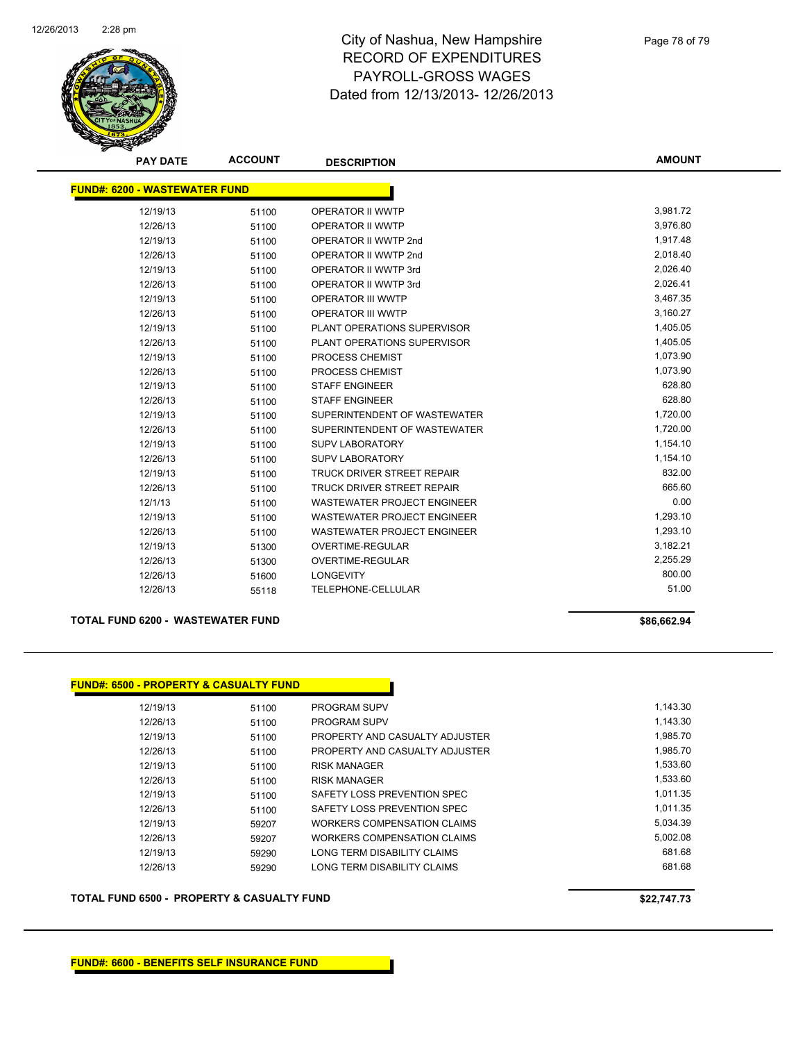# City of Nashua, New Hampshire
## RECORD OF EXPENDITURES
## PAYROLL-GROSS WAGES
## Dated from 12/13/2013- 12/26/2013

**FUND#: 6200 - WASTEWATER FUND**

| PAY DATE | ACCOUNT | DESCRIPTION | AMOUNT |
|---|---|---|---|
| 12/19/13 | 51100 | OPERATOR II WWTP | 3,981.72 |
| 12/26/13 | 51100 | OPERATOR II WWTP | 3,976.80 |
| 12/19/13 | 51100 | OPERATOR II WWTP 2nd | 1,917.48 |
| 12/26/13 | 51100 | OPERATOR II WWTP 2nd | 2,018.40 |
| 12/19/13 | 51100 | OPERATOR II WWTP 3rd | 2,026.40 |
| 12/26/13 | 51100 | OPERATOR II WWTP 3rd | 2,026.41 |
| 12/19/13 | 51100 | OPERATOR III WWTP | 3,467.35 |
| 12/26/13 | 51100 | OPERATOR III WWTP | 3,160.27 |
| 12/19/13 | 51100 | PLANT OPERATIONS SUPERVISOR | 1,405.05 |
| 12/26/13 | 51100 | PLANT OPERATIONS SUPERVISOR | 1,405.05 |
| 12/19/13 | 51100 | PROCESS CHEMIST | 1,073.90 |
| 12/26/13 | 51100 | PROCESS CHEMIST | 1,073.90 |
| 12/19/13 | 51100 | STAFF ENGINEER | 628.80 |
| 12/26/13 | 51100 | STAFF ENGINEER | 628.80 |
| 12/19/13 | 51100 | SUPERINTENDENT OF WASTEWATER | 1,720.00 |
| 12/26/13 | 51100 | SUPERINTENDENT OF WASTEWATER | 1,720.00 |
| 12/19/13 | 51100 | SUPV LABORATORY | 1,154.10 |
| 12/26/13 | 51100 | SUPV LABORATORY | 1,154.10 |
| 12/19/13 | 51100 | TRUCK DRIVER STREET REPAIR | 832.00 |
| 12/26/13 | 51100 | TRUCK DRIVER STREET REPAIR | 665.60 |
| 12/1/13 | 51100 | WASTEWATER PROJECT ENGINEER | 0.00 |
| 12/19/13 | 51100 | WASTEWATER PROJECT ENGINEER | 1,293.10 |
| 12/26/13 | 51100 | WASTEWATER PROJECT ENGINEER | 1,293.10 |
| 12/19/13 | 51300 | OVERTIME-REGULAR | 3,182.21 |
| 12/26/13 | 51300 | OVERTIME-REGULAR | 2,255.29 |
| 12/26/13 | 51600 | LONGEVITY | 800.00 |
| 12/26/13 | 55118 | TELEPHONE-CELLULAR | 51.00 |

**TOTAL FUND 6200 - WASTEWATER FUND** **$86,662.94**

**FUND#: 6500 - PROPERTY & CASUALTY FUND**

| PAY DATE | ACCOUNT | DESCRIPTION | AMOUNT |
|---|---|---|---|
| 12/19/13 | 51100 | PROGRAM SUPV | 1,143.30 |
| 12/26/13 | 51100 | PROGRAM SUPV | 1,143.30 |
| 12/19/13 | 51100 | PROPERTY AND CASUALTY ADJUSTER | 1,985.70 |
| 12/26/13 | 51100 | PROPERTY AND CASUALTY ADJUSTER | 1,985.70 |
| 12/19/13 | 51100 | RISK MANAGER | 1,533.60 |
| 12/26/13 | 51100 | RISK MANAGER | 1,533.60 |
| 12/19/13 | 51100 | SAFETY LOSS PREVENTION SPEC | 1,011.35 |
| 12/26/13 | 51100 | SAFETY LOSS PREVENTION SPEC | 1,011.35 |
| 12/19/13 | 59207 | WORKERS COMPENSATION CLAIMS | 5,034.39 |
| 12/26/13 | 59207 | WORKERS COMPENSATION CLAIMS | 5,002.08 |
| 12/19/13 | 59290 | LONG TERM DISABILITY CLAIMS | 681.68 |
| 12/26/13 | 59290 | LONG TERM DISABILITY CLAIMS | 681.68 |

**TOTAL FUND 6500 - PROPERTY & CASUALTY FUND** **$22,747.73**

**FUND#: 6600 - BENEFITS SELF INSURANCE FUND**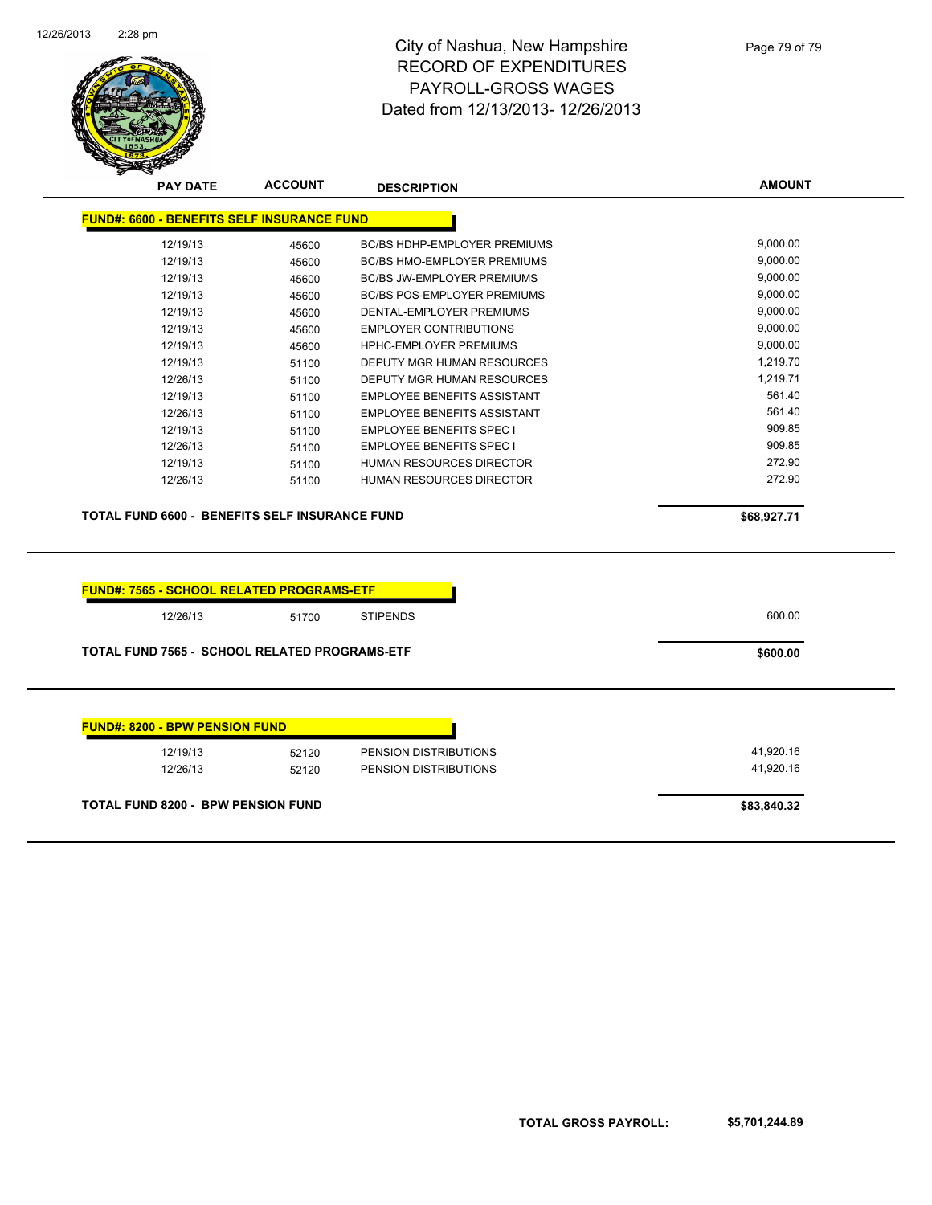# City of Nashua, New Hampshire
## RECORD OF EXPENDITURES
## PAYROLL-GROSS WAGES
### Dated from 12/13/2013- 12/26/2013

| PAY DATE | ACCOUNT | DESCRIPTION | AMOUNT |
|---|---|---|---|
| **FUND#: 6600 - BENEFITS SELF INSURANCE FUND** | | | |
| 12/19/13 | 45600 | BC/BS HDHP-EMPLOYER PREMIUMS | 9,000.00 |
| 12/19/13 | 45600 | BC/BS HMO-EMPLOYER PREMIUMS | 9,000.00 |
| 12/19/13 | 45600 | BC/BS JW-EMPLOYER PREMIUMS | 9,000.00 |
| 12/19/13 | 45600 | BC/BS POS-EMPLOYER PREMIUMS | 9,000.00 |
| 12/19/13 | 45600 | DENTAL-EMPLOYER PREMIUMS | 9,000.00 |
| 12/19/13 | 45600 | EMPLOYER CONTRIBUTIONS | 9,000.00 |
| 12/19/13 | 45600 | HPHC-EMPLOYER PREMIUMS | 9,000.00 |
| 12/19/13 | 51100 | DEPUTY MGR HUMAN RESOURCES | 1,219.70 |
| 12/26/13 | 51100 | DEPUTY MGR HUMAN RESOURCES | 1,219.71 |
| 12/19/13 | 51100 | EMPLOYEE BENEFITS ASSISTANT | 561.40 |
| 12/26/13 | 51100 | EMPLOYEE BENEFITS ASSISTANT | 561.40 |
| 12/19/13 | 51100 | EMPLOYEE BENEFITS SPEC I | 909.85 |
| 12/26/13 | 51100 | EMPLOYEE BENEFITS SPEC I | 909.85 |
| 12/19/13 | 51100 | HUMAN RESOURCES DIRECTOR | 272.90 |
| 12/26/13 | 51100 | HUMAN RESOURCES DIRECTOR | 272.90 |
| **TOTAL FUND 6600 - BENEFITS SELF INSURANCE FUND** | | | **$68,927.71** |
| **FUND#: 7565 - SCHOOL RELATED PROGRAMS-ETF** | | | |
| 12/26/13 | 51700 | STIPENDS | 600.00 |
| **TOTAL FUND 7565 - SCHOOL RELATED PROGRAMS-ETF** | | | **$600.00** |
| **FUND#: 8200 - BPW PENSION FUND** | | | |
| 12/19/13 | 52120 | PENSION DISTRIBUTIONS | 41,920.16 |
| 12/26/13 | 52120 | PENSION DISTRIBUTIONS | 41,920.16 |
| **TOTAL FUND 8200 - BPW PENSION FUND** | | | **$83,840.32** |

**TOTAL GROSS PAYROLL: $5,701,244.89**